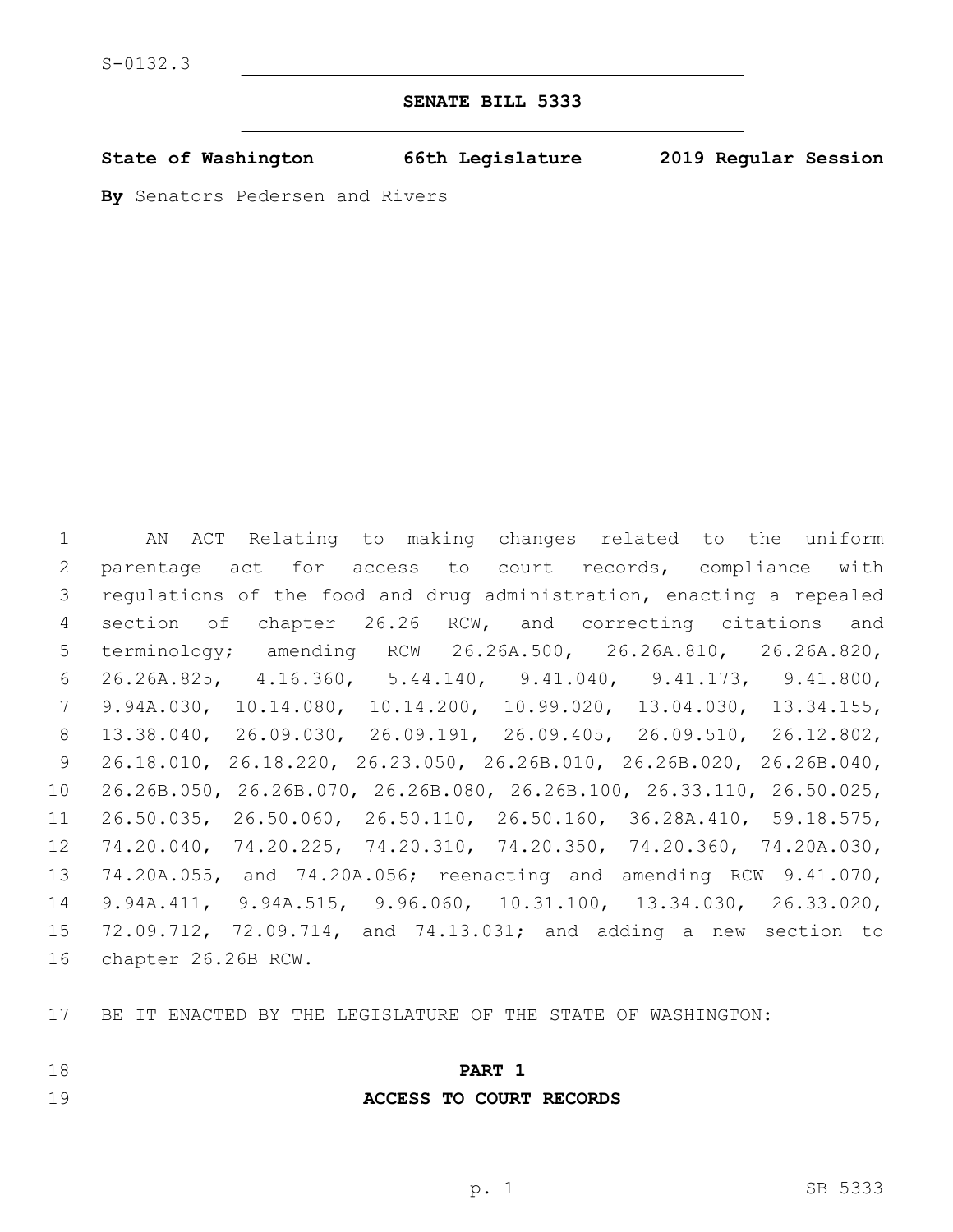S-0132.3

# SENATE BILL 5333

**State of Washington 66th Legislature 2019 Regular Session**

**By** Senators Pedersen and Rivers

AN ACT Relating to making changes related to the uniform parentage act for access to court records, compliance with regulations of the food and drug administration, enacting a repealed section of chapter 26.26 RCW, and correcting citations and terminology; amending RCW 26.26A.500, 26.26A.810, 26.26A.820, 26.26A.825, 4.16.360, 5.44.140, 9.41.040, 9.41.173, 9.41.800, 9.94A.030, 10.14.080, 10.14.200, 10.99.020, 13.04.030, 13.34.155, 13.38.040, 26.09.030, 26.09.191, 26.09.405, 26.09.510, 26.12.802, 26.18.010, 26.18.220, 26.23.050, 26.26B.010, 26.26B.020, 26.26B.040, 26.26B.050, 26.26B.070, 26.26B.080, 26.26B.100, 26.33.110, 26.50.025, 26.50.035, 26.50.060, 26.50.110, 26.50.160, 36.28A.410, 59.18.575, 74.20.040, 74.20.225, 74.20.310, 74.20.350, 74.20.360, 74.20A.030, 74.20A.055, and 74.20A.056; reenacting and amending RCW 9.41.070, 9.94A.411, 9.94A.515, 9.96.060, 10.31.100, 13.34.030, 26.33.020, 72.09.712, 72.09.714, and 74.13.031; and adding a new section to chapter 26.26B RCW.

BE IT ENACTED BY THE LEGISLATURE OF THE STATE OF WASHINGTON:

## PART 1
## ACCESS TO COURT RECORDS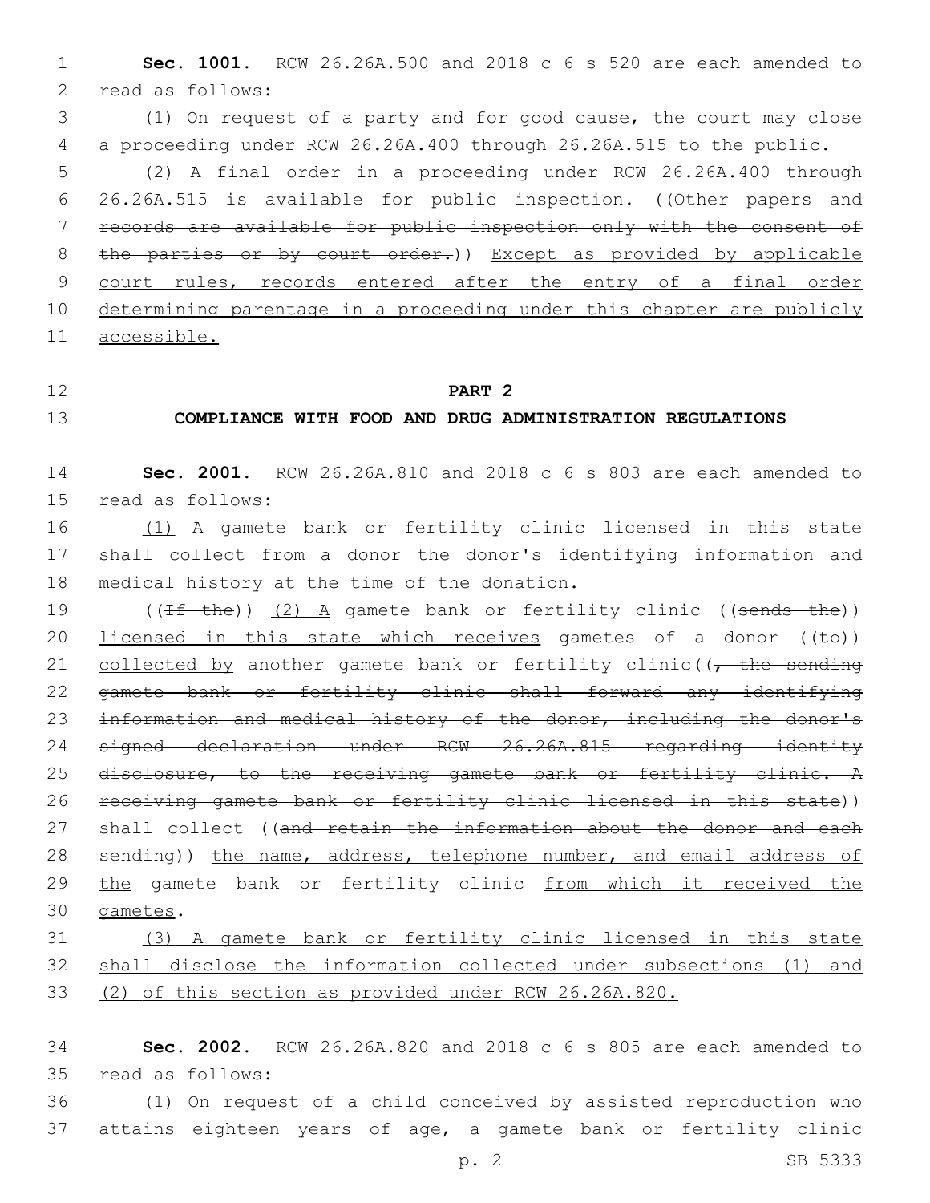**Sec. 1001.** RCW 26.26A.500 and 2018 c 6 s 520 are each amended to read as follows:

(1) On request of a party and for good cause, the court may close a proceeding under RCW 26.26A.400 through 26.26A.515 to the public.

(2) A final order in a proceeding under RCW 26.26A.400 through 26.26A.515 is available for public inspection. ((~~Other papers and records are available for public inspection only with the consent of the parties or by court order.~~)) Except as provided by applicable court rules, records entered after the entry of a final order determining parentage in a proceeding under this chapter are publicly accessible.

**PART 2**

**COMPLIANCE WITH FOOD AND DRUG ADMINISTRATION REGULATIONS**

**Sec. 2001.** RCW 26.26A.810 and 2018 c 6 s 803 are each amended to read as follows:

(1) A gamete bank or fertility clinic licensed in this state shall collect from a donor the donor's identifying information and medical history at the time of the donation.

((~~If the~~)) (2) A gamete bank or fertility clinic ((~~sends the~~)) licensed in this state which receives gametes of a donor ((~~to~~)) collected by another gamete bank or fertility clinic((~~, the sending gamete bank or fertility clinic shall forward any identifying information and medical history of the donor, including the donor's signed declaration under RCW 26.26A.815 regarding identity disclosure, to the receiving gamete bank or fertility clinic. A receiving gamete bank or fertility clinic licensed in this state~~)) shall collect ((~~and retain the information about the donor and each sending~~)) the name, address, telephone number, and email address of the gamete bank or fertility clinic from which it received the gametes.

(3) A gamete bank or fertility clinic licensed in this state shall disclose the information collected under subsections (1) and (2) of this section as provided under RCW 26.26A.820.

**Sec. 2002.** RCW 26.26A.820 and 2018 c 6 s 805 are each amended to read as follows:

(1) On request of a child conceived by assisted reproduction who attains eighteen years of age, a gamete bank or fertility clinic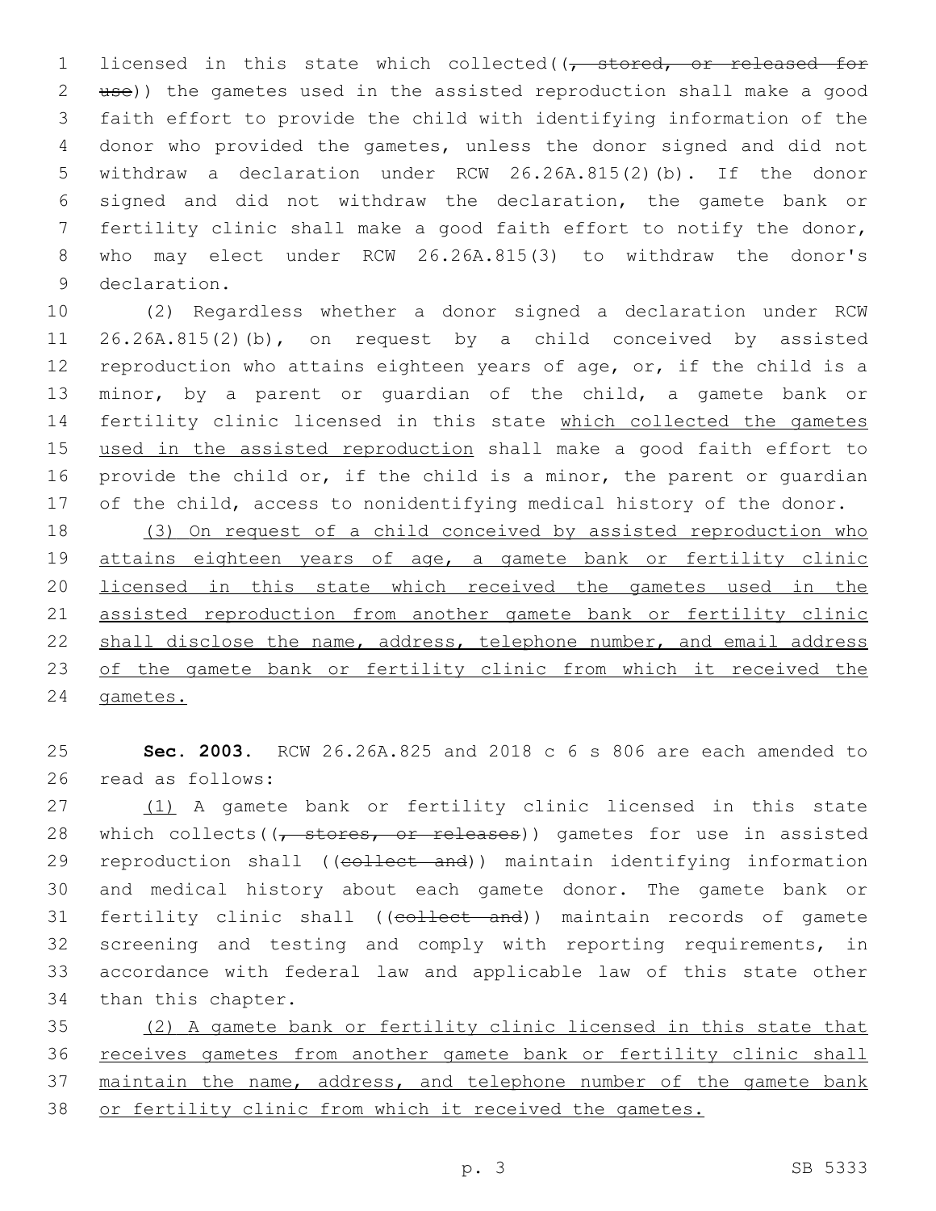licensed in this state which collected((, stored, or released for use)) the gametes used in the assisted reproduction shall make a good faith effort to provide the child with identifying information of the donor who provided the gametes, unless the donor signed and did not withdraw a declaration under RCW 26.26A.815(2)(b). If the donor signed and did not withdraw the declaration, the gamete bank or fertility clinic shall make a good faith effort to notify the donor, who may elect under RCW 26.26A.815(3) to withdraw the donor's declaration.

(2) Regardless whether a donor signed a declaration under RCW 26.26A.815(2)(b), on request by a child conceived by assisted reproduction who attains eighteen years of age, or, if the child is a minor, by a parent or guardian of the child, a gamete bank or fertility clinic licensed in this state which collected the gametes used in the assisted reproduction shall make a good faith effort to provide the child or, if the child is a minor, the parent or guardian of the child, access to nonidentifying medical history of the donor.

(3) On request of a child conceived by assisted reproduction who attains eighteen years of age, a gamete bank or fertility clinic licensed in this state which received the gametes used in the assisted reproduction from another gamete bank or fertility clinic shall disclose the name, address, telephone number, and email address of the gamete bank or fertility clinic from which it received the gametes.

**Sec. 2003.** RCW 26.26A.825 and 2018 c 6 s 806 are each amended to read as follows:

(1) A gamete bank or fertility clinic licensed in this state which collects((, stores, or releases)) gametes for use in assisted reproduction shall ((collect and)) maintain identifying information and medical history about each gamete donor. The gamete bank or fertility clinic shall ((collect and)) maintain records of gamete screening and testing and comply with reporting requirements, in accordance with federal law and applicable law of this state other than this chapter.

(2) A gamete bank or fertility clinic licensed in this state that receives gametes from another gamete bank or fertility clinic shall maintain the name, address, and telephone number of the gamete bank or fertility clinic from which it received the gametes.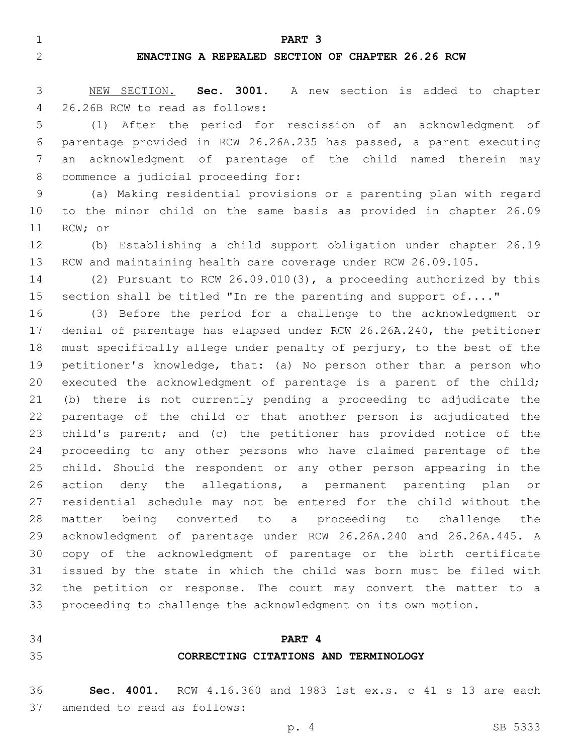## PART 3

## ENACTING A REPEALED SECTION OF CHAPTER 26.26 RCW

NEW SECTION. **Sec. 3001.** A new section is added to chapter 26.26B RCW to read as follows:

(1) After the period for rescission of an acknowledgment of parentage provided in RCW 26.26A.235 has passed, a parent executing an acknowledgment of parentage of the child named therein may commence a judicial proceeding for:

(a) Making residential provisions or a parenting plan with regard to the minor child on the same basis as provided in chapter 26.09 RCW; or

(b) Establishing a child support obligation under chapter 26.19 RCW and maintaining health care coverage under RCW 26.09.105.

(2) Pursuant to RCW 26.09.010(3), a proceeding authorized by this section shall be titled "In re the parenting and support of...."

(3) Before the period for a challenge to the acknowledgment or denial of parentage has elapsed under RCW 26.26A.240, the petitioner must specifically allege under penalty of perjury, to the best of the petitioner's knowledge, that: (a) No person other than a person who executed the acknowledgment of parentage is a parent of the child; (b) there is not currently pending a proceeding to adjudicate the parentage of the child or that another person is adjudicated the child's parent; and (c) the petitioner has provided notice of the proceeding to any other persons who have claimed parentage of the child. Should the respondent or any other person appearing in the action deny the allegations, a permanent parenting plan or residential schedule may not be entered for the child without the matter being converted to a proceeding to challenge the acknowledgment of parentage under RCW 26.26A.240 and 26.26A.445. A copy of the acknowledgment of parentage or the birth certificate issued by the state in which the child was born must be filed with the petition or response. The court may convert the matter to a proceeding to challenge the acknowledgment on its own motion.

## PART 4

## CORRECTING CITATIONS AND TERMINOLOGY

**Sec. 4001.** RCW 4.16.360 and 1983 1st ex.s. c 41 s 13 are each amended to read as follows: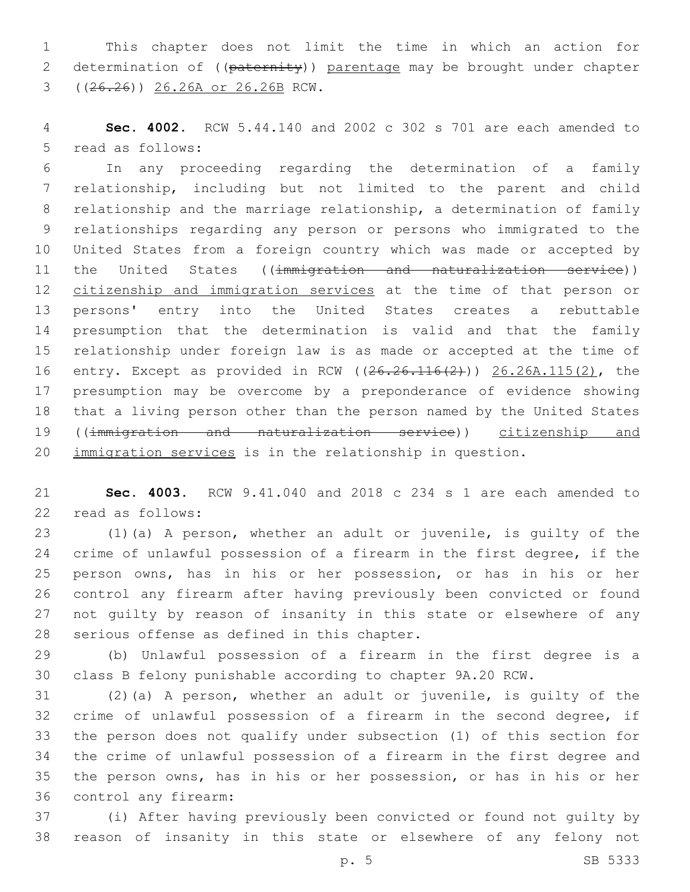This chapter does not limit the time in which an action for determination of ((~~paternity~~)) parentage may be brought under chapter ((~~26.26~~)) 26.26A or 26.26B RCW.

**Sec. 4002.** RCW 5.44.140 and 2002 c 302 s 701 are each amended to read as follows:

In any proceeding regarding the determination of a family relationship, including but not limited to the parent and child relationship and the marriage relationship, a determination of family relationships regarding any person or persons who immigrated to the United States from a foreign country which was made or accepted by the United States ((~~immigration and naturalization service~~)) citizenship and immigration services at the time of that person or persons' entry into the United States creates a rebuttable presumption that the determination is valid and that the family relationship under foreign law is as made or accepted at the time of entry. Except as provided in RCW ((~~26.26.116(2)~~)) 26.26A.115(2), the presumption may be overcome by a preponderance of evidence showing that a living person other than the person named by the United States ((~~immigration and naturalization service~~)) citizenship and immigration services is in the relationship in question.

**Sec. 4003.** RCW 9.41.040 and 2018 c 234 s 1 are each amended to read as follows:

(1)(a) A person, whether an adult or juvenile, is guilty of the crime of unlawful possession of a firearm in the first degree, if the person owns, has in his or her possession, or has in his or her control any firearm after having previously been convicted or found not guilty by reason of insanity in this state or elsewhere of any serious offense as defined in this chapter.

(b) Unlawful possession of a firearm in the first degree is a class B felony punishable according to chapter 9A.20 RCW.

(2)(a) A person, whether an adult or juvenile, is guilty of the crime of unlawful possession of a firearm in the second degree, if the person does not qualify under subsection (1) of this section for the crime of unlawful possession of a firearm in the first degree and the person owns, has in his or her possession, or has in his or her control any firearm:

(i) After having previously been convicted or found not guilty by reason of insanity in this state or elsewhere of any felony not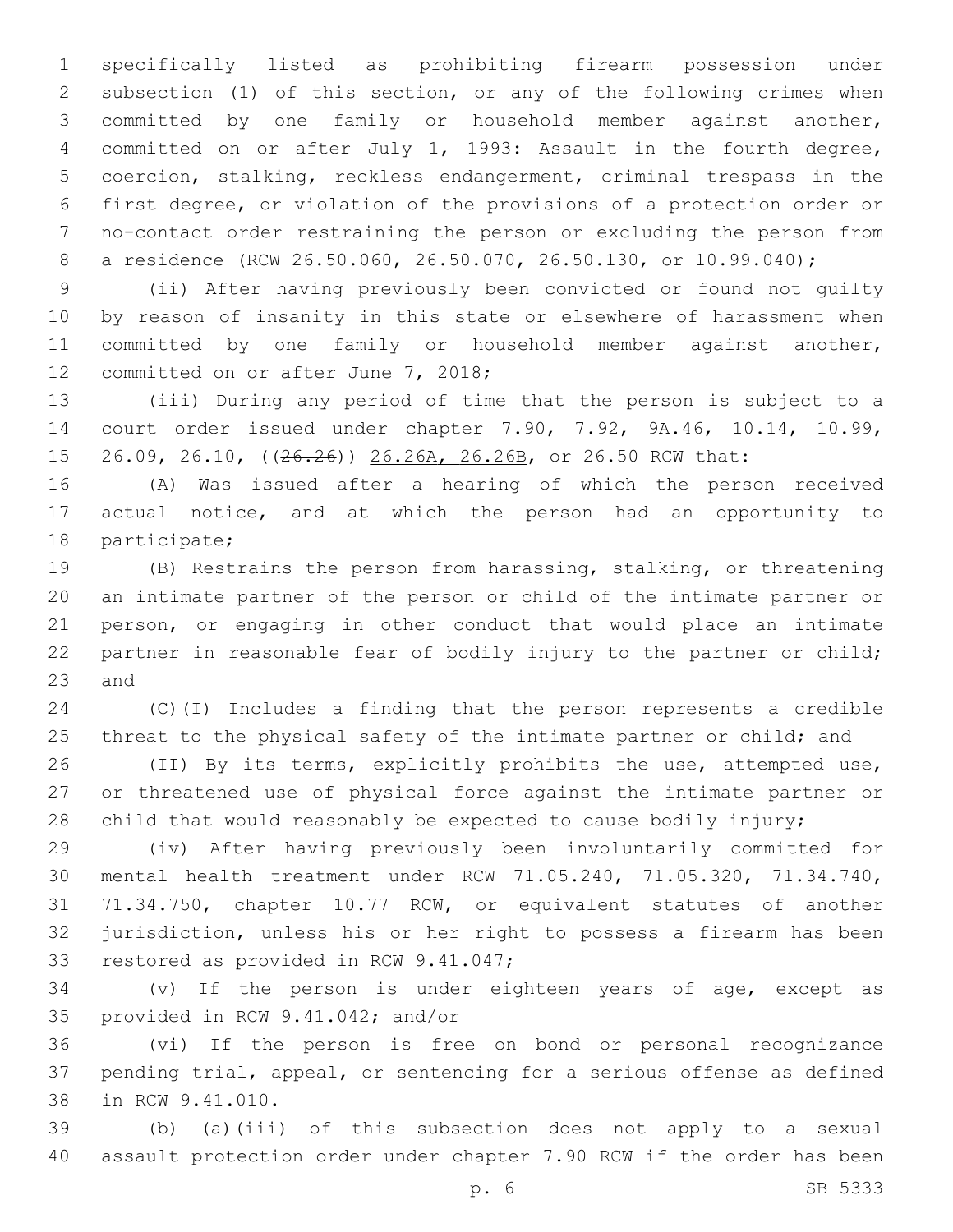specifically listed as prohibiting firearm possession under subsection (1) of this section, or any of the following crimes when committed by one family or household member against another, committed on or after July 1, 1993: Assault in the fourth degree, coercion, stalking, reckless endangerment, criminal trespass in the first degree, or violation of the provisions of a protection order or no-contact order restraining the person or excluding the person from a residence (RCW 26.50.060, 26.50.070, 26.50.130, or 10.99.040);

(ii) After having previously been convicted or found not guilty by reason of insanity in this state or elsewhere of harassment when committed by one family or household member against another, committed on or after June 7, 2018;

(iii) During any period of time that the person is subject to a court order issued under chapter 7.90, 7.92, 9A.46, 10.14, 10.99, 26.09, 26.10, ((~~26.26~~)) 26.26A, 26.26B, or 26.50 RCW that:

(A) Was issued after a hearing of which the person received actual notice, and at which the person had an opportunity to participate;

(B) Restrains the person from harassing, stalking, or threatening an intimate partner of the person or child of the intimate partner or person, or engaging in other conduct that would place an intimate partner in reasonable fear of bodily injury to the partner or child; and

(C)(I) Includes a finding that the person represents a credible threat to the physical safety of the intimate partner or child; and

(II) By its terms, explicitly prohibits the use, attempted use, or threatened use of physical force against the intimate partner or child that would reasonably be expected to cause bodily injury;

(iv) After having previously been involuntarily committed for mental health treatment under RCW 71.05.240, 71.05.320, 71.34.740, 71.34.750, chapter 10.77 RCW, or equivalent statutes of another jurisdiction, unless his or her right to possess a firearm has been restored as provided in RCW 9.41.047;

(v) If the person is under eighteen years of age, except as provided in RCW 9.41.042; and/or

(vi) If the person is free on bond or personal recognizance pending trial, appeal, or sentencing for a serious offense as defined in RCW 9.41.010.

(b) (a)(iii) of this subsection does not apply to a sexual assault protection order under chapter 7.90 RCW if the order has been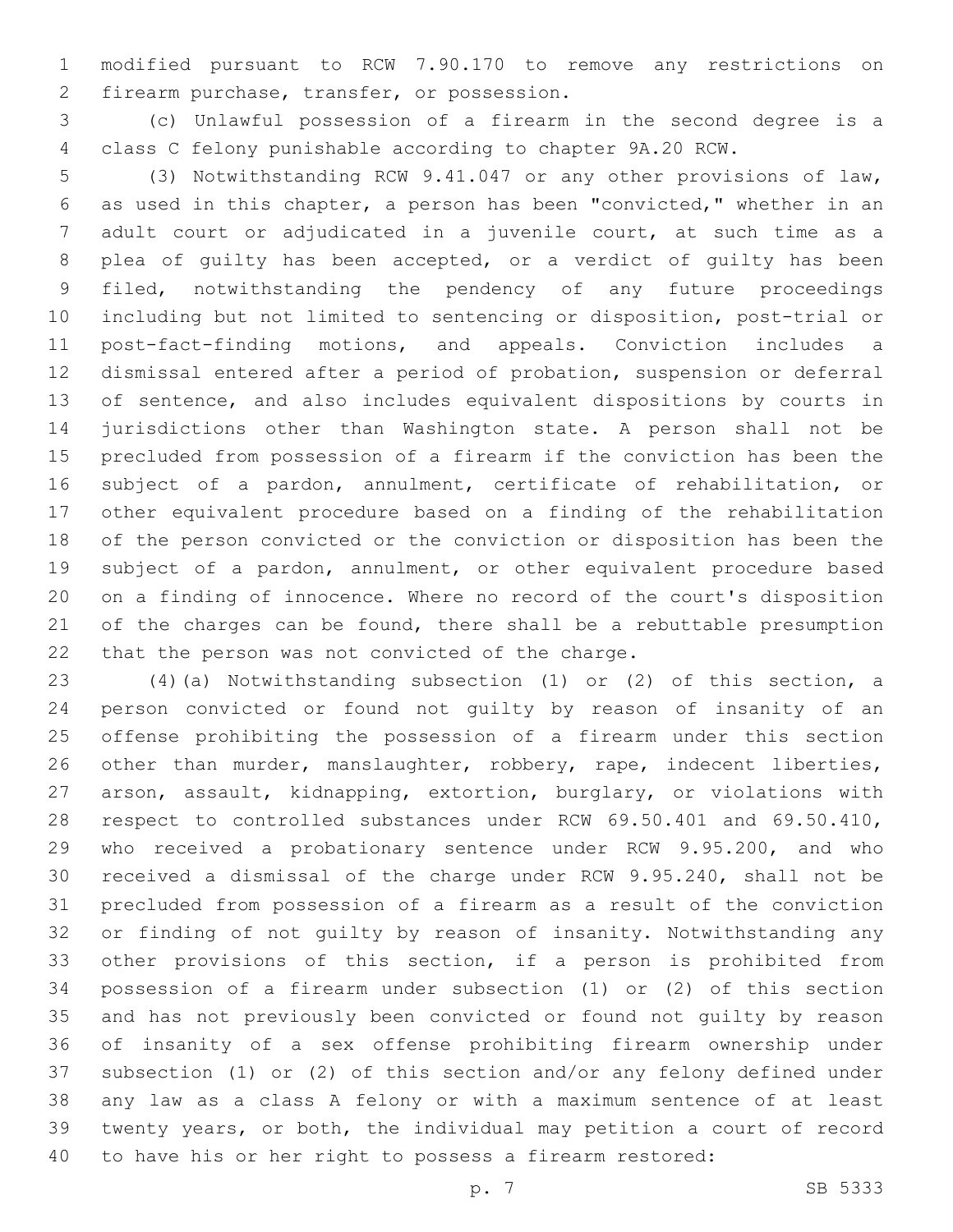modified pursuant to RCW 7.90.170 to remove any restrictions on firearm purchase, transfer, or possession.

(c) Unlawful possession of a firearm in the second degree is a class C felony punishable according to chapter 9A.20 RCW.

(3) Notwithstanding RCW 9.41.047 or any other provisions of law, as used in this chapter, a person has been "convicted," whether in an adult court or adjudicated in a juvenile court, at such time as a plea of guilty has been accepted, or a verdict of guilty has been filed, notwithstanding the pendency of any future proceedings including but not limited to sentencing or disposition, post-trial or post-fact-finding motions, and appeals. Conviction includes a dismissal entered after a period of probation, suspension or deferral of sentence, and also includes equivalent dispositions by courts in jurisdictions other than Washington state. A person shall not be precluded from possession of a firearm if the conviction has been the subject of a pardon, annulment, certificate of rehabilitation, or other equivalent procedure based on a finding of the rehabilitation of the person convicted or the conviction or disposition has been the subject of a pardon, annulment, or other equivalent procedure based on a finding of innocence. Where no record of the court's disposition of the charges can be found, there shall be a rebuttable presumption that the person was not convicted of the charge.

(4)(a) Notwithstanding subsection (1) or (2) of this section, a person convicted or found not guilty by reason of insanity of an offense prohibiting the possession of a firearm under this section other than murder, manslaughter, robbery, rape, indecent liberties, arson, assault, kidnapping, extortion, burglary, or violations with respect to controlled substances under RCW 69.50.401 and 69.50.410, who received a probationary sentence under RCW 9.95.200, and who received a dismissal of the charge under RCW 9.95.240, shall not be precluded from possession of a firearm as a result of the conviction or finding of not guilty by reason of insanity. Notwithstanding any other provisions of this section, if a person is prohibited from possession of a firearm under subsection (1) or (2) of this section and has not previously been convicted or found not guilty by reason of insanity of a sex offense prohibiting firearm ownership under subsection (1) or (2) of this section and/or any felony defined under any law as a class A felony or with a maximum sentence of at least twenty years, or both, the individual may petition a court of record to have his or her right to possess a firearm restored: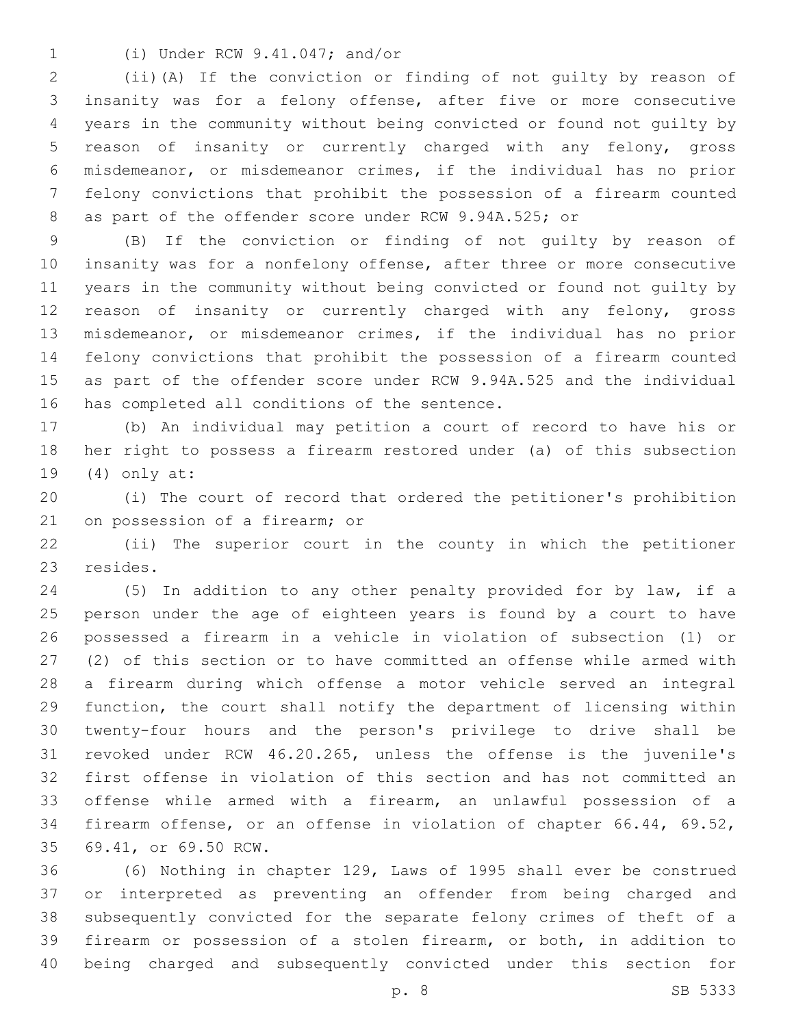(i) Under RCW 9.41.047; and/or

(ii)(A) If the conviction or finding of not guilty by reason of insanity was for a felony offense, after five or more consecutive years in the community without being convicted or found not guilty by reason of insanity or currently charged with any felony, gross misdemeanor, or misdemeanor crimes, if the individual has no prior felony convictions that prohibit the possession of a firearm counted as part of the offender score under RCW 9.94A.525; or

(B) If the conviction or finding of not guilty by reason of insanity was for a nonfelony offense, after three or more consecutive years in the community without being convicted or found not guilty by reason of insanity or currently charged with any felony, gross misdemeanor, or misdemeanor crimes, if the individual has no prior felony convictions that prohibit the possession of a firearm counted as part of the offender score under RCW 9.94A.525 and the individual has completed all conditions of the sentence.

(b) An individual may petition a court of record to have his or her right to possess a firearm restored under (a) of this subsection (4) only at:

(i) The court of record that ordered the petitioner's prohibition on possession of a firearm; or

(ii) The superior court in the county in which the petitioner resides.

(5) In addition to any other penalty provided for by law, if a person under the age of eighteen years is found by a court to have possessed a firearm in a vehicle in violation of subsection (1) or (2) of this section or to have committed an offense while armed with a firearm during which offense a motor vehicle served an integral function, the court shall notify the department of licensing within twenty-four hours and the person's privilege to drive shall be revoked under RCW 46.20.265, unless the offense is the juvenile's first offense in violation of this section and has not committed an offense while armed with a firearm, an unlawful possession of a firearm offense, or an offense in violation of chapter 66.44, 69.52, 69.41, or 69.50 RCW.

(6) Nothing in chapter 129, Laws of 1995 shall ever be construed or interpreted as preventing an offender from being charged and subsequently convicted for the separate felony crimes of theft of a firearm or possession of a stolen firearm, or both, in addition to being charged and subsequently convicted under this section for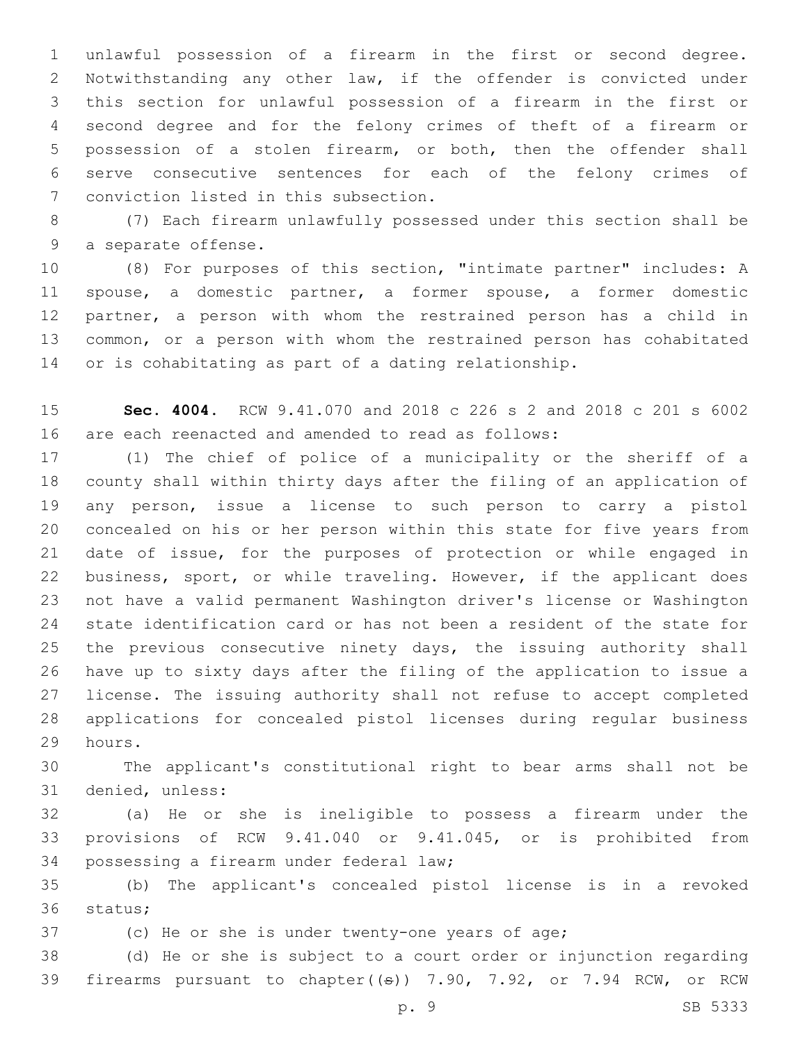unlawful possession of a firearm in the first or second degree. Notwithstanding any other law, if the offender is convicted under this section for unlawful possession of a firearm in the first or second degree and for the felony crimes of theft of a firearm or possession of a stolen firearm, or both, then the offender shall serve consecutive sentences for each of the felony crimes of conviction listed in this subsection.

(7) Each firearm unlawfully possessed under this section shall be a separate offense.

(8) For purposes of this section, "intimate partner" includes: A spouse, a domestic partner, a former spouse, a former domestic partner, a person with whom the restrained person has a child in common, or a person with whom the restrained person has cohabitated or is cohabitating as part of a dating relationship.

**Sec. 4004.** RCW 9.41.070 and 2018 c 226 s 2 and 2018 c 201 s 6002 are each reenacted and amended to read as follows:

(1) The chief of police of a municipality or the sheriff of a county shall within thirty days after the filing of an application of any person, issue a license to such person to carry a pistol concealed on his or her person within this state for five years from date of issue, for the purposes of protection or while engaged in business, sport, or while traveling. However, if the applicant does not have a valid permanent Washington driver's license or Washington state identification card or has not been a resident of the state for the previous consecutive ninety days, the issuing authority shall have up to sixty days after the filing of the application to issue a license. The issuing authority shall not refuse to accept completed applications for concealed pistol licenses during regular business hours.

The applicant's constitutional right to bear arms shall not be denied, unless:

(a) He or she is ineligible to possess a firearm under the provisions of RCW 9.41.040 or 9.41.045, or is prohibited from possessing a firearm under federal law;

(b) The applicant's concealed pistol license is in a revoked status;

(c) He or she is under twenty-one years of age;

(d) He or she is subject to a court order or injunction regarding firearms pursuant to chapter((s)) 7.90, 7.92, or 7.94 RCW, or RCW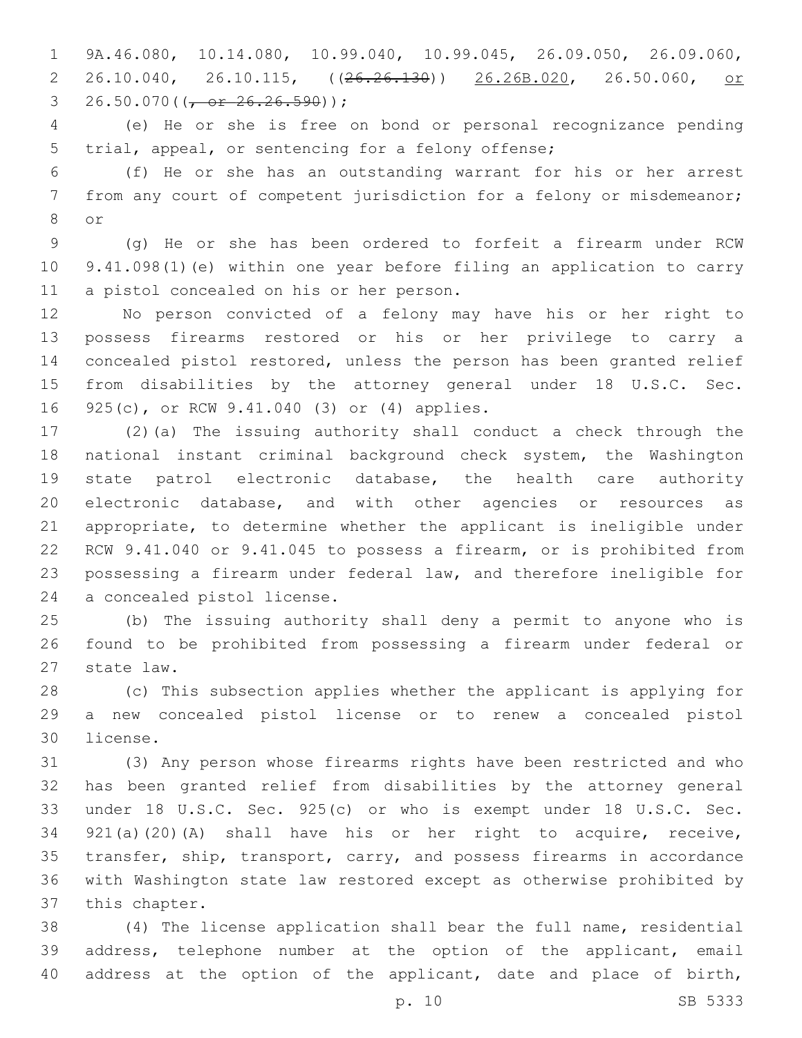9A.46.080, 10.14.080, 10.99.040, 10.99.045, 26.09.050, 26.09.060, 26.10.040, 26.10.115, ((~~26.26.130~~)) <u>26.26B.020</u>, 26.50.060, <u>or</u> 26.50.070((~~, or 26.26.590~~));

(e) He or she is free on bond or personal recognizance pending trial, appeal, or sentencing for a felony offense;

(f) He or she has an outstanding warrant for his or her arrest from any court of competent jurisdiction for a felony or misdemeanor; or

(g) He or she has been ordered to forfeit a firearm under RCW 9.41.098(1)(e) within one year before filing an application to carry a pistol concealed on his or her person.

No person convicted of a felony may have his or her right to possess firearms restored or his or her privilege to carry a concealed pistol restored, unless the person has been granted relief from disabilities by the attorney general under 18 U.S.C. Sec. 925(c), or RCW 9.41.040 (3) or (4) applies.

(2)(a) The issuing authority shall conduct a check through the national instant criminal background check system, the Washington state patrol electronic database, the health care authority electronic database, and with other agencies or resources as appropriate, to determine whether the applicant is ineligible under RCW 9.41.040 or 9.41.045 to possess a firearm, or is prohibited from possessing a firearm under federal law, and therefore ineligible for a concealed pistol license.

(b) The issuing authority shall deny a permit to anyone who is found to be prohibited from possessing a firearm under federal or state law.

(c) This subsection applies whether the applicant is applying for a new concealed pistol license or to renew a concealed pistol license.

(3) Any person whose firearms rights have been restricted and who has been granted relief from disabilities by the attorney general under 18 U.S.C. Sec. 925(c) or who is exempt under 18 U.S.C. Sec. 921(a)(20)(A) shall have his or her right to acquire, receive, transfer, ship, transport, carry, and possess firearms in accordance with Washington state law restored except as otherwise prohibited by this chapter.

(4) The license application shall bear the full name, residential address, telephone number at the option of the applicant, email address at the option of the applicant, date and place of birth,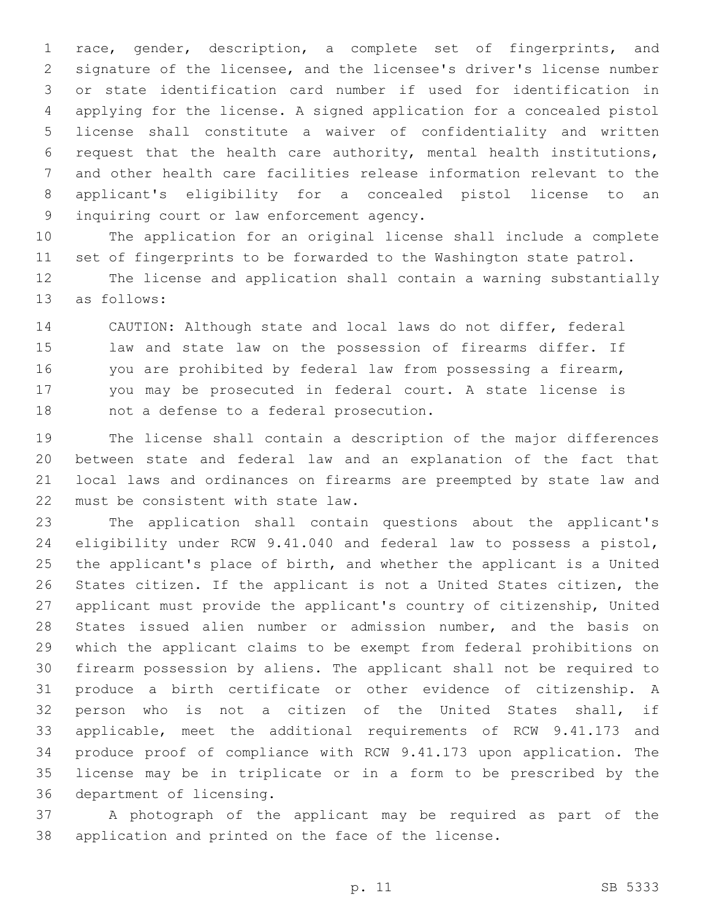race, gender, description, a complete set of fingerprints, and signature of the licensee, and the licensee's driver's license number or state identification card number if used for identification in applying for the license. A signed application for a concealed pistol license shall constitute a waiver of confidentiality and written request that the health care authority, mental health institutions, and other health care facilities release information relevant to the applicant's eligibility for a concealed pistol license to an inquiring court or law enforcement agency.

The application for an original license shall include a complete set of fingerprints to be forwarded to the Washington state patrol.

The license and application shall contain a warning substantially as follows:

> CAUTION: Although state and local laws do not differ, federal law and state law on the possession of firearms differ. If you are prohibited by federal law from possessing a firearm, you may be prosecuted in federal court. A state license is not a defense to a federal prosecution.

The license shall contain a description of the major differences between state and federal law and an explanation of the fact that local laws and ordinances on firearms are preempted by state law and must be consistent with state law.

The application shall contain questions about the applicant's eligibility under RCW 9.41.040 and federal law to possess a pistol, the applicant's place of birth, and whether the applicant is a United States citizen. If the applicant is not a United States citizen, the applicant must provide the applicant's country of citizenship, United States issued alien number or admission number, and the basis on which the applicant claims to be exempt from federal prohibitions on firearm possession by aliens. The applicant shall not be required to produce a birth certificate or other evidence of citizenship. A person who is not a citizen of the United States shall, if applicable, meet the additional requirements of RCW 9.41.173 and produce proof of compliance with RCW 9.41.173 upon application. The license may be in triplicate or in a form to be prescribed by the department of licensing.

A photograph of the applicant may be required as part of the application and printed on the face of the license.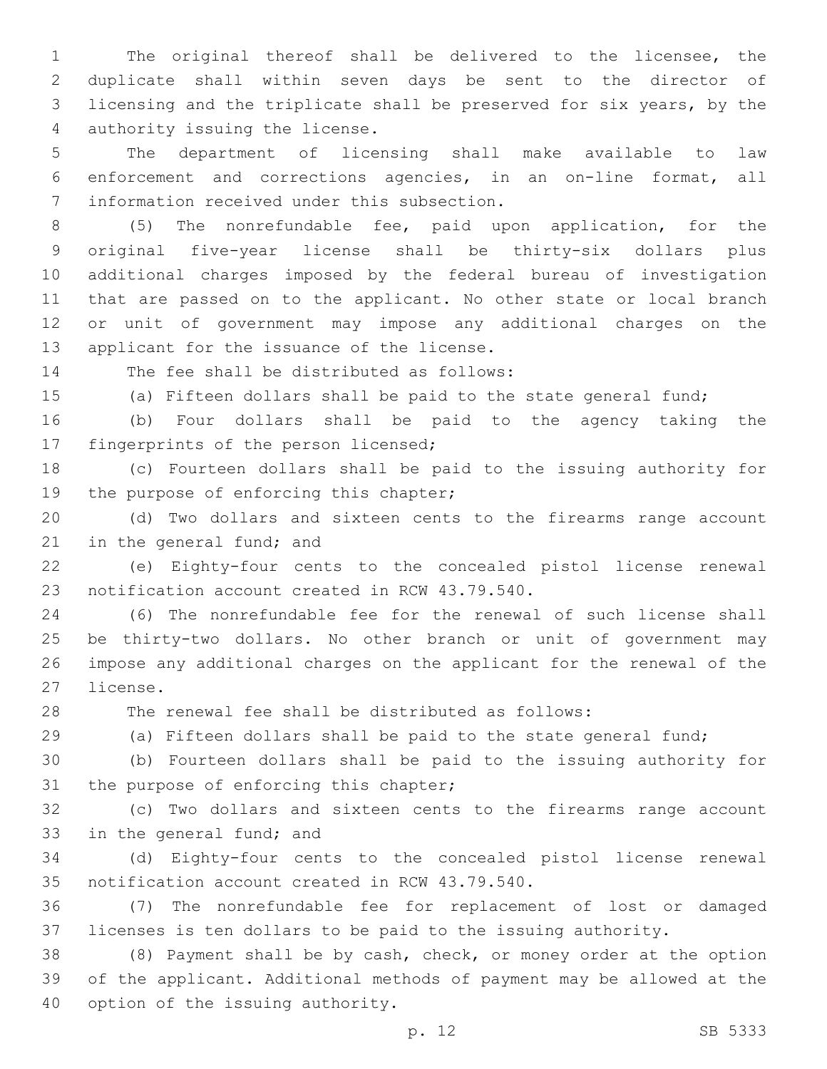The original thereof shall be delivered to the licensee, the duplicate shall within seven days be sent to the director of licensing and the triplicate shall be preserved for six years, by the authority issuing the license.

The department of licensing shall make available to law enforcement and corrections agencies, in an on-line format, all information received under this subsection.

(5) The nonrefundable fee, paid upon application, for the original five-year license shall be thirty-six dollars plus additional charges imposed by the federal bureau of investigation that are passed on to the applicant. No other state or local branch or unit of government may impose any additional charges on the applicant for the issuance of the license.

The fee shall be distributed as follows:

(a) Fifteen dollars shall be paid to the state general fund;

(b) Four dollars shall be paid to the agency taking the fingerprints of the person licensed;

(c) Fourteen dollars shall be paid to the issuing authority for the purpose of enforcing this chapter;

(d) Two dollars and sixteen cents to the firearms range account in the general fund; and

(e) Eighty-four cents to the concealed pistol license renewal notification account created in RCW 43.79.540.

(6) The nonrefundable fee for the renewal of such license shall be thirty-two dollars. No other branch or unit of government may impose any additional charges on the applicant for the renewal of the license.

The renewal fee shall be distributed as follows:

(a) Fifteen dollars shall be paid to the state general fund;

(b) Fourteen dollars shall be paid to the issuing authority for the purpose of enforcing this chapter;

(c) Two dollars and sixteen cents to the firearms range account in the general fund; and

(d) Eighty-four cents to the concealed pistol license renewal notification account created in RCW 43.79.540.

(7) The nonrefundable fee for replacement of lost or damaged licenses is ten dollars to be paid to the issuing authority.

(8) Payment shall be by cash, check, or money order at the option of the applicant. Additional methods of payment may be allowed at the option of the issuing authority.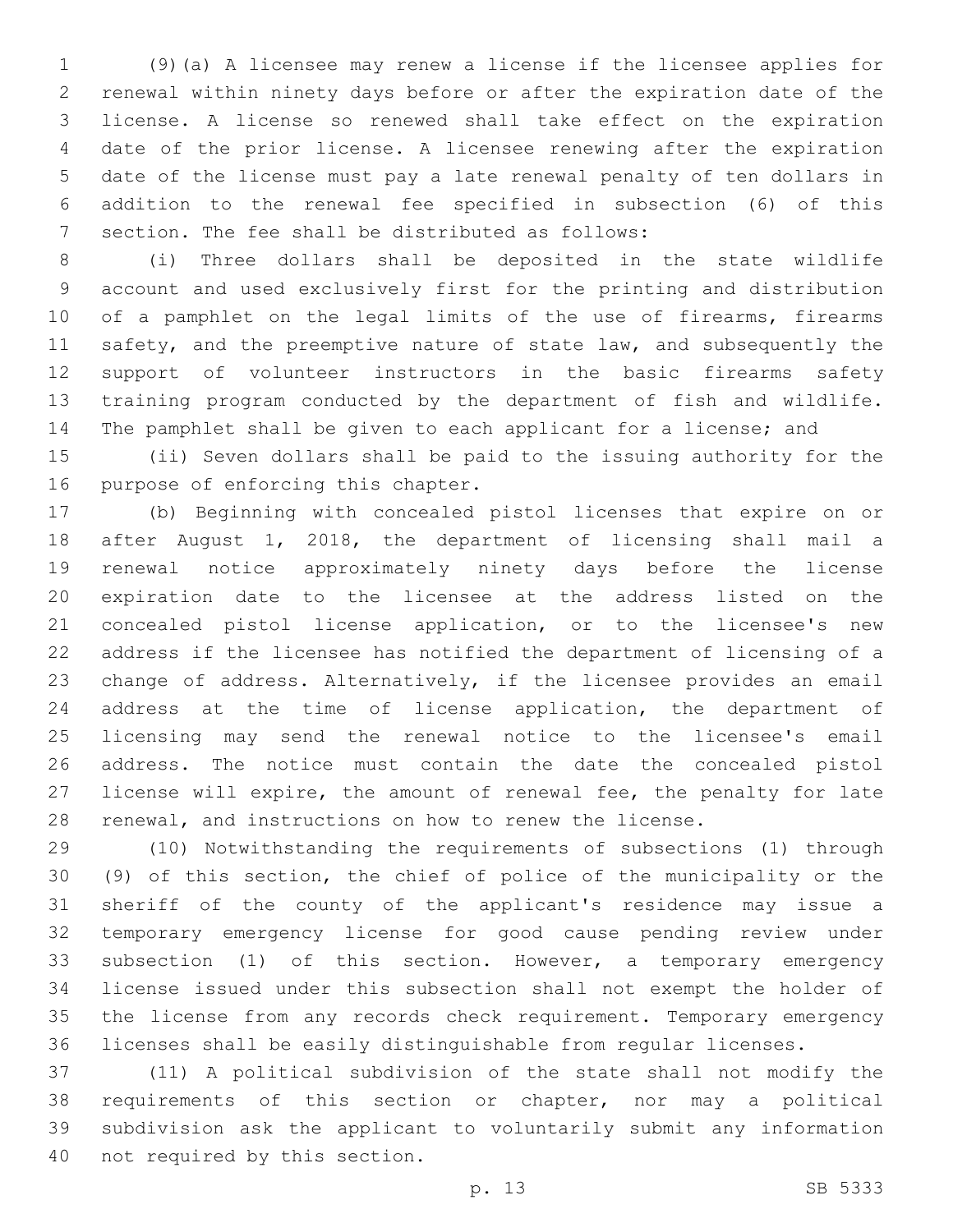(9)(a) A licensee may renew a license if the licensee applies for renewal within ninety days before or after the expiration date of the license. A license so renewed shall take effect on the expiration date of the prior license. A licensee renewing after the expiration date of the license must pay a late renewal penalty of ten dollars in addition to the renewal fee specified in subsection (6) of this section. The fee shall be distributed as follows:

(i) Three dollars shall be deposited in the state wildlife account and used exclusively first for the printing and distribution of a pamphlet on the legal limits of the use of firearms, firearms safety, and the preemptive nature of state law, and subsequently the support of volunteer instructors in the basic firearms safety training program conducted by the department of fish and wildlife. The pamphlet shall be given to each applicant for a license; and

(ii) Seven dollars shall be paid to the issuing authority for the purpose of enforcing this chapter.

(b) Beginning with concealed pistol licenses that expire on or after August 1, 2018, the department of licensing shall mail a renewal notice approximately ninety days before the license expiration date to the licensee at the address listed on the concealed pistol license application, or to the licensee's new address if the licensee has notified the department of licensing of a change of address. Alternatively, if the licensee provides an email address at the time of license application, the department of licensing may send the renewal notice to the licensee's email address. The notice must contain the date the concealed pistol license will expire, the amount of renewal fee, the penalty for late renewal, and instructions on how to renew the license.

(10) Notwithstanding the requirements of subsections (1) through (9) of this section, the chief of police of the municipality or the sheriff of the county of the applicant's residence may issue a temporary emergency license for good cause pending review under subsection (1) of this section. However, a temporary emergency license issued under this subsection shall not exempt the holder of the license from any records check requirement. Temporary emergency licenses shall be easily distinguishable from regular licenses.

(11) A political subdivision of the state shall not modify the requirements of this section or chapter, nor may a political subdivision ask the applicant to voluntarily submit any information not required by this section.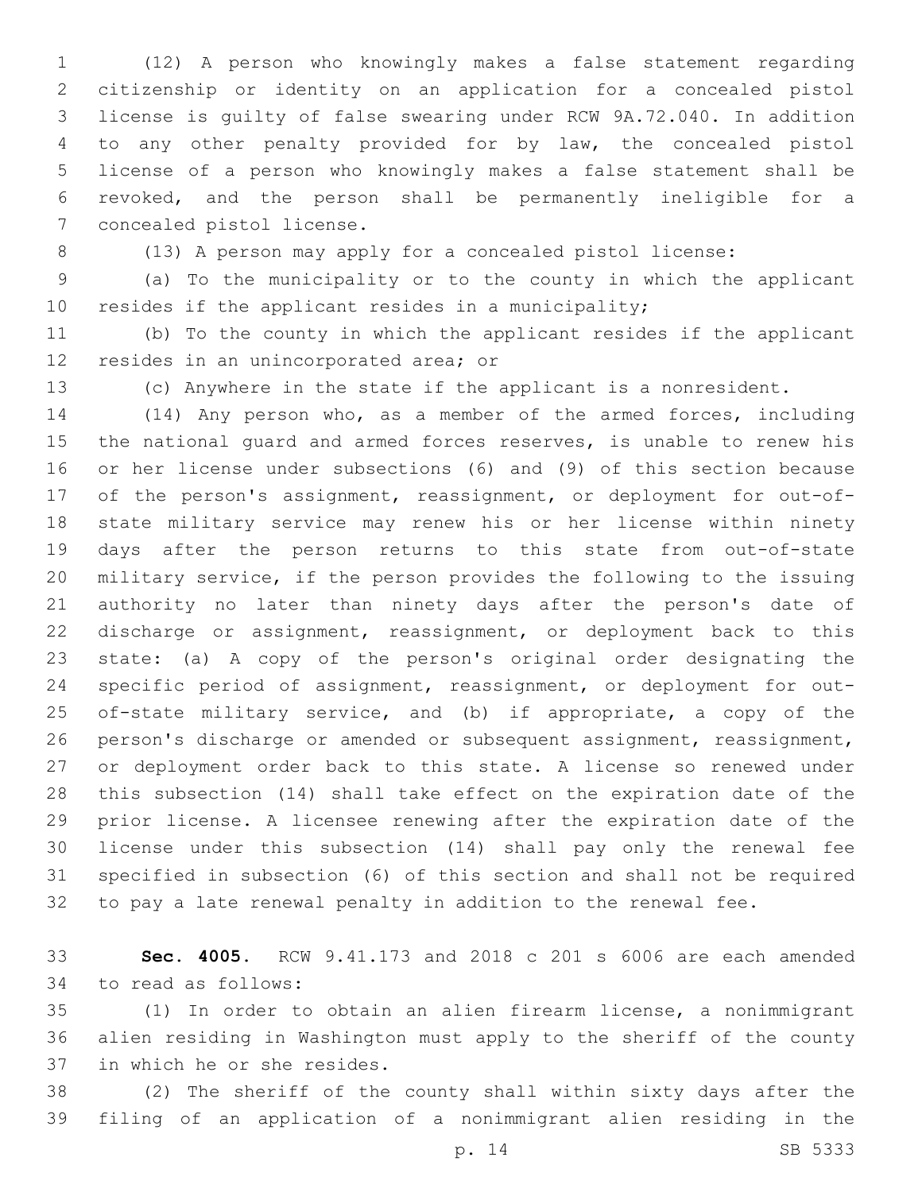(12) A person who knowingly makes a false statement regarding citizenship or identity on an application for a concealed pistol license is guilty of false swearing under RCW 9A.72.040. In addition to any other penalty provided for by law, the concealed pistol license of a person who knowingly makes a false statement shall be revoked, and the person shall be permanently ineligible for a concealed pistol license.

(13) A person may apply for a concealed pistol license:

(a) To the municipality or to the county in which the applicant resides if the applicant resides in a municipality;

(b) To the county in which the applicant resides if the applicant resides in an unincorporated area; or

(c) Anywhere in the state if the applicant is a nonresident.

(14) Any person who, as a member of the armed forces, including the national guard and armed forces reserves, is unable to renew his or her license under subsections (6) and (9) of this section because of the person's assignment, reassignment, or deployment for out-of-state military service may renew his or her license within ninety days after the person returns to this state from out-of-state military service, if the person provides the following to the issuing authority no later than ninety days after the person's date of discharge or assignment, reassignment, or deployment back to this state: (a) A copy of the person's original order designating the specific period of assignment, reassignment, or deployment for out-of-state military service, and (b) if appropriate, a copy of the person's discharge or amended or subsequent assignment, reassignment, or deployment order back to this state. A license so renewed under this subsection (14) shall take effect on the expiration date of the prior license. A licensee renewing after the expiration date of the license under this subsection (14) shall pay only the renewal fee specified in subsection (6) of this section and shall not be required to pay a late renewal penalty in addition to the renewal fee.

**Sec. 4005.** RCW 9.41.173 and 2018 c 201 s 6006 are each amended to read as follows:

(1) In order to obtain an alien firearm license, a nonimmigrant alien residing in Washington must apply to the sheriff of the county in which he or she resides.

(2) The sheriff of the county shall within sixty days after the filing of an application of a nonimmigrant alien residing in the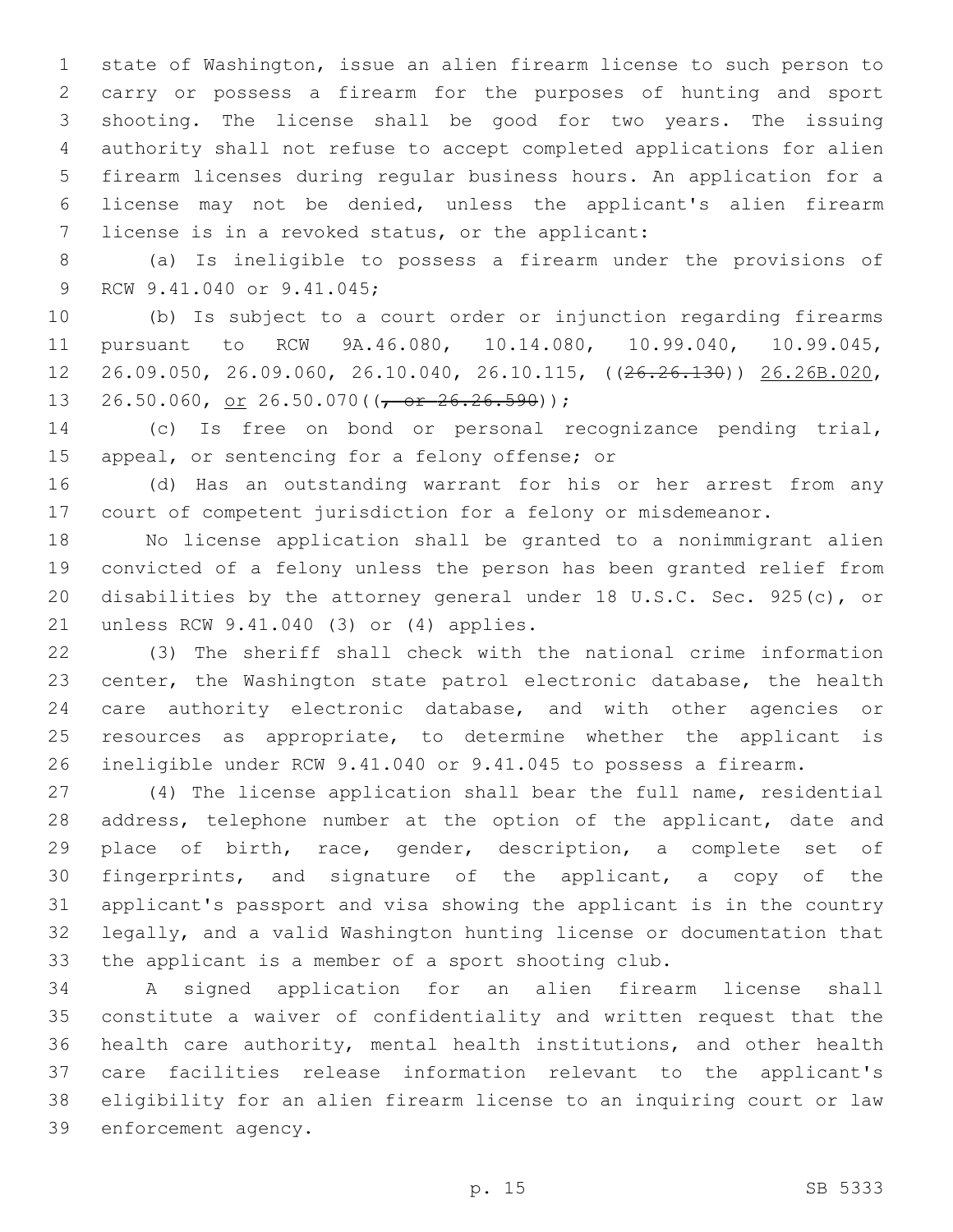state of Washington, issue an alien firearm license to such person to carry or possess a firearm for the purposes of hunting and sport shooting. The license shall be good for two years. The issuing authority shall not refuse to accept completed applications for alien firearm licenses during regular business hours. An application for a license may not be denied, unless the applicant's alien firearm license is in a revoked status, or the applicant:

(a) Is ineligible to possess a firearm under the provisions of RCW 9.41.040 or 9.41.045;

(b) Is subject to a court order or injunction regarding firearms pursuant to RCW 9A.46.080, 10.14.080, 10.99.040, 10.99.045, 26.09.050, 26.09.060, 26.10.040, 26.10.115, ((~~26.26.130~~)) <u>26.26B.020</u>, 26.50.060, <u>or</u> 26.50.070((~~, or 26.26.590~~));

(c) Is free on bond or personal recognizance pending trial, appeal, or sentencing for a felony offense; or

(d) Has an outstanding warrant for his or her arrest from any court of competent jurisdiction for a felony or misdemeanor.

No license application shall be granted to a nonimmigrant alien convicted of a felony unless the person has been granted relief from disabilities by the attorney general under 18 U.S.C. Sec. 925(c), or unless RCW 9.41.040 (3) or (4) applies.

(3) The sheriff shall check with the national crime information center, the Washington state patrol electronic database, the health care authority electronic database, and with other agencies or resources as appropriate, to determine whether the applicant is ineligible under RCW 9.41.040 or 9.41.045 to possess a firearm.

(4) The license application shall bear the full name, residential address, telephone number at the option of the applicant, date and place of birth, race, gender, description, a complete set of fingerprints, and signature of the applicant, a copy of the applicant's passport and visa showing the applicant is in the country legally, and a valid Washington hunting license or documentation that the applicant is a member of a sport shooting club.

A signed application for an alien firearm license shall constitute a waiver of confidentiality and written request that the health care authority, mental health institutions, and other health care facilities release information relevant to the applicant's eligibility for an alien firearm license to an inquiring court or law enforcement agency.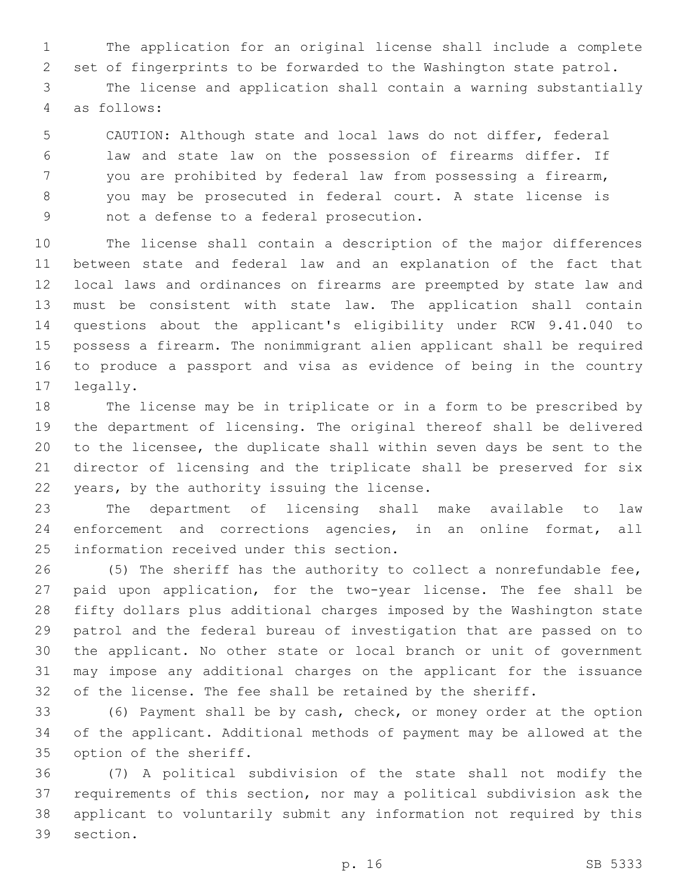The application for an original license shall include a complete set of fingerprints to be forwarded to the Washington state patrol.

The license and application shall contain a warning substantially as follows:

> CAUTION: Although state and local laws do not differ, federal law and state law on the possession of firearms differ. If you are prohibited by federal law from possessing a firearm, you may be prosecuted in federal court. A state license is not a defense to a federal prosecution.

The license shall contain a description of the major differences between state and federal law and an explanation of the fact that local laws and ordinances on firearms are preempted by state law and must be consistent with state law. The application shall contain questions about the applicant's eligibility under RCW 9.41.040 to possess a firearm. The nonimmigrant alien applicant shall be required to produce a passport and visa as evidence of being in the country legally.

The license may be in triplicate or in a form to be prescribed by the department of licensing. The original thereof shall be delivered to the licensee, the duplicate shall within seven days be sent to the director of licensing and the triplicate shall be preserved for six years, by the authority issuing the license.

The department of licensing shall make available to law enforcement and corrections agencies, in an online format, all information received under this section.

(5) The sheriff has the authority to collect a nonrefundable fee, paid upon application, for the two-year license. The fee shall be fifty dollars plus additional charges imposed by the Washington state patrol and the federal bureau of investigation that are passed on to the applicant. No other state or local branch or unit of government may impose any additional charges on the applicant for the issuance of the license. The fee shall be retained by the sheriff.

(6) Payment shall be by cash, check, or money order at the option of the applicant. Additional methods of payment may be allowed at the option of the sheriff.

(7) A political subdivision of the state shall not modify the requirements of this section, nor may a political subdivision ask the applicant to voluntarily submit any information not required by this section.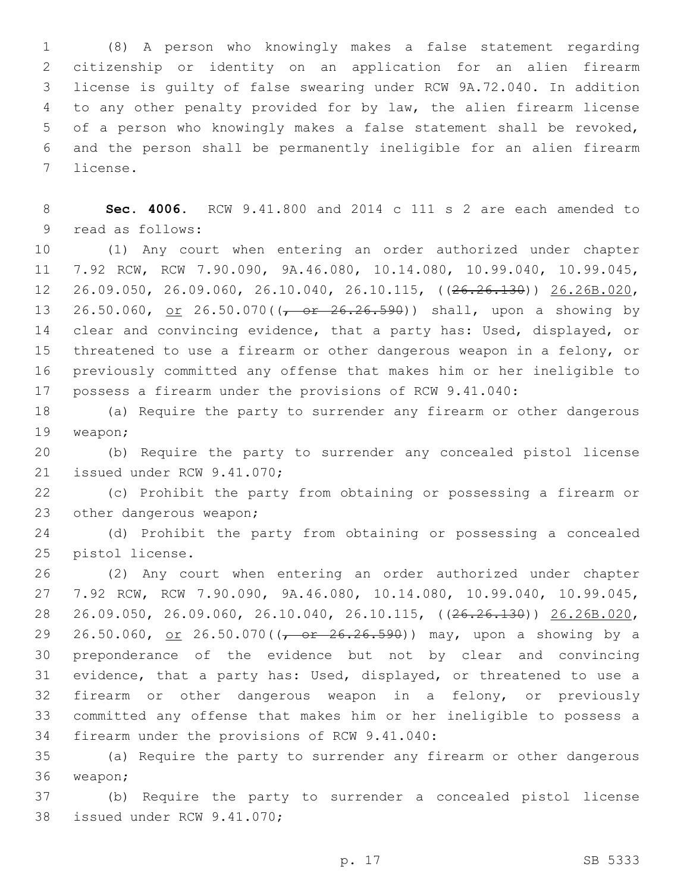(8) A person who knowingly makes a false statement regarding citizenship or identity on an application for an alien firearm license is guilty of false swearing under RCW 9A.72.040. In addition to any other penalty provided for by law, the alien firearm license of a person who knowingly makes a false statement shall be revoked, and the person shall be permanently ineligible for an alien firearm license.

**Sec. 4006.** RCW 9.41.800 and 2014 c 111 s 2 are each amended to read as follows:

(1) Any court when entering an order authorized under chapter 7.92 RCW, RCW 7.90.090, 9A.46.080, 10.14.080, 10.99.040, 10.99.045, 26.09.050, 26.09.060, 26.10.040, 26.10.115, ((~~26.26.130~~)) <u>26.26B.020</u>, 26.50.060, <u>or</u> 26.50.070((~~, or 26.26.590~~)) shall, upon a showing by clear and convincing evidence, that a party has: Used, displayed, or threatened to use a firearm or other dangerous weapon in a felony, or previously committed any offense that makes him or her ineligible to possess a firearm under the provisions of RCW 9.41.040:

(a) Require the party to surrender any firearm or other dangerous weapon;

(b) Require the party to surrender any concealed pistol license issued under RCW 9.41.070;

(c) Prohibit the party from obtaining or possessing a firearm or other dangerous weapon;

(d) Prohibit the party from obtaining or possessing a concealed pistol license.

(2) Any court when entering an order authorized under chapter 7.92 RCW, RCW 7.90.090, 9A.46.080, 10.14.080, 10.99.040, 10.99.045, 26.09.050, 26.09.060, 26.10.040, 26.10.115, ((~~26.26.130~~)) <u>26.26B.020</u>, 26.50.060, <u>or</u> 26.50.070((~~, or 26.26.590~~)) may, upon a showing by a preponderance of the evidence but not by clear and convincing evidence, that a party has: Used, displayed, or threatened to use a firearm or other dangerous weapon in a felony, or previously committed any offense that makes him or her ineligible to possess a firearm under the provisions of RCW 9.41.040:

(a) Require the party to surrender any firearm or other dangerous weapon;

(b) Require the party to surrender a concealed pistol license issued under RCW 9.41.070;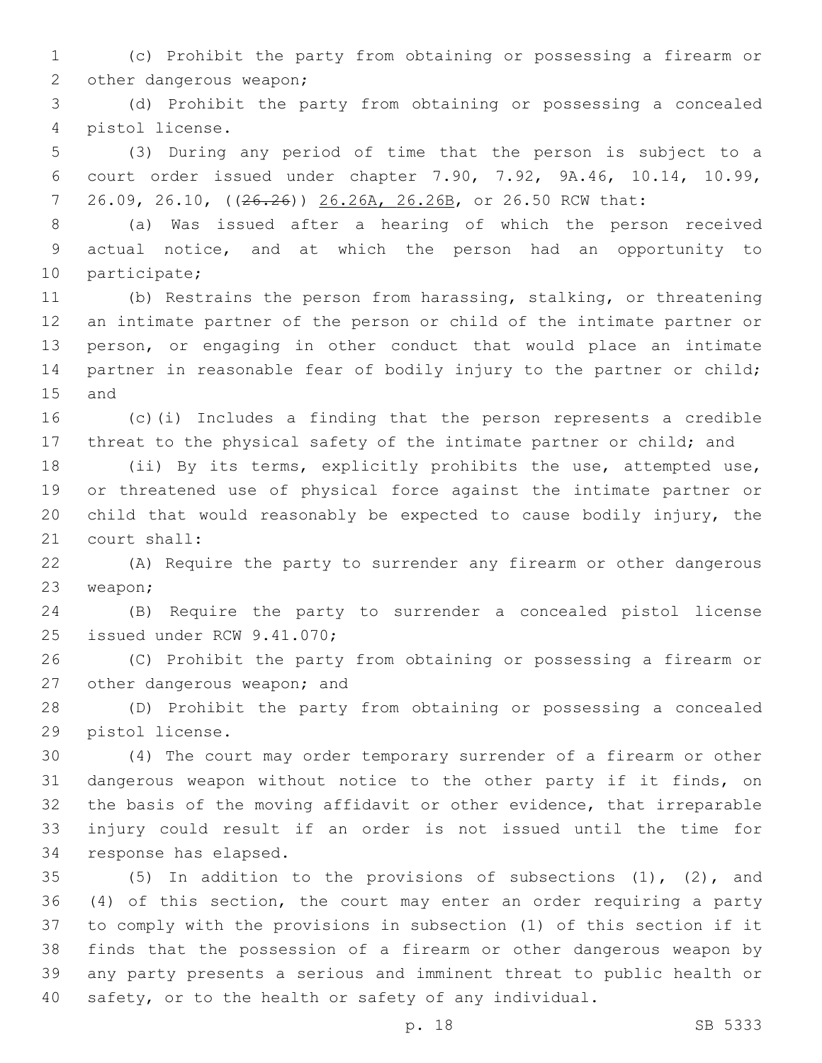(c) Prohibit the party from obtaining or possessing a firearm or other dangerous weapon;

(d) Prohibit the party from obtaining or possessing a concealed pistol license.

(3) During any period of time that the person is subject to a court order issued under chapter 7.90, 7.92, 9A.46, 10.14, 10.99, 26.09, 26.10, ((~~26.26~~)) <u>26.26A, 26.26B</u>, or 26.50 RCW that:

(a) Was issued after a hearing of which the person received actual notice, and at which the person had an opportunity to participate;

(b) Restrains the person from harassing, stalking, or threatening an intimate partner of the person or child of the intimate partner or person, or engaging in other conduct that would place an intimate partner in reasonable fear of bodily injury to the partner or child; and

(c)(i) Includes a finding that the person represents a credible threat to the physical safety of the intimate partner or child; and

(ii) By its terms, explicitly prohibits the use, attempted use, or threatened use of physical force against the intimate partner or child that would reasonably be expected to cause bodily injury, the court shall:

(A) Require the party to surrender any firearm or other dangerous weapon;

(B) Require the party to surrender a concealed pistol license issued under RCW 9.41.070;

(C) Prohibit the party from obtaining or possessing a firearm or other dangerous weapon; and

(D) Prohibit the party from obtaining or possessing a concealed pistol license.

(4) The court may order temporary surrender of a firearm or other dangerous weapon without notice to the other party if it finds, on the basis of the moving affidavit or other evidence, that irreparable injury could result if an order is not issued until the time for response has elapsed.

(5) In addition to the provisions of subsections (1), (2), and (4) of this section, the court may enter an order requiring a party to comply with the provisions in subsection (1) of this section if it finds that the possession of a firearm or other dangerous weapon by any party presents a serious and imminent threat to public health or safety, or to the health or safety of any individual.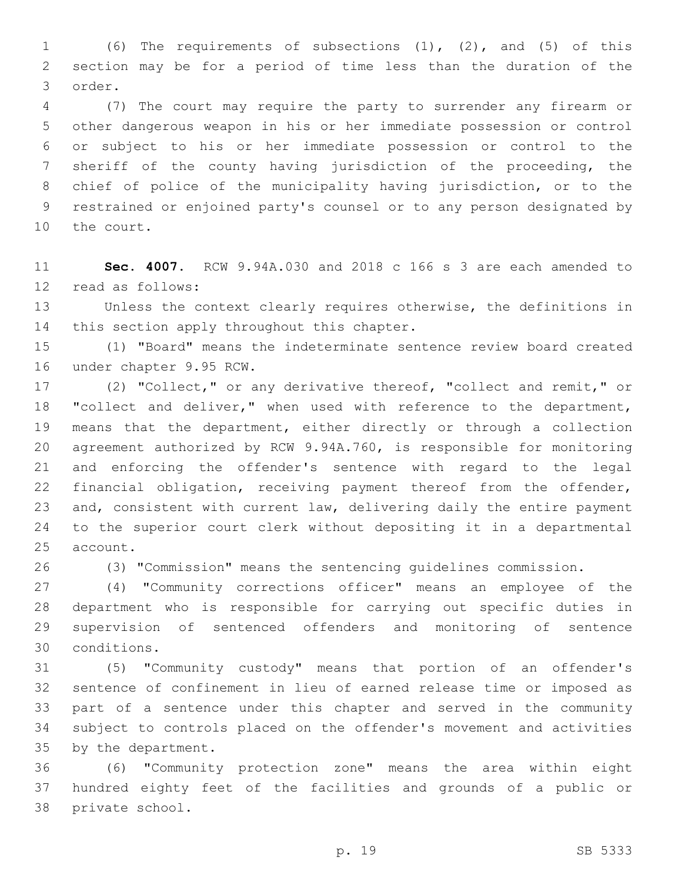(6) The requirements of subsections (1), (2), and (5) of this section may be for a period of time less than the duration of the order.

(7) The court may require the party to surrender any firearm or other dangerous weapon in his or her immediate possession or control or subject to his or her immediate possession or control to the sheriff of the county having jurisdiction of the proceeding, the chief of police of the municipality having jurisdiction, or to the restrained or enjoined party's counsel or to any person designated by the court.

**Sec. 4007.** RCW 9.94A.030 and 2018 c 166 s 3 are each amended to read as follows:

Unless the context clearly requires otherwise, the definitions in this section apply throughout this chapter.

(1) "Board" means the indeterminate sentence review board created under chapter 9.95 RCW.

(2) "Collect," or any derivative thereof, "collect and remit," or "collect and deliver," when used with reference to the department, means that the department, either directly or through a collection agreement authorized by RCW 9.94A.760, is responsible for monitoring and enforcing the offender's sentence with regard to the legal financial obligation, receiving payment thereof from the offender, and, consistent with current law, delivering daily the entire payment to the superior court clerk without depositing it in a departmental account.

(3) "Commission" means the sentencing guidelines commission.

(4) "Community corrections officer" means an employee of the department who is responsible for carrying out specific duties in supervision of sentenced offenders and monitoring of sentence conditions.

(5) "Community custody" means that portion of an offender's sentence of confinement in lieu of earned release time or imposed as part of a sentence under this chapter and served in the community subject to controls placed on the offender's movement and activities by the department.

(6) "Community protection zone" means the area within eight hundred eighty feet of the facilities and grounds of a public or private school.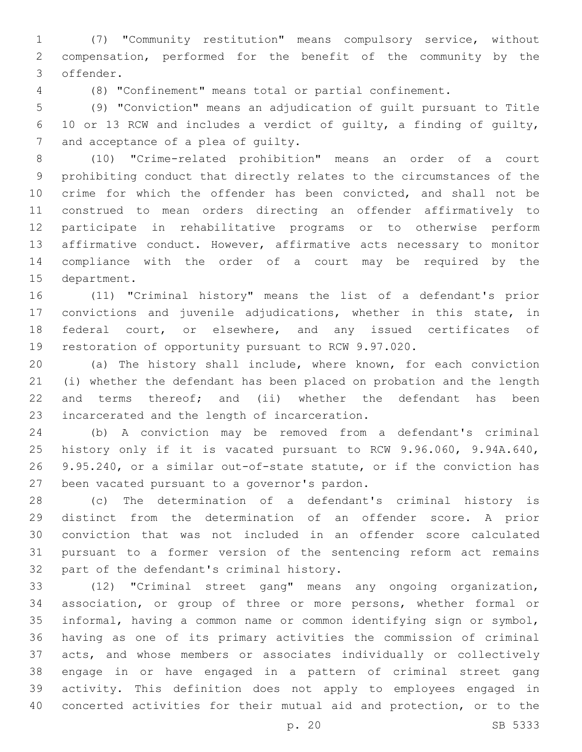(7) "Community restitution" means compulsory service, without compensation, performed for the benefit of the community by the offender.

(8) "Confinement" means total or partial confinement.

(9) "Conviction" means an adjudication of guilt pursuant to Title 10 or 13 RCW and includes a verdict of guilty, a finding of guilty, and acceptance of a plea of guilty.

(10) "Crime-related prohibition" means an order of a court prohibiting conduct that directly relates to the circumstances of the crime for which the offender has been convicted, and shall not be construed to mean orders directing an offender affirmatively to participate in rehabilitative programs or to otherwise perform affirmative conduct. However, affirmative acts necessary to monitor compliance with the order of a court may be required by the department.

(11) "Criminal history" means the list of a defendant's prior convictions and juvenile adjudications, whether in this state, in federal court, or elsewhere, and any issued certificates of restoration of opportunity pursuant to RCW 9.97.020.

(a) The history shall include, where known, for each conviction (i) whether the defendant has been placed on probation and the length and terms thereof; and (ii) whether the defendant has been incarcerated and the length of incarceration.

(b) A conviction may be removed from a defendant's criminal history only if it is vacated pursuant to RCW 9.96.060, 9.94A.640, 9.95.240, or a similar out-of-state statute, or if the conviction has been vacated pursuant to a governor's pardon.

(c) The determination of a defendant's criminal history is distinct from the determination of an offender score. A prior conviction that was not included in an offender score calculated pursuant to a former version of the sentencing reform act remains part of the defendant's criminal history.

(12) "Criminal street gang" means any ongoing organization, association, or group of three or more persons, whether formal or informal, having a common name or common identifying sign or symbol, having as one of its primary activities the commission of criminal acts, and whose members or associates individually or collectively engage in or have engaged in a pattern of criminal street gang activity. This definition does not apply to employees engaged in concerted activities for their mutual aid and protection, or to the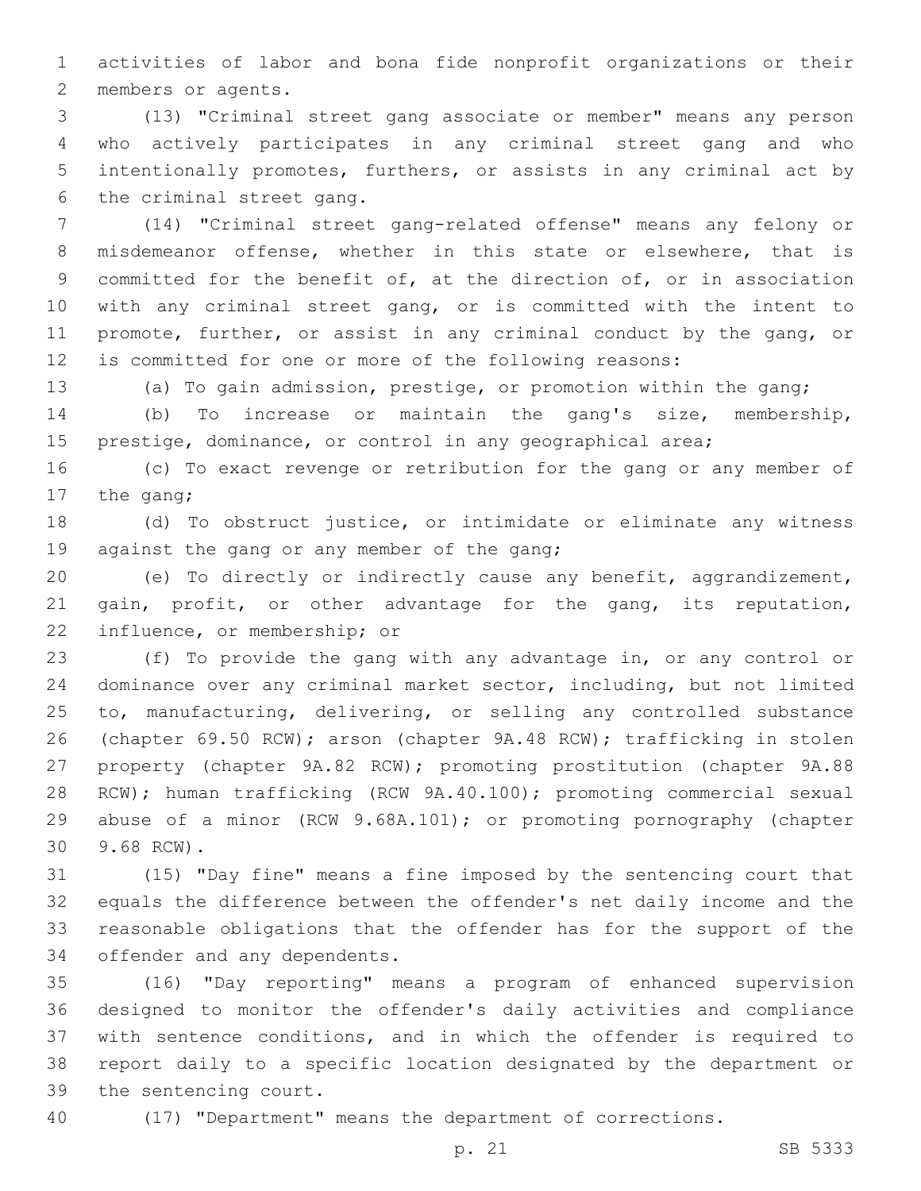activities of labor and bona fide nonprofit organizations or their members or agents.

(13) "Criminal street gang associate or member" means any person who actively participates in any criminal street gang and who intentionally promotes, furthers, or assists in any criminal act by the criminal street gang.

(14) "Criminal street gang-related offense" means any felony or misdemeanor offense, whether in this state or elsewhere, that is committed for the benefit of, at the direction of, or in association with any criminal street gang, or is committed with the intent to promote, further, or assist in any criminal conduct by the gang, or is committed for one or more of the following reasons:

(a) To gain admission, prestige, or promotion within the gang;

(b) To increase or maintain the gang's size, membership, prestige, dominance, or control in any geographical area;

(c) To exact revenge or retribution for the gang or any member of the gang;

(d) To obstruct justice, or intimidate or eliminate any witness against the gang or any member of the gang;

(e) To directly or indirectly cause any benefit, aggrandizement, gain, profit, or other advantage for the gang, its reputation, influence, or membership; or

(f) To provide the gang with any advantage in, or any control or dominance over any criminal market sector, including, but not limited to, manufacturing, delivering, or selling any controlled substance (chapter 69.50 RCW); arson (chapter 9A.48 RCW); trafficking in stolen property (chapter 9A.82 RCW); promoting prostitution (chapter 9A.88 RCW); human trafficking (RCW 9A.40.100); promoting commercial sexual abuse of a minor (RCW 9.68A.101); or promoting pornography (chapter 9.68 RCW).

(15) "Day fine" means a fine imposed by the sentencing court that equals the difference between the offender's net daily income and the reasonable obligations that the offender has for the support of the offender and any dependents.

(16) "Day reporting" means a program of enhanced supervision designed to monitor the offender's daily activities and compliance with sentence conditions, and in which the offender is required to report daily to a specific location designated by the department or the sentencing court.

(17) "Department" means the department of corrections.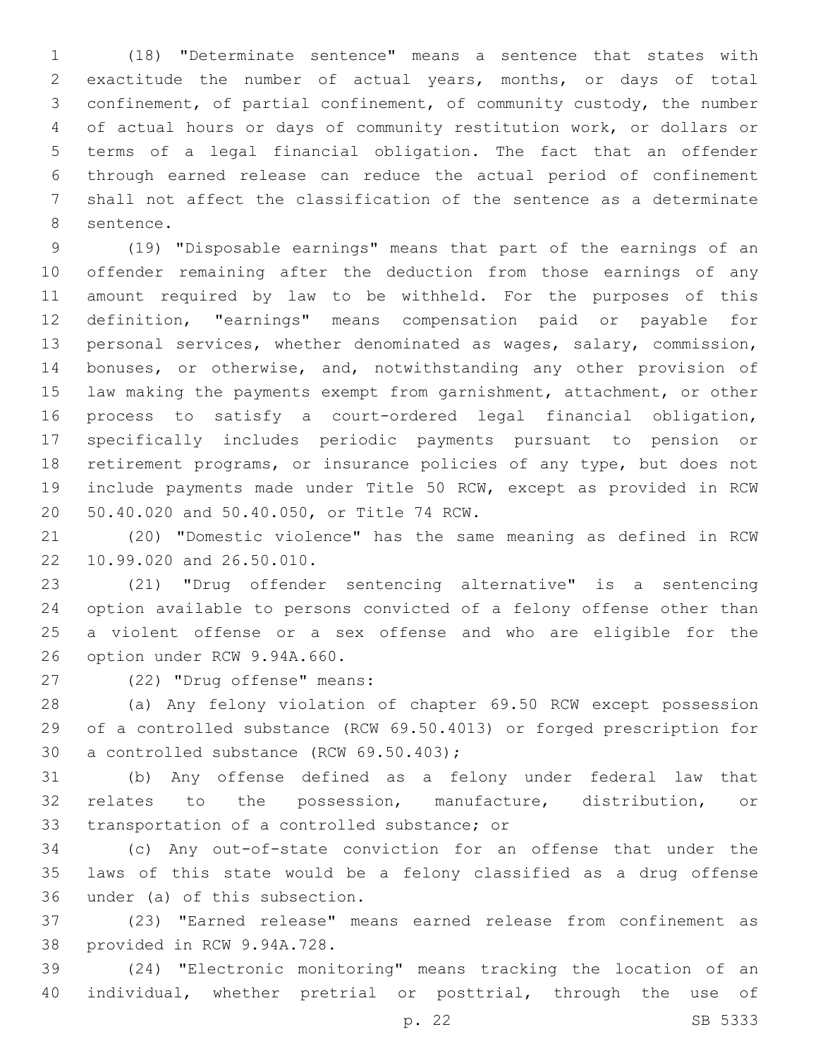(18) "Determinate sentence" means a sentence that states with exactitude the number of actual years, months, or days of total confinement, of partial confinement, of community custody, the number of actual hours or days of community restitution work, or dollars or terms of a legal financial obligation. The fact that an offender through earned release can reduce the actual period of confinement shall not affect the classification of the sentence as a determinate sentence.

(19) "Disposable earnings" means that part of the earnings of an offender remaining after the deduction from those earnings of any amount required by law to be withheld. For the purposes of this definition, "earnings" means compensation paid or payable for personal services, whether denominated as wages, salary, commission, bonuses, or otherwise, and, notwithstanding any other provision of law making the payments exempt from garnishment, attachment, or other process to satisfy a court-ordered legal financial obligation, specifically includes periodic payments pursuant to pension or retirement programs, or insurance policies of any type, but does not include payments made under Title 50 RCW, except as provided in RCW 50.40.020 and 50.40.050, or Title 74 RCW.

(20) "Domestic violence" has the same meaning as defined in RCW 10.99.020 and 26.50.010.

(21) "Drug offender sentencing alternative" is a sentencing option available to persons convicted of a felony offense other than a violent offense or a sex offense and who are eligible for the option under RCW 9.94A.660.

(22) "Drug offense" means:

(a) Any felony violation of chapter 69.50 RCW except possession of a controlled substance (RCW 69.50.4013) or forged prescription for a controlled substance (RCW 69.50.403);

(b) Any offense defined as a felony under federal law that relates to the possession, manufacture, distribution, or transportation of a controlled substance; or

(c) Any out-of-state conviction for an offense that under the laws of this state would be a felony classified as a drug offense under (a) of this subsection.

(23) "Earned release" means earned release from confinement as provided in RCW 9.94A.728.

(24) "Electronic monitoring" means tracking the location of an individual, whether pretrial or posttrial, through the use of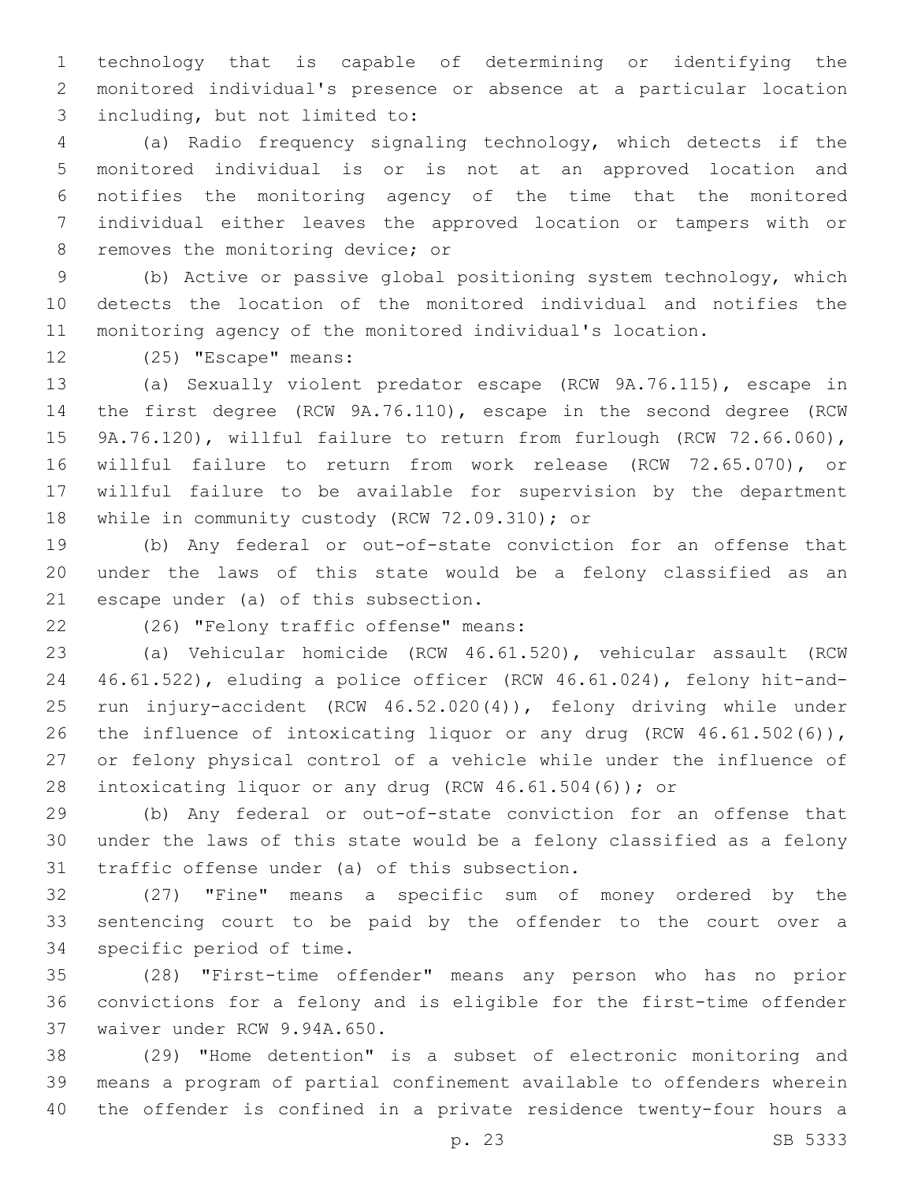technology that is capable of determining or identifying the monitored individual's presence or absence at a particular location including, but not limited to:

(a) Radio frequency signaling technology, which detects if the monitored individual is or is not at an approved location and notifies the monitoring agency of the time that the monitored individual either leaves the approved location or tampers with or removes the monitoring device; or

(b) Active or passive global positioning system technology, which detects the location of the monitored individual and notifies the monitoring agency of the monitored individual's location.

(25) "Escape" means:

(a) Sexually violent predator escape (RCW 9A.76.115), escape in the first degree (RCW 9A.76.110), escape in the second degree (RCW 9A.76.120), willful failure to return from furlough (RCW 72.66.060), willful failure to return from work release (RCW 72.65.070), or willful failure to be available for supervision by the department while in community custody (RCW 72.09.310); or

(b) Any federal or out-of-state conviction for an offense that under the laws of this state would be a felony classified as an escape under (a) of this subsection.

(26) "Felony traffic offense" means:

(a) Vehicular homicide (RCW 46.61.520), vehicular assault (RCW 46.61.522), eluding a police officer (RCW 46.61.024), felony hit-and-run injury-accident (RCW 46.52.020(4)), felony driving while under the influence of intoxicating liquor or any drug (RCW 46.61.502(6)), or felony physical control of a vehicle while under the influence of intoxicating liquor or any drug (RCW 46.61.504(6)); or

(b) Any federal or out-of-state conviction for an offense that under the laws of this state would be a felony classified as a felony traffic offense under (a) of this subsection.

(27) "Fine" means a specific sum of money ordered by the sentencing court to be paid by the offender to the court over a specific period of time.

(28) "First-time offender" means any person who has no prior convictions for a felony and is eligible for the first-time offender waiver under RCW 9.94A.650.

(29) "Home detention" is a subset of electronic monitoring and means a program of partial confinement available to offenders wherein the offender is confined in a private residence twenty-four hours a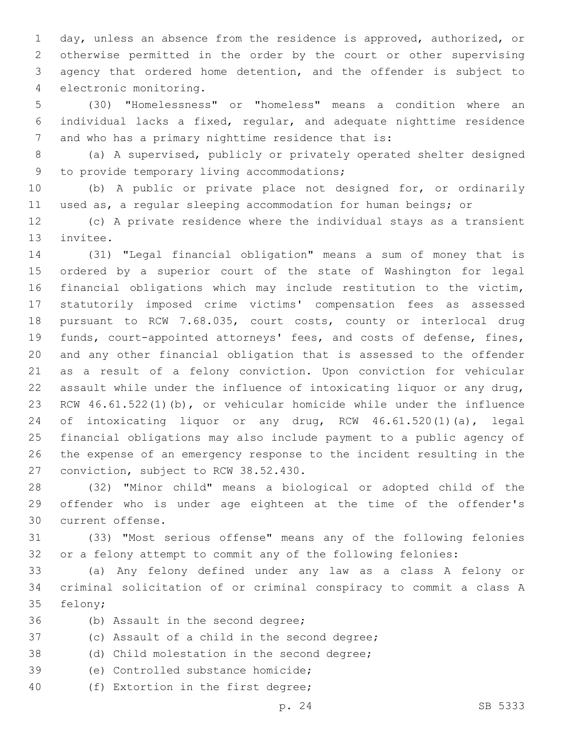day, unless an absence from the residence is approved, authorized, or otherwise permitted in the order by the court or other supervising agency that ordered home detention, and the offender is subject to electronic monitoring.

(30) "Homelessness" or "homeless" means a condition where an individual lacks a fixed, regular, and adequate nighttime residence and who has a primary nighttime residence that is:

(a) A supervised, publicly or privately operated shelter designed to provide temporary living accommodations;

(b) A public or private place not designed for, or ordinarily used as, a regular sleeping accommodation for human beings; or

(c) A private residence where the individual stays as a transient invitee.

(31) "Legal financial obligation" means a sum of money that is ordered by a superior court of the state of Washington for legal financial obligations which may include restitution to the victim, statutorily imposed crime victims' compensation fees as assessed pursuant to RCW 7.68.035, court costs, county or interlocal drug funds, court-appointed attorneys' fees, and costs of defense, fines, and any other financial obligation that is assessed to the offender as a result of a felony conviction. Upon conviction for vehicular assault while under the influence of intoxicating liquor or any drug, RCW 46.61.522(1)(b), or vehicular homicide while under the influence of intoxicating liquor or any drug, RCW 46.61.520(1)(a), legal financial obligations may also include payment to a public agency of the expense of an emergency response to the incident resulting in the conviction, subject to RCW 38.52.430.

(32) "Minor child" means a biological or adopted child of the offender who is under age eighteen at the time of the offender's current offense.

(33) "Most serious offense" means any of the following felonies or a felony attempt to commit any of the following felonies:

(a) Any felony defined under any law as a class A felony or criminal solicitation of or criminal conspiracy to commit a class A felony;

(b) Assault in the second degree;

(c) Assault of a child in the second degree;

(d) Child molestation in the second degree;

(e) Controlled substance homicide;

(f) Extortion in the first degree;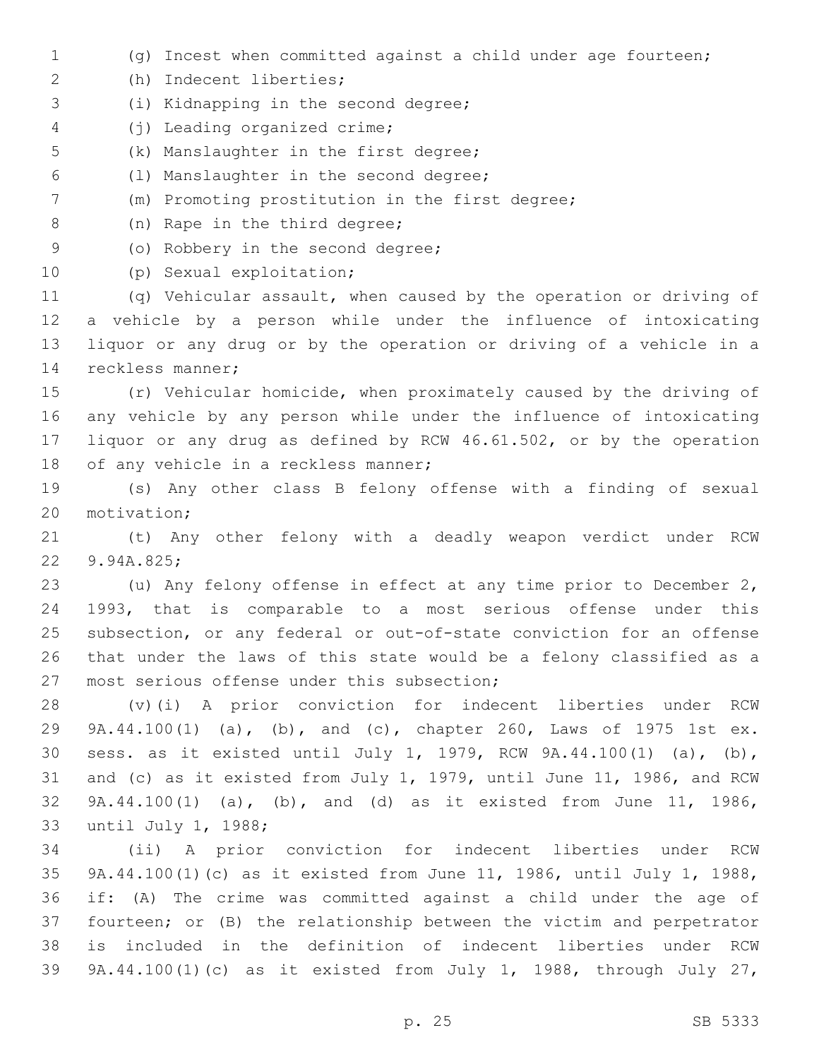(g) Incest when committed against a child under age fourteen;

(h) Indecent liberties;

(i) Kidnapping in the second degree;

(j) Leading organized crime;

(k) Manslaughter in the first degree;

(l) Manslaughter in the second degree;

(m) Promoting prostitution in the first degree;

(n) Rape in the third degree;

(o) Robbery in the second degree;

(p) Sexual exploitation;

(q) Vehicular assault, when caused by the operation or driving of a vehicle by a person while under the influence of intoxicating liquor or any drug or by the operation or driving of a vehicle in a reckless manner;

(r) Vehicular homicide, when proximately caused by the driving of any vehicle by any person while under the influence of intoxicating liquor or any drug as defined by RCW 46.61.502, or by the operation of any vehicle in a reckless manner;

(s) Any other class B felony offense with a finding of sexual motivation;

(t) Any other felony with a deadly weapon verdict under RCW 9.94A.825;

(u) Any felony offense in effect at any time prior to December 2, 1993, that is comparable to a most serious offense under this subsection, or any federal or out-of-state conviction for an offense that under the laws of this state would be a felony classified as a most serious offense under this subsection;

(v)(i) A prior conviction for indecent liberties under RCW 9A.44.100(1) (a), (b), and (c), chapter 260, Laws of 1975 1st ex. sess. as it existed until July 1, 1979, RCW 9A.44.100(1) (a), (b), and (c) as it existed from July 1, 1979, until June 11, 1986, and RCW 9A.44.100(1) (a), (b), and (d) as it existed from June 11, 1986, until July 1, 1988;

(ii) A prior conviction for indecent liberties under RCW 9A.44.100(1)(c) as it existed from June 11, 1986, until July 1, 1988, if: (A) The crime was committed against a child under the age of fourteen; or (B) the relationship between the victim and perpetrator is included in the definition of indecent liberties under RCW 9A.44.100(1)(c) as it existed from July 1, 1988, through July 27,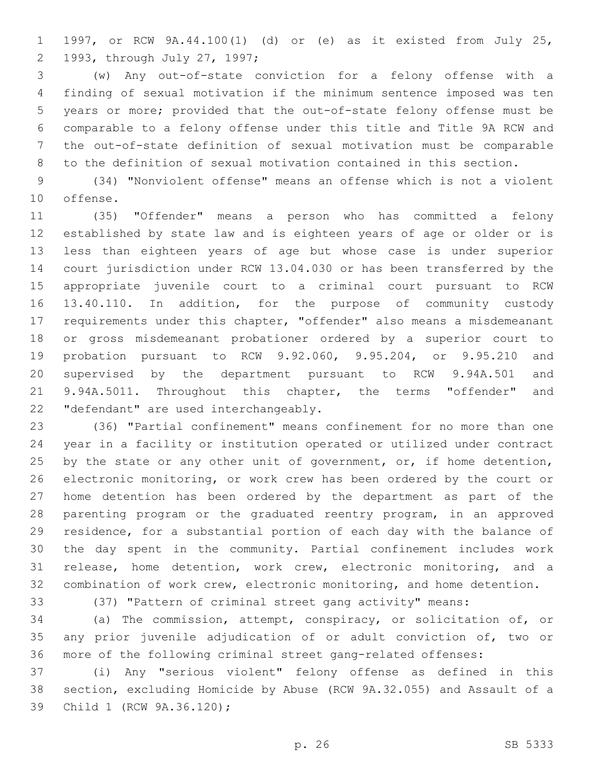1997, or RCW 9A.44.100(1) (d) or (e) as it existed from July 25, 1993, through July 27, 1997;

(w) Any out-of-state conviction for a felony offense with a finding of sexual motivation if the minimum sentence imposed was ten years or more; provided that the out-of-state felony offense must be comparable to a felony offense under this title and Title 9A RCW and the out-of-state definition of sexual motivation must be comparable to the definition of sexual motivation contained in this section.

(34) "Nonviolent offense" means an offense which is not a violent offense.

(35) "Offender" means a person who has committed a felony established by state law and is eighteen years of age or older or is less than eighteen years of age but whose case is under superior court jurisdiction under RCW 13.04.030 or has been transferred by the appropriate juvenile court to a criminal court pursuant to RCW 13.40.110. In addition, for the purpose of community custody requirements under this chapter, "offender" also means a misdemeanant or gross misdemeanant probationer ordered by a superior court to probation pursuant to RCW 9.92.060, 9.95.204, or 9.95.210 and supervised by the department pursuant to RCW 9.94A.501 and 9.94A.5011. Throughout this chapter, the terms "offender" and "defendant" are used interchangeably.

(36) "Partial confinement" means confinement for no more than one year in a facility or institution operated or utilized under contract by the state or any other unit of government, or, if home detention, electronic monitoring, or work crew has been ordered by the court or home detention has been ordered by the department as part of the parenting program or the graduated reentry program, in an approved residence, for a substantial portion of each day with the balance of the day spent in the community. Partial confinement includes work release, home detention, work crew, electronic monitoring, and a combination of work crew, electronic monitoring, and home detention.

(37) "Pattern of criminal street gang activity" means:

(a) The commission, attempt, conspiracy, or solicitation of, or any prior juvenile adjudication of or adult conviction of, two or more of the following criminal street gang-related offenses:

(i) Any "serious violent" felony offense as defined in this section, excluding Homicide by Abuse (RCW 9A.32.055) and Assault of a Child 1 (RCW 9A.36.120);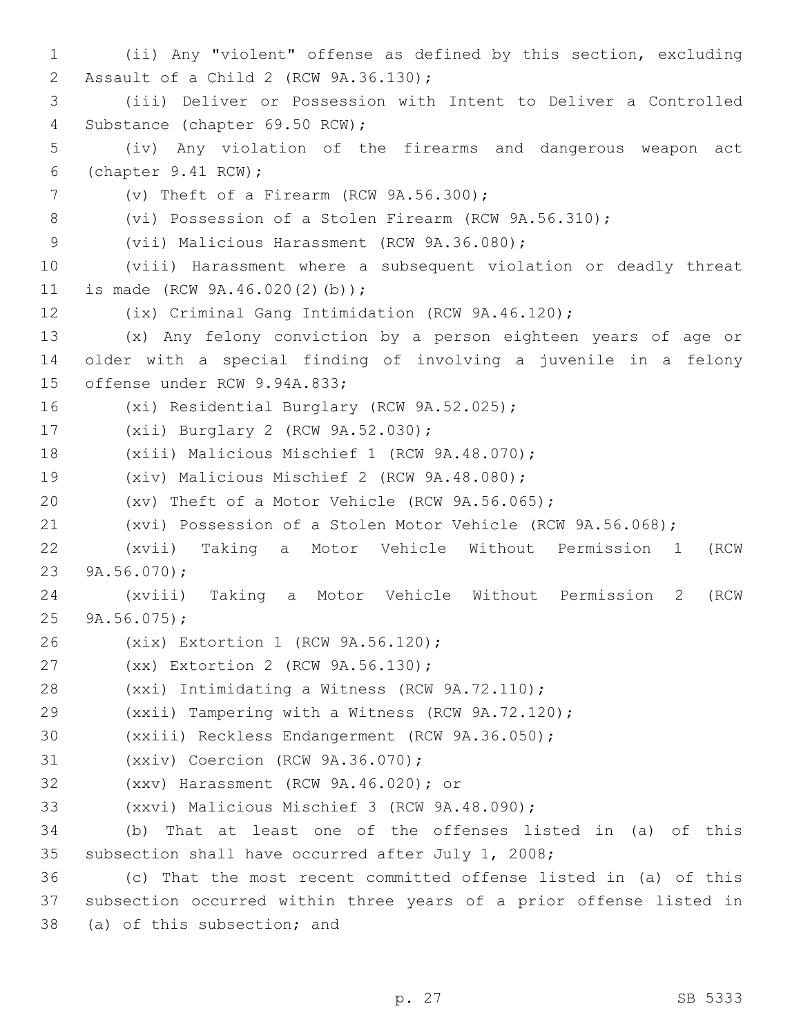(ii) Any "violent" offense as defined by this section, excluding Assault of a Child 2 (RCW 9A.36.130);

(iii) Deliver or Possession with Intent to Deliver a Controlled Substance (chapter 69.50 RCW);

(iv) Any violation of the firearms and dangerous weapon act (chapter 9.41 RCW);

(v) Theft of a Firearm (RCW 9A.56.300);

(vi) Possession of a Stolen Firearm (RCW 9A.56.310);

(vii) Malicious Harassment (RCW 9A.36.080);

(viii) Harassment where a subsequent violation or deadly threat is made (RCW 9A.46.020(2)(b));

(ix) Criminal Gang Intimidation (RCW 9A.46.120);

(x) Any felony conviction by a person eighteen years of age or older with a special finding of involving a juvenile in a felony offense under RCW 9.94A.833;

(xi) Residential Burglary (RCW 9A.52.025);

(xii) Burglary 2 (RCW 9A.52.030);

(xiii) Malicious Mischief 1 (RCW 9A.48.070);

(xiv) Malicious Mischief 2 (RCW 9A.48.080);

(xv) Theft of a Motor Vehicle (RCW 9A.56.065);

(xvi) Possession of a Stolen Motor Vehicle (RCW 9A.56.068);

(xvii) Taking a Motor Vehicle Without Permission 1 (RCW 9A.56.070);

(xviii) Taking a Motor Vehicle Without Permission 2 (RCW 9A.56.075);

(xix) Extortion 1 (RCW 9A.56.120);

(xx) Extortion 2 (RCW 9A.56.130);

(xxi) Intimidating a Witness (RCW 9A.72.110);

(xxii) Tampering with a Witness (RCW 9A.72.120);

(xxiii) Reckless Endangerment (RCW 9A.36.050);

(xxiv) Coercion (RCW 9A.36.070);

(xxv) Harassment (RCW 9A.46.020); or

(xxvi) Malicious Mischief 3 (RCW 9A.48.090);

(b) That at least one of the offenses listed in (a) of this subsection shall have occurred after July 1, 2008;

(c) That the most recent committed offense listed in (a) of this subsection occurred within three years of a prior offense listed in (a) of this subsection; and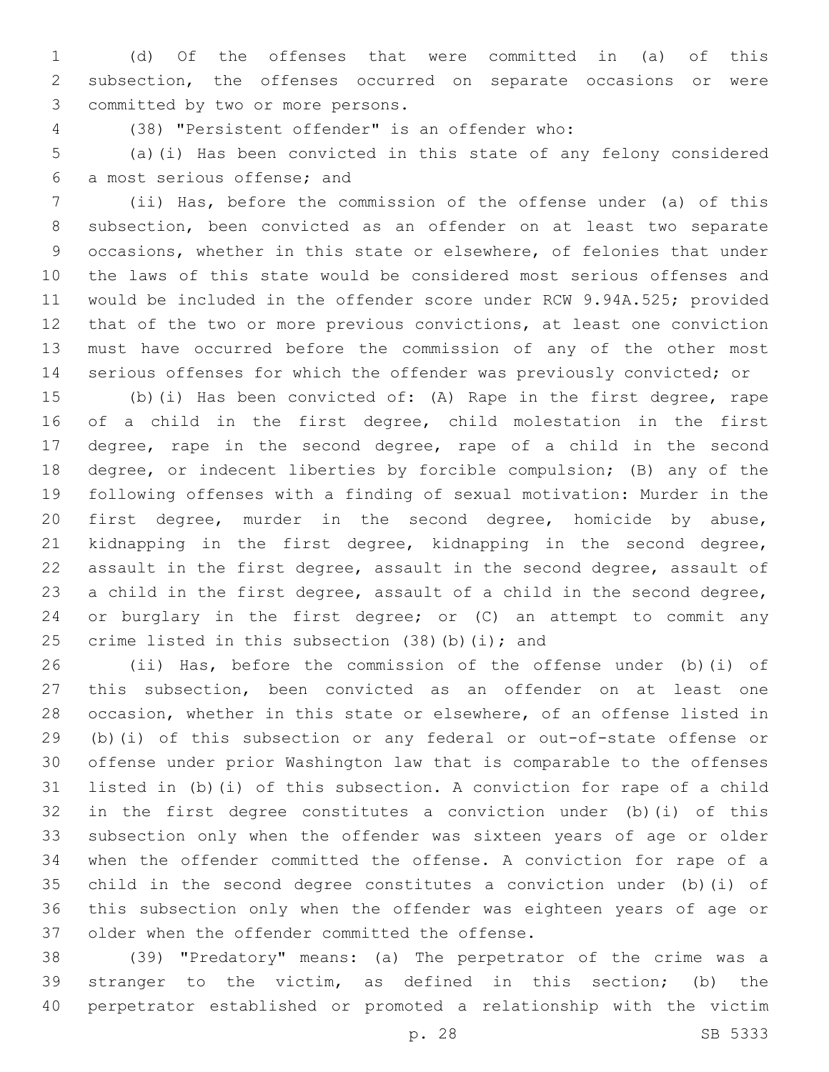(d) Of the offenses that were committed in (a) of this subsection, the offenses occurred on separate occasions or were committed by two or more persons.

(38) "Persistent offender" is an offender who:

(a)(i) Has been convicted in this state of any felony considered a most serious offense; and

(ii) Has, before the commission of the offense under (a) of this subsection, been convicted as an offender on at least two separate occasions, whether in this state or elsewhere, of felonies that under the laws of this state would be considered most serious offenses and would be included in the offender score under RCW 9.94A.525; provided that of the two or more previous convictions, at least one conviction must have occurred before the commission of any of the other most serious offenses for which the offender was previously convicted; or

(b)(i) Has been convicted of: (A) Rape in the first degree, rape of a child in the first degree, child molestation in the first degree, rape in the second degree, rape of a child in the second degree, or indecent liberties by forcible compulsion; (B) any of the following offenses with a finding of sexual motivation: Murder in the first degree, murder in the second degree, homicide by abuse, kidnapping in the first degree, kidnapping in the second degree, assault in the first degree, assault in the second degree, assault of a child in the first degree, assault of a child in the second degree, or burglary in the first degree; or (C) an attempt to commit any crime listed in this subsection (38)(b)(i); and

(ii) Has, before the commission of the offense under (b)(i) of this subsection, been convicted as an offender on at least one occasion, whether in this state or elsewhere, of an offense listed in (b)(i) of this subsection or any federal or out-of-state offense or offense under prior Washington law that is comparable to the offenses listed in (b)(i) of this subsection. A conviction for rape of a child in the first degree constitutes a conviction under (b)(i) of this subsection only when the offender was sixteen years of age or older when the offender committed the offense. A conviction for rape of a child in the second degree constitutes a conviction under (b)(i) of this subsection only when the offender was eighteen years of age or older when the offender committed the offense.

(39) "Predatory" means: (a) The perpetrator of the crime was a stranger to the victim, as defined in this section; (b) the perpetrator established or promoted a relationship with the victim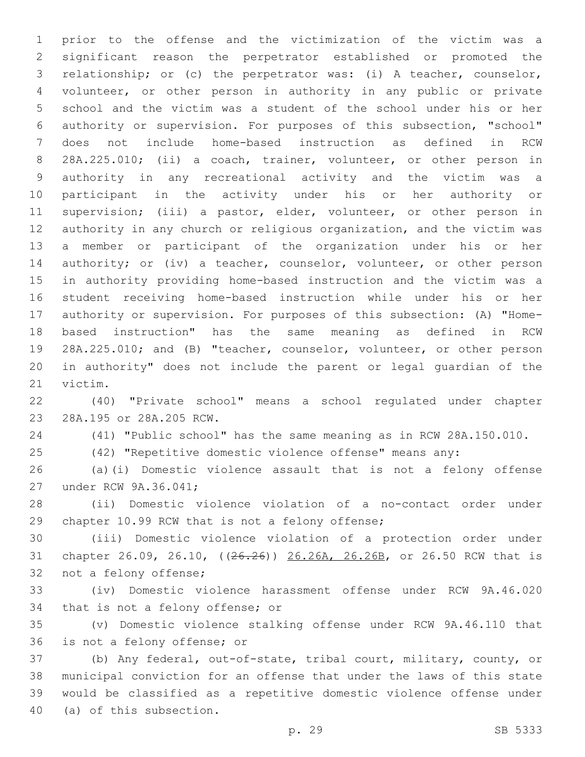prior to the offense and the victimization of the victim was a significant reason the perpetrator established or promoted the relationship; or (c) the perpetrator was: (i) A teacher, counselor, volunteer, or other person in authority in any public or private school and the victim was a student of the school under his or her authority or supervision. For purposes of this subsection, "school" does not include home-based instruction as defined in RCW 28A.225.010; (ii) a coach, trainer, volunteer, or other person in authority in any recreational activity and the victim was a participant in the activity under his or her authority or supervision; (iii) a pastor, elder, volunteer, or other person in authority in any church or religious organization, and the victim was a member or participant of the organization under his or her authority; or (iv) a teacher, counselor, volunteer, or other person in authority providing home-based instruction and the victim was a student receiving home-based instruction while under his or her authority or supervision. For purposes of this subsection: (A) "Home-based instruction" has the same meaning as defined in RCW 28A.225.010; and (B) "teacher, counselor, volunteer, or other person in authority" does not include the parent or legal guardian of the victim.

(40) "Private school" means a school regulated under chapter 28A.195 or 28A.205 RCW.

(41) "Public school" has the same meaning as in RCW 28A.150.010.

(42) "Repetitive domestic violence offense" means any:

(a)(i) Domestic violence assault that is not a felony offense under RCW 9A.36.041;

(ii) Domestic violence violation of a no-contact order under chapter 10.99 RCW that is not a felony offense;

(iii) Domestic violence violation of a protection order under chapter 26.09, 26.10, ((~~26.26~~)) 26.26A, 26.26B, or 26.50 RCW that is not a felony offense;

(iv) Domestic violence harassment offense under RCW 9A.46.020 that is not a felony offense; or

(v) Domestic violence stalking offense under RCW 9A.46.110 that is not a felony offense; or

(b) Any federal, out-of-state, tribal court, military, county, or municipal conviction for an offense that under the laws of this state would be classified as a repetitive domestic violence offense under (a) of this subsection.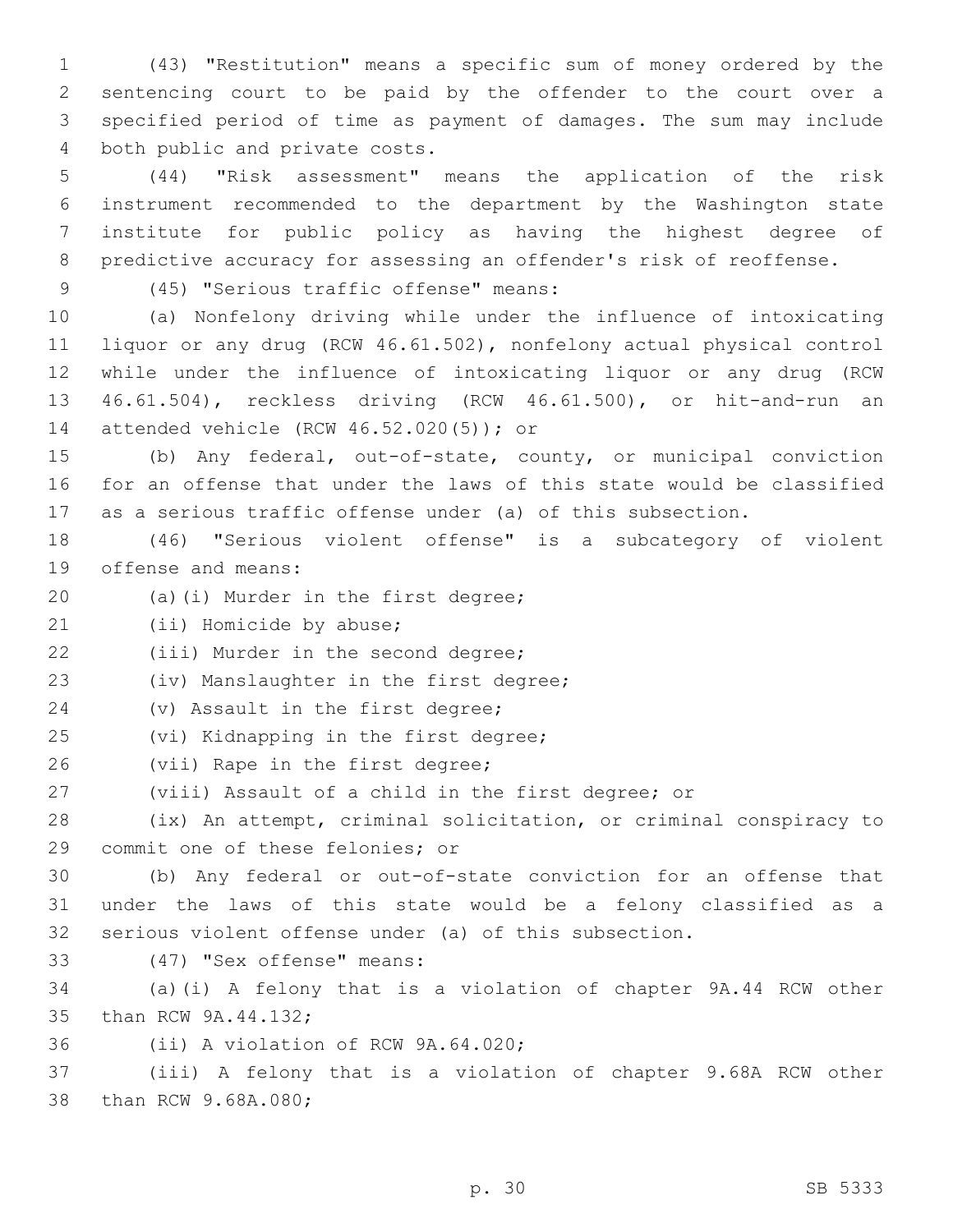(43) "Restitution" means a specific sum of money ordered by the sentencing court to be paid by the offender to the court over a specified period of time as payment of damages. The sum may include both public and private costs.

(44) "Risk assessment" means the application of the risk instrument recommended to the department by the Washington state institute for public policy as having the highest degree of predictive accuracy for assessing an offender's risk of reoffense.

(45) "Serious traffic offense" means:

(a) Nonfelony driving while under the influence of intoxicating liquor or any drug (RCW 46.61.502), nonfelony actual physical control while under the influence of intoxicating liquor or any drug (RCW 46.61.504), reckless driving (RCW 46.61.500), or hit-and-run an attended vehicle (RCW 46.52.020(5)); or

(b) Any federal, out-of-state, county, or municipal conviction for an offense that under the laws of this state would be classified as a serious traffic offense under (a) of this subsection.

(46) "Serious violent offense" is a subcategory of violent offense and means:

(a)(i) Murder in the first degree;

(ii) Homicide by abuse;

(iii) Murder in the second degree;

(iv) Manslaughter in the first degree;

(v) Assault in the first degree;

(vi) Kidnapping in the first degree;

(vii) Rape in the first degree;

(viii) Assault of a child in the first degree; or

(ix) An attempt, criminal solicitation, or criminal conspiracy to commit one of these felonies; or

(b) Any federal or out-of-state conviction for an offense that under the laws of this state would be a felony classified as a serious violent offense under (a) of this subsection.

(47) "Sex offense" means:

(a)(i) A felony that is a violation of chapter 9A.44 RCW other than RCW 9A.44.132;

(ii) A violation of RCW 9A.64.020;

(iii) A felony that is a violation of chapter 9.68A RCW other than RCW 9.68A.080;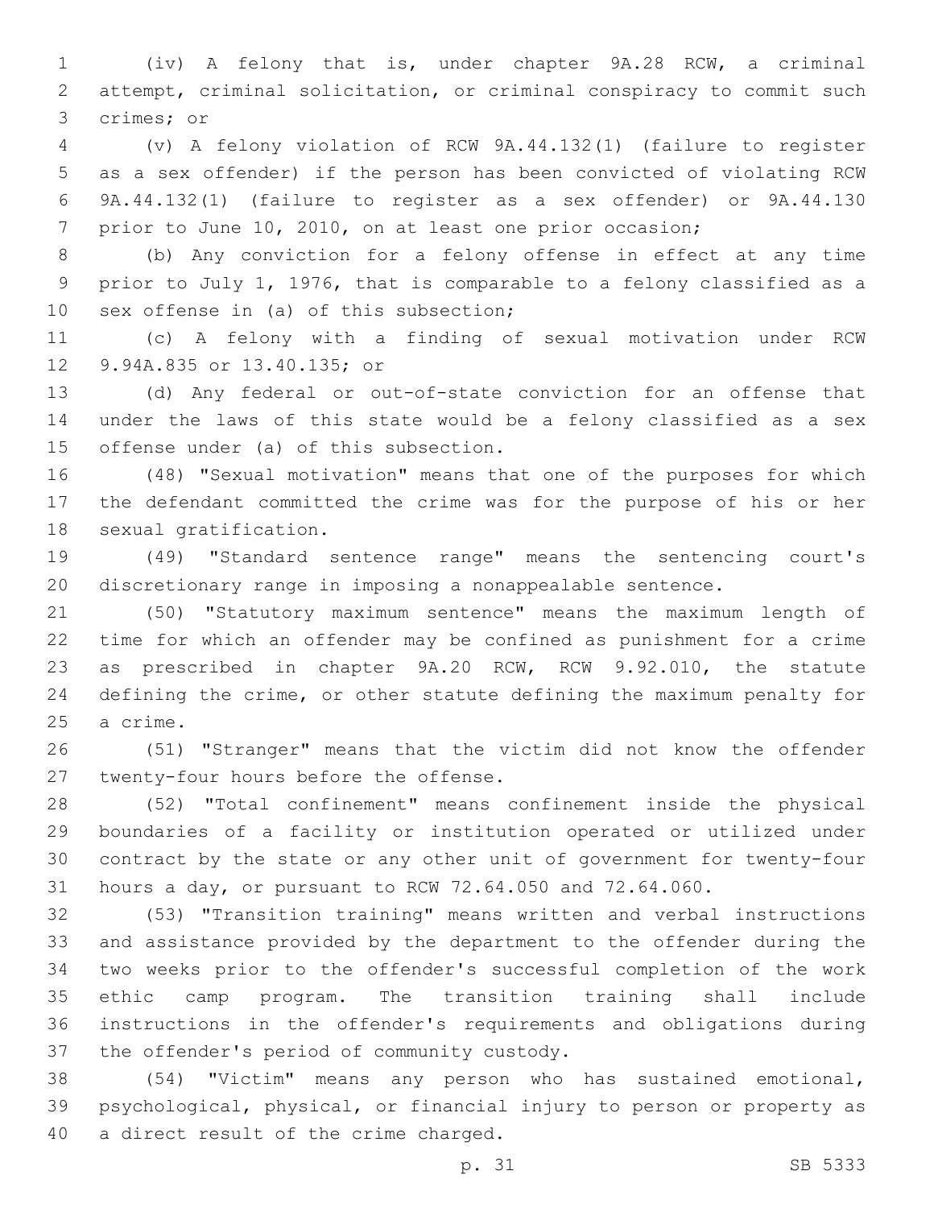(iv) A felony that is, under chapter 9A.28 RCW, a criminal attempt, criminal solicitation, or criminal conspiracy to commit such crimes; or

(v) A felony violation of RCW 9A.44.132(1) (failure to register as a sex offender) if the person has been convicted of violating RCW 9A.44.132(1) (failure to register as a sex offender) or 9A.44.130 prior to June 10, 2010, on at least one prior occasion;

(b) Any conviction for a felony offense in effect at any time prior to July 1, 1976, that is comparable to a felony classified as a sex offense in (a) of this subsection;

(c) A felony with a finding of sexual motivation under RCW 9.94A.835 or 13.40.135; or

(d) Any federal or out-of-state conviction for an offense that under the laws of this state would be a felony classified as a sex offense under (a) of this subsection.

(48) "Sexual motivation" means that one of the purposes for which the defendant committed the crime was for the purpose of his or her sexual gratification.

(49) "Standard sentence range" means the sentencing court's discretionary range in imposing a nonappealable sentence.

(50) "Statutory maximum sentence" means the maximum length of time for which an offender may be confined as punishment for a crime as prescribed in chapter 9A.20 RCW, RCW 9.92.010, the statute defining the crime, or other statute defining the maximum penalty for a crime.

(51) "Stranger" means that the victim did not know the offender twenty-four hours before the offense.

(52) "Total confinement" means confinement inside the physical boundaries of a facility or institution operated or utilized under contract by the state or any other unit of government for twenty-four hours a day, or pursuant to RCW 72.64.050 and 72.64.060.

(53) "Transition training" means written and verbal instructions and assistance provided by the department to the offender during the two weeks prior to the offender's successful completion of the work ethic camp program. The transition training shall include instructions in the offender's requirements and obligations during the offender's period of community custody.

(54) "Victim" means any person who has sustained emotional, psychological, physical, or financial injury to person or property as a direct result of the crime charged.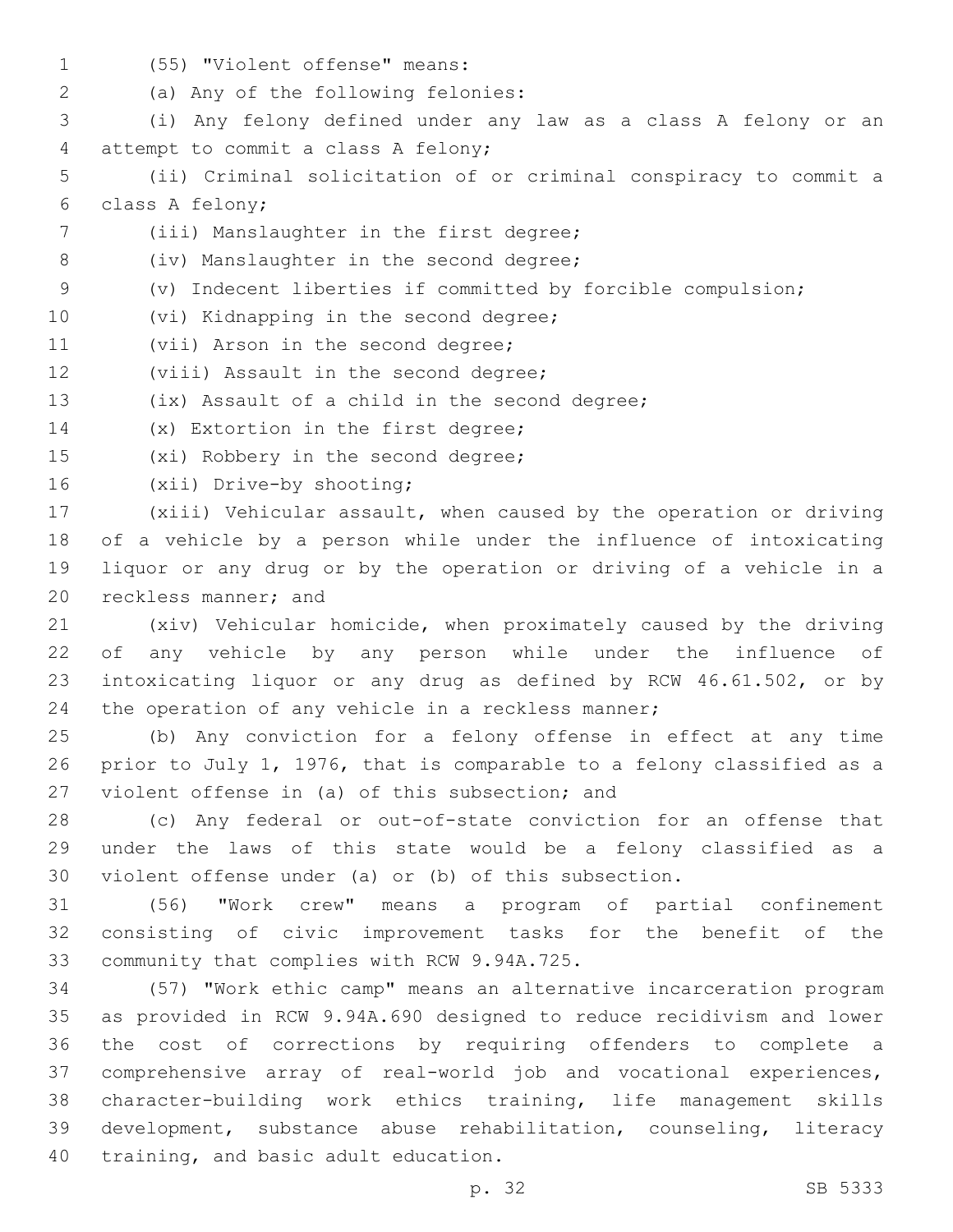(55) "Violent offense" means:

(a) Any of the following felonies:

(i) Any felony defined under any law as a class A felony or an attempt to commit a class A felony;

(ii) Criminal solicitation of or criminal conspiracy to commit a class A felony;

(iii) Manslaughter in the first degree;

(iv) Manslaughter in the second degree;

(v) Indecent liberties if committed by forcible compulsion;

(vi) Kidnapping in the second degree;

(vii) Arson in the second degree;

(viii) Assault in the second degree;

(ix) Assault of a child in the second degree;

(x) Extortion in the first degree;

(xi) Robbery in the second degree;

(xii) Drive-by shooting;

(xiii) Vehicular assault, when caused by the operation or driving of a vehicle by a person while under the influence of intoxicating liquor or any drug or by the operation or driving of a vehicle in a reckless manner; and

(xiv) Vehicular homicide, when proximately caused by the driving of any vehicle by any person while under the influence of intoxicating liquor or any drug as defined by RCW 46.61.502, or by the operation of any vehicle in a reckless manner;

(b) Any conviction for a felony offense in effect at any time prior to July 1, 1976, that is comparable to a felony classified as a violent offense in (a) of this subsection; and

(c) Any federal or out-of-state conviction for an offense that under the laws of this state would be a felony classified as a violent offense under (a) or (b) of this subsection.

(56) "Work crew" means a program of partial confinement consisting of civic improvement tasks for the benefit of the community that complies with RCW 9.94A.725.

(57) "Work ethic camp" means an alternative incarceration program as provided in RCW 9.94A.690 designed to reduce recidivism and lower the cost of corrections by requiring offenders to complete a comprehensive array of real-world job and vocational experiences, character-building work ethics training, life management skills development, substance abuse rehabilitation, counseling, literacy training, and basic adult education.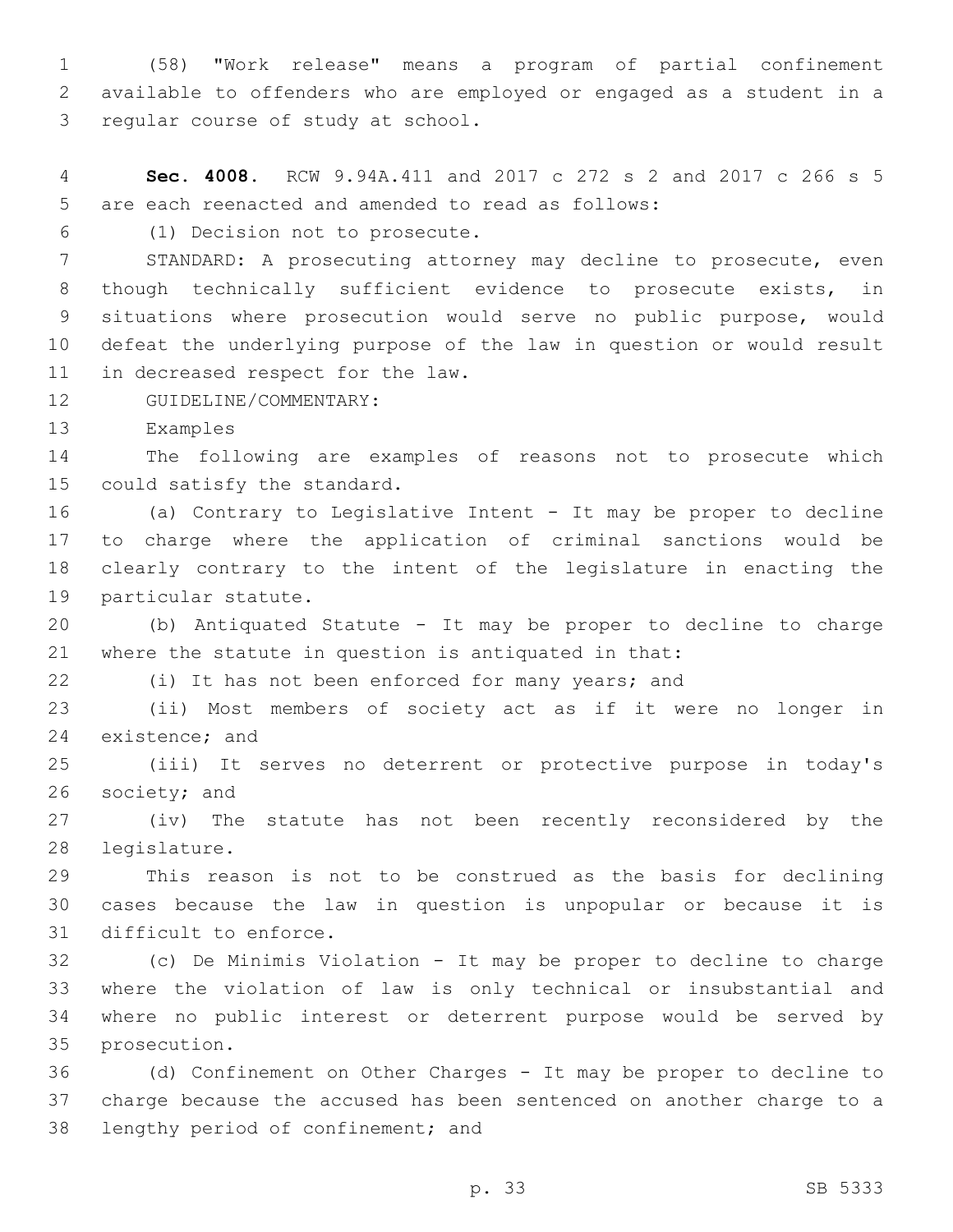(58) "Work release" means a program of partial confinement available to offenders who are employed or engaged as a student in a regular course of study at school.

**Sec. 4008.** RCW 9.94A.411 and 2017 c 272 s 2 and 2017 c 266 s 5 are each reenacted and amended to read as follows:

(1) Decision not to prosecute.

STANDARD: A prosecuting attorney may decline to prosecute, even though technically sufficient evidence to prosecute exists, in situations where prosecution would serve no public purpose, would defeat the underlying purpose of the law in question or would result in decreased respect for the law.

GUIDELINE/COMMENTARY:

Examples

The following are examples of reasons not to prosecute which could satisfy the standard.

(a) Contrary to Legislative Intent - It may be proper to decline to charge where the application of criminal sanctions would be clearly contrary to the intent of the legislature in enacting the particular statute.

(b) Antiquated Statute - It may be proper to decline to charge where the statute in question is antiquated in that:

(i) It has not been enforced for many years; and

(ii) Most members of society act as if it were no longer in existence; and

(iii) It serves no deterrent or protective purpose in today's society; and

(iv) The statute has not been recently reconsidered by the legislature.

This reason is not to be construed as the basis for declining cases because the law in question is unpopular or because it is difficult to enforce.

(c) De Minimis Violation - It may be proper to decline to charge where the violation of law is only technical or insubstantial and where no public interest or deterrent purpose would be served by prosecution.

(d) Confinement on Other Charges - It may be proper to decline to charge because the accused has been sentenced on another charge to a lengthy period of confinement; and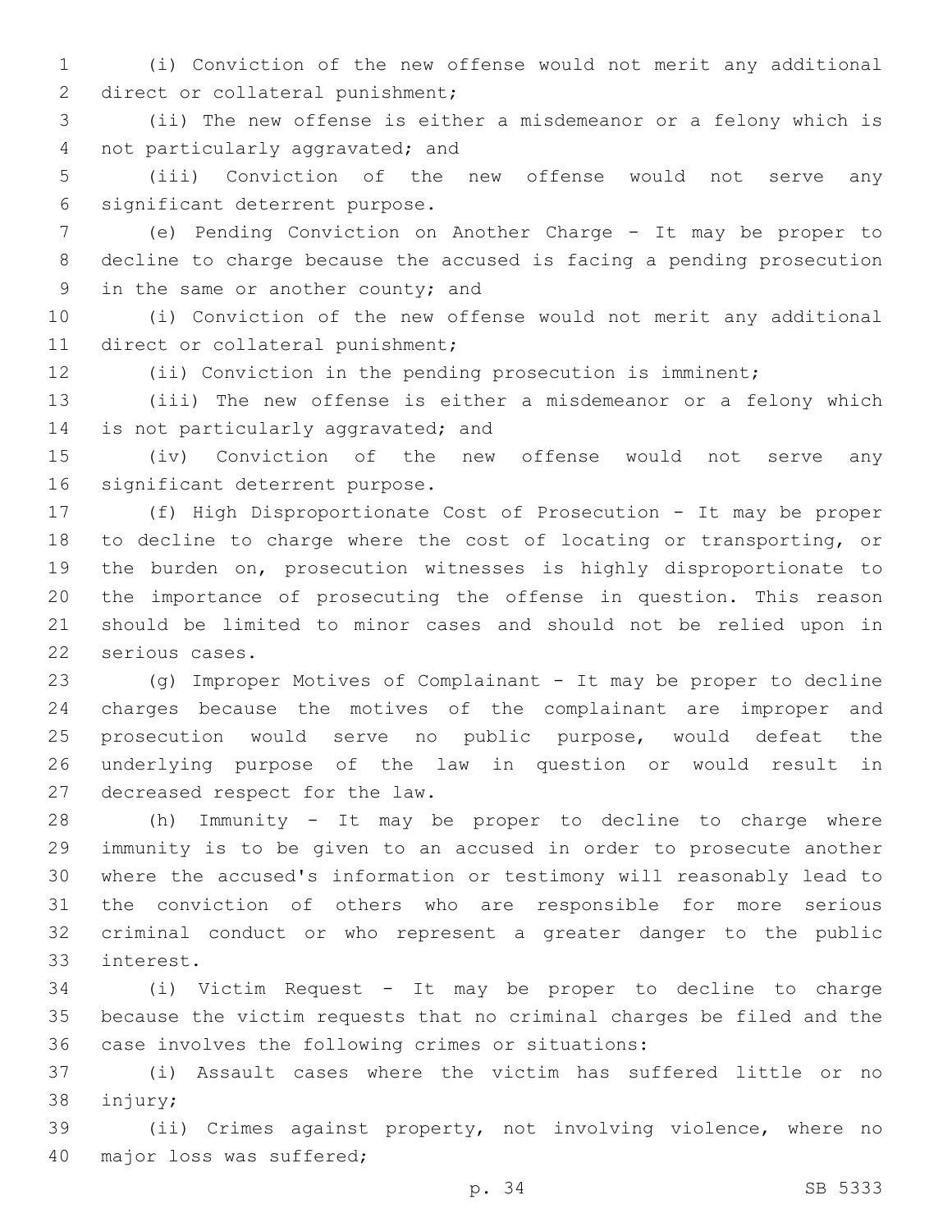(i) Conviction of the new offense would not merit any additional direct or collateral punishment;

(ii) The new offense is either a misdemeanor or a felony which is not particularly aggravated; and

(iii) Conviction of the new offense would not serve any significant deterrent purpose.

(e) Pending Conviction on Another Charge - It may be proper to decline to charge because the accused is facing a pending prosecution in the same or another county; and

(i) Conviction of the new offense would not merit any additional direct or collateral punishment;

(ii) Conviction in the pending prosecution is imminent;

(iii) The new offense is either a misdemeanor or a felony which is not particularly aggravated; and

(iv) Conviction of the new offense would not serve any significant deterrent purpose.

(f) High Disproportionate Cost of Prosecution - It may be proper to decline to charge where the cost of locating or transporting, or the burden on, prosecution witnesses is highly disproportionate to the importance of prosecuting the offense in question. This reason should be limited to minor cases and should not be relied upon in serious cases.

(g) Improper Motives of Complainant - It may be proper to decline charges because the motives of the complainant are improper and prosecution would serve no public purpose, would defeat the underlying purpose of the law in question or would result in decreased respect for the law.

(h) Immunity - It may be proper to decline to charge where immunity is to be given to an accused in order to prosecute another where the accused's information or testimony will reasonably lead to the conviction of others who are responsible for more serious criminal conduct or who represent a greater danger to the public interest.

(i) Victim Request - It may be proper to decline to charge because the victim requests that no criminal charges be filed and the case involves the following crimes or situations:

(i) Assault cases where the victim has suffered little or no injury;

(ii) Crimes against property, not involving violence, where no major loss was suffered;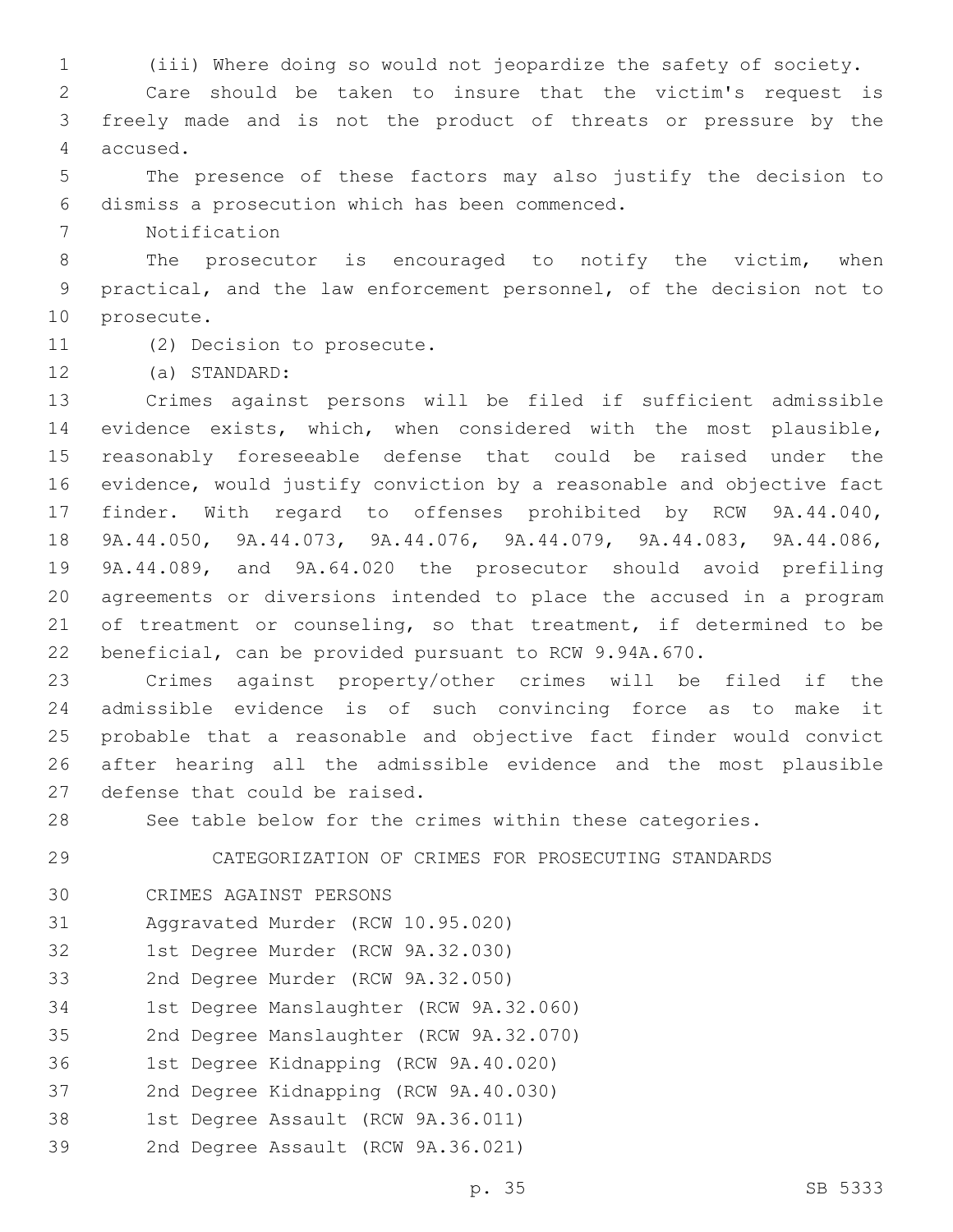(iii) Where doing so would not jeopardize the safety of society.

Care should be taken to insure that the victim's request is freely made and is not the product of threats or pressure by the accused.

The presence of these factors may also justify the decision to dismiss a prosecution which has been commenced.

Notification

The prosecutor is encouraged to notify the victim, when practical, and the law enforcement personnel, of the decision not to prosecute.

(2) Decision to prosecute.

(a) STANDARD:

Crimes against persons will be filed if sufficient admissible evidence exists, which, when considered with the most plausible, reasonably foreseeable defense that could be raised under the evidence, would justify conviction by a reasonable and objective fact finder. With regard to offenses prohibited by RCW 9A.44.040, 9A.44.050, 9A.44.073, 9A.44.076, 9A.44.079, 9A.44.083, 9A.44.086, 9A.44.089, and 9A.64.020 the prosecutor should avoid prefiling agreements or diversions intended to place the accused in a program of treatment or counseling, so that treatment, if determined to be beneficial, can be provided pursuant to RCW 9.94A.670.

Crimes against property/other crimes will be filed if the admissible evidence is of such convincing force as to make it probable that a reasonable and objective fact finder would convict after hearing all the admissible evidence and the most plausible defense that could be raised.

See table below for the crimes within these categories.

CATEGORIZATION OF CRIMES FOR PROSECUTING STANDARDS

CRIMES AGAINST PERSONS

Aggravated Murder (RCW 10.95.020)

1st Degree Murder (RCW 9A.32.030)

2nd Degree Murder (RCW 9A.32.050)

1st Degree Manslaughter (RCW 9A.32.060)

2nd Degree Manslaughter (RCW 9A.32.070)

1st Degree Kidnapping (RCW 9A.40.020)

2nd Degree Kidnapping (RCW 9A.40.030)

1st Degree Assault (RCW 9A.36.011)

2nd Degree Assault (RCW 9A.36.021)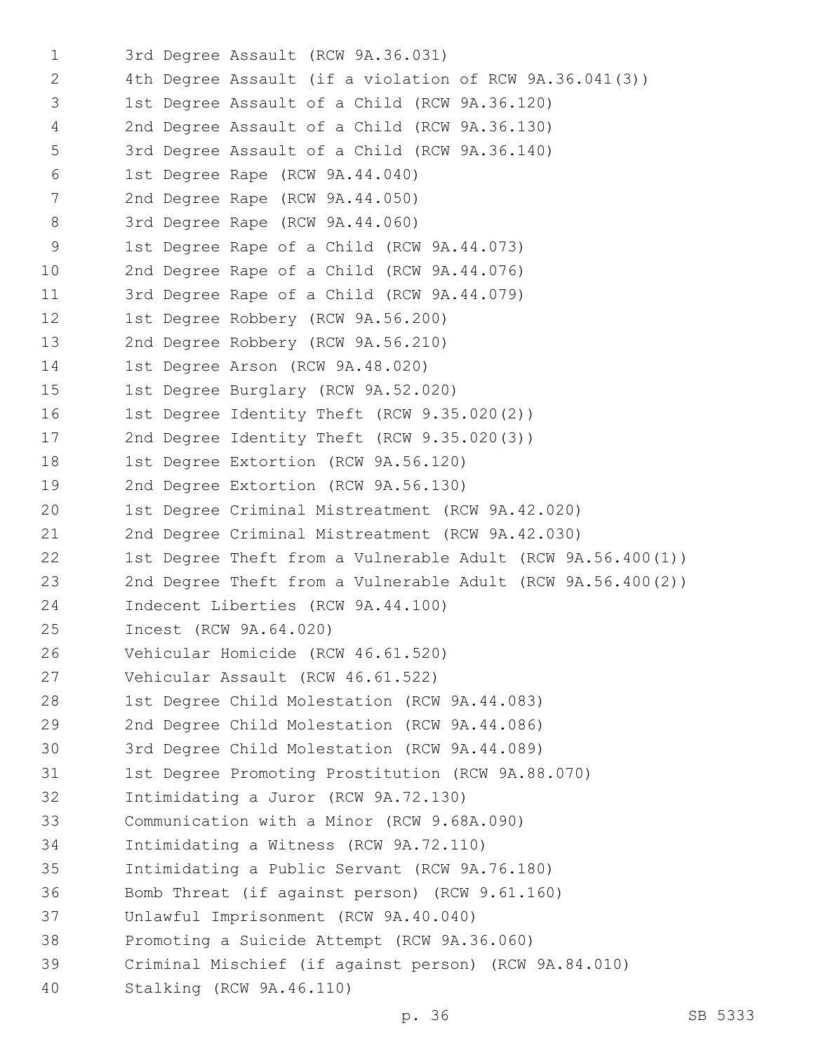3rd Degree Assault (RCW 9A.36.031)
4th Degree Assault (if a violation of RCW 9A.36.041(3))
1st Degree Assault of a Child (RCW 9A.36.120)
2nd Degree Assault of a Child (RCW 9A.36.130)
3rd Degree Assault of a Child (RCW 9A.36.140)
1st Degree Rape (RCW 9A.44.040)
2nd Degree Rape (RCW 9A.44.050)
3rd Degree Rape (RCW 9A.44.060)
1st Degree Rape of a Child (RCW 9A.44.073)
2nd Degree Rape of a Child (RCW 9A.44.076)
3rd Degree Rape of a Child (RCW 9A.44.079)
1st Degree Robbery (RCW 9A.56.200)
2nd Degree Robbery (RCW 9A.56.210)
1st Degree Arson (RCW 9A.48.020)
1st Degree Burglary (RCW 9A.52.020)
1st Degree Identity Theft (RCW 9.35.020(2))
2nd Degree Identity Theft (RCW 9.35.020(3))
1st Degree Extortion (RCW 9A.56.120)
2nd Degree Extortion (RCW 9A.56.130)
1st Degree Criminal Mistreatment (RCW 9A.42.020)
2nd Degree Criminal Mistreatment (RCW 9A.42.030)
1st Degree Theft from a Vulnerable Adult (RCW 9A.56.400(1))
2nd Degree Theft from a Vulnerable Adult (RCW 9A.56.400(2))
Indecent Liberties (RCW 9A.44.100)
Incest (RCW 9A.64.020)
Vehicular Homicide (RCW 46.61.520)
Vehicular Assault (RCW 46.61.522)
1st Degree Child Molestation (RCW 9A.44.083)
2nd Degree Child Molestation (RCW 9A.44.086)
3rd Degree Child Molestation (RCW 9A.44.089)
1st Degree Promoting Prostitution (RCW 9A.88.070)
Intimidating a Juror (RCW 9A.72.130)
Communication with a Minor (RCW 9.68A.090)
Intimidating a Witness (RCW 9A.72.110)
Intimidating a Public Servant (RCW 9A.76.180)
Bomb Threat (if against person) (RCW 9.61.160)
Unlawful Imprisonment (RCW 9A.40.040)
Promoting a Suicide Attempt (RCW 9A.36.060)
Criminal Mischief (if against person) (RCW 9A.84.010)
Stalking (RCW 9A.46.110)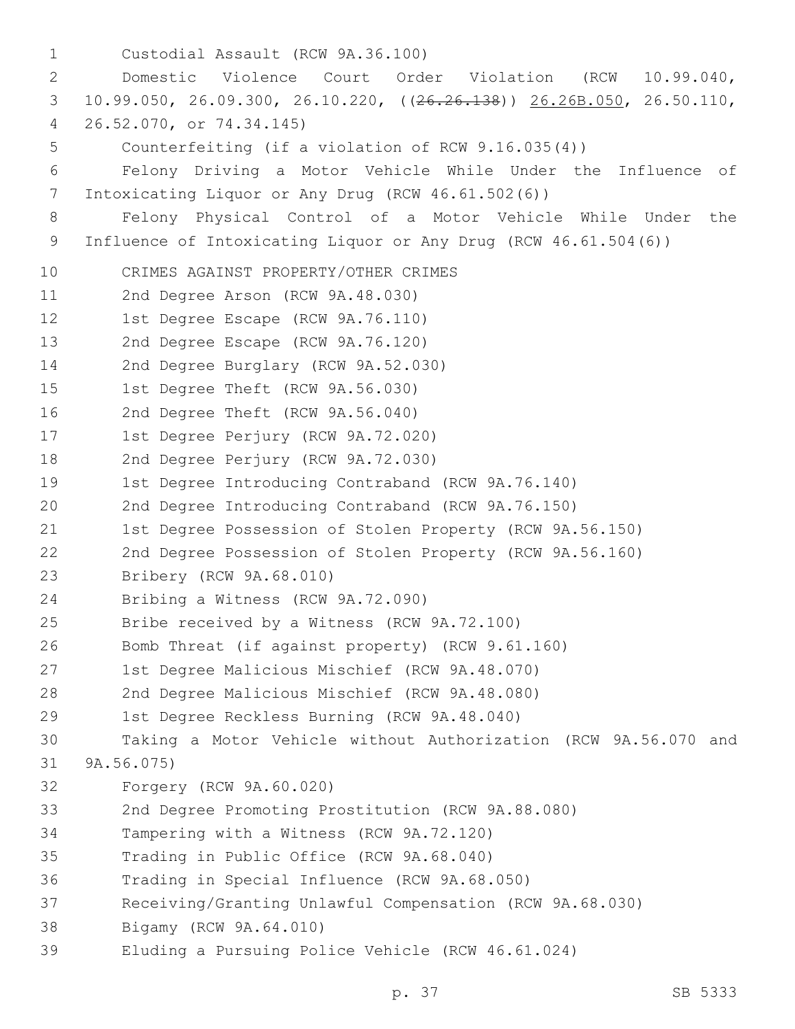Custodial Assault (RCW 9A.36.100)

Domestic Violence Court Order Violation (RCW 10.99.040, 10.99.050, 26.09.300, 26.10.220, ((~~26.26.138~~)) 26.26B.050, 26.50.110, 26.52.070, or 74.34.145)

Counterfeiting (if a violation of RCW 9.16.035(4))

Felony Driving a Motor Vehicle While Under the Influence of Intoxicating Liquor or Any Drug (RCW 46.61.502(6))

Felony Physical Control of a Motor Vehicle While Under the Influence of Intoxicating Liquor or Any Drug (RCW 46.61.504(6))

CRIMES AGAINST PROPERTY/OTHER CRIMES

2nd Degree Arson (RCW 9A.48.030)

1st Degree Escape (RCW 9A.76.110)

2nd Degree Escape (RCW 9A.76.120)

2nd Degree Burglary (RCW 9A.52.030)

1st Degree Theft (RCW 9A.56.030)

2nd Degree Theft (RCW 9A.56.040)

1st Degree Perjury (RCW 9A.72.020)

2nd Degree Perjury (RCW 9A.72.030)

1st Degree Introducing Contraband (RCW 9A.76.140)

2nd Degree Introducing Contraband (RCW 9A.76.150)

1st Degree Possession of Stolen Property (RCW 9A.56.150)

2nd Degree Possession of Stolen Property (RCW 9A.56.160)

Bribery (RCW 9A.68.010)

Bribing a Witness (RCW 9A.72.090)

Bribe received by a Witness (RCW 9A.72.100)

Bomb Threat (if against property) (RCW 9.61.160)

1st Degree Malicious Mischief (RCW 9A.48.070)

2nd Degree Malicious Mischief (RCW 9A.48.080)

1st Degree Reckless Burning (RCW 9A.48.040)

Taking a Motor Vehicle without Authorization (RCW 9A.56.070 and 9A.56.075)

Forgery (RCW 9A.60.020)

2nd Degree Promoting Prostitution (RCW 9A.88.080)

Tampering with a Witness (RCW 9A.72.120)

Trading in Public Office (RCW 9A.68.040)

Trading in Special Influence (RCW 9A.68.050)

Receiving/Granting Unlawful Compensation (RCW 9A.68.030)

Bigamy (RCW 9A.64.010)

Eluding a Pursuing Police Vehicle (RCW 46.61.024)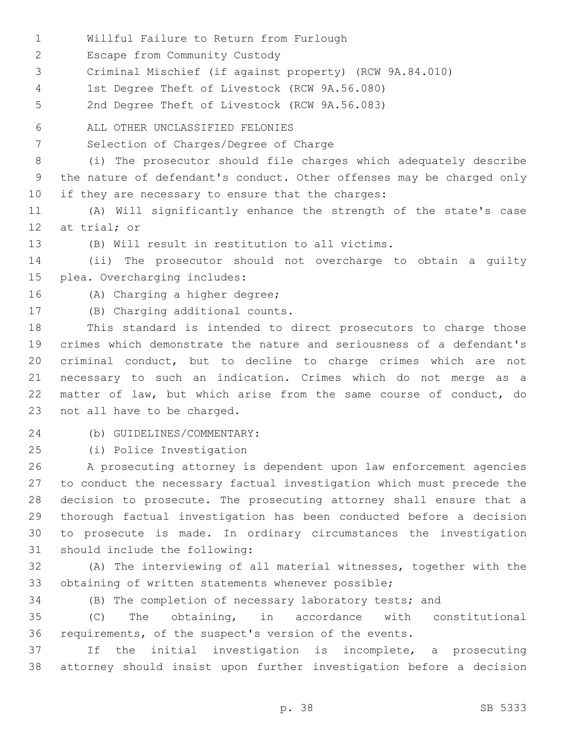Willful Failure to Return from Furlough

Escape from Community Custody

Criminal Mischief (if against property) (RCW 9A.84.010)

1st Degree Theft of Livestock (RCW 9A.56.080)

2nd Degree Theft of Livestock (RCW 9A.56.083)

ALL OTHER UNCLASSIFIED FELONIES

Selection of Charges/Degree of Charge

(i) The prosecutor should file charges which adequately describe the nature of defendant's conduct. Other offenses may be charged only if they are necessary to ensure that the charges:

(A) Will significantly enhance the strength of the state's case at trial; or

(B) Will result in restitution to all victims.

(ii) The prosecutor should not overcharge to obtain a guilty plea. Overcharging includes:

(A) Charging a higher degree;

(B) Charging additional counts.

This standard is intended to direct prosecutors to charge those crimes which demonstrate the nature and seriousness of a defendant's criminal conduct, but to decline to charge crimes which are not necessary to such an indication. Crimes which do not merge as a matter of law, but which arise from the same course of conduct, do not all have to be charged.

(b) GUIDELINES/COMMENTARY:

(i) Police Investigation

A prosecuting attorney is dependent upon law enforcement agencies to conduct the necessary factual investigation which must precede the decision to prosecute. The prosecuting attorney shall ensure that a thorough factual investigation has been conducted before a decision to prosecute is made. In ordinary circumstances the investigation should include the following:

(A) The interviewing of all material witnesses, together with the obtaining of written statements whenever possible;

(B) The completion of necessary laboratory tests; and

(C) The obtaining, in accordance with constitutional requirements, of the suspect's version of the events.

If the initial investigation is incomplete, a prosecuting attorney should insist upon further investigation before a decision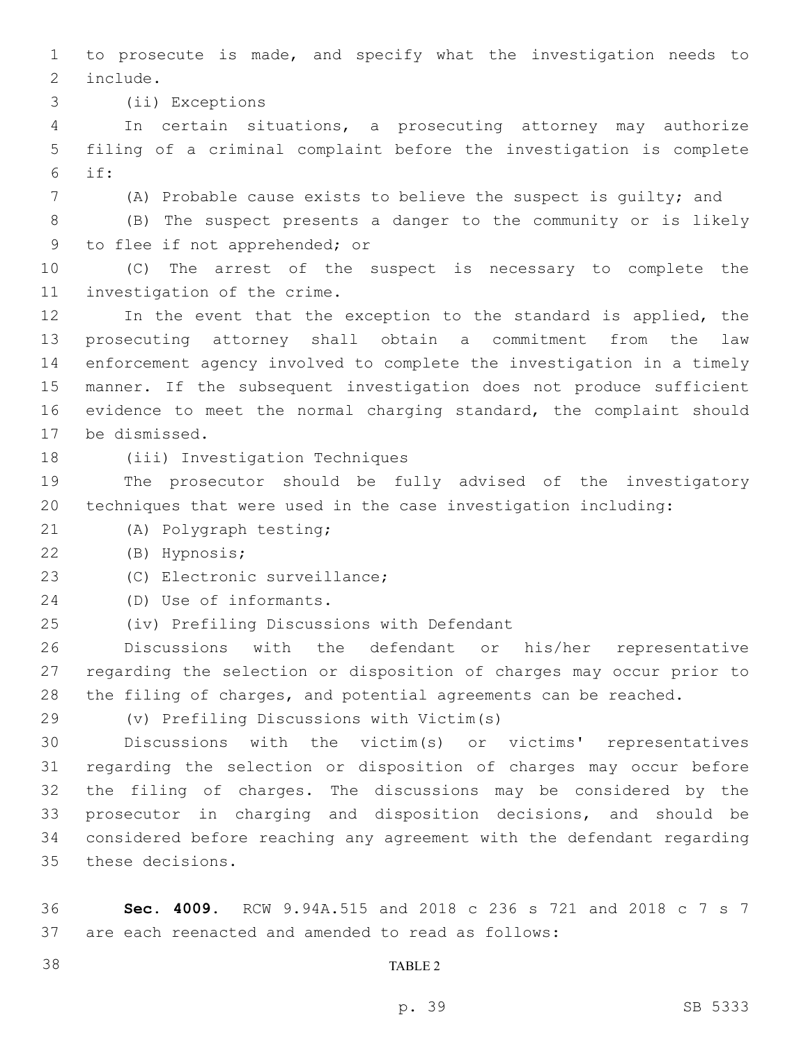to prosecute is made, and specify what the investigation needs to include.

(ii) Exceptions

In certain situations, a prosecuting attorney may authorize filing of a criminal complaint before the investigation is complete if:

(A) Probable cause exists to believe the suspect is guilty; and

(B) The suspect presents a danger to the community or is likely to flee if not apprehended; or

(C) The arrest of the suspect is necessary to complete the investigation of the crime.

In the event that the exception to the standard is applied, the prosecuting attorney shall obtain a commitment from the law enforcement agency involved to complete the investigation in a timely manner. If the subsequent investigation does not produce sufficient evidence to meet the normal charging standard, the complaint should be dismissed.

(iii) Investigation Techniques

The prosecutor should be fully advised of the investigatory techniques that were used in the case investigation including:

(A) Polygraph testing;

(B) Hypnosis;

(C) Electronic surveillance;

(D) Use of informants.

(iv) Prefiling Discussions with Defendant

Discussions with the defendant or his/her representative regarding the selection or disposition of charges may occur prior to the filing of charges, and potential agreements can be reached.

(v) Prefiling Discussions with Victim(s)

Discussions with the victim(s) or victims' representatives regarding the selection or disposition of charges may occur before the filing of charges. The discussions may be considered by the prosecutor in charging and disposition decisions, and should be considered before reaching any agreement with the defendant regarding these decisions.

**Sec. 4009.** RCW 9.94A.515 and 2018 c 236 s 721 and 2018 c 7 s 7 are each reenacted and amended to read as follows:

TABLE 2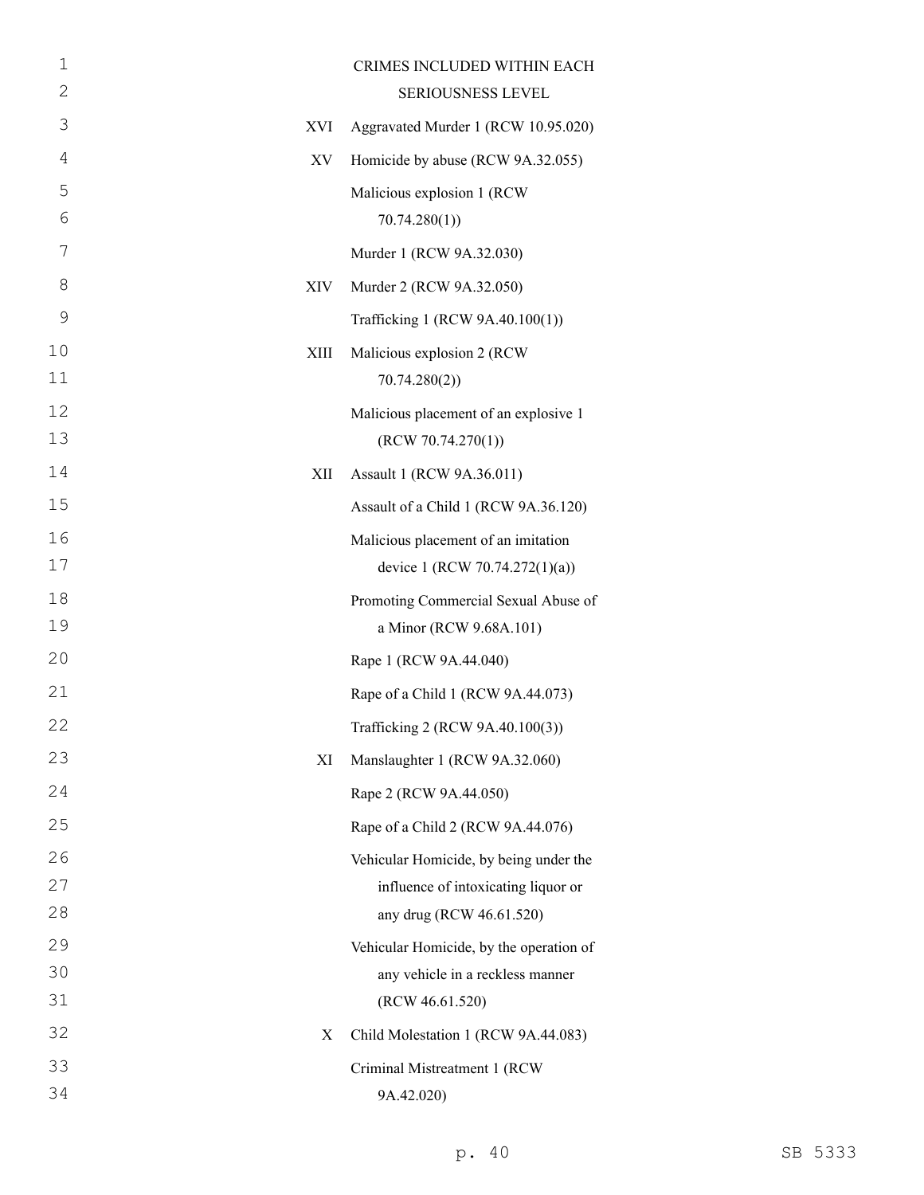CRIMES INCLUDED WITHIN EACH SERIOUSNESS LEVEL

| | |
|---|---|
| XVI | Aggravated Murder 1 (RCW 10.95.020) |
| XV | Homicide by abuse (RCW 9A.32.055) |
| | Malicious explosion 1 (RCW 70.74.280(1)) |
| | Murder 1 (RCW 9A.32.030) |
| XIV | Murder 2 (RCW 9A.32.050) |
| | Trafficking 1 (RCW 9A.40.100(1)) |
| XIII | Malicious explosion 2 (RCW 70.74.280(2)) |
| | Malicious placement of an explosive 1 (RCW 70.74.270(1)) |
| XII | Assault 1 (RCW 9A.36.011) |
| | Assault of a Child 1 (RCW 9A.36.120) |
| | Malicious placement of an imitation device 1 (RCW 70.74.272(1)(a)) |
| | Promoting Commercial Sexual Abuse of a Minor (RCW 9.68A.101) |
| | Rape 1 (RCW 9A.44.040) |
| | Rape of a Child 1 (RCW 9A.44.073) |
| | Trafficking 2 (RCW 9A.40.100(3)) |
| XI | Manslaughter 1 (RCW 9A.32.060) |
| | Rape 2 (RCW 9A.44.050) |
| | Rape of a Child 2 (RCW 9A.44.076) |
| | Vehicular Homicide, by being under the influence of intoxicating liquor or any drug (RCW 46.61.520) |
| | Vehicular Homicide, by the operation of any vehicle in a reckless manner (RCW 46.61.520) |
| X | Child Molestation 1 (RCW 9A.44.083) |
| | Criminal Mistreatment 1 (RCW 9A.42.020) |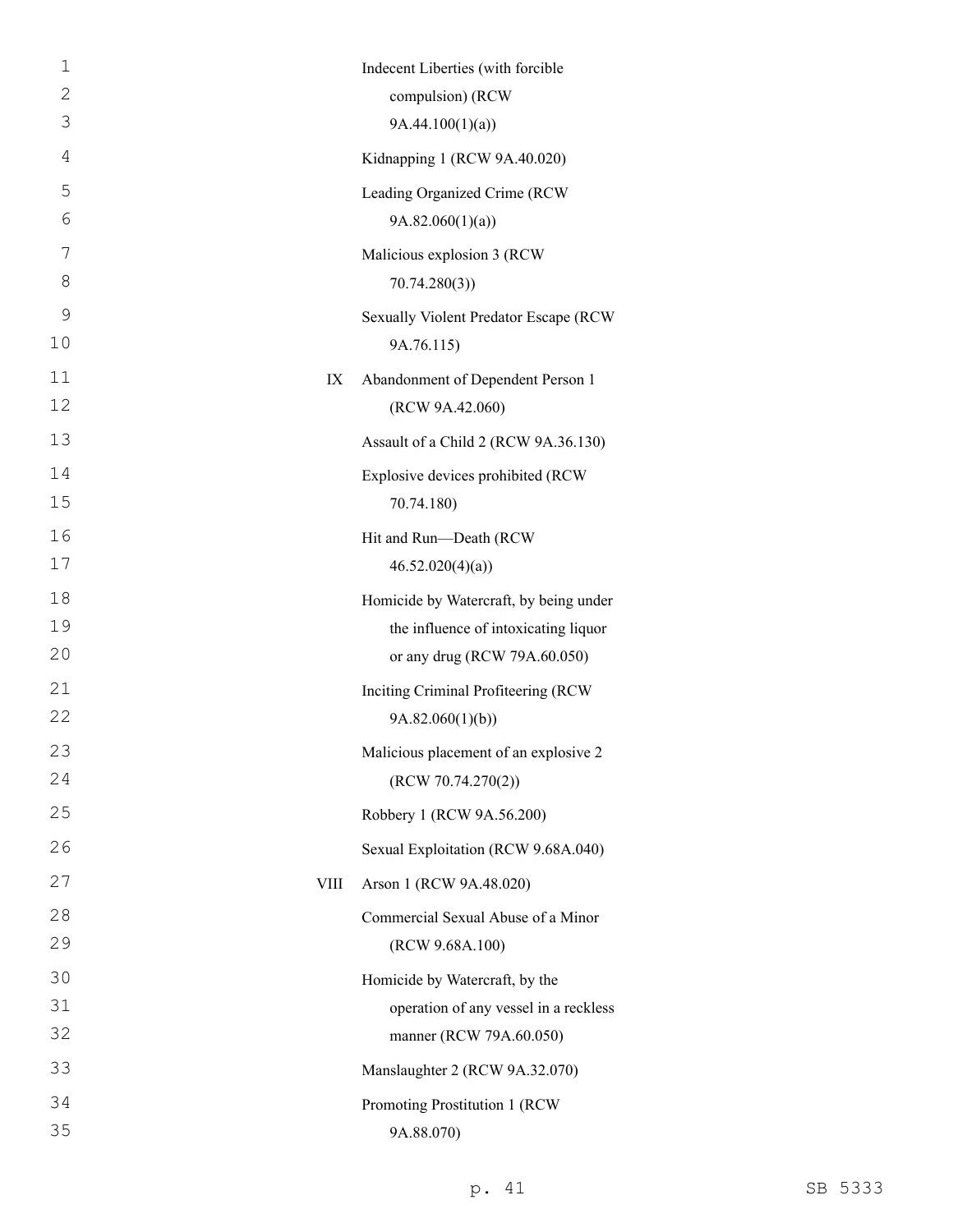| | |
|---|---|
| | Indecent Liberties (with forcible compulsion) (RCW 9A.44.100(1)(a)) |
| | Kidnapping 1 (RCW 9A.40.020) |
| | Leading Organized Crime (RCW 9A.82.060(1)(a)) |
| | Malicious explosion 3 (RCW 70.74.280(3)) |
| | Sexually Violent Predator Escape (RCW 9A.76.115) |
| IX | Abandonment of Dependent Person 1 (RCW 9A.42.060) |
| | Assault of a Child 2 (RCW 9A.36.130) |
| | Explosive devices prohibited (RCW 70.74.180) |
| | Hit and Run—Death (RCW 46.52.020(4)(a)) |
| | Homicide by Watercraft, by being under the influence of intoxicating liquor or any drug (RCW 79A.60.050) |
| | Inciting Criminal Profiteering (RCW 9A.82.060(1)(b)) |
| | Malicious placement of an explosive 2 (RCW 70.74.270(2)) |
| | Robbery 1 (RCW 9A.56.200) |
| | Sexual Exploitation (RCW 9.68A.040) |
| VIII | Arson 1 (RCW 9A.48.020) |
| | Commercial Sexual Abuse of a Minor (RCW 9.68A.100) |
| | Homicide by Watercraft, by the operation of any vessel in a reckless manner (RCW 79A.60.050) |
| | Manslaughter 2 (RCW 9A.32.070) |
| | Promoting Prostitution 1 (RCW 9A.88.070) |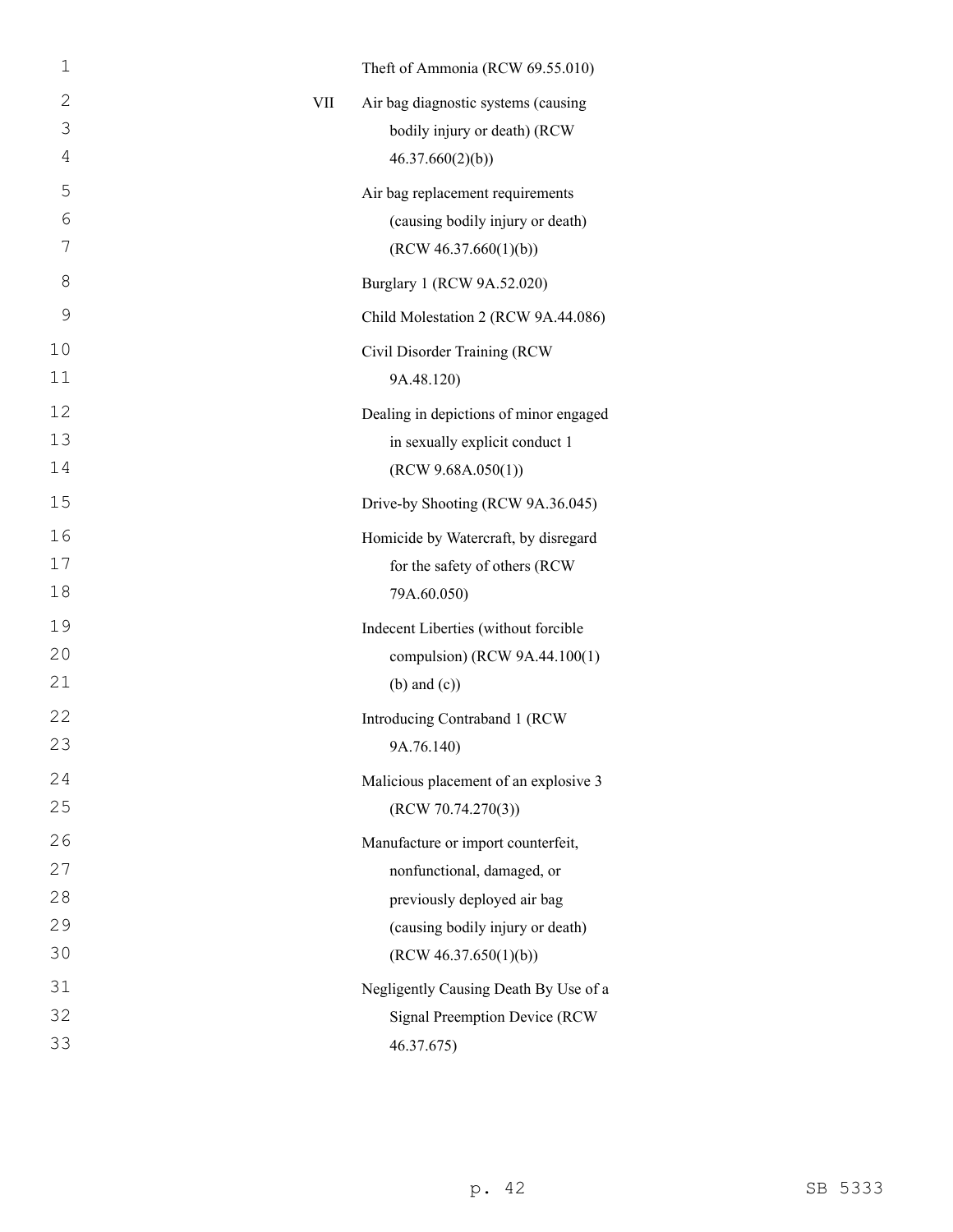| | |
|---|---|
| | Theft of Ammonia (RCW 69.55.010) |
| VII | Air bag diagnostic systems (causing bodily injury or death) (RCW 46.37.660(2)(b)) |
| | Air bag replacement requirements (causing bodily injury or death) (RCW 46.37.660(1)(b)) |
| | Burglary 1 (RCW 9A.52.020) |
| | Child Molestation 2 (RCW 9A.44.086) |
| | Civil Disorder Training (RCW 9A.48.120) |
| | Dealing in depictions of minor engaged in sexually explicit conduct 1 (RCW 9.68A.050(1)) |
| | Drive-by Shooting (RCW 9A.36.045) |
| | Homicide by Watercraft, by disregard for the safety of others (RCW 79A.60.050) |
| | Indecent Liberties (without forcible compulsion) (RCW 9A.44.100(1) (b) and (c)) |
| | Introducing Contraband 1 (RCW 9A.76.140) |
| | Malicious placement of an explosive 3 (RCW 70.74.270(3)) |
| | Manufacture or import counterfeit, nonfunctional, damaged, or previously deployed air bag (causing bodily injury or death) (RCW 46.37.650(1)(b)) |
| | Negligently Causing Death By Use of a Signal Preemption Device (RCW 46.37.675) |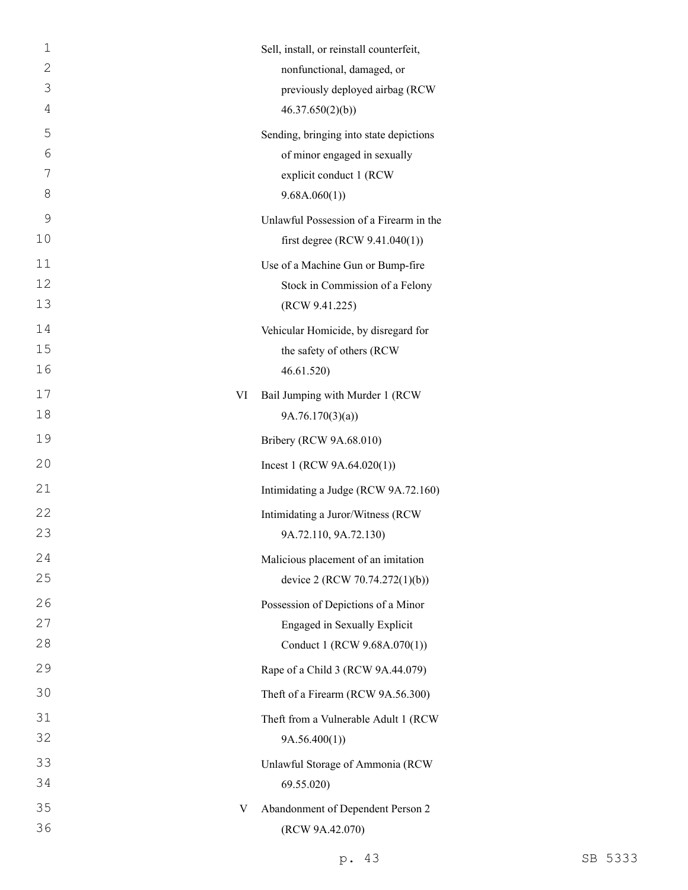| | |
|---|---|
| | Sell, install, or reinstall counterfeit, nonfunctional, damaged, or previously deployed airbag (RCW 46.37.650(2)(b)) |
| | Sending, bringing into state depictions of minor engaged in sexually explicit conduct 1 (RCW 9.68A.060(1)) |
| | Unlawful Possession of a Firearm in the first degree (RCW 9.41.040(1)) |
| | Use of a Machine Gun or Bump-fire Stock in Commission of a Felony (RCW 9.41.225) |
| | Vehicular Homicide, by disregard for the safety of others (RCW 46.61.520) |
| VI | Bail Jumping with Murder 1 (RCW 9A.76.170(3)(a)) |
| | Bribery (RCW 9A.68.010) |
| | Incest 1 (RCW 9A.64.020(1)) |
| | Intimidating a Judge (RCW 9A.72.160) |
| | Intimidating a Juror/Witness (RCW 9A.72.110, 9A.72.130) |
| | Malicious placement of an imitation device 2 (RCW 70.74.272(1)(b)) |
| | Possession of Depictions of a Minor Engaged in Sexually Explicit Conduct 1 (RCW 9.68A.070(1)) |
| | Rape of a Child 3 (RCW 9A.44.079) |
| | Theft of a Firearm (RCW 9A.56.300) |
| | Theft from a Vulnerable Adult 1 (RCW 9A.56.400(1)) |
| | Unlawful Storage of Ammonia (RCW 69.55.020) |
| V | Abandonment of Dependent Person 2 (RCW 9A.42.070) |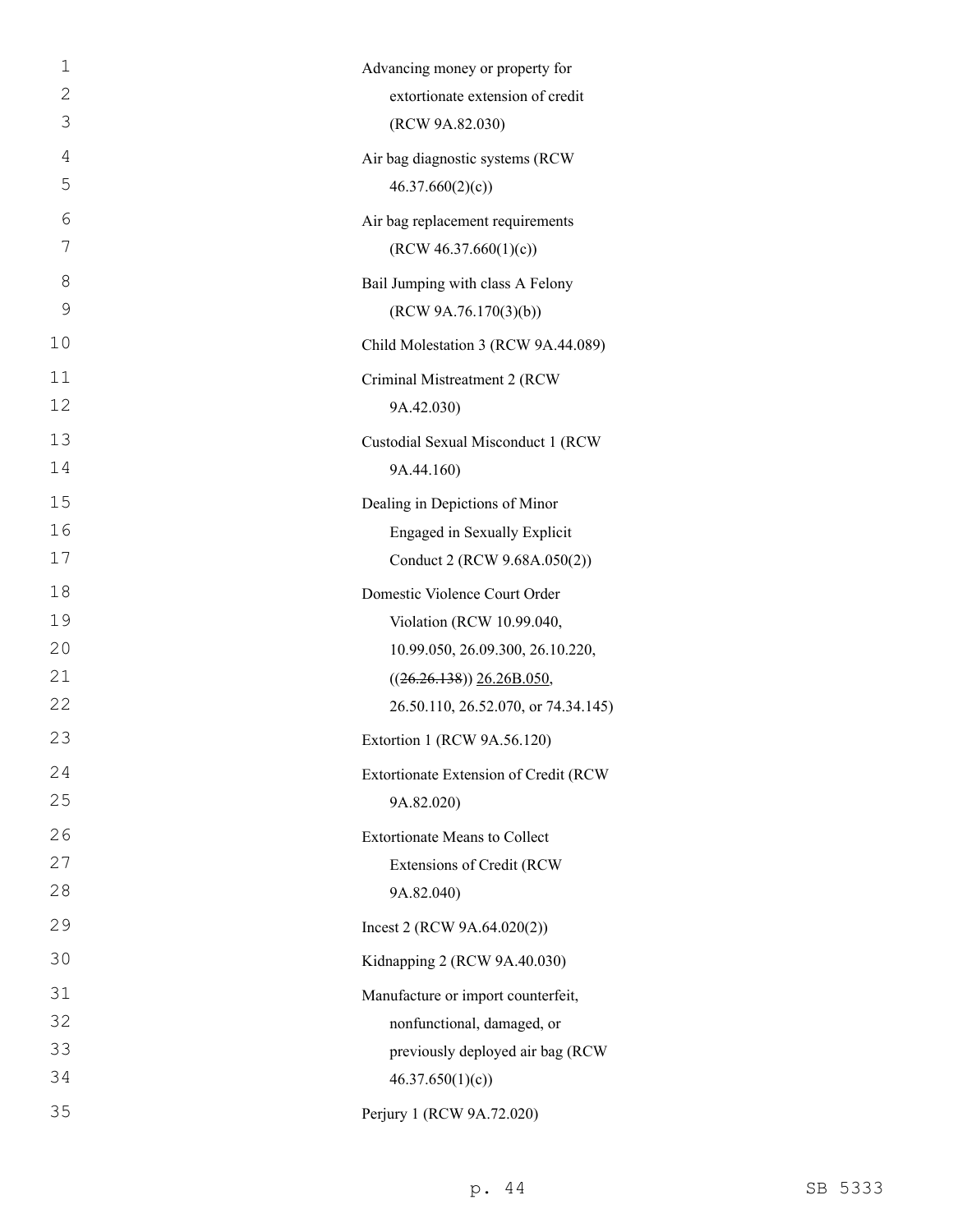Advancing money or property for extortionate extension of credit (RCW 9A.82.030)

Air bag diagnostic systems (RCW 46.37.660(2)(c))

Air bag replacement requirements (RCW 46.37.660(1)(c))

Bail Jumping with class A Felony (RCW 9A.76.170(3)(b))

Child Molestation 3 (RCW 9A.44.089)

Criminal Mistreatment 2 (RCW 9A.42.030)

Custodial Sexual Misconduct 1 (RCW 9A.44.160)

Dealing in Depictions of Minor Engaged in Sexually Explicit Conduct 2 (RCW 9.68A.050(2))

Domestic Violence Court Order Violation (RCW 10.99.040, 10.99.050, 26.09.300, 26.10.220, ((~~26.26.138~~)) 26.26B.050, 26.50.110, 26.52.070, or 74.34.145)

Extortion 1 (RCW 9A.56.120)

Extortionate Extension of Credit (RCW 9A.82.020)

Extortionate Means to Collect Extensions of Credit (RCW 9A.82.040)

Incest 2 (RCW 9A.64.020(2))

Kidnapping 2 (RCW 9A.40.030)

Manufacture or import counterfeit, nonfunctional, damaged, or previously deployed air bag (RCW 46.37.650(1)(c))

Perjury 1 (RCW 9A.72.020)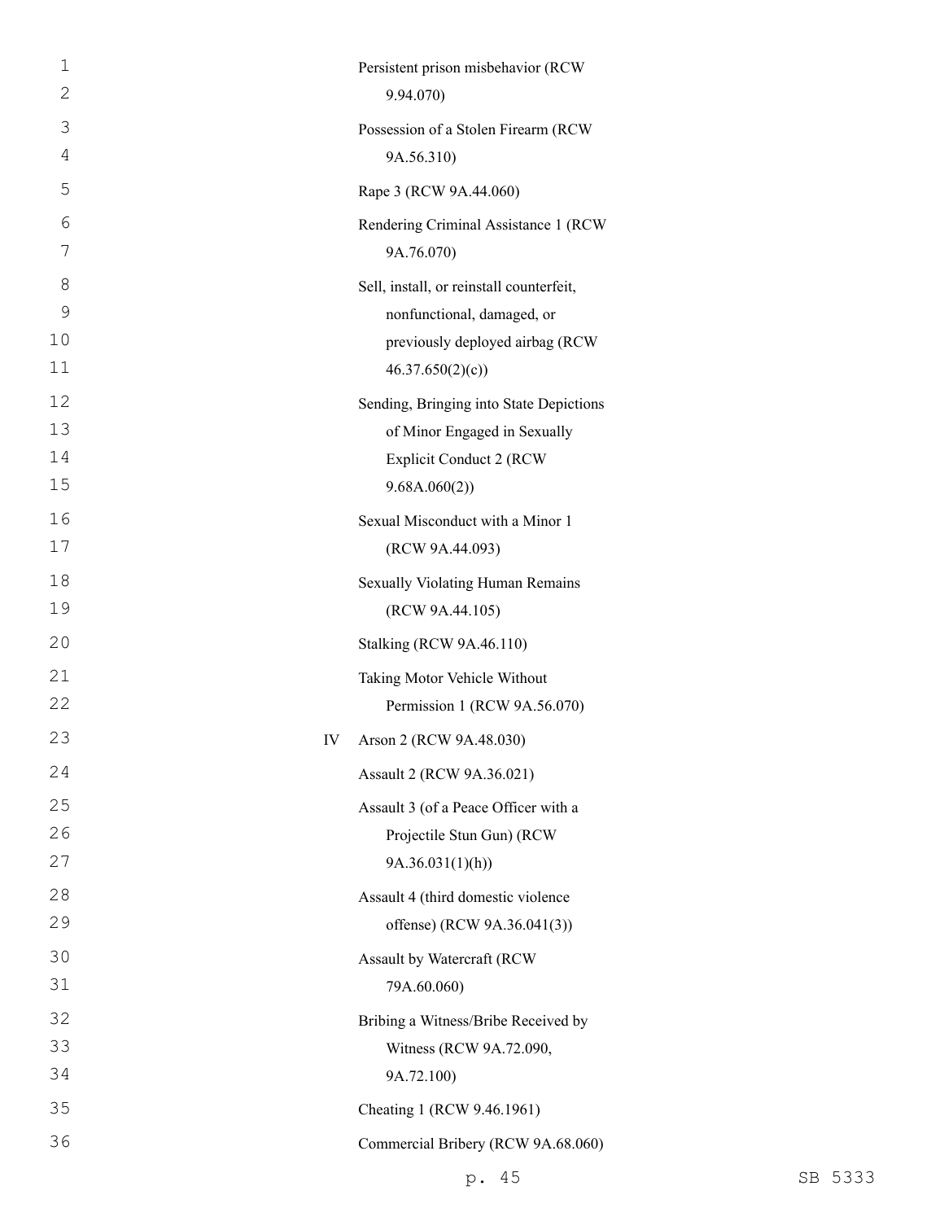| | |
|---|---|
| | Persistent prison misbehavior (RCW 9.94.070) |
| | Possession of a Stolen Firearm (RCW 9A.56.310) |
| | Rape 3 (RCW 9A.44.060) |
| | Rendering Criminal Assistance 1 (RCW 9A.76.070) |
| | Sell, install, or reinstall counterfeit, nonfunctional, damaged, or previously deployed airbag (RCW 46.37.650(2)(c)) |
| | Sending, Bringing into State Depictions of Minor Engaged in Sexually Explicit Conduct 2 (RCW 9.68A.060(2)) |
| | Sexual Misconduct with a Minor 1 (RCW 9A.44.093) |
| | Sexually Violating Human Remains (RCW 9A.44.105) |
| | Stalking (RCW 9A.46.110) |
| | Taking Motor Vehicle Without Permission 1 (RCW 9A.56.070) |
| IV | Arson 2 (RCW 9A.48.030) |
| | Assault 2 (RCW 9A.36.021) |
| | Assault 3 (of a Peace Officer with a Projectile Stun Gun) (RCW 9A.36.031(1)(h)) |
| | Assault 4 (third domestic violence offense) (RCW 9A.36.041(3)) |
| | Assault by Watercraft (RCW 79A.60.060) |
| | Bribing a Witness/Bribe Received by Witness (RCW 9A.72.090, 9A.72.100) |
| | Cheating 1 (RCW 9.46.1961) |
| | Commercial Bribery (RCW 9A.68.060) |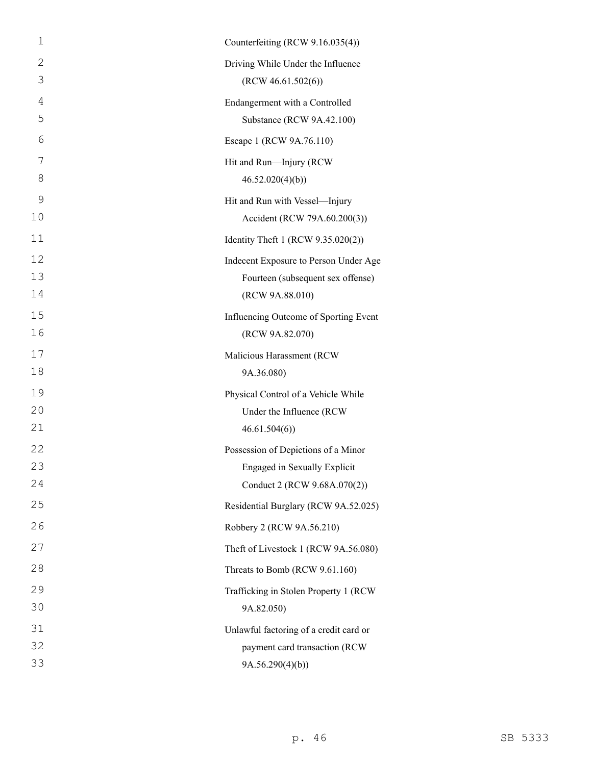Counterfeiting (RCW 9.16.035(4))

Driving While Under the Influence (RCW 46.61.502(6))

Endangerment with a Controlled Substance (RCW 9A.42.100)

Escape 1 (RCW 9A.76.110)

Hit and Run—Injury (RCW 46.52.020(4)(b))

Hit and Run with Vessel—Injury Accident (RCW 79A.60.200(3))

Identity Theft 1 (RCW 9.35.020(2))

Indecent Exposure to Person Under Age Fourteen (subsequent sex offense) (RCW 9A.88.010)

Influencing Outcome of Sporting Event (RCW 9A.82.070)

Malicious Harassment (RCW 9A.36.080)

Physical Control of a Vehicle While Under the Influence (RCW 46.61.504(6))

Possession of Depictions of a Minor Engaged in Sexually Explicit Conduct 2 (RCW 9.68A.070(2))

Residential Burglary (RCW 9A.52.025)

Robbery 2 (RCW 9A.56.210)

Theft of Livestock 1 (RCW 9A.56.080)

Threats to Bomb (RCW 9.61.160)

Trafficking in Stolen Property 1 (RCW 9A.82.050)

Unlawful factoring of a credit card or payment card transaction (RCW 9A.56.290(4)(b))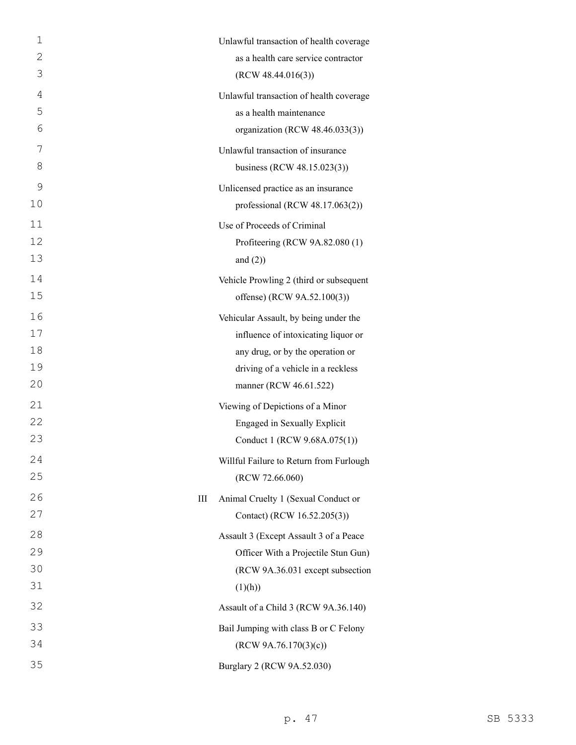Unlawful transaction of health coverage as a health care service contractor (RCW 48.44.016(3))

Unlawful transaction of health coverage as a health maintenance organization (RCW 48.46.033(3))

Unlawful transaction of insurance business (RCW 48.15.023(3))

Unlicensed practice as an insurance professional (RCW 48.17.063(2))

Use of Proceeds of Criminal Profiteering (RCW 9A.82.080 (1) and (2))

Vehicle Prowling 2 (third or subsequent offense) (RCW 9A.52.100(3))

Vehicular Assault, by being under the influence of intoxicating liquor or any drug, or by the operation or driving of a vehicle in a reckless manner (RCW 46.61.522)

Viewing of Depictions of a Minor Engaged in Sexually Explicit Conduct 1 (RCW 9.68A.075(1))

Willful Failure to Return from Furlough (RCW 72.66.060)

III Animal Cruelty 1 (Sexual Conduct or Contact) (RCW 16.52.205(3))

Assault 3 (Except Assault 3 of a Peace Officer With a Projectile Stun Gun) (RCW 9A.36.031 except subsection (1)(h))

Assault of a Child 3 (RCW 9A.36.140)

Bail Jumping with class B or C Felony (RCW 9A.76.170(3)(c))

Burglary 2 (RCW 9A.52.030)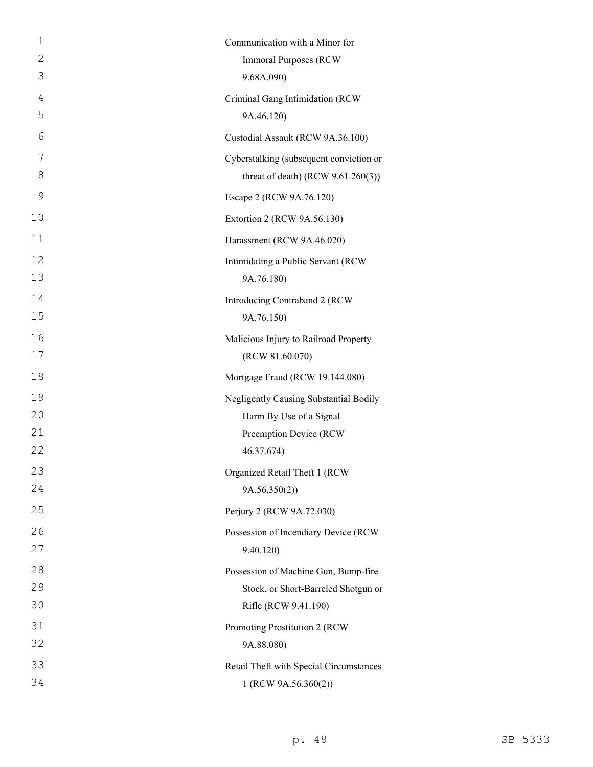Communication with a Minor for Immoral Purposes (RCW 9.68A.090)

Criminal Gang Intimidation (RCW 9A.46.120)

Custodial Assault (RCW 9A.36.100)

Cyberstalking (subsequent conviction or threat of death) (RCW 9.61.260(3))

Escape 2 (RCW 9A.76.120)

Extortion 2 (RCW 9A.56.130)

Harassment (RCW 9A.46.020)

Intimidating a Public Servant (RCW 9A.76.180)

Introducing Contraband 2 (RCW 9A.76.150)

Malicious Injury to Railroad Property (RCW 81.60.070)

Mortgage Fraud (RCW 19.144.080)

Negligently Causing Substantial Bodily Harm By Use of a Signal Preemption Device (RCW 46.37.674)

Organized Retail Theft 1 (RCW 9A.56.350(2))

Perjury 2 (RCW 9A.72.030)

Possession of Incendiary Device (RCW 9.40.120)

Possession of Machine Gun, Bump-fire Stock, or Short-Barreled Shotgun or Rifle (RCW 9.41.190)

Promoting Prostitution 2 (RCW 9A.88.080)

Retail Theft with Special Circumstances 1 (RCW 9A.56.360(2))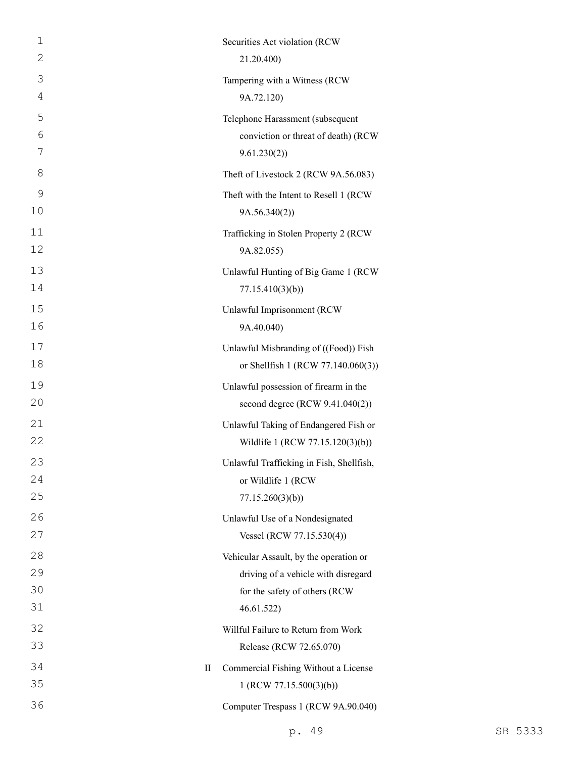Securities Act violation (RCW 21.20.400)

Tampering with a Witness (RCW 9A.72.120)

Telephone Harassment (subsequent conviction or threat of death) (RCW 9.61.230(2))

Theft of Livestock 2 (RCW 9A.56.083)

Theft with the Intent to Resell 1 (RCW 9A.56.340(2))

Trafficking in Stolen Property 2 (RCW 9A.82.055)

Unlawful Hunting of Big Game 1 (RCW 77.15.410(3)(b))

Unlawful Imprisonment (RCW 9A.40.040)

Unlawful Misbranding of ((~~Food~~)) Fish or Shellfish 1 (RCW 77.140.060(3))

Unlawful possession of firearm in the second degree (RCW 9.41.040(2))

Unlawful Taking of Endangered Fish or Wildlife 1 (RCW 77.15.120(3)(b))

Unlawful Trafficking in Fish, Shellfish, or Wildlife 1 (RCW 77.15.260(3)(b))

Unlawful Use of a Nondesignated Vessel (RCW 77.15.530(4))

Vehicular Assault, by the operation or driving of a vehicle with disregard for the safety of others (RCW 46.61.522)

Willful Failure to Return from Work Release (RCW 72.65.070)

II Commercial Fishing Without a License 1 (RCW 77.15.500(3)(b))

Computer Trespass 1 (RCW 9A.90.040)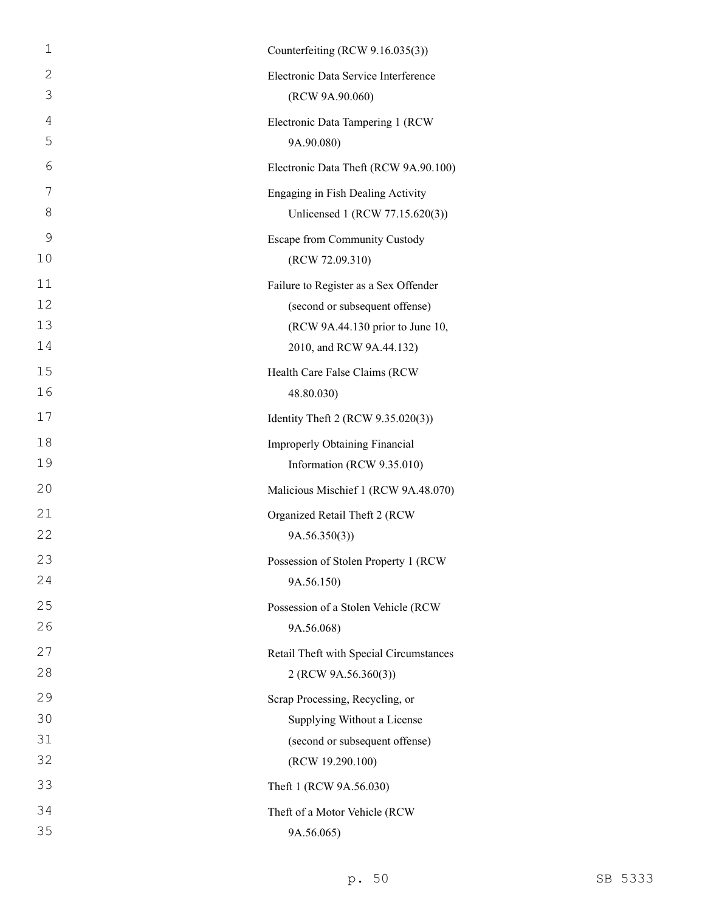Counterfeiting (RCW 9.16.035(3))

Electronic Data Service Interference (RCW 9A.90.060)

Electronic Data Tampering 1 (RCW 9A.90.080)

Electronic Data Theft (RCW 9A.90.100)

Engaging in Fish Dealing Activity Unlicensed 1 (RCW 77.15.620(3))

Escape from Community Custody (RCW 72.09.310)

Failure to Register as a Sex Offender (second or subsequent offense) (RCW 9A.44.130 prior to June 10, 2010, and RCW 9A.44.132)

Health Care False Claims (RCW 48.80.030)

Identity Theft 2 (RCW 9.35.020(3))

Improperly Obtaining Financial Information (RCW 9.35.010)

Malicious Mischief 1 (RCW 9A.48.070)

Organized Retail Theft 2 (RCW 9A.56.350(3))

Possession of Stolen Property 1 (RCW 9A.56.150)

Possession of a Stolen Vehicle (RCW 9A.56.068)

Retail Theft with Special Circumstances 2 (RCW 9A.56.360(3))

Scrap Processing, Recycling, or Supplying Without a License (second or subsequent offense) (RCW 19.290.100)

Theft 1 (RCW 9A.56.030)

Theft of a Motor Vehicle (RCW 9A.56.065)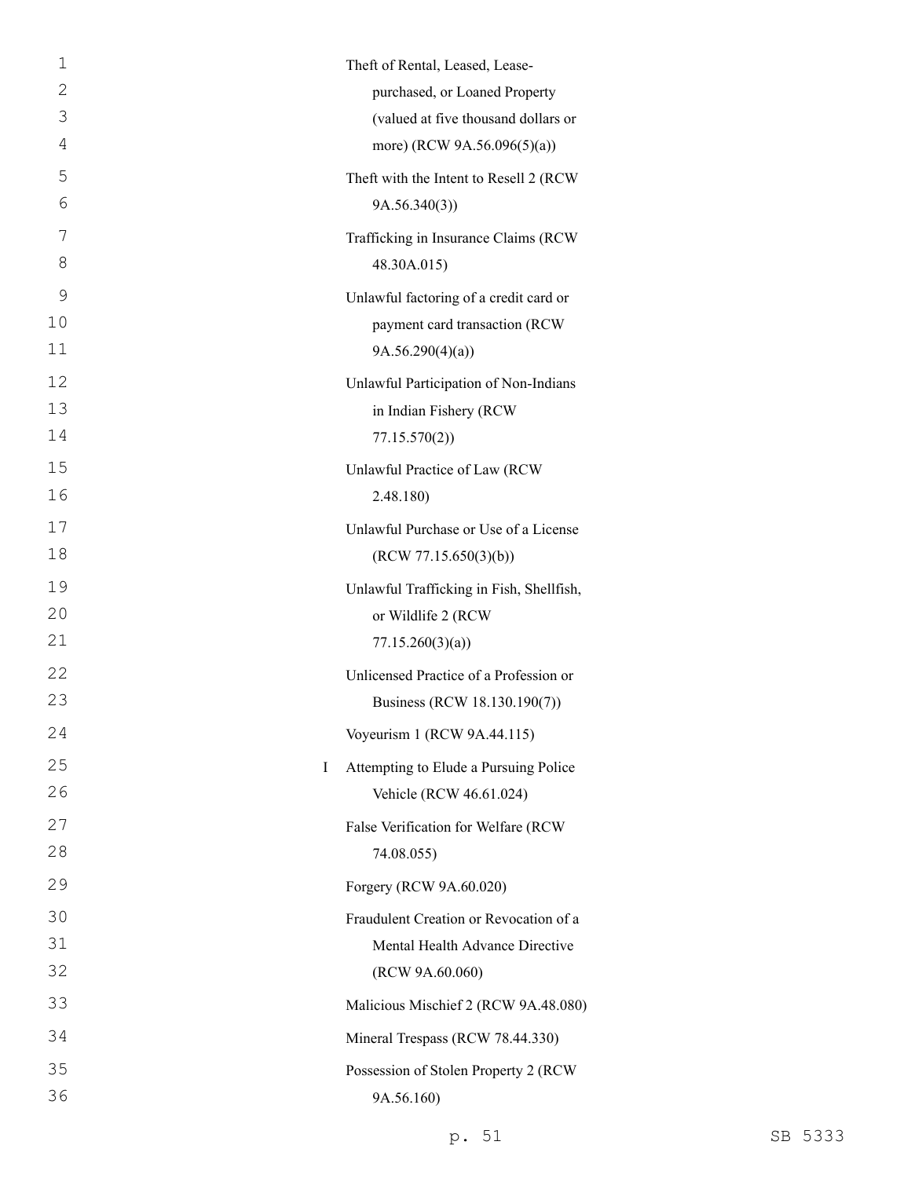Theft of Rental, Leased, Lease-purchased, or Loaned Property (valued at five thousand dollars or more) (RCW 9A.56.096(5)(a))

Theft with the Intent to Resell 2 (RCW 9A.56.340(3))

Trafficking in Insurance Claims (RCW 48.30A.015)

Unlawful factoring of a credit card or payment card transaction (RCW 9A.56.290(4)(a))

Unlawful Participation of Non-Indians in Indian Fishery (RCW 77.15.570(2))

Unlawful Practice of Law (RCW 2.48.180)

Unlawful Purchase or Use of a License (RCW 77.15.650(3)(b))

Unlawful Trafficking in Fish, Shellfish, or Wildlife 2 (RCW 77.15.260(3)(a))

Unlicensed Practice of a Profession or Business (RCW 18.130.190(7))

Voyeurism 1 (RCW 9A.44.115)

I Attempting to Elude a Pursuing Police Vehicle (RCW 46.61.024)

False Verification for Welfare (RCW 74.08.055)

Forgery (RCW 9A.60.020)

Fraudulent Creation or Revocation of a Mental Health Advance Directive (RCW 9A.60.060)

Malicious Mischief 2 (RCW 9A.48.080)

Mineral Trespass (RCW 78.44.330)

Possession of Stolen Property 2 (RCW 9A.56.160)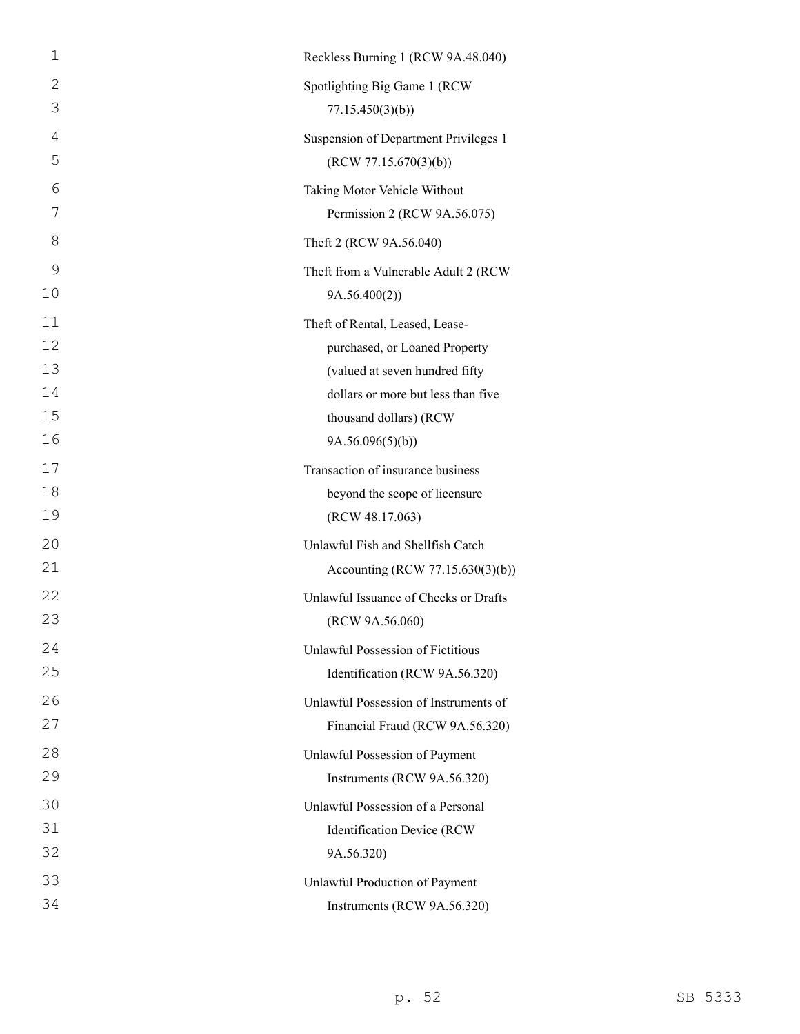Reckless Burning 1 (RCW 9A.48.040)

Spotlighting Big Game 1 (RCW 77.15.450(3)(b))

Suspension of Department Privileges 1 (RCW 77.15.670(3)(b))

Taking Motor Vehicle Without Permission 2 (RCW 9A.56.075)

Theft 2 (RCW 9A.56.040)

Theft from a Vulnerable Adult 2 (RCW 9A.56.400(2))

Theft of Rental, Leased, Lease-purchased, or Loaned Property (valued at seven hundred fifty dollars or more but less than five thousand dollars) (RCW 9A.56.096(5)(b))

Transaction of insurance business beyond the scope of licensure (RCW 48.17.063)

Unlawful Fish and Shellfish Catch Accounting (RCW 77.15.630(3)(b))

Unlawful Issuance of Checks or Drafts (RCW 9A.56.060)

Unlawful Possession of Fictitious Identification (RCW 9A.56.320)

Unlawful Possession of Instruments of Financial Fraud (RCW 9A.56.320)

Unlawful Possession of Payment Instruments (RCW 9A.56.320)

Unlawful Possession of a Personal Identification Device (RCW 9A.56.320)

Unlawful Production of Payment Instruments (RCW 9A.56.320)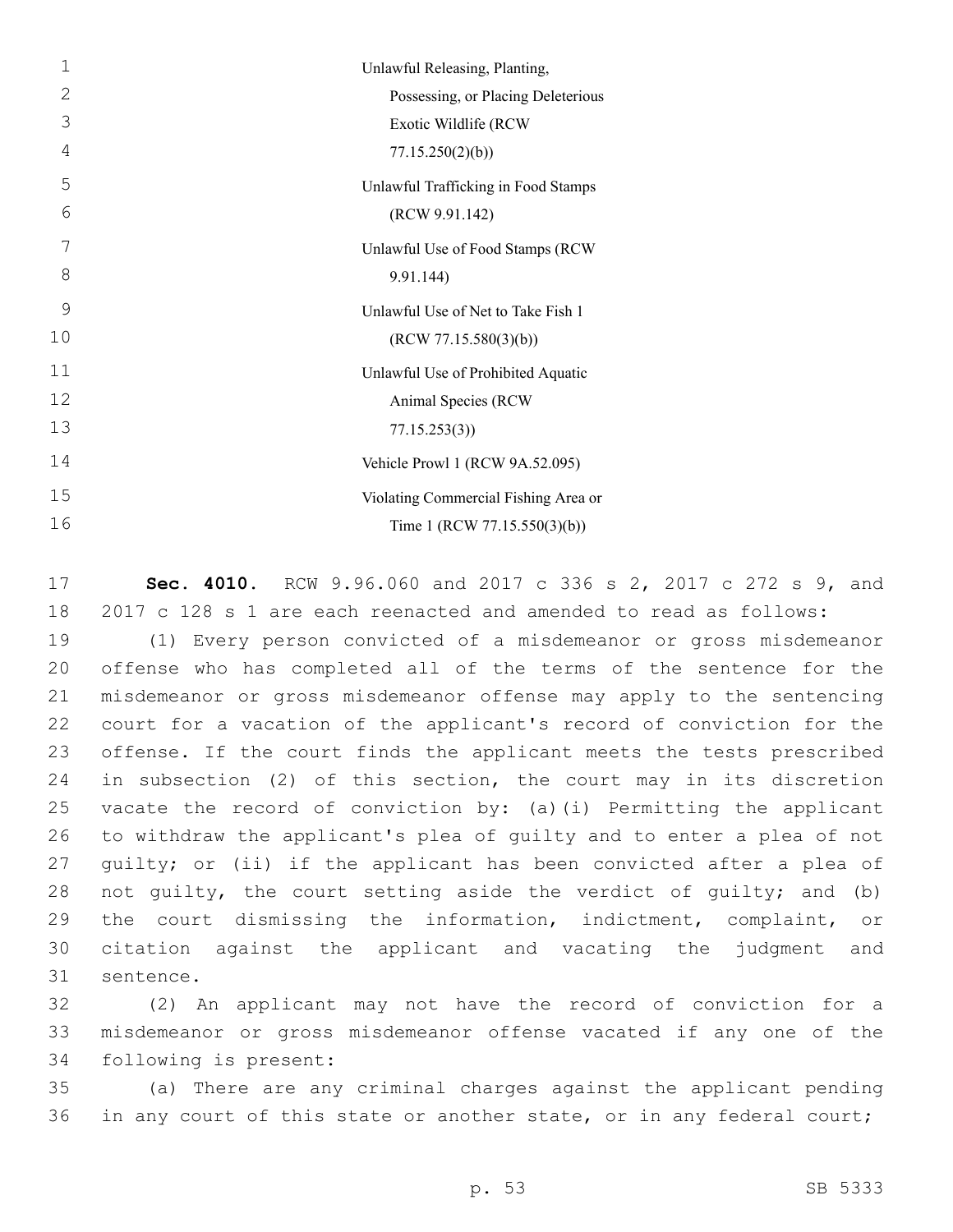Unlawful Releasing, Planting, Possessing, or Placing Deleterious Exotic Wildlife (RCW 77.15.250(2)(b))

Unlawful Trafficking in Food Stamps (RCW 9.91.142)

Unlawful Use of Food Stamps (RCW 9.91.144)

Unlawful Use of Net to Take Fish 1 (RCW 77.15.580(3)(b))

Unlawful Use of Prohibited Aquatic Animal Species (RCW 77.15.253(3))

Vehicle Prowl 1 (RCW 9A.52.095)

Violating Commercial Fishing Area or Time 1 (RCW 77.15.550(3)(b))

**Sec. 4010.** RCW 9.96.060 and 2017 c 336 s 2, 2017 c 272 s 9, and 2017 c 128 s 1 are each reenacted and amended to read as follows:

(1) Every person convicted of a misdemeanor or gross misdemeanor offense who has completed all of the terms of the sentence for the misdemeanor or gross misdemeanor offense may apply to the sentencing court for a vacation of the applicant's record of conviction for the offense. If the court finds the applicant meets the tests prescribed in subsection (2) of this section, the court may in its discretion vacate the record of conviction by: (a)(i) Permitting the applicant to withdraw the applicant's plea of guilty and to enter a plea of not guilty; or (ii) if the applicant has been convicted after a plea of not guilty, the court setting aside the verdict of guilty; and (b) the court dismissing the information, indictment, complaint, or citation against the applicant and vacating the judgment and sentence.

(2) An applicant may not have the record of conviction for a misdemeanor or gross misdemeanor offense vacated if any one of the following is present:

(a) There are any criminal charges against the applicant pending in any court of this state or another state, or in any federal court;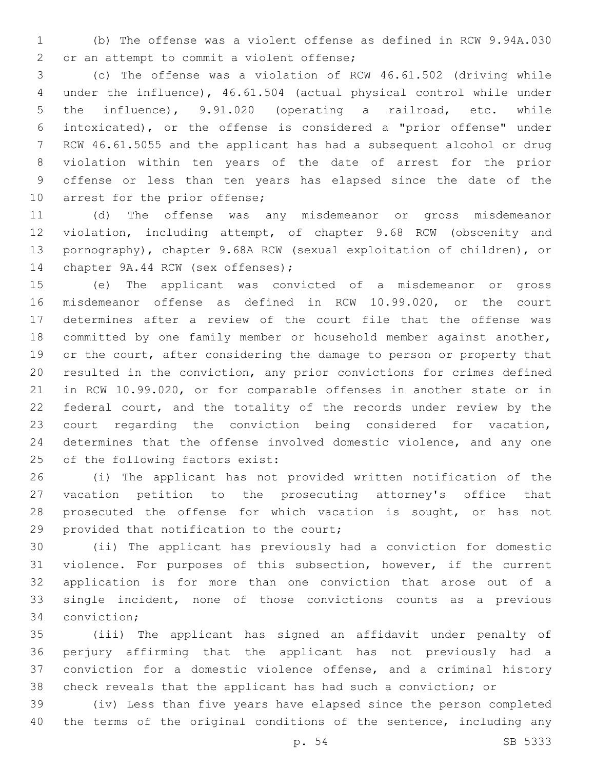(b) The offense was a violent offense as defined in RCW 9.94A.030 or an attempt to commit a violent offense;

(c) The offense was a violation of RCW 46.61.502 (driving while under the influence), 46.61.504 (actual physical control while under the influence), 9.91.020 (operating a railroad, etc. while intoxicated), or the offense is considered a "prior offense" under RCW 46.61.5055 and the applicant has had a subsequent alcohol or drug violation within ten years of the date of arrest for the prior offense or less than ten years has elapsed since the date of the arrest for the prior offense;

(d) The offense was any misdemeanor or gross misdemeanor violation, including attempt, of chapter 9.68 RCW (obscenity and pornography), chapter 9.68A RCW (sexual exploitation of children), or chapter 9A.44 RCW (sex offenses);

(e) The applicant was convicted of a misdemeanor or gross misdemeanor offense as defined in RCW 10.99.020, or the court determines after a review of the court file that the offense was committed by one family member or household member against another, or the court, after considering the damage to person or property that resulted in the conviction, any prior convictions for crimes defined in RCW 10.99.020, or for comparable offenses in another state or in federal court, and the totality of the records under review by the court regarding the conviction being considered for vacation, determines that the offense involved domestic violence, and any one of the following factors exist:

(i) The applicant has not provided written notification of the vacation petition to the prosecuting attorney's office that prosecuted the offense for which vacation is sought, or has not provided that notification to the court;

(ii) The applicant has previously had a conviction for domestic violence. For purposes of this subsection, however, if the current application is for more than one conviction that arose out of a single incident, none of those convictions counts as a previous conviction;

(iii) The applicant has signed an affidavit under penalty of perjury affirming that the applicant has not previously had a conviction for a domestic violence offense, and a criminal history check reveals that the applicant has had such a conviction; or

(iv) Less than five years have elapsed since the person completed the terms of the original conditions of the sentence, including any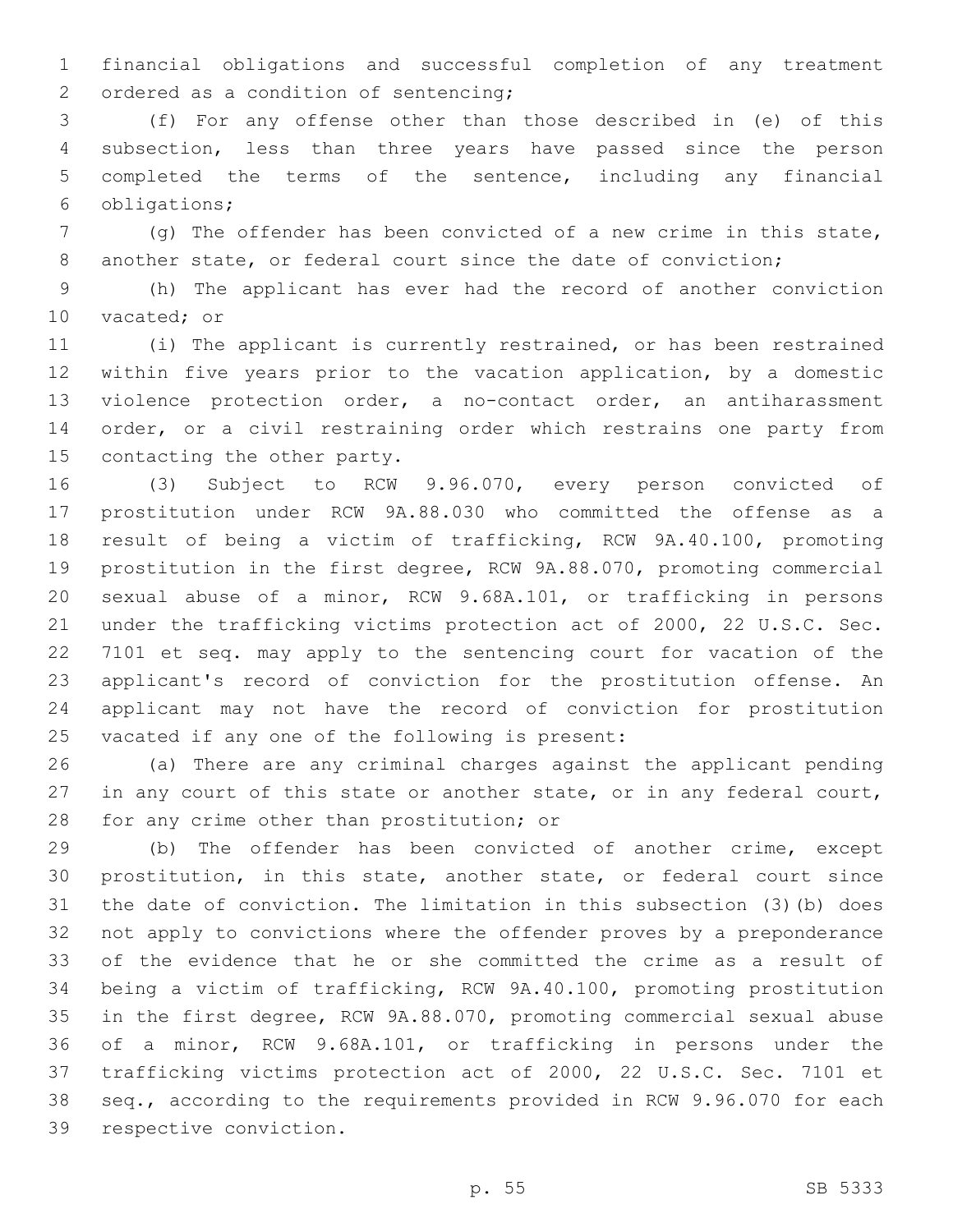financial obligations and successful completion of any treatment ordered as a condition of sentencing;

(f) For any offense other than those described in (e) of this subsection, less than three years have passed since the person completed the terms of the sentence, including any financial obligations;

(g) The offender has been convicted of a new crime in this state, another state, or federal court since the date of conviction;

(h) The applicant has ever had the record of another conviction vacated; or

(i) The applicant is currently restrained, or has been restrained within five years prior to the vacation application, by a domestic violence protection order, a no-contact order, an antiharassment order, or a civil restraining order which restrains one party from contacting the other party.

(3) Subject to RCW 9.96.070, every person convicted of prostitution under RCW 9A.88.030 who committed the offense as a result of being a victim of trafficking, RCW 9A.40.100, promoting prostitution in the first degree, RCW 9A.88.070, promoting commercial sexual abuse of a minor, RCW 9.68A.101, or trafficking in persons under the trafficking victims protection act of 2000, 22 U.S.C. Sec. 7101 et seq. may apply to the sentencing court for vacation of the applicant's record of conviction for the prostitution offense. An applicant may not have the record of conviction for prostitution vacated if any one of the following is present:

(a) There are any criminal charges against the applicant pending in any court of this state or another state, or in any federal court, for any crime other than prostitution; or

(b) The offender has been convicted of another crime, except prostitution, in this state, another state, or federal court since the date of conviction. The limitation in this subsection (3)(b) does not apply to convictions where the offender proves by a preponderance of the evidence that he or she committed the crime as a result of being a victim of trafficking, RCW 9A.40.100, promoting prostitution in the first degree, RCW 9A.88.070, promoting commercial sexual abuse of a minor, RCW 9.68A.101, or trafficking in persons under the trafficking victims protection act of 2000, 22 U.S.C. Sec. 7101 et seq., according to the requirements provided in RCW 9.96.070 for each respective conviction.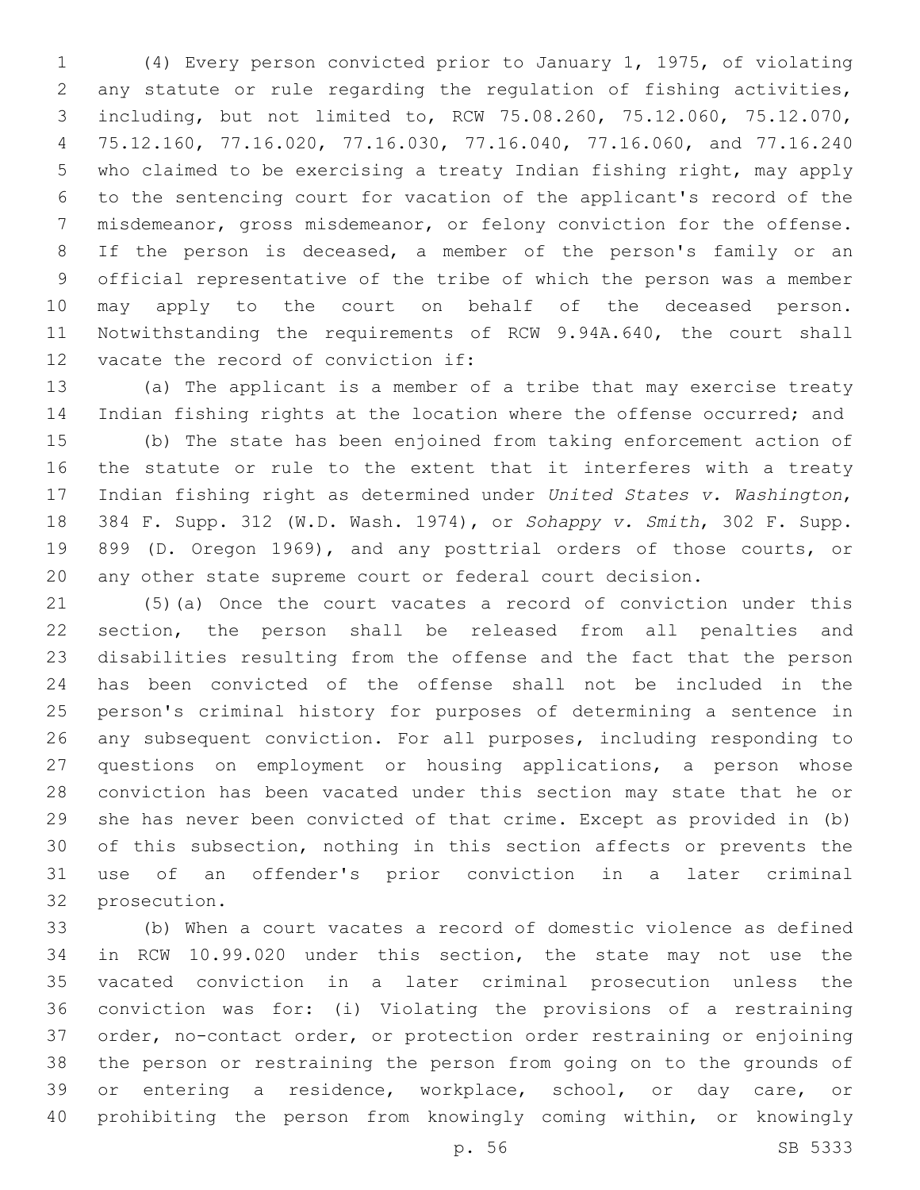(4) Every person convicted prior to January 1, 1975, of violating any statute or rule regarding the regulation of fishing activities, including, but not limited to, RCW 75.08.260, 75.12.060, 75.12.070, 75.12.160, 77.16.020, 77.16.030, 77.16.040, 77.16.060, and 77.16.240 who claimed to be exercising a treaty Indian fishing right, may apply to the sentencing court for vacation of the applicant's record of the misdemeanor, gross misdemeanor, or felony conviction for the offense. If the person is deceased, a member of the person's family or an official representative of the tribe of which the person was a member may apply to the court on behalf of the deceased person. Notwithstanding the requirements of RCW 9.94A.640, the court shall vacate the record of conviction if:

(a) The applicant is a member of a tribe that may exercise treaty Indian fishing rights at the location where the offense occurred; and

(b) The state has been enjoined from taking enforcement action of the statute or rule to the extent that it interferes with a treaty Indian fishing right as determined under *United States v. Washington*, 384 F. Supp. 312 (W.D. Wash. 1974), or *Sohappy v. Smith*, 302 F. Supp. 899 (D. Oregon 1969), and any posttrial orders of those courts, or any other state supreme court or federal court decision.

(5)(a) Once the court vacates a record of conviction under this section, the person shall be released from all penalties and disabilities resulting from the offense and the fact that the person has been convicted of the offense shall not be included in the person's criminal history for purposes of determining a sentence in any subsequent conviction. For all purposes, including responding to questions on employment or housing applications, a person whose conviction has been vacated under this section may state that he or she has never been convicted of that crime. Except as provided in (b) of this subsection, nothing in this section affects or prevents the use of an offender's prior conviction in a later criminal prosecution.

(b) When a court vacates a record of domestic violence as defined in RCW 10.99.020 under this section, the state may not use the vacated conviction in a later criminal prosecution unless the conviction was for: (i) Violating the provisions of a restraining order, no-contact order, or protection order restraining or enjoining the person or restraining the person from going on to the grounds of or entering a residence, workplace, school, or day care, or prohibiting the person from knowingly coming within, or knowingly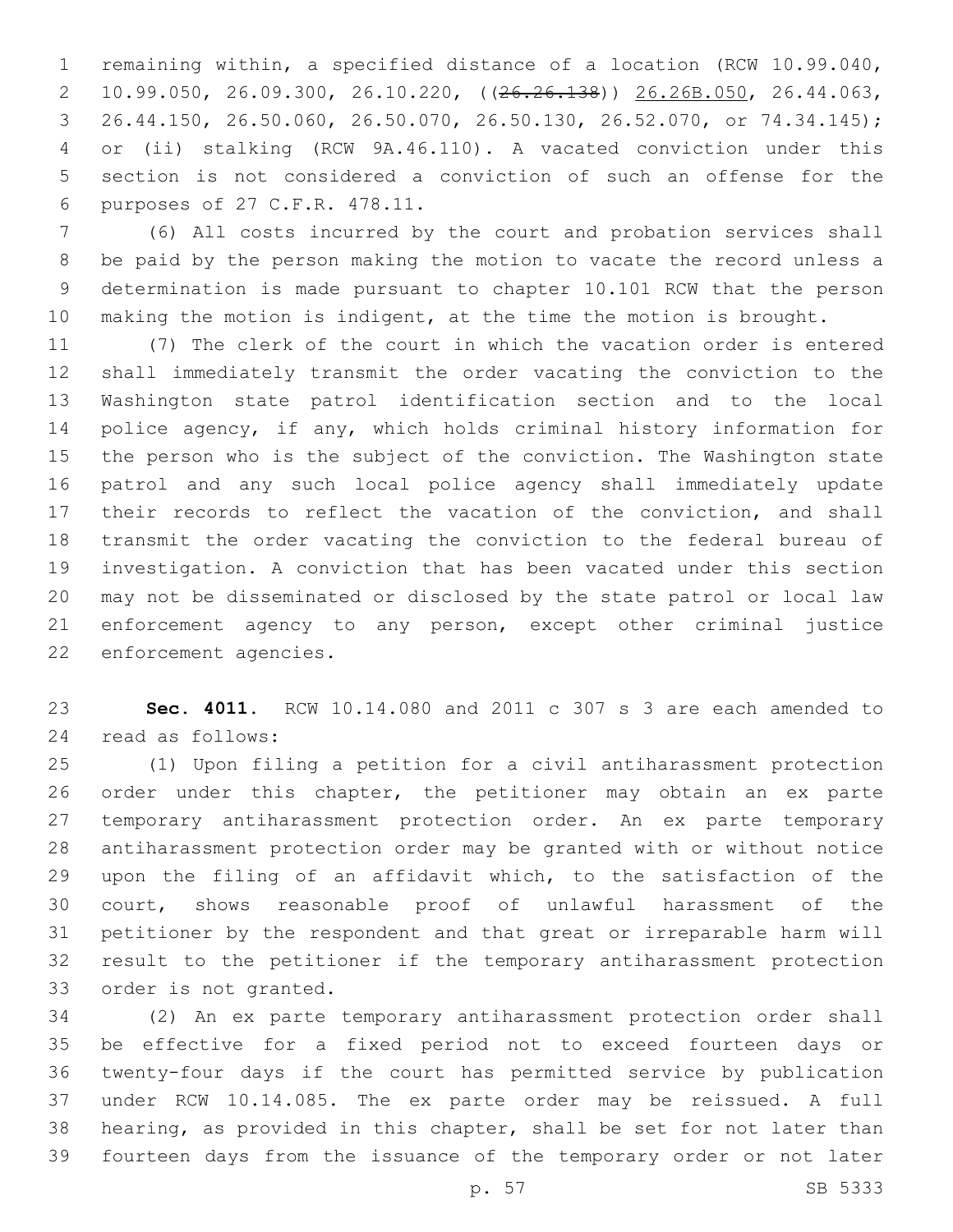remaining within, a specified distance of a location (RCW 10.99.040, 10.99.050, 26.09.300, 26.10.220, ((~~26.26.138~~)) <u>26.26B.050</u>, 26.44.063, 26.44.150, 26.50.060, 26.50.070, 26.50.130, 26.52.070, or 74.34.145); or (ii) stalking (RCW 9A.46.110). A vacated conviction under this section is not considered a conviction of such an offense for the purposes of 27 C.F.R. 478.11.

(6) All costs incurred by the court and probation services shall be paid by the person making the motion to vacate the record unless a determination is made pursuant to chapter 10.101 RCW that the person making the motion is indigent, at the time the motion is brought.

(7) The clerk of the court in which the vacation order is entered shall immediately transmit the order vacating the conviction to the Washington state patrol identification section and to the local police agency, if any, which holds criminal history information for the person who is the subject of the conviction. The Washington state patrol and any such local police agency shall immediately update their records to reflect the vacation of the conviction, and shall transmit the order vacating the conviction to the federal bureau of investigation. A conviction that has been vacated under this section may not be disseminated or disclosed by the state patrol or local law enforcement agency to any person, except other criminal justice enforcement agencies.

**Sec. 4011.** RCW 10.14.080 and 2011 c 307 s 3 are each amended to read as follows:

(1) Upon filing a petition for a civil antiharassment protection order under this chapter, the petitioner may obtain an ex parte temporary antiharassment protection order. An ex parte temporary antiharassment protection order may be granted with or without notice upon the filing of an affidavit which, to the satisfaction of the court, shows reasonable proof of unlawful harassment of the petitioner by the respondent and that great or irreparable harm will result to the petitioner if the temporary antiharassment protection order is not granted.

(2) An ex parte temporary antiharassment protection order shall be effective for a fixed period not to exceed fourteen days or twenty-four days if the court has permitted service by publication under RCW 10.14.085. The ex parte order may be reissued. A full hearing, as provided in this chapter, shall be set for not later than fourteen days from the issuance of the temporary order or not later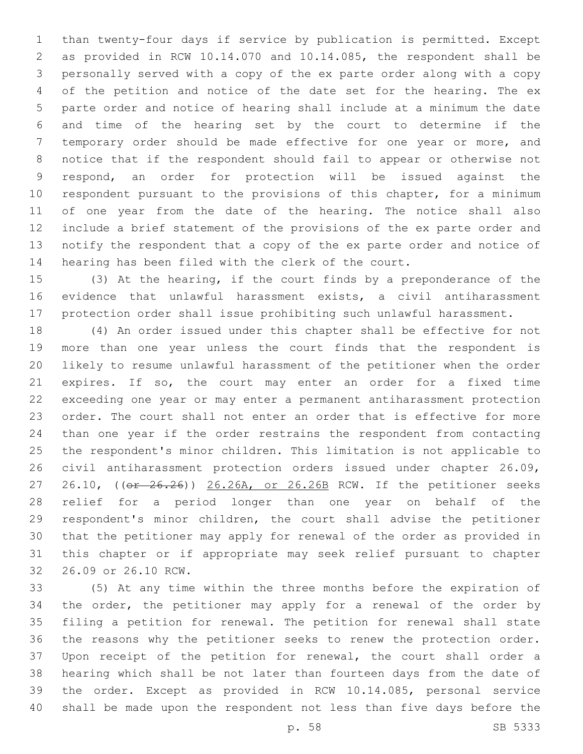than twenty-four days if service by publication is permitted. Except as provided in RCW 10.14.070 and 10.14.085, the respondent shall be personally served with a copy of the ex parte order along with a copy of the petition and notice of the date set for the hearing. The ex parte order and notice of hearing shall include at a minimum the date and time of the hearing set by the court to determine if the temporary order should be made effective for one year or more, and notice that if the respondent should fail to appear or otherwise not respond, an order for protection will be issued against the respondent pursuant to the provisions of this chapter, for a minimum of one year from the date of the hearing. The notice shall also include a brief statement of the provisions of the ex parte order and notify the respondent that a copy of the ex parte order and notice of hearing has been filed with the clerk of the court.

(3) At the hearing, if the court finds by a preponderance of the evidence that unlawful harassment exists, a civil antiharassment protection order shall issue prohibiting such unlawful harassment.

(4) An order issued under this chapter shall be effective for not more than one year unless the court finds that the respondent is likely to resume unlawful harassment of the petitioner when the order expires. If so, the court may enter an order for a fixed time exceeding one year or may enter a permanent antiharassment protection order. The court shall not enter an order that is effective for more than one year if the order restrains the respondent from contacting the respondent's minor children. This limitation is not applicable to civil antiharassment protection orders issued under chapter 26.09, 26.10, ((~~or 26.26~~)) 26.26A, or 26.26B RCW. If the petitioner seeks relief for a period longer than one year on behalf of the respondent's minor children, the court shall advise the petitioner that the petitioner may apply for renewal of the order as provided in this chapter or if appropriate may seek relief pursuant to chapter 26.09 or 26.10 RCW.

(5) At any time within the three months before the expiration of the order, the petitioner may apply for a renewal of the order by filing a petition for renewal. The petition for renewal shall state the reasons why the petitioner seeks to renew the protection order. Upon receipt of the petition for renewal, the court shall order a hearing which shall be not later than fourteen days from the date of the order. Except as provided in RCW 10.14.085, personal service shall be made upon the respondent not less than five days before the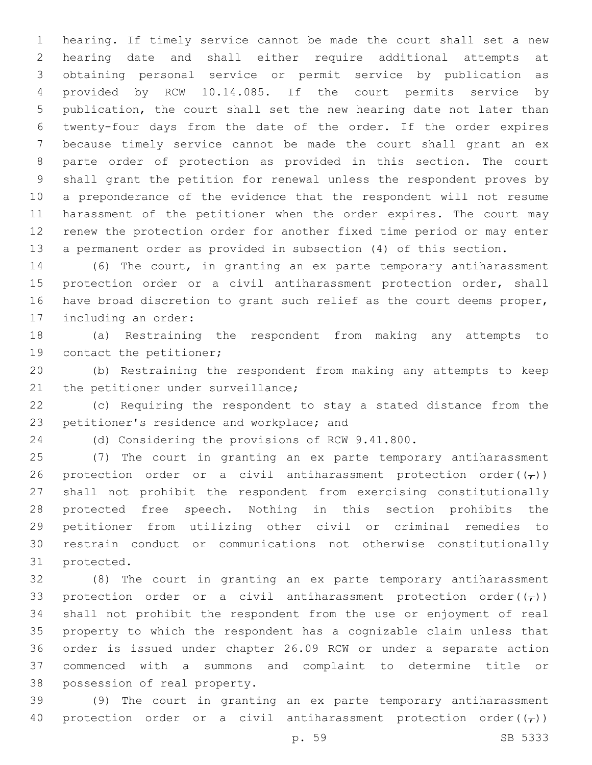hearing. If timely service cannot be made the court shall set a new hearing date and shall either require additional attempts at obtaining personal service or permit service by publication as provided by RCW 10.14.085. If the court permits service by publication, the court shall set the new hearing date not later than twenty-four days from the date of the order. If the order expires because timely service cannot be made the court shall grant an ex parte order of protection as provided in this section. The court shall grant the petition for renewal unless the respondent proves by a preponderance of the evidence that the respondent will not resume harassment of the petitioner when the order expires. The court may renew the protection order for another fixed time period or may enter a permanent order as provided in subsection (4) of this section.

(6) The court, in granting an ex parte temporary antiharassment protection order or a civil antiharassment protection order, shall have broad discretion to grant such relief as the court deems proper, including an order:

(a) Restraining the respondent from making any attempts to contact the petitioner;

(b) Restraining the respondent from making any attempts to keep the petitioner under surveillance;

(c) Requiring the respondent to stay a stated distance from the petitioner's residence and workplace; and

(d) Considering the provisions of RCW 9.41.800.

(7) The court in granting an ex parte temporary antiharassment protection order or a civil antiharassment protection order((,)) shall not prohibit the respondent from exercising constitutionally protected free speech. Nothing in this section prohibits the petitioner from utilizing other civil or criminal remedies to restrain conduct or communications not otherwise constitutionally protected.

(8) The court in granting an ex parte temporary antiharassment protection order or a civil antiharassment protection order((,)) shall not prohibit the respondent from the use or enjoyment of real property to which the respondent has a cognizable claim unless that order is issued under chapter 26.09 RCW or under a separate action commenced with a summons and complaint to determine title or possession of real property.

(9) The court in granting an ex parte temporary antiharassment protection order or a civil antiharassment protection order((,))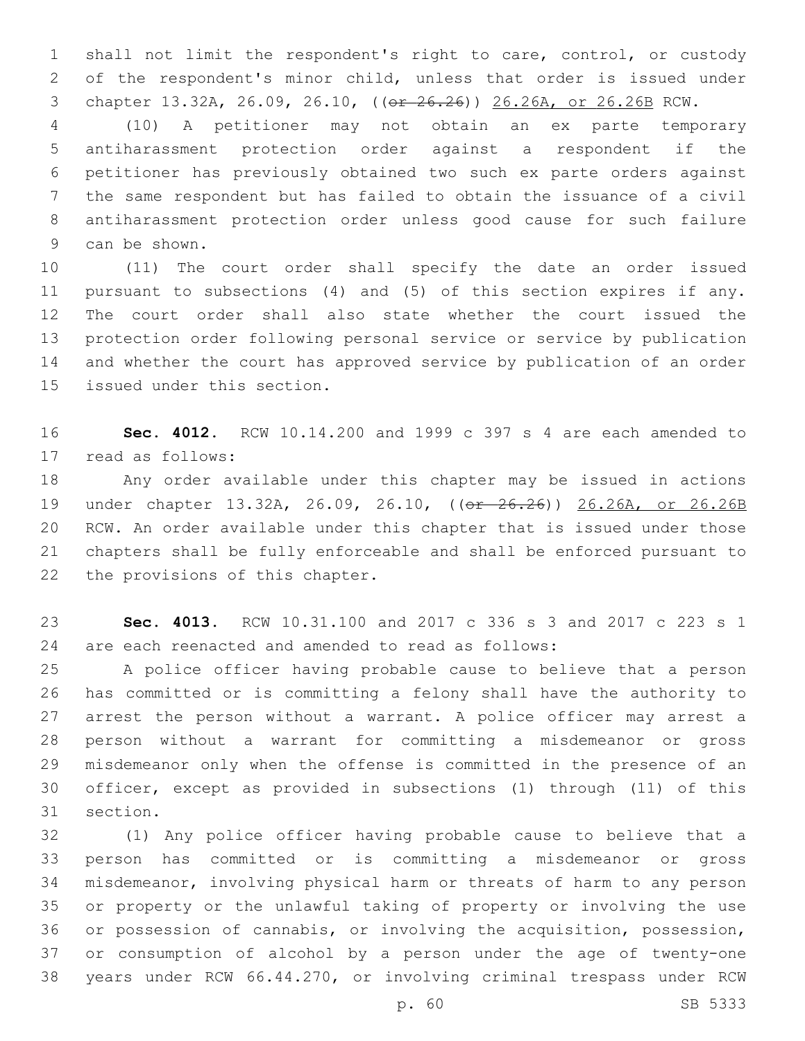shall not limit the respondent's right to care, control, or custody of the respondent's minor child, unless that order is issued under chapter 13.32A, 26.09, 26.10, ((~~or 26.26~~)) 26.26A, or 26.26B RCW.

(10) A petitioner may not obtain an ex parte temporary antiharassment protection order against a respondent if the petitioner has previously obtained two such ex parte orders against the same respondent but has failed to obtain the issuance of a civil antiharassment protection order unless good cause for such failure can be shown.

(11) The court order shall specify the date an order issued pursuant to subsections (4) and (5) of this section expires if any. The court order shall also state whether the court issued the protection order following personal service or service by publication and whether the court has approved service by publication of an order issued under this section.

**Sec. 4012.** RCW 10.14.200 and 1999 c 397 s 4 are each amended to read as follows:

Any order available under this chapter may be issued in actions under chapter 13.32A, 26.09, 26.10, ((~~or 26.26~~)) 26.26A, or 26.26B RCW. An order available under this chapter that is issued under those chapters shall be fully enforceable and shall be enforced pursuant to the provisions of this chapter.

**Sec. 4013.** RCW 10.31.100 and 2017 c 336 s 3 and 2017 c 223 s 1 are each reenacted and amended to read as follows:

A police officer having probable cause to believe that a person has committed or is committing a felony shall have the authority to arrest the person without a warrant. A police officer may arrest a person without a warrant for committing a misdemeanor or gross misdemeanor only when the offense is committed in the presence of an officer, except as provided in subsections (1) through (11) of this section.

(1) Any police officer having probable cause to believe that a person has committed or is committing a misdemeanor or gross misdemeanor, involving physical harm or threats of harm to any person or property or the unlawful taking of property or involving the use or possession of cannabis, or involving the acquisition, possession, or consumption of alcohol by a person under the age of twenty-one years under RCW 66.44.270, or involving criminal trespass under RCW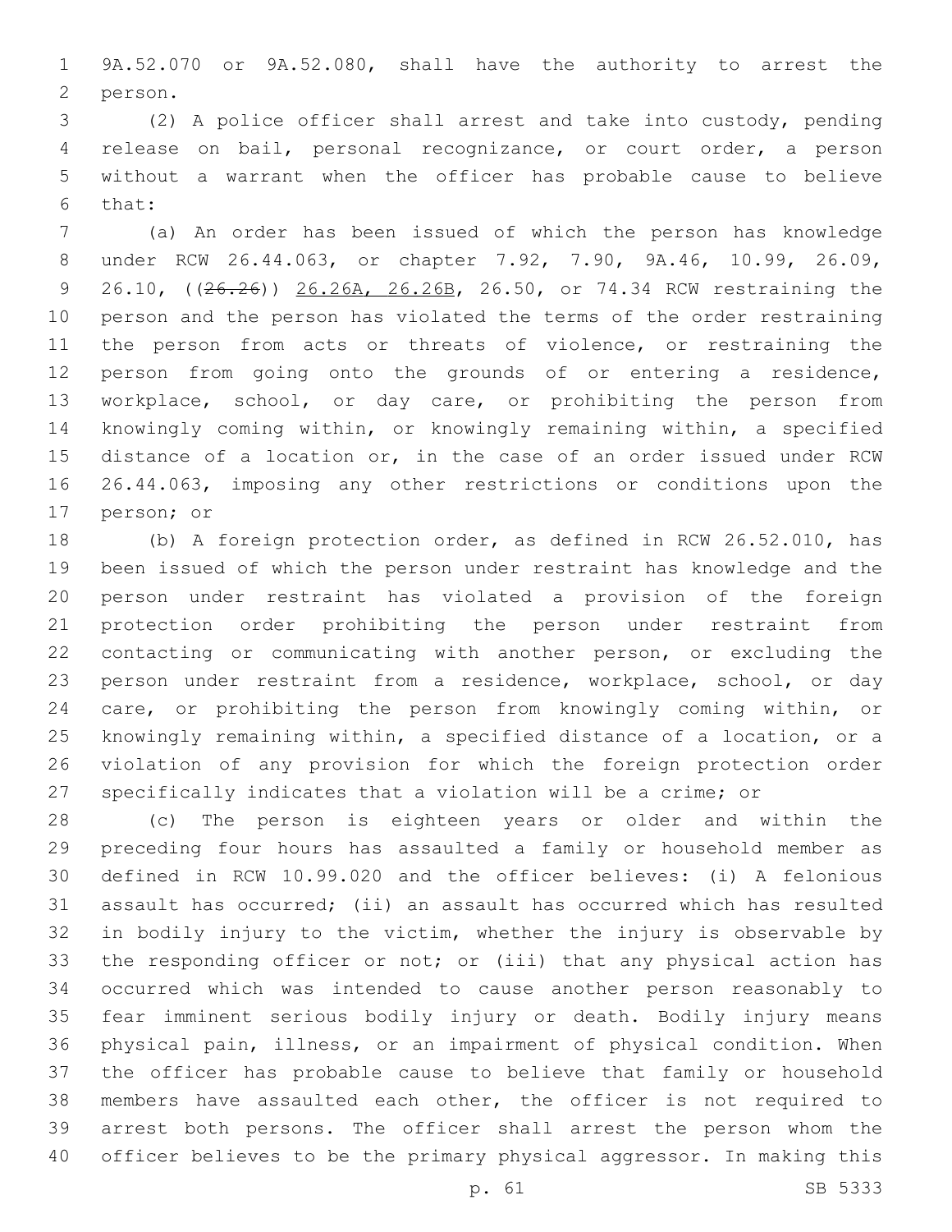9A.52.070 or 9A.52.080, shall have the authority to arrest the person.

(2) A police officer shall arrest and take into custody, pending release on bail, personal recognizance, or court order, a person without a warrant when the officer has probable cause to believe that:

(a) An order has been issued of which the person has knowledge under RCW 26.44.063, or chapter 7.92, 7.90, 9A.46, 10.99, 26.09, 26.10, ((~~26.26~~)) <u>26.26A, 26.26B</u>, 26.50, or 74.34 RCW restraining the person and the person has violated the terms of the order restraining the person from acts or threats of violence, or restraining the person from going onto the grounds of or entering a residence, workplace, school, or day care, or prohibiting the person from knowingly coming within, or knowingly remaining within, a specified distance of a location or, in the case of an order issued under RCW 26.44.063, imposing any other restrictions or conditions upon the person; or

(b) A foreign protection order, as defined in RCW 26.52.010, has been issued of which the person under restraint has knowledge and the person under restraint has violated a provision of the foreign protection order prohibiting the person under restraint from contacting or communicating with another person, or excluding the person under restraint from a residence, workplace, school, or day care, or prohibiting the person from knowingly coming within, or knowingly remaining within, a specified distance of a location, or a violation of any provision for which the foreign protection order specifically indicates that a violation will be a crime; or

(c) The person is eighteen years or older and within the preceding four hours has assaulted a family or household member as defined in RCW 10.99.020 and the officer believes: (i) A felonious assault has occurred; (ii) an assault has occurred which has resulted in bodily injury to the victim, whether the injury is observable by the responding officer or not; or (iii) that any physical action has occurred which was intended to cause another person reasonably to fear imminent serious bodily injury or death. Bodily injury means physical pain, illness, or an impairment of physical condition. When the officer has probable cause to believe that family or household members have assaulted each other, the officer is not required to arrest both persons. The officer shall arrest the person whom the officer believes to be the primary physical aggressor. In making this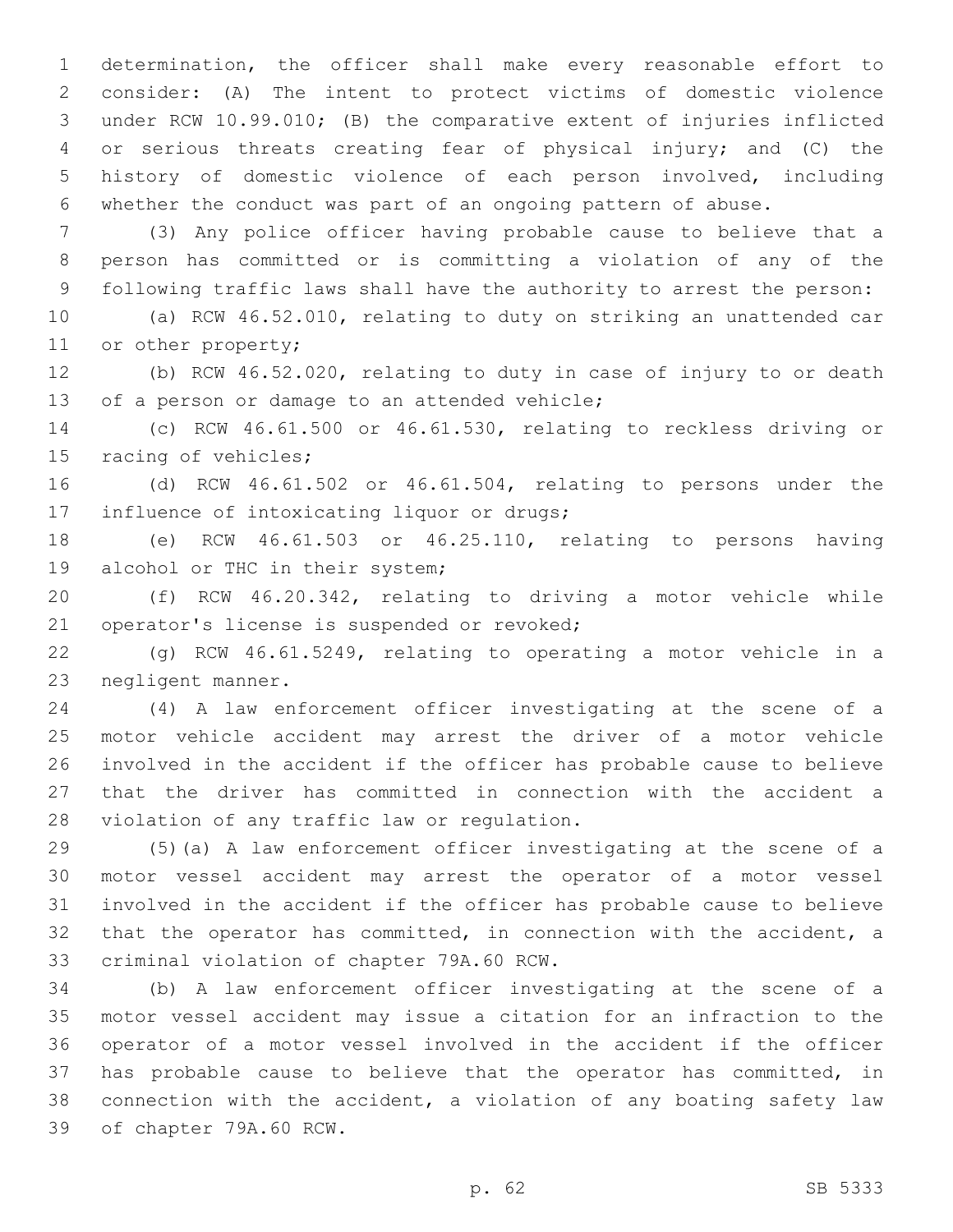determination, the officer shall make every reasonable effort to consider: (A) The intent to protect victims of domestic violence under RCW 10.99.010; (B) the comparative extent of injuries inflicted or serious threats creating fear of physical injury; and (C) the history of domestic violence of each person involved, including whether the conduct was part of an ongoing pattern of abuse.

(3) Any police officer having probable cause to believe that a person has committed or is committing a violation of any of the following traffic laws shall have the authority to arrest the person:

(a) RCW 46.52.010, relating to duty on striking an unattended car or other property;

(b) RCW 46.52.020, relating to duty in case of injury to or death of a person or damage to an attended vehicle;

(c) RCW 46.61.500 or 46.61.530, relating to reckless driving or racing of vehicles;

(d) RCW 46.61.502 or 46.61.504, relating to persons under the influence of intoxicating liquor or drugs;

(e) RCW 46.61.503 or 46.25.110, relating to persons having alcohol or THC in their system;

(f) RCW 46.20.342, relating to driving a motor vehicle while operator's license is suspended or revoked;

(g) RCW 46.61.5249, relating to operating a motor vehicle in a negligent manner.

(4) A law enforcement officer investigating at the scene of a motor vehicle accident may arrest the driver of a motor vehicle involved in the accident if the officer has probable cause to believe that the driver has committed in connection with the accident a violation of any traffic law or regulation.

(5)(a) A law enforcement officer investigating at the scene of a motor vessel accident may arrest the operator of a motor vessel involved in the accident if the officer has probable cause to believe that the operator has committed, in connection with the accident, a criminal violation of chapter 79A.60 RCW.

(b) A law enforcement officer investigating at the scene of a motor vessel accident may issue a citation for an infraction to the operator of a motor vessel involved in the accident if the officer has probable cause to believe that the operator has committed, in connection with the accident, a violation of any boating safety law of chapter 79A.60 RCW.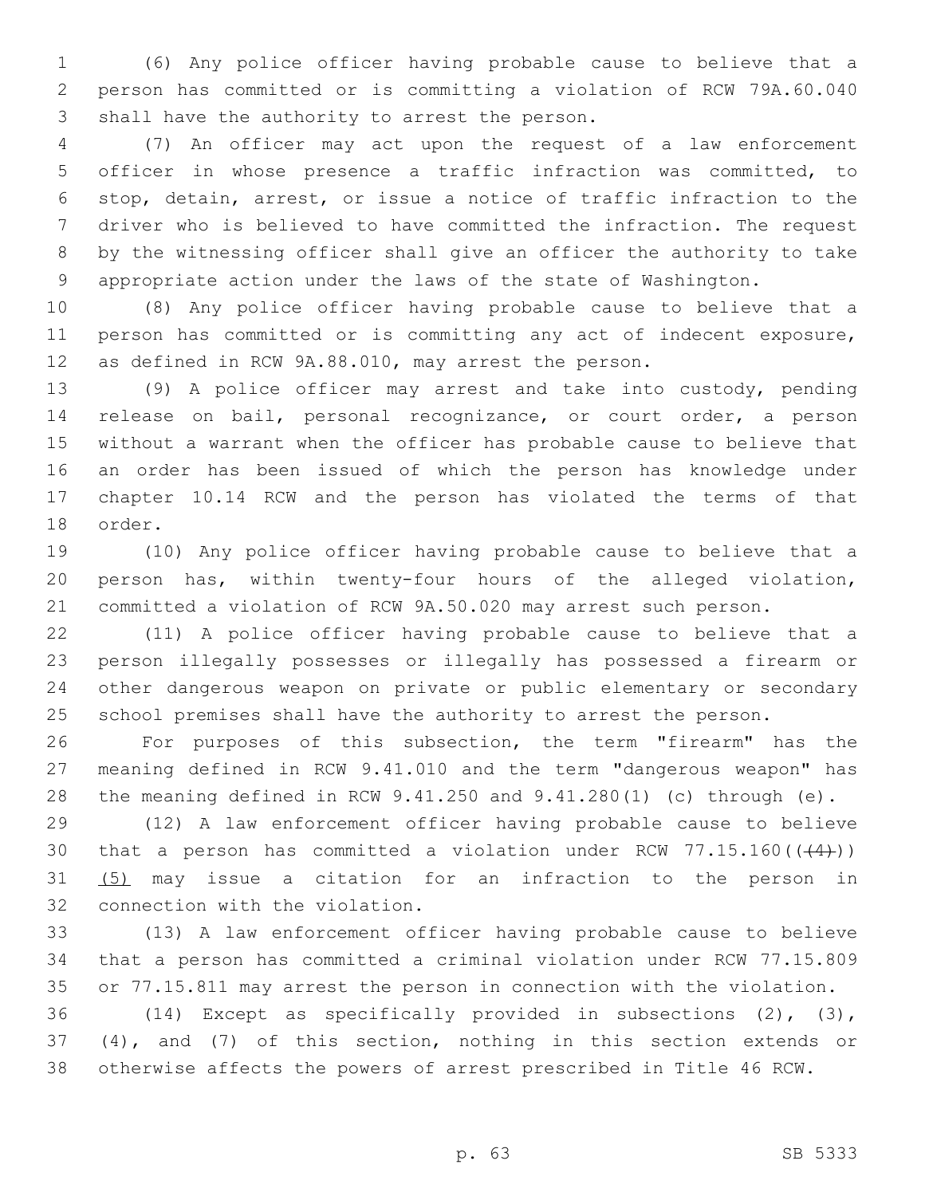(6) Any police officer having probable cause to believe that a person has committed or is committing a violation of RCW 79A.60.040 shall have the authority to arrest the person.

(7) An officer may act upon the request of a law enforcement officer in whose presence a traffic infraction was committed, to stop, detain, arrest, or issue a notice of traffic infraction to the driver who is believed to have committed the infraction. The request by the witnessing officer shall give an officer the authority to take appropriate action under the laws of the state of Washington.

(8) Any police officer having probable cause to believe that a person has committed or is committing any act of indecent exposure, as defined in RCW 9A.88.010, may arrest the person.

(9) A police officer may arrest and take into custody, pending release on bail, personal recognizance, or court order, a person without a warrant when the officer has probable cause to believe that an order has been issued of which the person has knowledge under chapter 10.14 RCW and the person has violated the terms of that order.

(10) Any police officer having probable cause to believe that a person has, within twenty-four hours of the alleged violation, committed a violation of RCW 9A.50.020 may arrest such person.

(11) A police officer having probable cause to believe that a person illegally possesses or illegally has possessed a firearm or other dangerous weapon on private or public elementary or secondary school premises shall have the authority to arrest the person.

For purposes of this subsection, the term "firearm" has the meaning defined in RCW 9.41.010 and the term "dangerous weapon" has the meaning defined in RCW 9.41.250 and 9.41.280(1) (c) through (e).

(12) A law enforcement officer having probable cause to believe that a person has committed a violation under RCW 77.15.160((~~(4)~~)) (5) may issue a citation for an infraction to the person in connection with the violation.

(13) A law enforcement officer having probable cause to believe that a person has committed a criminal violation under RCW 77.15.809 or 77.15.811 may arrest the person in connection with the violation.

(14) Except as specifically provided in subsections (2), (3), (4), and (7) of this section, nothing in this section extends or otherwise affects the powers of arrest prescribed in Title 46 RCW.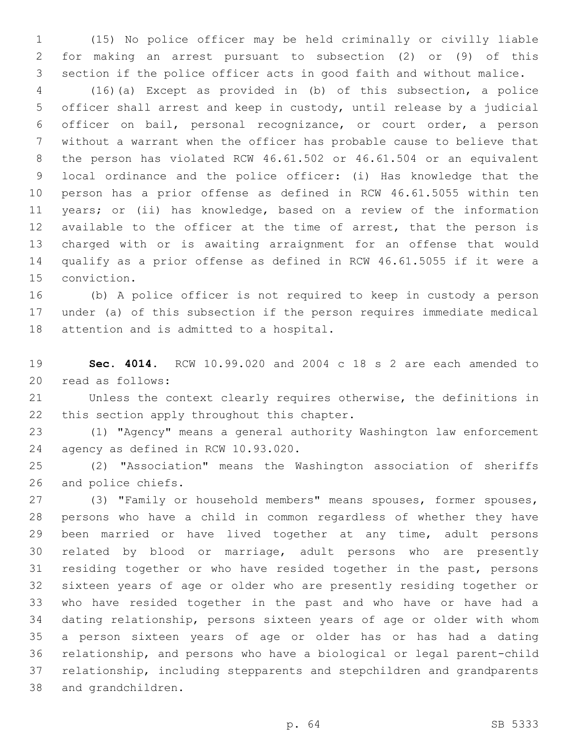(15) No police officer may be held criminally or civilly liable for making an arrest pursuant to subsection (2) or (9) of this section if the police officer acts in good faith and without malice.

(16)(a) Except as provided in (b) of this subsection, a police officer shall arrest and keep in custody, until release by a judicial officer on bail, personal recognizance, or court order, a person without a warrant when the officer has probable cause to believe that the person has violated RCW 46.61.502 or 46.61.504 or an equivalent local ordinance and the police officer: (i) Has knowledge that the person has a prior offense as defined in RCW 46.61.5055 within ten years; or (ii) has knowledge, based on a review of the information available to the officer at the time of arrest, that the person is charged with or is awaiting arraignment for an offense that would qualify as a prior offense as defined in RCW 46.61.5055 if it were a conviction.

(b) A police officer is not required to keep in custody a person under (a) of this subsection if the person requires immediate medical attention and is admitted to a hospital.

**Sec. 4014.** RCW 10.99.020 and 2004 c 18 s 2 are each amended to read as follows:

Unless the context clearly requires otherwise, the definitions in this section apply throughout this chapter.

(1) "Agency" means a general authority Washington law enforcement agency as defined in RCW 10.93.020.

(2) "Association" means the Washington association of sheriffs and police chiefs.

(3) "Family or household members" means spouses, former spouses, persons who have a child in common regardless of whether they have been married or have lived together at any time, adult persons related by blood or marriage, adult persons who are presently residing together or who have resided together in the past, persons sixteen years of age or older who are presently residing together or who have resided together in the past and who have or have had a dating relationship, persons sixteen years of age or older with whom a person sixteen years of age or older has or has had a dating relationship, and persons who have a biological or legal parent-child relationship, including stepparents and stepchildren and grandparents and grandchildren.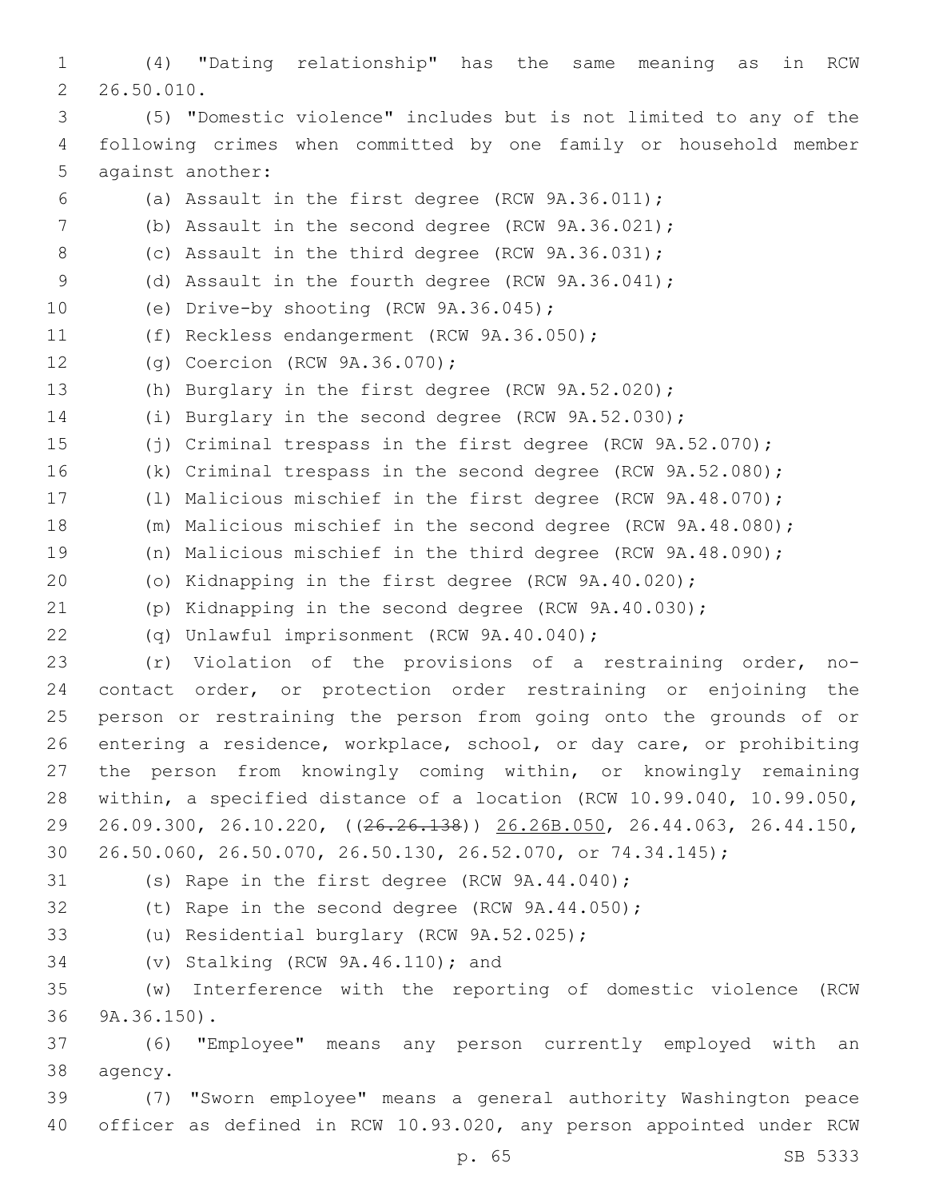(4) "Dating relationship" has the same meaning as in RCW 26.50.010.

(5) "Domestic violence" includes but is not limited to any of the following crimes when committed by one family or household member against another:

(a) Assault in the first degree (RCW 9A.36.011);

(b) Assault in the second degree (RCW 9A.36.021);

(c) Assault in the third degree (RCW 9A.36.031);

(d) Assault in the fourth degree (RCW 9A.36.041);

(e) Drive-by shooting (RCW 9A.36.045);

(f) Reckless endangerment (RCW 9A.36.050);

(g) Coercion (RCW 9A.36.070);

(h) Burglary in the first degree (RCW 9A.52.020);

(i) Burglary in the second degree (RCW 9A.52.030);

(j) Criminal trespass in the first degree (RCW 9A.52.070);

(k) Criminal trespass in the second degree (RCW 9A.52.080);

(l) Malicious mischief in the first degree (RCW 9A.48.070);

(m) Malicious mischief in the second degree (RCW 9A.48.080);

(n) Malicious mischief in the third degree (RCW 9A.48.090);

(o) Kidnapping in the first degree (RCW 9A.40.020);

(p) Kidnapping in the second degree (RCW 9A.40.030);

(q) Unlawful imprisonment (RCW 9A.40.040);

(r) Violation of the provisions of a restraining order, no-contact order, or protection order restraining or enjoining the person or restraining the person from going onto the grounds of or entering a residence, workplace, school, or day care, or prohibiting the person from knowingly coming within, or knowingly remaining within, a specified distance of a location (RCW 10.99.040, 10.99.050, 26.09.300, 26.10.220, ((~~26.26.138~~)) <u>26.26B.050</u>, 26.44.063, 26.44.150, 26.50.060, 26.50.070, 26.50.130, 26.52.070, or 74.34.145);

(s) Rape in the first degree (RCW 9A.44.040);

(t) Rape in the second degree (RCW 9A.44.050);

(u) Residential burglary (RCW 9A.52.025);

(v) Stalking (RCW 9A.46.110); and

(w) Interference with the reporting of domestic violence (RCW 9A.36.150).

(6) "Employee" means any person currently employed with an agency.

(7) "Sworn employee" means a general authority Washington peace officer as defined in RCW 10.93.020, any person appointed under RCW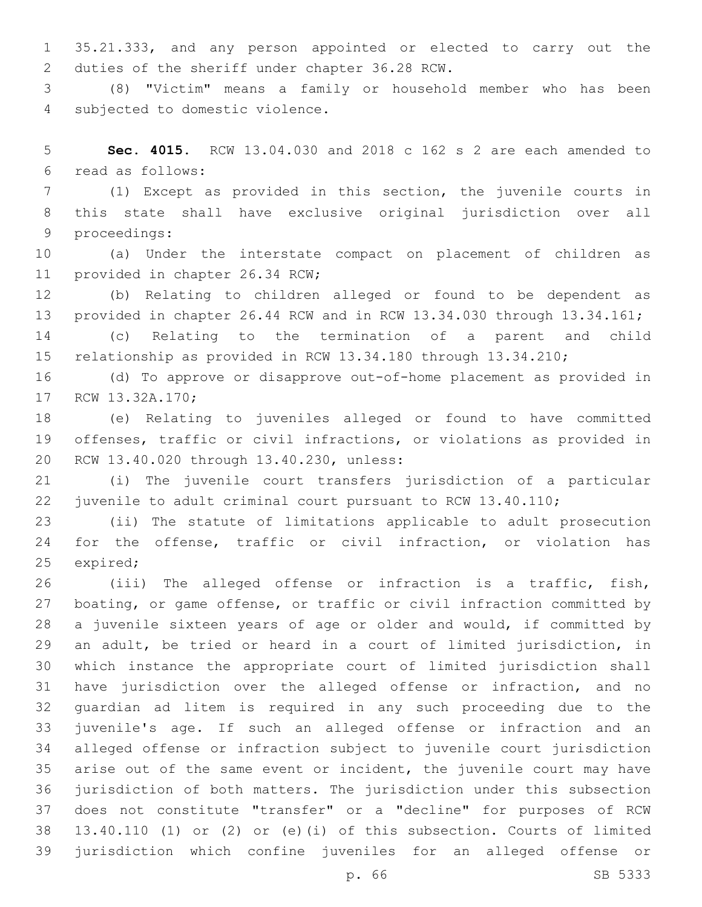35.21.333, and any person appointed or elected to carry out the duties of the sheriff under chapter 36.28 RCW.

(8) "Victim" means a family or household member who has been subjected to domestic violence.

**Sec. 4015.** RCW 13.04.030 and 2018 c 162 s 2 are each amended to read as follows:

(1) Except as provided in this section, the juvenile courts in this state shall have exclusive original jurisdiction over all proceedings:

(a) Under the interstate compact on placement of children as provided in chapter 26.34 RCW;

(b) Relating to children alleged or found to be dependent as provided in chapter 26.44 RCW and in RCW 13.34.030 through 13.34.161;

(c) Relating to the termination of a parent and child relationship as provided in RCW 13.34.180 through 13.34.210;

(d) To approve or disapprove out-of-home placement as provided in RCW 13.32A.170;

(e) Relating to juveniles alleged or found to have committed offenses, traffic or civil infractions, or violations as provided in RCW 13.40.020 through 13.40.230, unless:

(i) The juvenile court transfers jurisdiction of a particular juvenile to adult criminal court pursuant to RCW 13.40.110;

(ii) The statute of limitations applicable to adult prosecution for the offense, traffic or civil infraction, or violation has expired;

(iii) The alleged offense or infraction is a traffic, fish, boating, or game offense, or traffic or civil infraction committed by a juvenile sixteen years of age or older and would, if committed by an adult, be tried or heard in a court of limited jurisdiction, in which instance the appropriate court of limited jurisdiction shall have jurisdiction over the alleged offense or infraction, and no guardian ad litem is required in any such proceeding due to the juvenile's age. If such an alleged offense or infraction and an alleged offense or infraction subject to juvenile court jurisdiction arise out of the same event or incident, the juvenile court may have jurisdiction of both matters. The jurisdiction under this subsection does not constitute "transfer" or a "decline" for purposes of RCW 13.40.110 (1) or (2) or (e)(i) of this subsection. Courts of limited jurisdiction which confine juveniles for an alleged offense or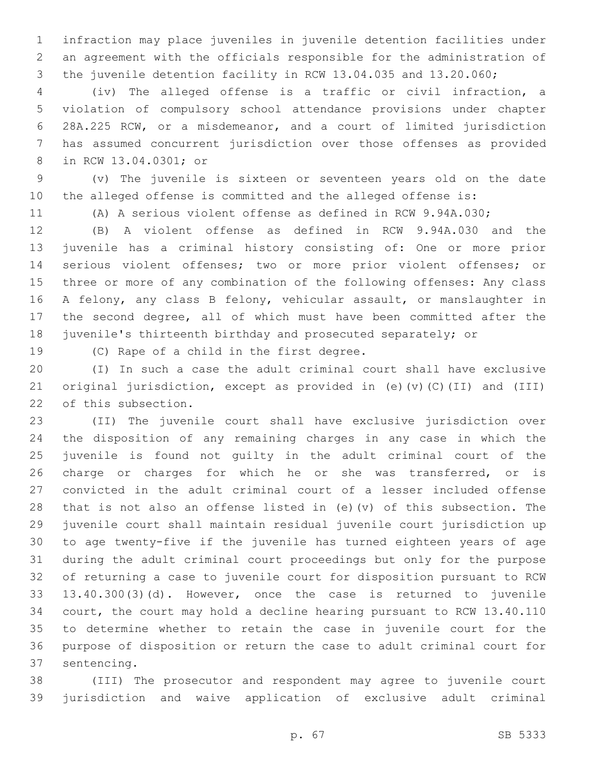infraction may place juveniles in juvenile detention facilities under an agreement with the officials responsible for the administration of the juvenile detention facility in RCW 13.04.035 and 13.20.060;

(iv) The alleged offense is a traffic or civil infraction, a violation of compulsory school attendance provisions under chapter 28A.225 RCW, or a misdemeanor, and a court of limited jurisdiction has assumed concurrent jurisdiction over those offenses as provided in RCW 13.04.0301; or

(v) The juvenile is sixteen or seventeen years old on the date the alleged offense is committed and the alleged offense is:

(A) A serious violent offense as defined in RCW 9.94A.030;

(B) A violent offense as defined in RCW 9.94A.030 and the juvenile has a criminal history consisting of: One or more prior serious violent offenses; two or more prior violent offenses; or three or more of any combination of the following offenses: Any class A felony, any class B felony, vehicular assault, or manslaughter in the second degree, all of which must have been committed after the juvenile's thirteenth birthday and prosecuted separately; or

(C) Rape of a child in the first degree.

(I) In such a case the adult criminal court shall have exclusive original jurisdiction, except as provided in (e)(v)(C)(II) and (III) of this subsection.

(II) The juvenile court shall have exclusive jurisdiction over the disposition of any remaining charges in any case in which the juvenile is found not guilty in the adult criminal court of the charge or charges for which he or she was transferred, or is convicted in the adult criminal court of a lesser included offense that is not also an offense listed in (e)(v) of this subsection. The juvenile court shall maintain residual juvenile court jurisdiction up to age twenty-five if the juvenile has turned eighteen years of age during the adult criminal court proceedings but only for the purpose of returning a case to juvenile court for disposition pursuant to RCW 13.40.300(3)(d). However, once the case is returned to juvenile court, the court may hold a decline hearing pursuant to RCW 13.40.110 to determine whether to retain the case in juvenile court for the purpose of disposition or return the case to adult criminal court for sentencing.

(III) The prosecutor and respondent may agree to juvenile court jurisdiction and waive application of exclusive adult criminal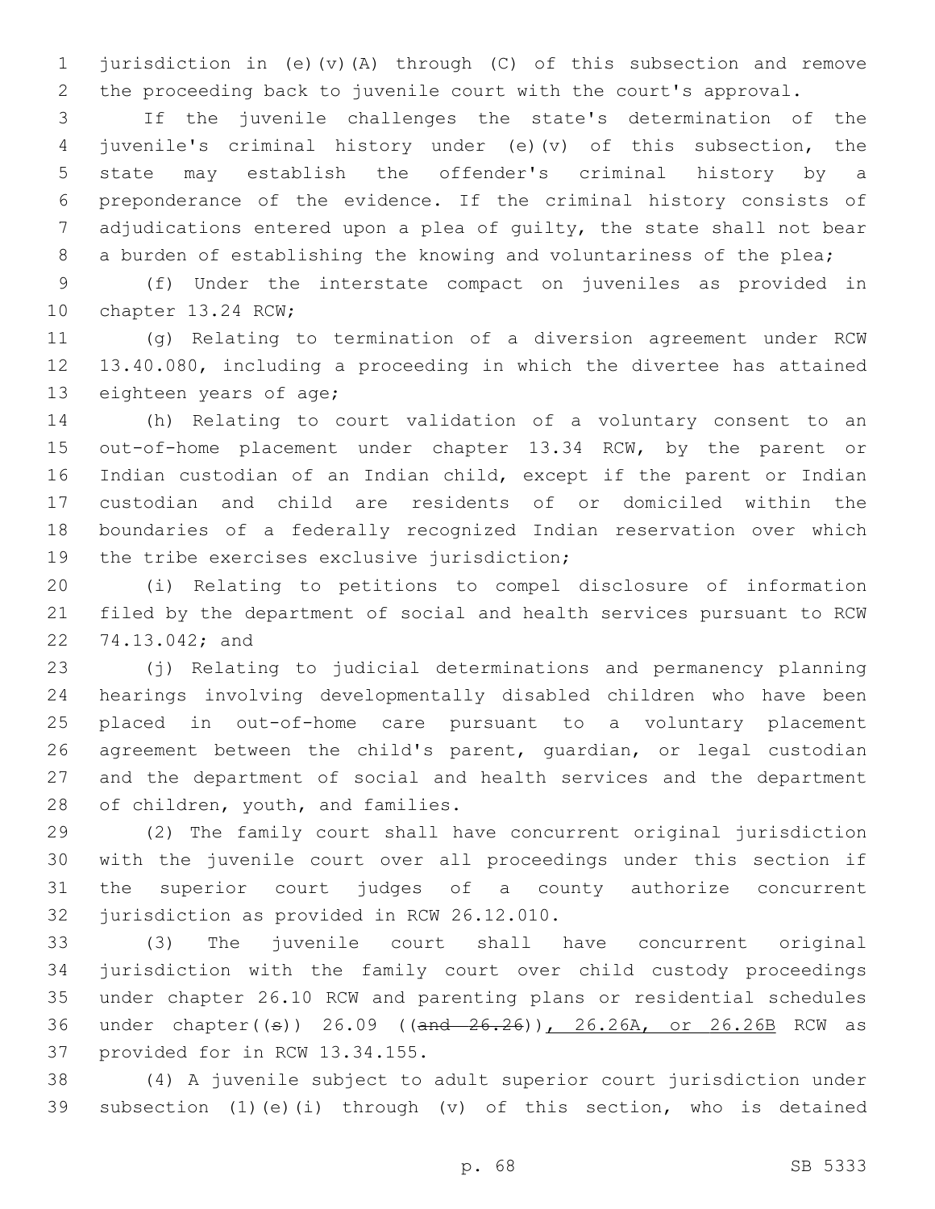jurisdiction in (e)(v)(A) through (C) of this subsection and remove the proceeding back to juvenile court with the court's approval.

If the juvenile challenges the state's determination of the juvenile's criminal history under (e)(v) of this subsection, the state may establish the offender's criminal history by a preponderance of the evidence. If the criminal history consists of adjudications entered upon a plea of guilty, the state shall not bear a burden of establishing the knowing and voluntariness of the plea;

(f) Under the interstate compact on juveniles as provided in chapter 13.24 RCW;

(g) Relating to termination of a diversion agreement under RCW 13.40.080, including a proceeding in which the divertee has attained eighteen years of age;

(h) Relating to court validation of a voluntary consent to an out-of-home placement under chapter 13.34 RCW, by the parent or Indian custodian of an Indian child, except if the parent or Indian custodian and child are residents of or domiciled within the boundaries of a federally recognized Indian reservation over which the tribe exercises exclusive jurisdiction;

(i) Relating to petitions to compel disclosure of information filed by the department of social and health services pursuant to RCW 74.13.042; and

(j) Relating to judicial determinations and permanency planning hearings involving developmentally disabled children who have been placed in out-of-home care pursuant to a voluntary placement agreement between the child's parent, guardian, or legal custodian and the department of social and health services and the department of children, youth, and families.

(2) The family court shall have concurrent original jurisdiction with the juvenile court over all proceedings under this section if the superior court judges of a county authorize concurrent jurisdiction as provided in RCW 26.12.010.

(3) The juvenile court shall have concurrent original jurisdiction with the family court over child custody proceedings under chapter 26.10 RCW and parenting plans or residential schedules under chapter((s)) 26.09 ((~~and 26.26~~)), 26.26A, or 26.26B RCW as provided for in RCW 13.34.155.

(4) A juvenile subject to adult superior court jurisdiction under subsection (1)(e)(i) through (v) of this section, who is detained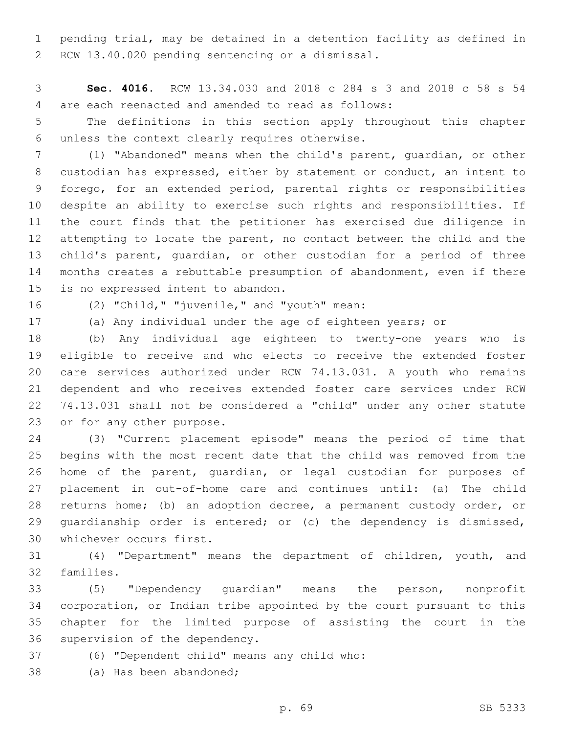pending trial, may be detained in a detention facility as defined in RCW 13.40.020 pending sentencing or a dismissal.

**Sec. 4016.** RCW 13.34.030 and 2018 c 284 s 3 and 2018 c 58 s 54 are each reenacted and amended to read as follows:

The definitions in this section apply throughout this chapter unless the context clearly requires otherwise.

(1) "Abandoned" means when the child's parent, guardian, or other custodian has expressed, either by statement or conduct, an intent to forego, for an extended period, parental rights or responsibilities despite an ability to exercise such rights and responsibilities. If the court finds that the petitioner has exercised due diligence in attempting to locate the parent, no contact between the child and the child's parent, guardian, or other custodian for a period of three months creates a rebuttable presumption of abandonment, even if there is no expressed intent to abandon.

(2) "Child," "juvenile," and "youth" mean:

(a) Any individual under the age of eighteen years; or

(b) Any individual age eighteen to twenty-one years who is eligible to receive and who elects to receive the extended foster care services authorized under RCW 74.13.031. A youth who remains dependent and who receives extended foster care services under RCW 74.13.031 shall not be considered a "child" under any other statute or for any other purpose.

(3) "Current placement episode" means the period of time that begins with the most recent date that the child was removed from the home of the parent, guardian, or legal custodian for purposes of placement in out-of-home care and continues until: (a) The child returns home; (b) an adoption decree, a permanent custody order, or guardianship order is entered; or (c) the dependency is dismissed, whichever occurs first.

(4) "Department" means the department of children, youth, and families.

(5) "Dependency guardian" means the person, nonprofit corporation, or Indian tribe appointed by the court pursuant to this chapter for the limited purpose of assisting the court in the supervision of the dependency.

(6) "Dependent child" means any child who:

(a) Has been abandoned;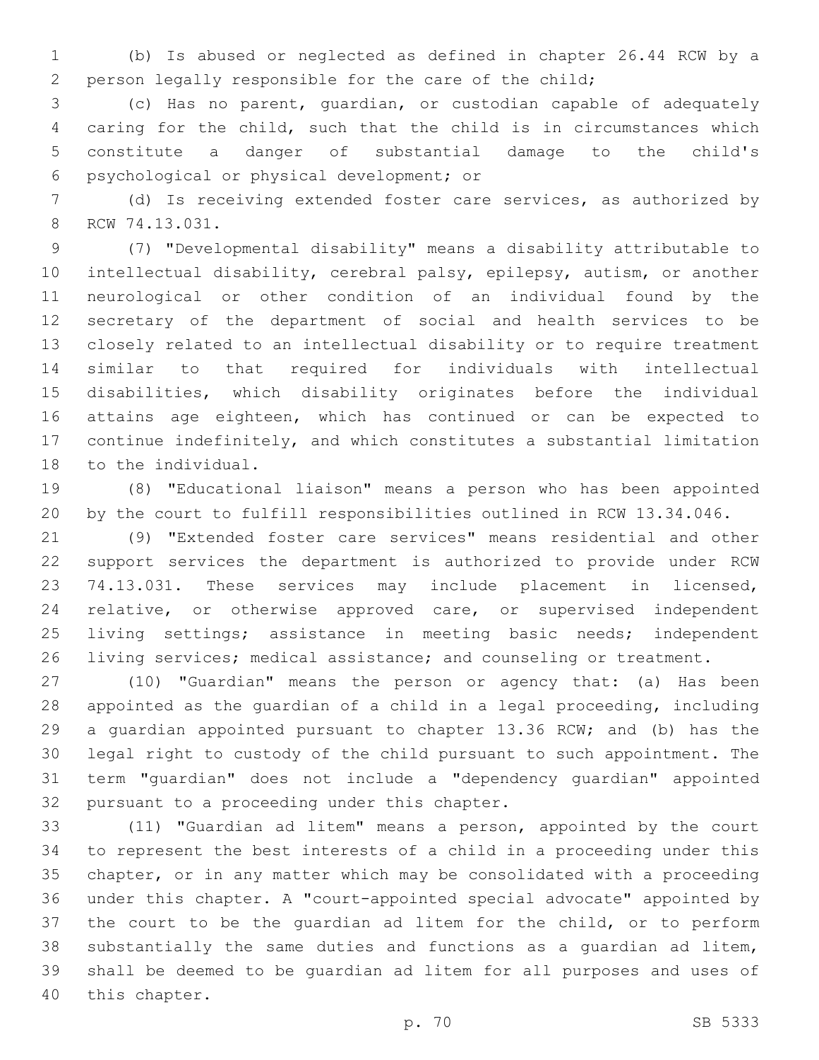(b) Is abused or neglected as defined in chapter 26.44 RCW by a person legally responsible for the care of the child;

(c) Has no parent, guardian, or custodian capable of adequately caring for the child, such that the child is in circumstances which constitute a danger of substantial damage to the child's psychological or physical development; or

(d) Is receiving extended foster care services, as authorized by RCW 74.13.031.

(7) "Developmental disability" means a disability attributable to intellectual disability, cerebral palsy, epilepsy, autism, or another neurological or other condition of an individual found by the secretary of the department of social and health services to be closely related to an intellectual disability or to require treatment similar to that required for individuals with intellectual disabilities, which disability originates before the individual attains age eighteen, which has continued or can be expected to continue indefinitely, and which constitutes a substantial limitation to the individual.

(8) "Educational liaison" means a person who has been appointed by the court to fulfill responsibilities outlined in RCW 13.34.046.

(9) "Extended foster care services" means residential and other support services the department is authorized to provide under RCW 74.13.031. These services may include placement in licensed, relative, or otherwise approved care, or supervised independent living settings; assistance in meeting basic needs; independent living services; medical assistance; and counseling or treatment.

(10) "Guardian" means the person or agency that: (a) Has been appointed as the guardian of a child in a legal proceeding, including a guardian appointed pursuant to chapter 13.36 RCW; and (b) has the legal right to custody of the child pursuant to such appointment. The term "guardian" does not include a "dependency guardian" appointed pursuant to a proceeding under this chapter.

(11) "Guardian ad litem" means a person, appointed by the court to represent the best interests of a child in a proceeding under this chapter, or in any matter which may be consolidated with a proceeding under this chapter. A "court-appointed special advocate" appointed by the court to be the guardian ad litem for the child, or to perform substantially the same duties and functions as a guardian ad litem, shall be deemed to be guardian ad litem for all purposes and uses of this chapter.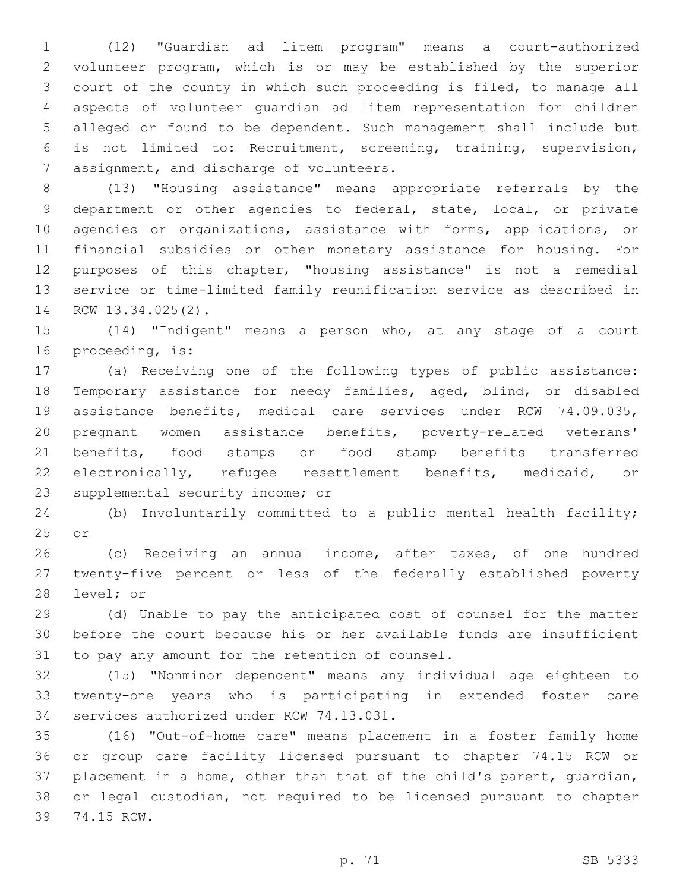(12) "Guardian ad litem program" means a court-authorized volunteer program, which is or may be established by the superior court of the county in which such proceeding is filed, to manage all aspects of volunteer guardian ad litem representation for children alleged or found to be dependent. Such management shall include but is not limited to: Recruitment, screening, training, supervision, assignment, and discharge of volunteers.

(13) "Housing assistance" means appropriate referrals by the department or other agencies to federal, state, local, or private agencies or organizations, assistance with forms, applications, or financial subsidies or other monetary assistance for housing. For purposes of this chapter, "housing assistance" is not a remedial service or time-limited family reunification service as described in RCW 13.34.025(2).

(14) "Indigent" means a person who, at any stage of a court proceeding, is:

(a) Receiving one of the following types of public assistance: Temporary assistance for needy families, aged, blind, or disabled assistance benefits, medical care services under RCW 74.09.035, pregnant women assistance benefits, poverty-related veterans' benefits, food stamps or food stamp benefits transferred electronically, refugee resettlement benefits, medicaid, or supplemental security income; or

(b) Involuntarily committed to a public mental health facility; or

(c) Receiving an annual income, after taxes, of one hundred twenty-five percent or less of the federally established poverty level; or

(d) Unable to pay the anticipated cost of counsel for the matter before the court because his or her available funds are insufficient to pay any amount for the retention of counsel.

(15) "Nonminor dependent" means any individual age eighteen to twenty-one years who is participating in extended foster care services authorized under RCW 74.13.031.

(16) "Out-of-home care" means placement in a foster family home or group care facility licensed pursuant to chapter 74.15 RCW or placement in a home, other than that of the child's parent, guardian, or legal custodian, not required to be licensed pursuant to chapter 74.15 RCW.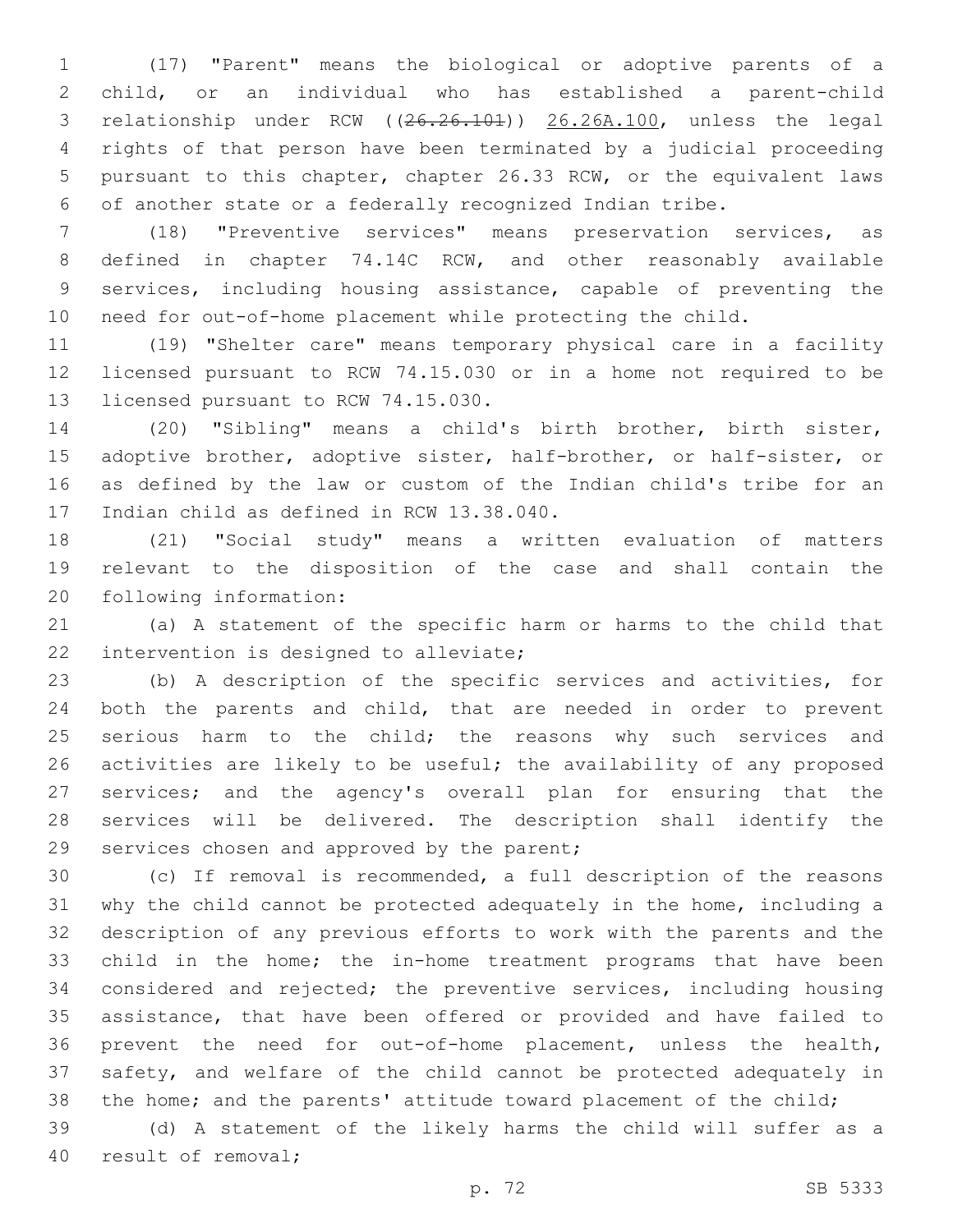(17) "Parent" means the biological or adoptive parents of a child, or an individual who has established a parent-child relationship under RCW ((~~26.26.101~~)) 26.26A.100, unless the legal rights of that person have been terminated by a judicial proceeding pursuant to this chapter, chapter 26.33 RCW, or the equivalent laws of another state or a federally recognized Indian tribe.

(18) "Preventive services" means preservation services, as defined in chapter 74.14C RCW, and other reasonably available services, including housing assistance, capable of preventing the need for out-of-home placement while protecting the child.

(19) "Shelter care" means temporary physical care in a facility licensed pursuant to RCW 74.15.030 or in a home not required to be licensed pursuant to RCW 74.15.030.

(20) "Sibling" means a child's birth brother, birth sister, adoptive brother, adoptive sister, half-brother, or half-sister, or as defined by the law or custom of the Indian child's tribe for an Indian child as defined in RCW 13.38.040.

(21) "Social study" means a written evaluation of matters relevant to the disposition of the case and shall contain the following information:

(a) A statement of the specific harm or harms to the child that intervention is designed to alleviate;

(b) A description of the specific services and activities, for both the parents and child, that are needed in order to prevent serious harm to the child; the reasons why such services and activities are likely to be useful; the availability of any proposed services; and the agency's overall plan for ensuring that the services will be delivered. The description shall identify the services chosen and approved by the parent;

(c) If removal is recommended, a full description of the reasons why the child cannot be protected adequately in the home, including a description of any previous efforts to work with the parents and the child in the home; the in-home treatment programs that have been considered and rejected; the preventive services, including housing assistance, that have been offered or provided and have failed to prevent the need for out-of-home placement, unless the health, safety, and welfare of the child cannot be protected adequately in the home; and the parents' attitude toward placement of the child;

(d) A statement of the likely harms the child will suffer as a result of removal;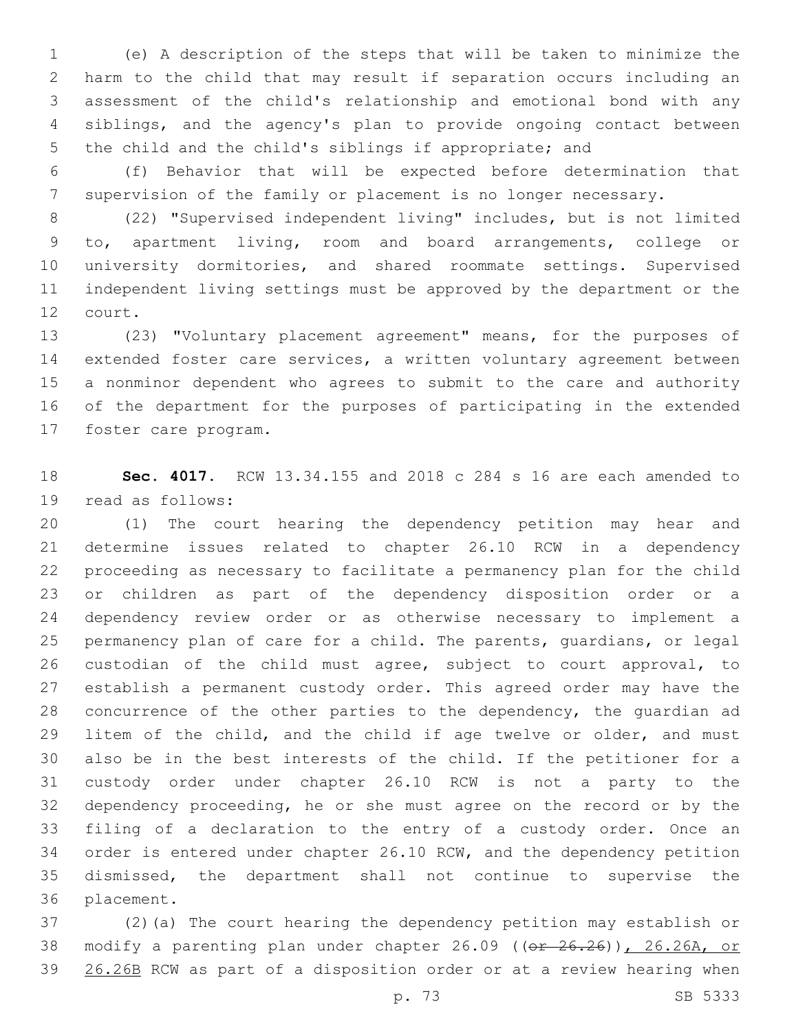(e) A description of the steps that will be taken to minimize the harm to the child that may result if separation occurs including an assessment of the child's relationship and emotional bond with any siblings, and the agency's plan to provide ongoing contact between the child and the child's siblings if appropriate; and

(f) Behavior that will be expected before determination that supervision of the family or placement is no longer necessary.

(22) "Supervised independent living" includes, but is not limited to, apartment living, room and board arrangements, college or university dormitories, and shared roommate settings. Supervised independent living settings must be approved by the department or the court.

(23) "Voluntary placement agreement" means, for the purposes of extended foster care services, a written voluntary agreement between a nonminor dependent who agrees to submit to the care and authority of the department for the purposes of participating in the extended foster care program.

**Sec. 4017.** RCW 13.34.155 and 2018 c 284 s 16 are each amended to read as follows:

(1) The court hearing the dependency petition may hear and determine issues related to chapter 26.10 RCW in a dependency proceeding as necessary to facilitate a permanency plan for the child or children as part of the dependency disposition order or a dependency review order or as otherwise necessary to implement a permanency plan of care for a child. The parents, guardians, or legal custodian of the child must agree, subject to court approval, to establish a permanent custody order. This agreed order may have the concurrence of the other parties to the dependency, the guardian ad litem of the child, and the child if age twelve or older, and must also be in the best interests of the child. If the petitioner for a custody order under chapter 26.10 RCW is not a party to the dependency proceeding, he or she must agree on the record or by the filing of a declaration to the entry of a custody order. Once an order is entered under chapter 26.10 RCW, and the dependency petition dismissed, the department shall not continue to supervise the placement.

(2)(a) The court hearing the dependency petition may establish or modify a parenting plan under chapter 26.09 ((~~or 26.26~~)), 26.26A, or 26.26B RCW as part of a disposition order or at a review hearing when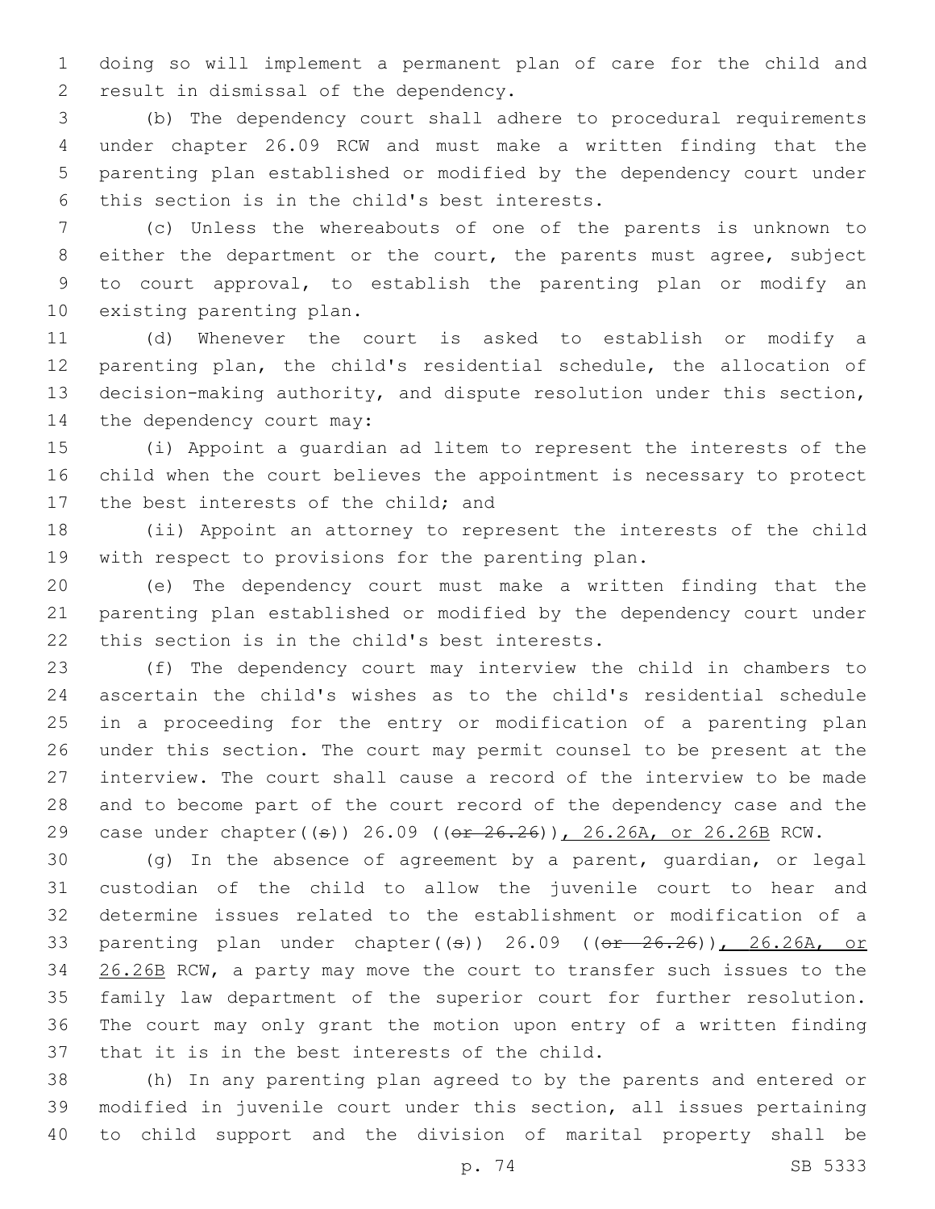doing so will implement a permanent plan of care for the child and result in dismissal of the dependency.

(b) The dependency court shall adhere to procedural requirements under chapter 26.09 RCW and must make a written finding that the parenting plan established or modified by the dependency court under this section is in the child's best interests.

(c) Unless the whereabouts of one of the parents is unknown to either the department or the court, the parents must agree, subject to court approval, to establish the parenting plan or modify an existing parenting plan.

(d) Whenever the court is asked to establish or modify a parenting plan, the child's residential schedule, the allocation of decision-making authority, and dispute resolution under this section, the dependency court may:

(i) Appoint a guardian ad litem to represent the interests of the child when the court believes the appointment is necessary to protect the best interests of the child; and

(ii) Appoint an attorney to represent the interests of the child with respect to provisions for the parenting plan.

(e) The dependency court must make a written finding that the parenting plan established or modified by the dependency court under this section is in the child's best interests.

(f) The dependency court may interview the child in chambers to ascertain the child's wishes as to the child's residential schedule in a proceeding for the entry or modification of a parenting plan under this section. The court may permit counsel to be present at the interview. The court shall cause a record of the interview to be made and to become part of the court record of the dependency case and the case under chapter((s)) 26.09 ((~~or 26.26~~)), 26.26A, or 26.26B RCW.

(g) In the absence of agreement by a parent, guardian, or legal custodian of the child to allow the juvenile court to hear and determine issues related to the establishment or modification of a parenting plan under chapter((s)) 26.09 ((~~or 26.26~~)), 26.26A, or 26.26B RCW, a party may move the court to transfer such issues to the family law department of the superior court for further resolution. The court may only grant the motion upon entry of a written finding that it is in the best interests of the child.

(h) In any parenting plan agreed to by the parents and entered or modified in juvenile court under this section, all issues pertaining to child support and the division of marital property shall be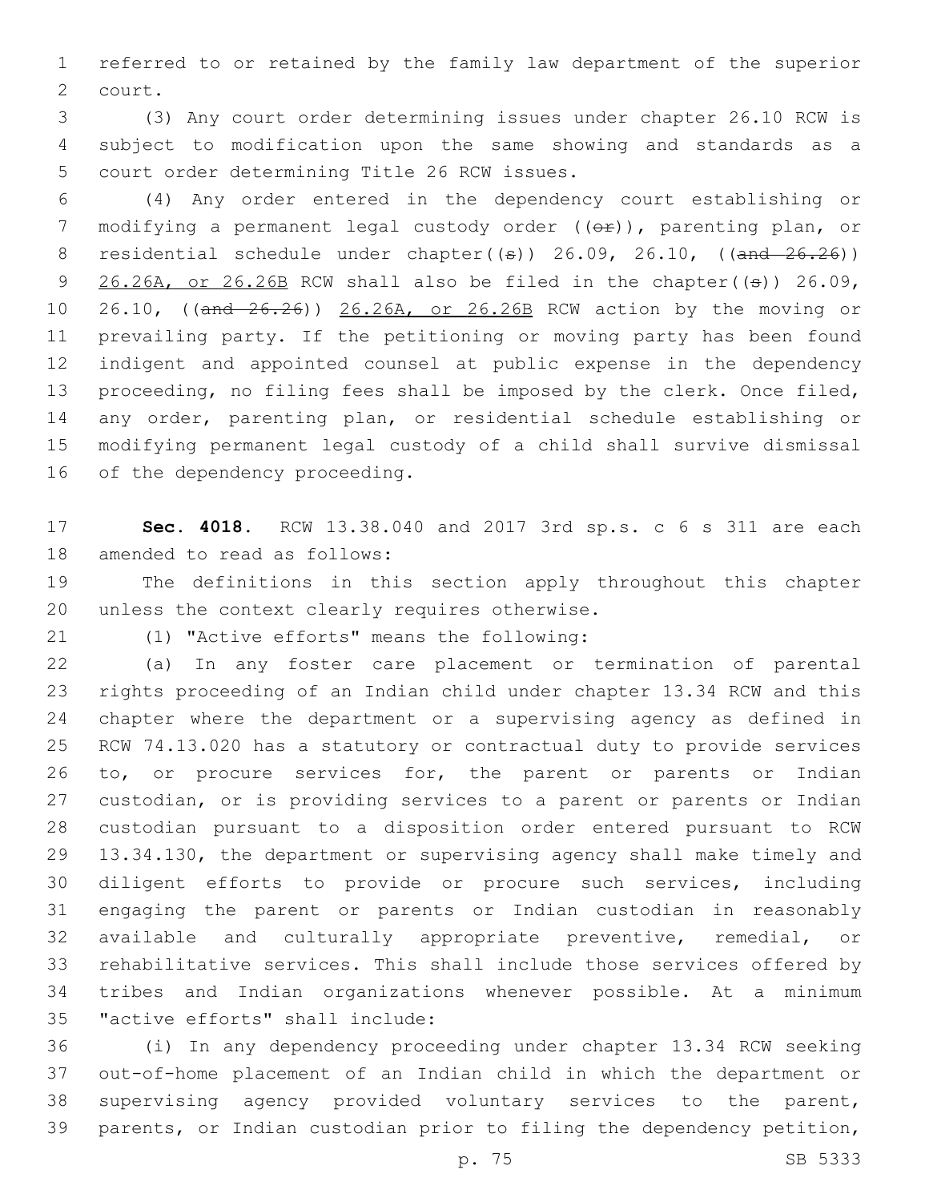referred to or retained by the family law department of the superior court.

(3) Any court order determining issues under chapter 26.10 RCW is subject to modification upon the same showing and standards as a court order determining Title 26 RCW issues.

(4) Any order entered in the dependency court establishing or modifying a permanent legal custody order ((~~or~~)), parenting plan, or residential schedule under chapter((~~s~~)) 26.09, 26.10, ((~~and 26.26~~)) <u>26.26A, or 26.26B</u> RCW shall also be filed in the chapter((~~s~~)) 26.09, 26.10, ((~~and 26.26~~)) <u>26.26A, or 26.26B</u> RCW action by the moving or prevailing party. If the petitioning or moving party has been found indigent and appointed counsel at public expense in the dependency proceeding, no filing fees shall be imposed by the clerk. Once filed, any order, parenting plan, or residential schedule establishing or modifying permanent legal custody of a child shall survive dismissal of the dependency proceeding.

**Sec. 4018.** RCW 13.38.040 and 2017 3rd sp.s. c 6 s 311 are each amended to read as follows:

The definitions in this section apply throughout this chapter unless the context clearly requires otherwise.

(1) "Active efforts" means the following:

(a) In any foster care placement or termination of parental rights proceeding of an Indian child under chapter 13.34 RCW and this chapter where the department or a supervising agency as defined in RCW 74.13.020 has a statutory or contractual duty to provide services to, or procure services for, the parent or parents or Indian custodian, or is providing services to a parent or parents or Indian custodian pursuant to a disposition order entered pursuant to RCW 13.34.130, the department or supervising agency shall make timely and diligent efforts to provide or procure such services, including engaging the parent or parents or Indian custodian in reasonably available and culturally appropriate preventive, remedial, or rehabilitative services. This shall include those services offered by tribes and Indian organizations whenever possible. At a minimum "active efforts" shall include:

(i) In any dependency proceeding under chapter 13.34 RCW seeking out-of-home placement of an Indian child in which the department or supervising agency provided voluntary services to the parent, parents, or Indian custodian prior to filing the dependency petition,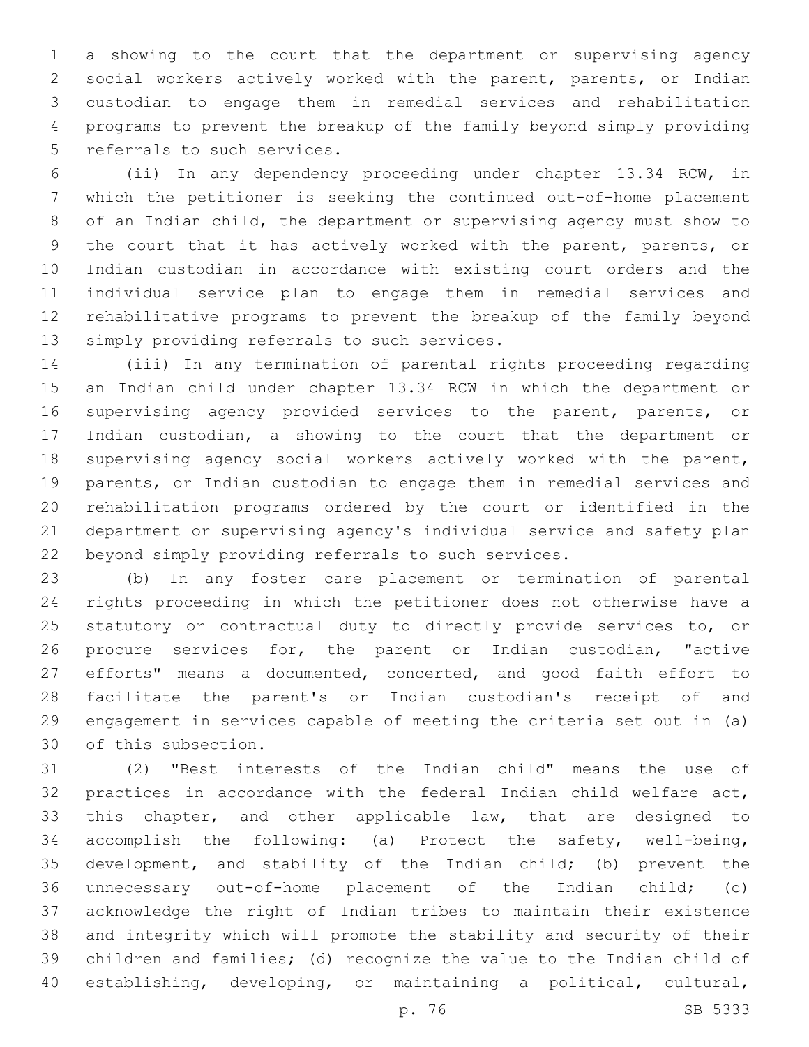a showing to the court that the department or supervising agency social workers actively worked with the parent, parents, or Indian custodian to engage them in remedial services and rehabilitation programs to prevent the breakup of the family beyond simply providing referrals to such services.

(ii) In any dependency proceeding under chapter 13.34 RCW, in which the petitioner is seeking the continued out-of-home placement of an Indian child, the department or supervising agency must show to the court that it has actively worked with the parent, parents, or Indian custodian in accordance with existing court orders and the individual service plan to engage them in remedial services and rehabilitative programs to prevent the breakup of the family beyond simply providing referrals to such services.

(iii) In any termination of parental rights proceeding regarding an Indian child under chapter 13.34 RCW in which the department or supervising agency provided services to the parent, parents, or Indian custodian, a showing to the court that the department or supervising agency social workers actively worked with the parent, parents, or Indian custodian to engage them in remedial services and rehabilitation programs ordered by the court or identified in the department or supervising agency's individual service and safety plan beyond simply providing referrals to such services.

(b) In any foster care placement or termination of parental rights proceeding in which the petitioner does not otherwise have a statutory or contractual duty to directly provide services to, or procure services for, the parent or Indian custodian, "active efforts" means a documented, concerted, and good faith effort to facilitate the parent's or Indian custodian's receipt of and engagement in services capable of meeting the criteria set out in (a) of this subsection.

(2) "Best interests of the Indian child" means the use of practices in accordance with the federal Indian child welfare act, this chapter, and other applicable law, that are designed to accomplish the following: (a) Protect the safety, well-being, development, and stability of the Indian child; (b) prevent the unnecessary out-of-home placement of the Indian child; (c) acknowledge the right of Indian tribes to maintain their existence and integrity which will promote the stability and security of their children and families; (d) recognize the value to the Indian child of establishing, developing, or maintaining a political, cultural,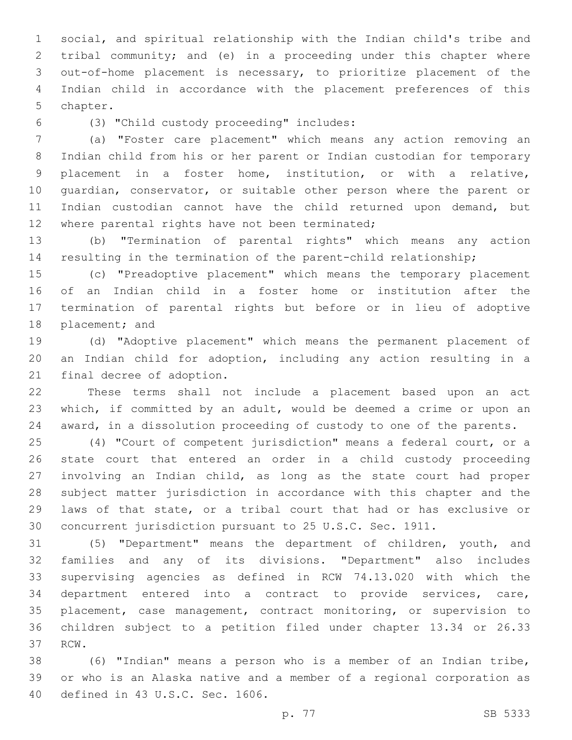social, and spiritual relationship with the Indian child's tribe and tribal community; and (e) in a proceeding under this chapter where out-of-home placement is necessary, to prioritize placement of the Indian child in accordance with the placement preferences of this chapter.

(3) "Child custody proceeding" includes:

(a) "Foster care placement" which means any action removing an Indian child from his or her parent or Indian custodian for temporary placement in a foster home, institution, or with a relative, guardian, conservator, or suitable other person where the parent or Indian custodian cannot have the child returned upon demand, but where parental rights have not been terminated;

(b) "Termination of parental rights" which means any action resulting in the termination of the parent-child relationship;

(c) "Preadoptive placement" which means the temporary placement of an Indian child in a foster home or institution after the termination of parental rights but before or in lieu of adoptive placement; and

(d) "Adoptive placement" which means the permanent placement of an Indian child for adoption, including any action resulting in a final decree of adoption.

These terms shall not include a placement based upon an act which, if committed by an adult, would be deemed a crime or upon an award, in a dissolution proceeding of custody to one of the parents.

(4) "Court of competent jurisdiction" means a federal court, or a state court that entered an order in a child custody proceeding involving an Indian child, as long as the state court had proper subject matter jurisdiction in accordance with this chapter and the laws of that state, or a tribal court that had or has exclusive or concurrent jurisdiction pursuant to 25 U.S.C. Sec. 1911.

(5) "Department" means the department of children, youth, and families and any of its divisions. "Department" also includes supervising agencies as defined in RCW 74.13.020 with which the department entered into a contract to provide services, care, placement, case management, contract monitoring, or supervision to children subject to a petition filed under chapter 13.34 or 26.33 RCW.

(6) "Indian" means a person who is a member of an Indian tribe, or who is an Alaska native and a member of a regional corporation as defined in 43 U.S.C. Sec. 1606.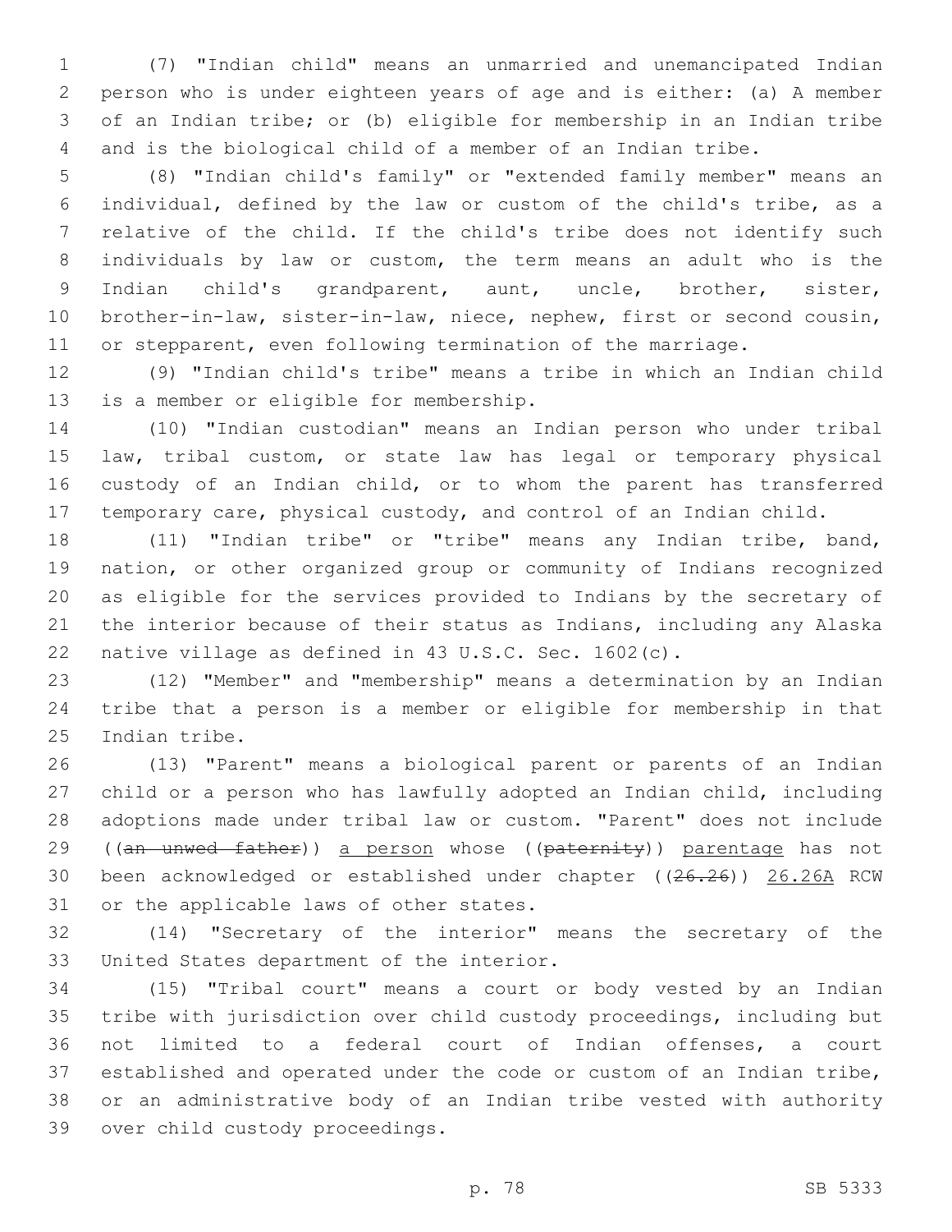(7) "Indian child" means an unmarried and unemancipated Indian person who is under eighteen years of age and is either: (a) A member of an Indian tribe; or (b) eligible for membership in an Indian tribe and is the biological child of a member of an Indian tribe.

(8) "Indian child's family" or "extended family member" means an individual, defined by the law or custom of the child's tribe, as a relative of the child. If the child's tribe does not identify such individuals by law or custom, the term means an adult who is the Indian child's grandparent, aunt, uncle, brother, sister, brother-in-law, sister-in-law, niece, nephew, first or second cousin, or stepparent, even following termination of the marriage.

(9) "Indian child's tribe" means a tribe in which an Indian child is a member or eligible for membership.

(10) "Indian custodian" means an Indian person who under tribal law, tribal custom, or state law has legal or temporary physical custody of an Indian child, or to whom the parent has transferred temporary care, physical custody, and control of an Indian child.

(11) "Indian tribe" or "tribe" means any Indian tribe, band, nation, or other organized group or community of Indians recognized as eligible for the services provided to Indians by the secretary of the interior because of their status as Indians, including any Alaska native village as defined in 43 U.S.C. Sec. 1602(c).

(12) "Member" and "membership" means a determination by an Indian tribe that a person is a member or eligible for membership in that Indian tribe.

(13) "Parent" means a biological parent or parents of an Indian child or a person who has lawfully adopted an Indian child, including adoptions made under tribal law or custom. "Parent" does not include ((~~an unwed father~~)) <u>a person</u> whose ((~~paternity~~)) <u>parentage</u> has not been acknowledged or established under chapter ((~~26.26~~)) <u>26.26A</u> RCW or the applicable laws of other states.

(14) "Secretary of the interior" means the secretary of the United States department of the interior.

(15) "Tribal court" means a court or body vested by an Indian tribe with jurisdiction over child custody proceedings, including but not limited to a federal court of Indian offenses, a court established and operated under the code or custom of an Indian tribe, or an administrative body of an Indian tribe vested with authority over child custody proceedings.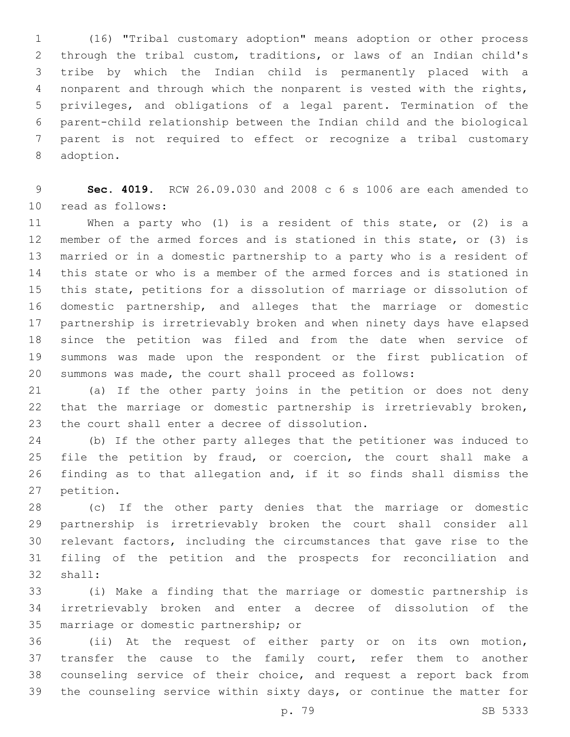(16) "Tribal customary adoption" means adoption or other process through the tribal custom, traditions, or laws of an Indian child's tribe by which the Indian child is permanently placed with a nonparent and through which the nonparent is vested with the rights, privileges, and obligations of a legal parent. Termination of the parent-child relationship between the Indian child and the biological parent is not required to effect or recognize a tribal customary adoption.

**Sec. 4019.** RCW 26.09.030 and 2008 c 6 s 1006 are each amended to read as follows:

When a party who (1) is a resident of this state, or (2) is a member of the armed forces and is stationed in this state, or (3) is married or in a domestic partnership to a party who is a resident of this state or who is a member of the armed forces and is stationed in this state, petitions for a dissolution of marriage or dissolution of domestic partnership, and alleges that the marriage or domestic partnership is irretrievably broken and when ninety days have elapsed since the petition was filed and from the date when service of summons was made upon the respondent or the first publication of summons was made, the court shall proceed as follows:

(a) If the other party joins in the petition or does not deny that the marriage or domestic partnership is irretrievably broken, the court shall enter a decree of dissolution.

(b) If the other party alleges that the petitioner was induced to file the petition by fraud, or coercion, the court shall make a finding as to that allegation and, if it so finds shall dismiss the petition.

(c) If the other party denies that the marriage or domestic partnership is irretrievably broken the court shall consider all relevant factors, including the circumstances that gave rise to the filing of the petition and the prospects for reconciliation and shall:

(i) Make a finding that the marriage or domestic partnership is irretrievably broken and enter a decree of dissolution of the marriage or domestic partnership; or

(ii) At the request of either party or on its own motion, transfer the cause to the family court, refer them to another counseling service of their choice, and request a report back from the counseling service within sixty days, or continue the matter for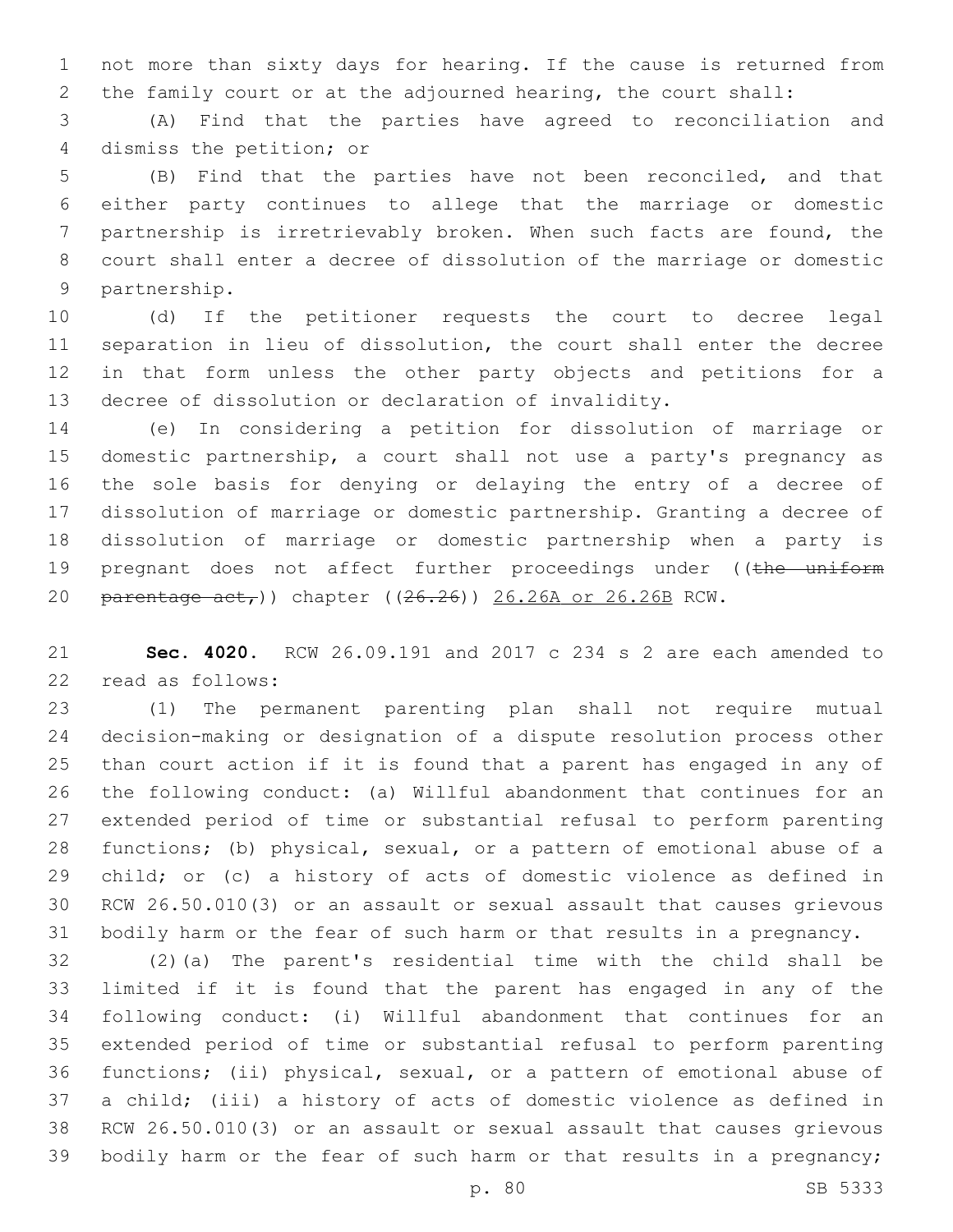not more than sixty days for hearing. If the cause is returned from the family court or at the adjourned hearing, the court shall:

(A) Find that the parties have agreed to reconciliation and dismiss the petition; or

(B) Find that the parties have not been reconciled, and that either party continues to allege that the marriage or domestic partnership is irretrievably broken. When such facts are found, the court shall enter a decree of dissolution of the marriage or domestic partnership.

(d) If the petitioner requests the court to decree legal separation in lieu of dissolution, the court shall enter the decree in that form unless the other party objects and petitions for a decree of dissolution or declaration of invalidity.

(e) In considering a petition for dissolution of marriage or domestic partnership, a court shall not use a party's pregnancy as the sole basis for denying or delaying the entry of a decree of dissolution of marriage or domestic partnership. Granting a decree of dissolution of marriage or domestic partnership when a party is pregnant does not affect further proceedings under ((~~the uniform parentage act,~~)) chapter ((~~26.26~~)) 26.26A or 26.26B RCW.

**Sec. 4020.** RCW 26.09.191 and 2017 c 234 s 2 are each amended to read as follows:

(1) The permanent parenting plan shall not require mutual decision-making or designation of a dispute resolution process other than court action if it is found that a parent has engaged in any of the following conduct: (a) Willful abandonment that continues for an extended period of time or substantial refusal to perform parenting functions; (b) physical, sexual, or a pattern of emotional abuse of a child; or (c) a history of acts of domestic violence as defined in RCW 26.50.010(3) or an assault or sexual assault that causes grievous bodily harm or the fear of such harm or that results in a pregnancy.

(2)(a) The parent's residential time with the child shall be limited if it is found that the parent has engaged in any of the following conduct: (i) Willful abandonment that continues for an extended period of time or substantial refusal to perform parenting functions; (ii) physical, sexual, or a pattern of emotional abuse of a child; (iii) a history of acts of domestic violence as defined in RCW 26.50.010(3) or an assault or sexual assault that causes grievous bodily harm or the fear of such harm or that results in a pregnancy;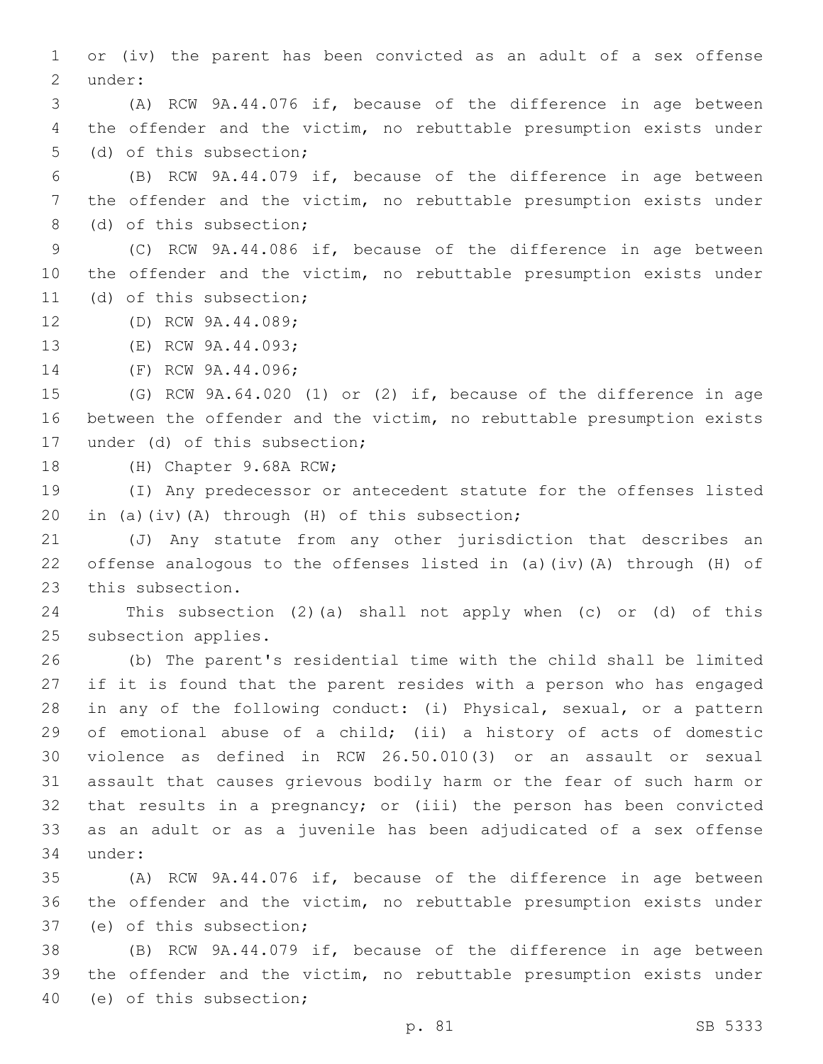or (iv) the parent has been convicted as an adult of a sex offense under:

(A) RCW 9A.44.076 if, because of the difference in age between the offender and the victim, no rebuttable presumption exists under (d) of this subsection;

(B) RCW 9A.44.079 if, because of the difference in age between the offender and the victim, no rebuttable presumption exists under (d) of this subsection;

(C) RCW 9A.44.086 if, because of the difference in age between the offender and the victim, no rebuttable presumption exists under (d) of this subsection;

(D) RCW 9A.44.089;

(E) RCW 9A.44.093;

(F) RCW 9A.44.096;

(G) RCW 9A.64.020 (1) or (2) if, because of the difference in age between the offender and the victim, no rebuttable presumption exists under (d) of this subsection;

(H) Chapter 9.68A RCW;

(I) Any predecessor or antecedent statute for the offenses listed in (a)(iv)(A) through (H) of this subsection;

(J) Any statute from any other jurisdiction that describes an offense analogous to the offenses listed in (a)(iv)(A) through (H) of this subsection.

This subsection (2)(a) shall not apply when (c) or (d) of this subsection applies.

(b) The parent's residential time with the child shall be limited if it is found that the parent resides with a person who has engaged in any of the following conduct: (i) Physical, sexual, or a pattern of emotional abuse of a child; (ii) a history of acts of domestic violence as defined in RCW 26.50.010(3) or an assault or sexual assault that causes grievous bodily harm or the fear of such harm or that results in a pregnancy; or (iii) the person has been convicted as an adult or as a juvenile has been adjudicated of a sex offense under:

(A) RCW 9A.44.076 if, because of the difference in age between the offender and the victim, no rebuttable presumption exists under (e) of this subsection;

(B) RCW 9A.44.079 if, because of the difference in age between the offender and the victim, no rebuttable presumption exists under (e) of this subsection;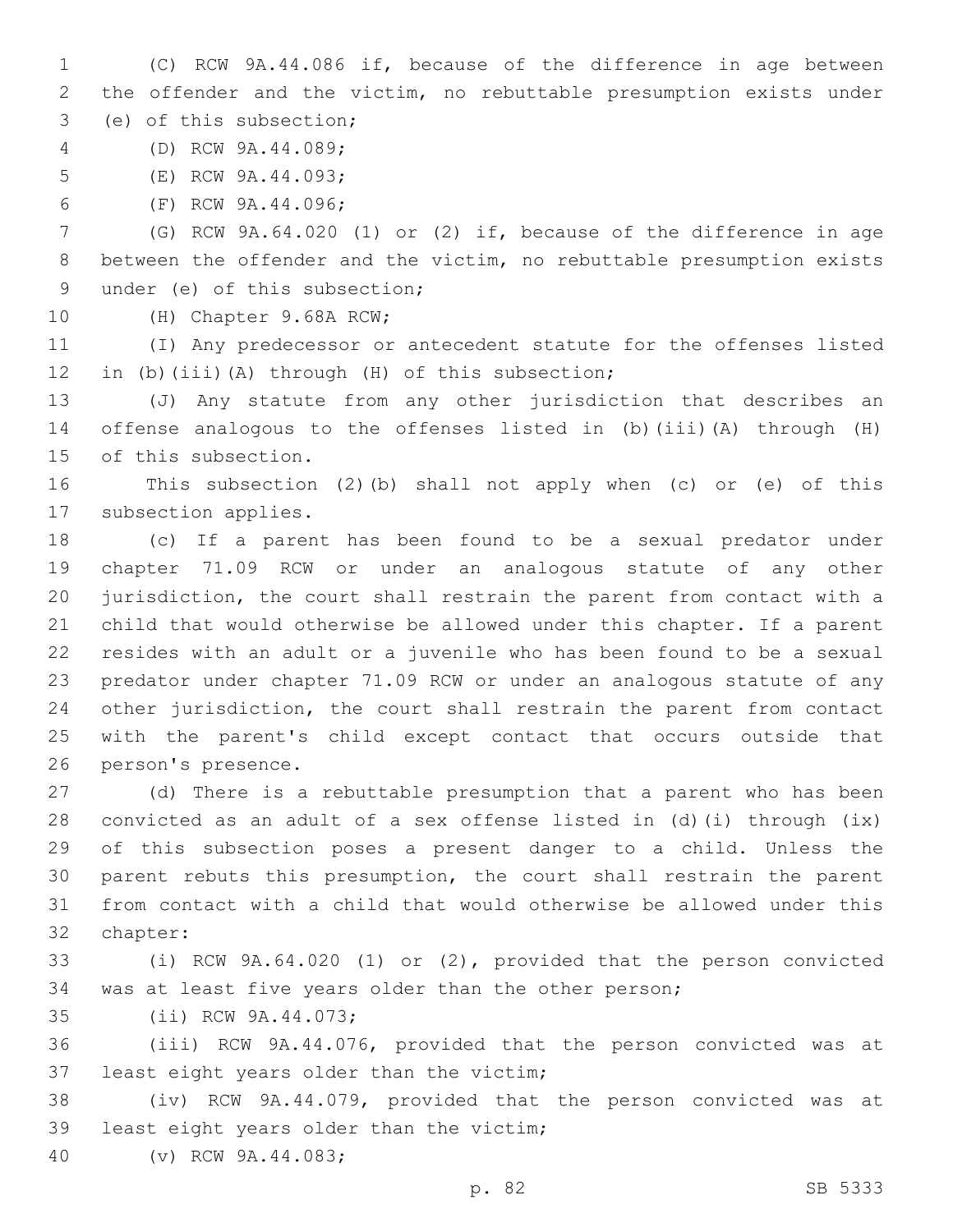(C) RCW 9A.44.086 if, because of the difference in age between the offender and the victim, no rebuttable presumption exists under (e) of this subsection;

(D) RCW 9A.44.089;

(E) RCW 9A.44.093;

(F) RCW 9A.44.096;

(G) RCW 9A.64.020 (1) or (2) if, because of the difference in age between the offender and the victim, no rebuttable presumption exists under (e) of this subsection;

(H) Chapter 9.68A RCW;

(I) Any predecessor or antecedent statute for the offenses listed in (b)(iii)(A) through (H) of this subsection;

(J) Any statute from any other jurisdiction that describes an offense analogous to the offenses listed in (b)(iii)(A) through (H) of this subsection.

This subsection (2)(b) shall not apply when (c) or (e) of this subsection applies.

(c) If a parent has been found to be a sexual predator under chapter 71.09 RCW or under an analogous statute of any other jurisdiction, the court shall restrain the parent from contact with a child that would otherwise be allowed under this chapter. If a parent resides with an adult or a juvenile who has been found to be a sexual predator under chapter 71.09 RCW or under an analogous statute of any other jurisdiction, the court shall restrain the parent from contact with the parent's child except contact that occurs outside that person's presence.

(d) There is a rebuttable presumption that a parent who has been convicted as an adult of a sex offense listed in (d)(i) through (ix) of this subsection poses a present danger to a child. Unless the parent rebuts this presumption, the court shall restrain the parent from contact with a child that would otherwise be allowed under this chapter:

(i) RCW 9A.64.020 (1) or (2), provided that the person convicted was at least five years older than the other person;

(ii) RCW 9A.44.073;

(iii) RCW 9A.44.076, provided that the person convicted was at least eight years older than the victim;

(iv) RCW 9A.44.079, provided that the person convicted was at least eight years older than the victim;

(v) RCW 9A.44.083;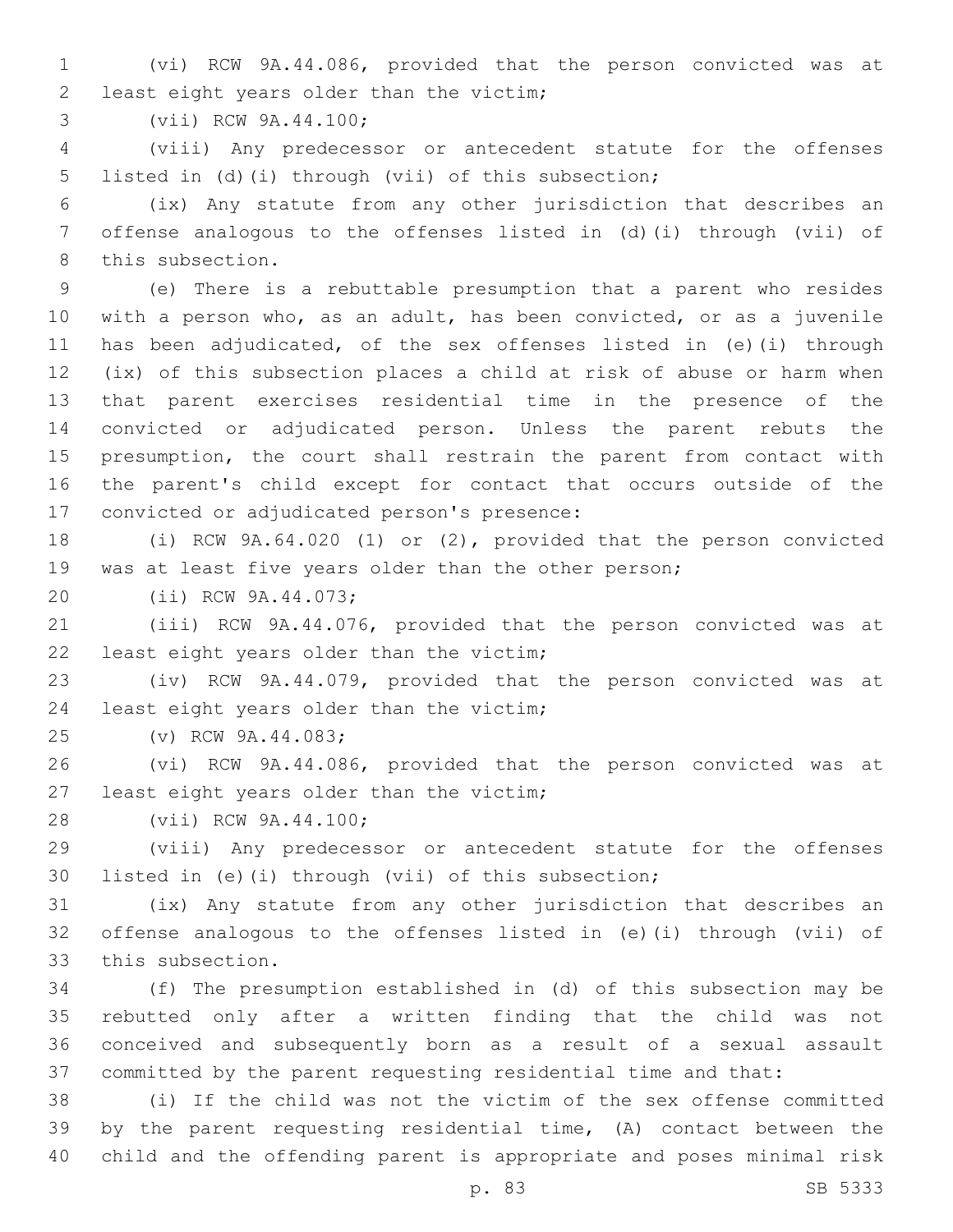(vi) RCW 9A.44.086, provided that the person convicted was at least eight years older than the victim;

(vii) RCW 9A.44.100;

(viii) Any predecessor or antecedent statute for the offenses listed in (d)(i) through (vii) of this subsection;

(ix) Any statute from any other jurisdiction that describes an offense analogous to the offenses listed in (d)(i) through (vii) of this subsection.

(e) There is a rebuttable presumption that a parent who resides with a person who, as an adult, has been convicted, or as a juvenile has been adjudicated, of the sex offenses listed in (e)(i) through (ix) of this subsection places a child at risk of abuse or harm when that parent exercises residential time in the presence of the convicted or adjudicated person. Unless the parent rebuts the presumption, the court shall restrain the parent from contact with the parent's child except for contact that occurs outside of the convicted or adjudicated person's presence:

(i) RCW 9A.64.020 (1) or (2), provided that the person convicted was at least five years older than the other person;

(ii) RCW 9A.44.073;

(iii) RCW 9A.44.076, provided that the person convicted was at least eight years older than the victim;

(iv) RCW 9A.44.079, provided that the person convicted was at least eight years older than the victim;

(v) RCW 9A.44.083;

(vi) RCW 9A.44.086, provided that the person convicted was at least eight years older than the victim;

(vii) RCW 9A.44.100;

(viii) Any predecessor or antecedent statute for the offenses listed in (e)(i) through (vii) of this subsection;

(ix) Any statute from any other jurisdiction that describes an offense analogous to the offenses listed in (e)(i) through (vii) of this subsection.

(f) The presumption established in (d) of this subsection may be rebutted only after a written finding that the child was not conceived and subsequently born as a result of a sexual assault committed by the parent requesting residential time and that:

(i) If the child was not the victim of the sex offense committed by the parent requesting residential time, (A) contact between the child and the offending parent is appropriate and poses minimal risk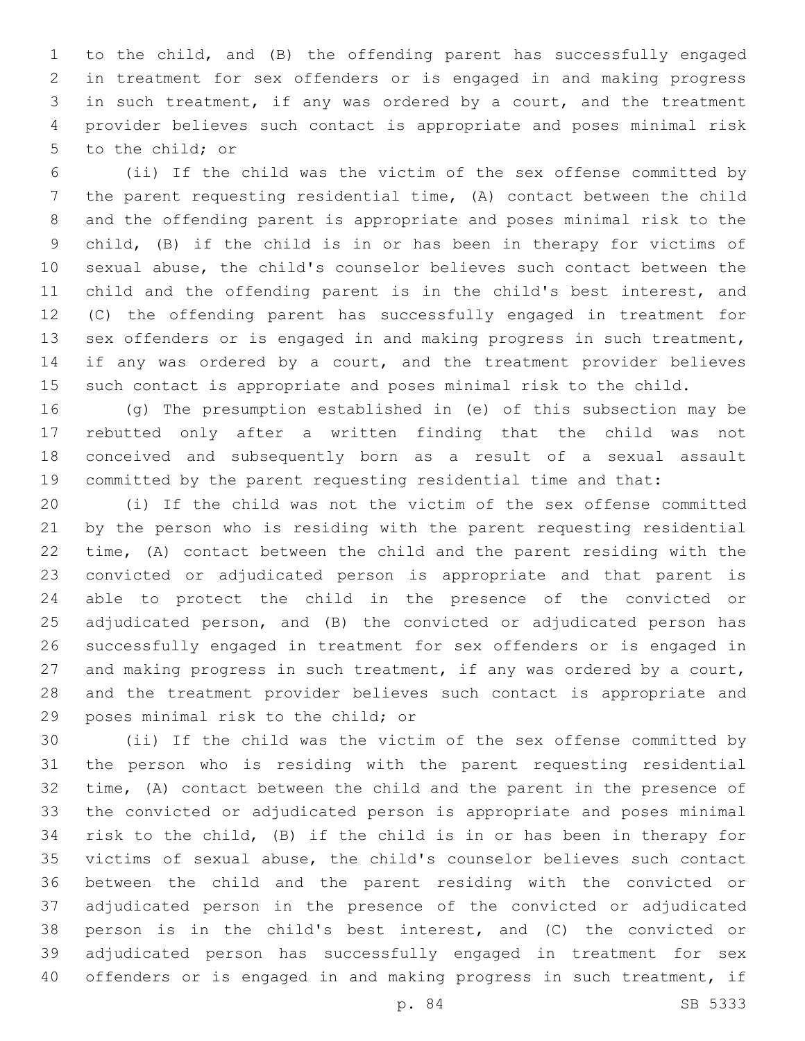to the child, and (B) the offending parent has successfully engaged in treatment for sex offenders or is engaged in and making progress in such treatment, if any was ordered by a court, and the treatment provider believes such contact is appropriate and poses minimal risk to the child; or

(ii) If the child was the victim of the sex offense committed by the parent requesting residential time, (A) contact between the child and the offending parent is appropriate and poses minimal risk to the child, (B) if the child is in or has been in therapy for victims of sexual abuse, the child's counselor believes such contact between the child and the offending parent is in the child's best interest, and (C) the offending parent has successfully engaged in treatment for sex offenders or is engaged in and making progress in such treatment, if any was ordered by a court, and the treatment provider believes such contact is appropriate and poses minimal risk to the child.

(g) The presumption established in (e) of this subsection may be rebutted only after a written finding that the child was not conceived and subsequently born as a result of a sexual assault committed by the parent requesting residential time and that:

(i) If the child was not the victim of the sex offense committed by the person who is residing with the parent requesting residential time, (A) contact between the child and the parent residing with the convicted or adjudicated person is appropriate and that parent is able to protect the child in the presence of the convicted or adjudicated person, and (B) the convicted or adjudicated person has successfully engaged in treatment for sex offenders or is engaged in and making progress in such treatment, if any was ordered by a court, and the treatment provider believes such contact is appropriate and poses minimal risk to the child; or

(ii) If the child was the victim of the sex offense committed by the person who is residing with the parent requesting residential time, (A) contact between the child and the parent in the presence of the convicted or adjudicated person is appropriate and poses minimal risk to the child, (B) if the child is in or has been in therapy for victims of sexual abuse, the child's counselor believes such contact between the child and the parent residing with the convicted or adjudicated person in the presence of the convicted or adjudicated person is in the child's best interest, and (C) the convicted or adjudicated person has successfully engaged in treatment for sex offenders or is engaged in and making progress in such treatment, if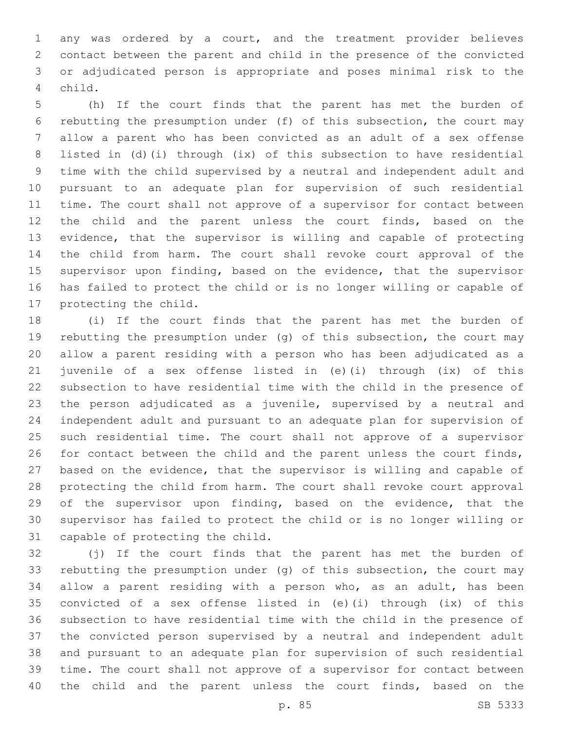any was ordered by a court, and the treatment provider believes contact between the parent and child in the presence of the convicted or adjudicated person is appropriate and poses minimal risk to the child.

(h) If the court finds that the parent has met the burden of rebutting the presumption under (f) of this subsection, the court may allow a parent who has been convicted as an adult of a sex offense listed in (d)(i) through (ix) of this subsection to have residential time with the child supervised by a neutral and independent adult and pursuant to an adequate plan for supervision of such residential time. The court shall not approve of a supervisor for contact between the child and the parent unless the court finds, based on the evidence, that the supervisor is willing and capable of protecting the child from harm. The court shall revoke court approval of the supervisor upon finding, based on the evidence, that the supervisor has failed to protect the child or is no longer willing or capable of protecting the child.

(i) If the court finds that the parent has met the burden of rebutting the presumption under (g) of this subsection, the court may allow a parent residing with a person who has been adjudicated as a juvenile of a sex offense listed in (e)(i) through (ix) of this subsection to have residential time with the child in the presence of the person adjudicated as a juvenile, supervised by a neutral and independent adult and pursuant to an adequate plan for supervision of such residential time. The court shall not approve of a supervisor for contact between the child and the parent unless the court finds, based on the evidence, that the supervisor is willing and capable of protecting the child from harm. The court shall revoke court approval of the supervisor upon finding, based on the evidence, that the supervisor has failed to protect the child or is no longer willing or capable of protecting the child.

(j) If the court finds that the parent has met the burden of rebutting the presumption under (g) of this subsection, the court may allow a parent residing with a person who, as an adult, has been convicted of a sex offense listed in (e)(i) through (ix) of this subsection to have residential time with the child in the presence of the convicted person supervised by a neutral and independent adult and pursuant to an adequate plan for supervision of such residential time. The court shall not approve of a supervisor for contact between the child and the parent unless the court finds, based on the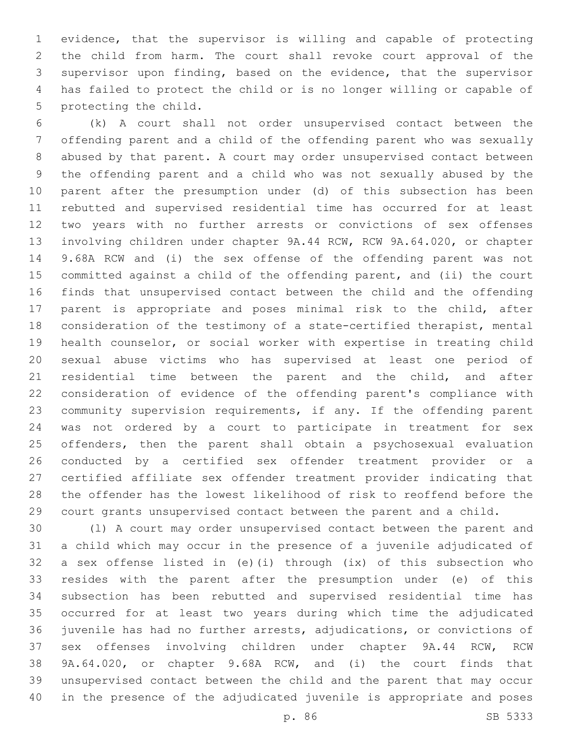evidence, that the supervisor is willing and capable of protecting the child from harm. The court shall revoke court approval of the supervisor upon finding, based on the evidence, that the supervisor has failed to protect the child or is no longer willing or capable of protecting the child.

(k) A court shall not order unsupervised contact between the offending parent and a child of the offending parent who was sexually abused by that parent. A court may order unsupervised contact between the offending parent and a child who was not sexually abused by the parent after the presumption under (d) of this subsection has been rebutted and supervised residential time has occurred for at least two years with no further arrests or convictions of sex offenses involving children under chapter 9A.44 RCW, RCW 9A.64.020, or chapter 9.68A RCW and (i) the sex offense of the offending parent was not committed against a child of the offending parent, and (ii) the court finds that unsupervised contact between the child and the offending parent is appropriate and poses minimal risk to the child, after consideration of the testimony of a state-certified therapist, mental health counselor, or social worker with expertise in treating child sexual abuse victims who has supervised at least one period of residential time between the parent and the child, and after consideration of evidence of the offending parent's compliance with community supervision requirements, if any. If the offending parent was not ordered by a court to participate in treatment for sex offenders, then the parent shall obtain a psychosexual evaluation conducted by a certified sex offender treatment provider or a certified affiliate sex offender treatment provider indicating that the offender has the lowest likelihood of risk to reoffend before the court grants unsupervised contact between the parent and a child.

(l) A court may order unsupervised contact between the parent and a child which may occur in the presence of a juvenile adjudicated of a sex offense listed in (e)(i) through (ix) of this subsection who resides with the parent after the presumption under (e) of this subsection has been rebutted and supervised residential time has occurred for at least two years during which time the adjudicated juvenile has had no further arrests, adjudications, or convictions of sex offenses involving children under chapter 9A.44 RCW, RCW 9A.64.020, or chapter 9.68A RCW, and (i) the court finds that unsupervised contact between the child and the parent that may occur in the presence of the adjudicated juvenile is appropriate and poses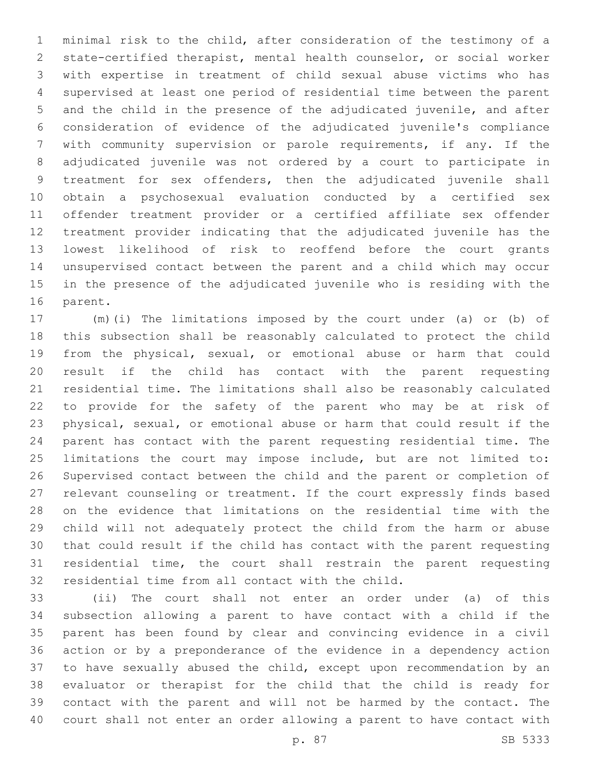minimal risk to the child, after consideration of the testimony of a state-certified therapist, mental health counselor, or social worker with expertise in treatment of child sexual abuse victims who has supervised at least one period of residential time between the parent and the child in the presence of the adjudicated juvenile, and after consideration of evidence of the adjudicated juvenile's compliance with community supervision or parole requirements, if any. If the adjudicated juvenile was not ordered by a court to participate in treatment for sex offenders, then the adjudicated juvenile shall obtain a psychosexual evaluation conducted by a certified sex offender treatment provider or a certified affiliate sex offender treatment provider indicating that the adjudicated juvenile has the lowest likelihood of risk to reoffend before the court grants unsupervised contact between the parent and a child which may occur in the presence of the adjudicated juvenile who is residing with the parent.

(m)(i) The limitations imposed by the court under (a) or (b) of this subsection shall be reasonably calculated to protect the child from the physical, sexual, or emotional abuse or harm that could result if the child has contact with the parent requesting residential time. The limitations shall also be reasonably calculated to provide for the safety of the parent who may be at risk of physical, sexual, or emotional abuse or harm that could result if the parent has contact with the parent requesting residential time. The limitations the court may impose include, but are not limited to: Supervised contact between the child and the parent or completion of relevant counseling or treatment. If the court expressly finds based on the evidence that limitations on the residential time with the child will not adequately protect the child from the harm or abuse that could result if the child has contact with the parent requesting residential time, the court shall restrain the parent requesting residential time from all contact with the child.

(ii) The court shall not enter an order under (a) of this subsection allowing a parent to have contact with a child if the parent has been found by clear and convincing evidence in a civil action or by a preponderance of the evidence in a dependency action to have sexually abused the child, except upon recommendation by an evaluator or therapist for the child that the child is ready for contact with the parent and will not be harmed by the contact. The court shall not enter an order allowing a parent to have contact with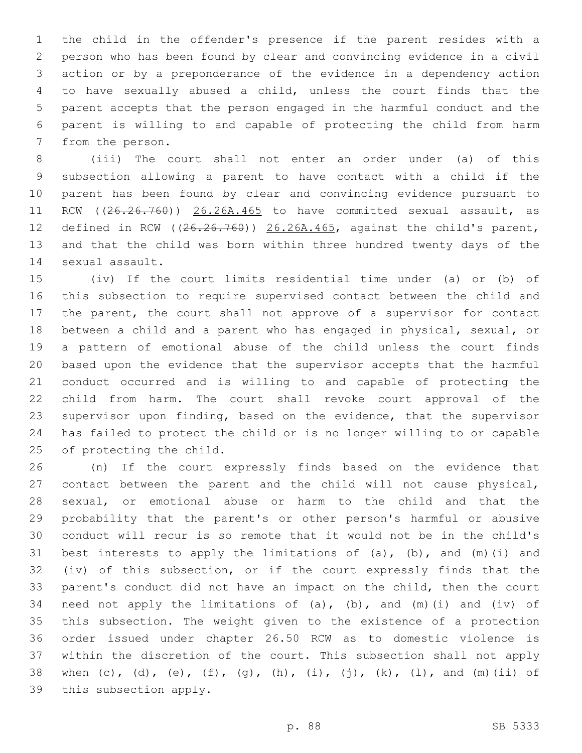the child in the offender's presence if the parent resides with a person who has been found by clear and convincing evidence in a civil action or by a preponderance of the evidence in a dependency action to have sexually abused a child, unless the court finds that the parent accepts that the person engaged in the harmful conduct and the parent is willing to and capable of protecting the child from harm from the person.

(iii) The court shall not enter an order under (a) of this subsection allowing a parent to have contact with a child if the parent has been found by clear and convincing evidence pursuant to RCW ((~~26.26.760~~)) <u>26.26A.465</u> to have committed sexual assault, as defined in RCW ((~~26.26.760~~)) <u>26.26A.465</u>, against the child's parent, and that the child was born within three hundred twenty days of the sexual assault.

(iv) If the court limits residential time under (a) or (b) of this subsection to require supervised contact between the child and the parent, the court shall not approve of a supervisor for contact between a child and a parent who has engaged in physical, sexual, or a pattern of emotional abuse of the child unless the court finds based upon the evidence that the supervisor accepts that the harmful conduct occurred and is willing to and capable of protecting the child from harm. The court shall revoke court approval of the supervisor upon finding, based on the evidence, that the supervisor has failed to protect the child or is no longer willing to or capable of protecting the child.

(n) If the court expressly finds based on the evidence that contact between the parent and the child will not cause physical, sexual, or emotional abuse or harm to the child and that the probability that the parent's or other person's harmful or abusive conduct will recur is so remote that it would not be in the child's best interests to apply the limitations of (a), (b), and (m)(i) and (iv) of this subsection, or if the court expressly finds that the parent's conduct did not have an impact on the child, then the court need not apply the limitations of (a), (b), and (m)(i) and (iv) of this subsection. The weight given to the existence of a protection order issued under chapter 26.50 RCW as to domestic violence is within the discretion of the court. This subsection shall not apply when (c), (d), (e), (f), (g), (h), (i), (j), (k), (l), and (m)(ii) of this subsection apply.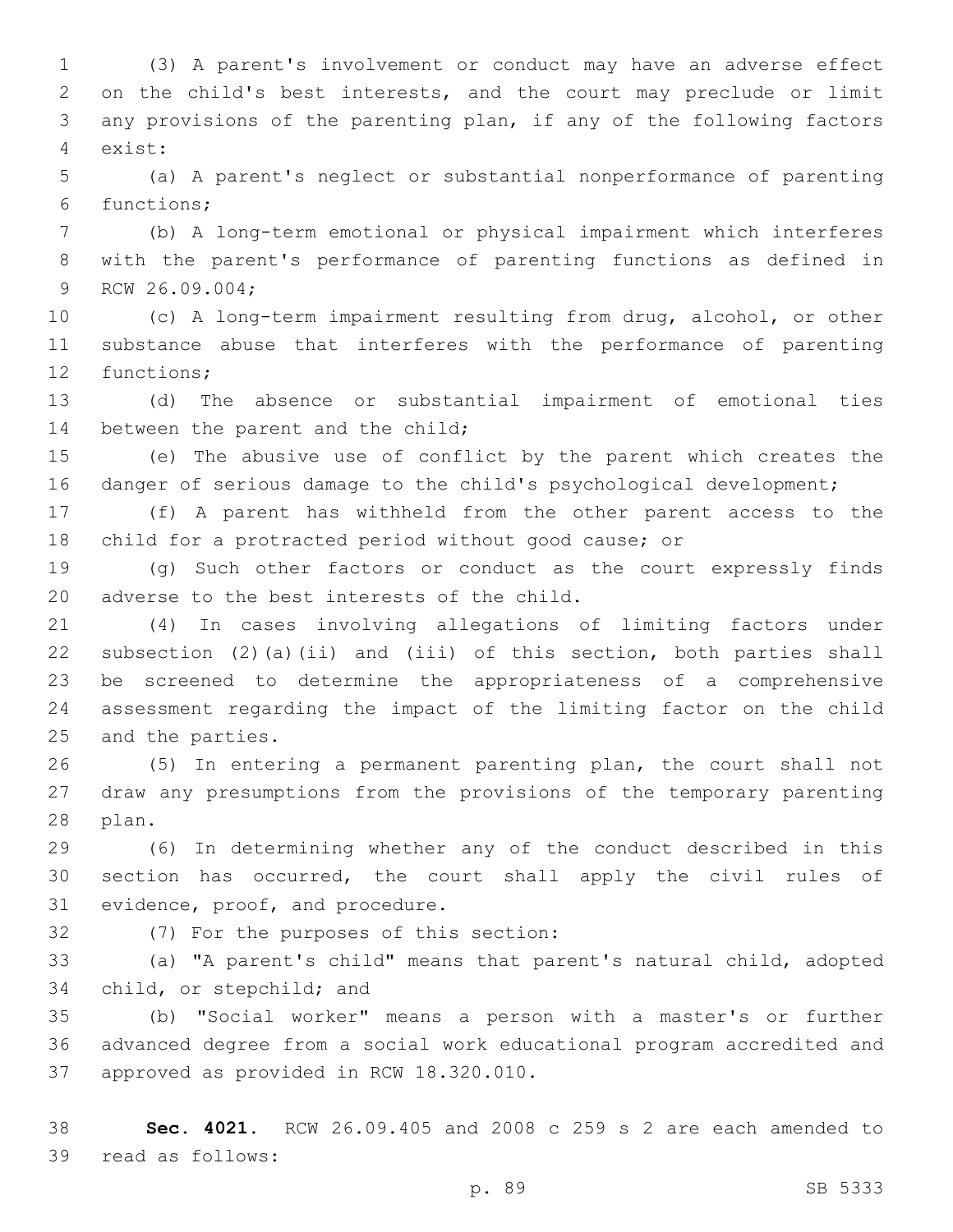(3) A parent's involvement or conduct may have an adverse effect on the child's best interests, and the court may preclude or limit any provisions of the parenting plan, if any of the following factors exist:

(a) A parent's neglect or substantial nonperformance of parenting functions;

(b) A long-term emotional or physical impairment which interferes with the parent's performance of parenting functions as defined in RCW 26.09.004;

(c) A long-term impairment resulting from drug, alcohol, or other substance abuse that interferes with the performance of parenting functions;

(d) The absence or substantial impairment of emotional ties between the parent and the child;

(e) The abusive use of conflict by the parent which creates the danger of serious damage to the child's psychological development;

(f) A parent has withheld from the other parent access to the child for a protracted period without good cause; or

(g) Such other factors or conduct as the court expressly finds adverse to the best interests of the child.

(4) In cases involving allegations of limiting factors under subsection (2)(a)(ii) and (iii) of this section, both parties shall be screened to determine the appropriateness of a comprehensive assessment regarding the impact of the limiting factor on the child and the parties.

(5) In entering a permanent parenting plan, the court shall not draw any presumptions from the provisions of the temporary parenting plan.

(6) In determining whether any of the conduct described in this section has occurred, the court shall apply the civil rules of evidence, proof, and procedure.

(7) For the purposes of this section:

(a) "A parent's child" means that parent's natural child, adopted child, or stepchild; and

(b) "Social worker" means a person with a master's or further advanced degree from a social work educational program accredited and approved as provided in RCW 18.320.010.

**Sec. 4021.** RCW 26.09.405 and 2008 c 259 s 2 are each amended to read as follows: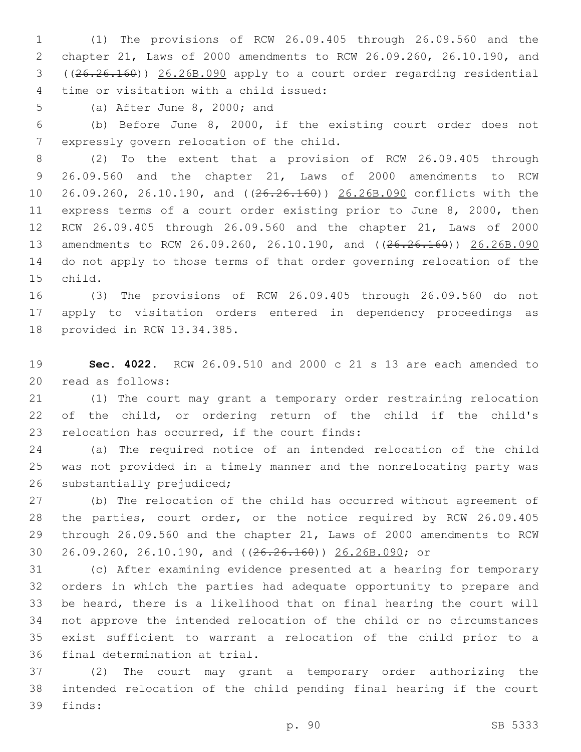(1) The provisions of RCW 26.09.405 through 26.09.560 and the chapter 21, Laws of 2000 amendments to RCW 26.09.260, 26.10.190, and ((~~26.26.160~~)) <u>26.26B.090</u> apply to a court order regarding residential time or visitation with a child issued:

(a) After June 8, 2000; and

(b) Before June 8, 2000, if the existing court order does not expressly govern relocation of the child.

(2) To the extent that a provision of RCW 26.09.405 through 26.09.560 and the chapter 21, Laws of 2000 amendments to RCW 26.09.260, 26.10.190, and ((~~26.26.160~~)) <u>26.26B.090</u> conflicts with the express terms of a court order existing prior to June 8, 2000, then RCW 26.09.405 through 26.09.560 and the chapter 21, Laws of 2000 amendments to RCW 26.09.260, 26.10.190, and ((~~26.26.160~~)) <u>26.26B.090</u> do not apply to those terms of that order governing relocation of the child.

(3) The provisions of RCW 26.09.405 through 26.09.560 do not apply to visitation orders entered in dependency proceedings as provided in RCW 13.34.385.

**Sec. 4022.** RCW 26.09.510 and 2000 c 21 s 13 are each amended to read as follows:

(1) The court may grant a temporary order restraining relocation of the child, or ordering return of the child if the child's relocation has occurred, if the court finds:

(a) The required notice of an intended relocation of the child was not provided in a timely manner and the nonrelocating party was substantially prejudiced;

(b) The relocation of the child has occurred without agreement of the parties, court order, or the notice required by RCW 26.09.405 through 26.09.560 and the chapter 21, Laws of 2000 amendments to RCW 26.09.260, 26.10.190, and ((~~26.26.160~~)) <u>26.26B.090</u>; or

(c) After examining evidence presented at a hearing for temporary orders in which the parties had adequate opportunity to prepare and be heard, there is a likelihood that on final hearing the court will not approve the intended relocation of the child or no circumstances exist sufficient to warrant a relocation of the child prior to a final determination at trial.

(2) The court may grant a temporary order authorizing the intended relocation of the child pending final hearing if the court finds: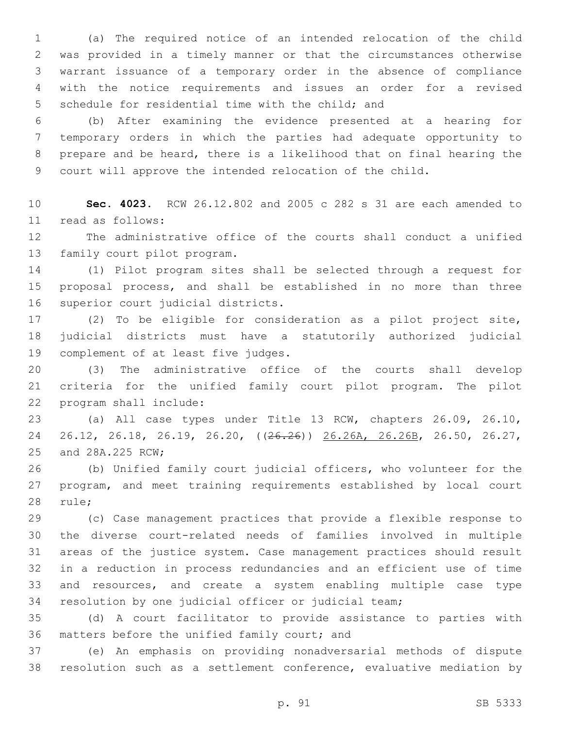(a) The required notice of an intended relocation of the child was provided in a timely manner or that the circumstances otherwise warrant issuance of a temporary order in the absence of compliance with the notice requirements and issues an order for a revised schedule for residential time with the child; and

(b) After examining the evidence presented at a hearing for temporary orders in which the parties had adequate opportunity to prepare and be heard, there is a likelihood that on final hearing the court will approve the intended relocation of the child.

**Sec. 4023.** RCW 26.12.802 and 2005 c 282 s 31 are each amended to read as follows:

The administrative office of the courts shall conduct a unified family court pilot program.

(1) Pilot program sites shall be selected through a request for proposal process, and shall be established in no more than three superior court judicial districts.

(2) To be eligible for consideration as a pilot project site, judicial districts must have a statutorily authorized judicial complement of at least five judges.

(3) The administrative office of the courts shall develop criteria for the unified family court pilot program. The pilot program shall include:

(a) All case types under Title 13 RCW, chapters 26.09, 26.10, 26.12, 26.18, 26.19, 26.20, ((~~26.26~~)) <u>26.26A, 26.26B</u>, 26.50, 26.27, and 28A.225 RCW;

(b) Unified family court judicial officers, who volunteer for the program, and meet training requirements established by local court rule;

(c) Case management practices that provide a flexible response to the diverse court-related needs of families involved in multiple areas of the justice system. Case management practices should result in a reduction in process redundancies and an efficient use of time and resources, and create a system enabling multiple case type resolution by one judicial officer or judicial team;

(d) A court facilitator to provide assistance to parties with matters before the unified family court; and

(e) An emphasis on providing nonadversarial methods of dispute resolution such as a settlement conference, evaluative mediation by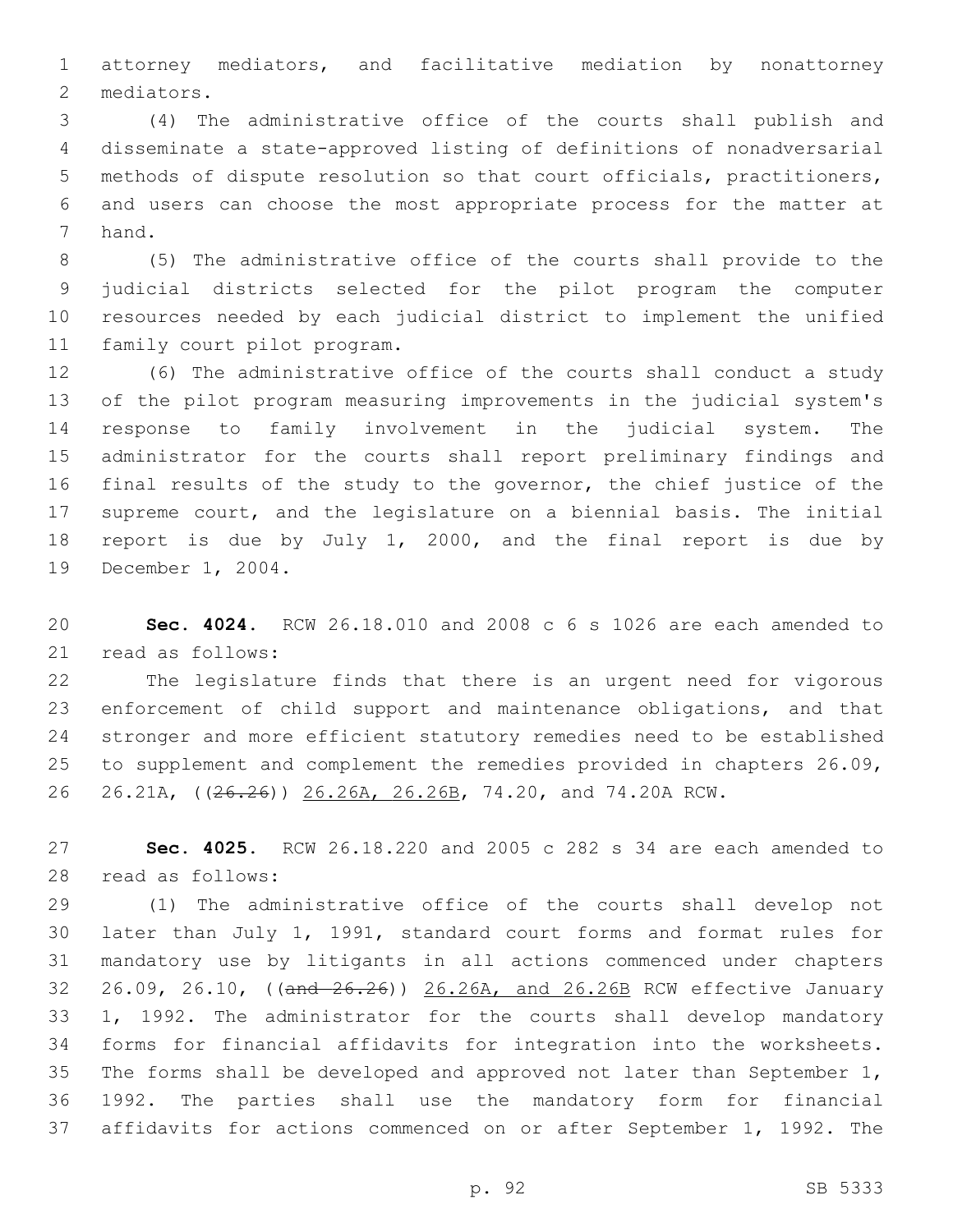attorney mediators, and facilitative mediation by nonattorney mediators.

(4) The administrative office of the courts shall publish and disseminate a state-approved listing of definitions of nonadversarial methods of dispute resolution so that court officials, practitioners, and users can choose the most appropriate process for the matter at hand.

(5) The administrative office of the courts shall provide to the judicial districts selected for the pilot program the computer resources needed by each judicial district to implement the unified family court pilot program.

(6) The administrative office of the courts shall conduct a study of the pilot program measuring improvements in the judicial system's response to family involvement in the judicial system. The administrator for the courts shall report preliminary findings and final results of the study to the governor, the chief justice of the supreme court, and the legislature on a biennial basis. The initial report is due by July 1, 2000, and the final report is due by December 1, 2004.

**Sec. 4024.** RCW 26.18.010 and 2008 c 6 s 1026 are each amended to read as follows:

The legislature finds that there is an urgent need for vigorous enforcement of child support and maintenance obligations, and that stronger and more efficient statutory remedies need to be established to supplement and complement the remedies provided in chapters 26.09, 26.21A, ((~~26.26~~)) <u>26.26A, 26.26B</u>, 74.20, and 74.20A RCW.

**Sec. 4025.** RCW 26.18.220 and 2005 c 282 s 34 are each amended to read as follows:

(1) The administrative office of the courts shall develop not later than July 1, 1991, standard court forms and format rules for mandatory use by litigants in all actions commenced under chapters 26.09, 26.10, ((~~and 26.26~~)) <u>26.26A, and 26.26B</u> RCW effective January 1, 1992. The administrator for the courts shall develop mandatory forms for financial affidavits for integration into the worksheets. The forms shall be developed and approved not later than September 1, 1992. The parties shall use the mandatory form for financial affidavits for actions commenced on or after September 1, 1992. The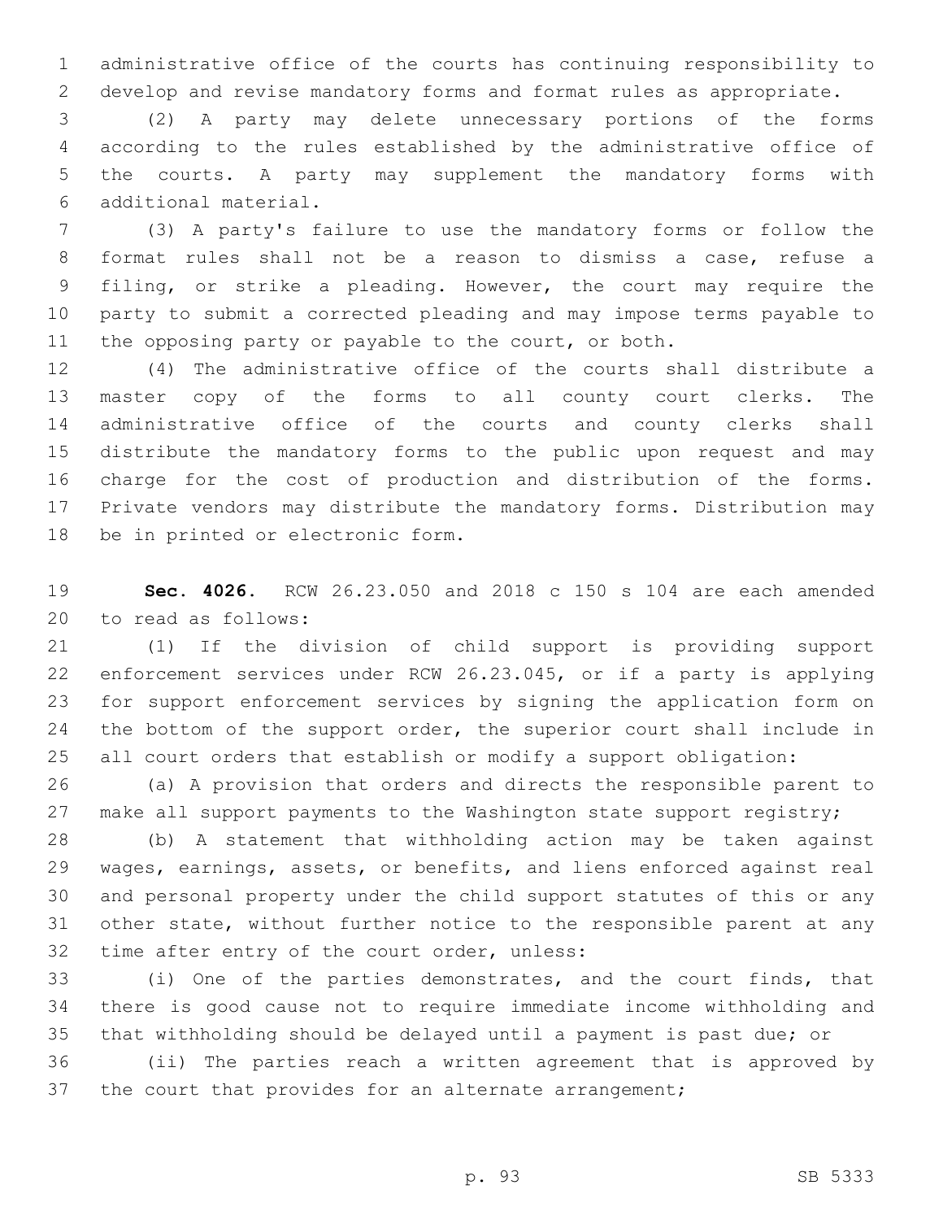administrative office of the courts has continuing responsibility to develop and revise mandatory forms and format rules as appropriate.

(2) A party may delete unnecessary portions of the forms according to the rules established by the administrative office of the courts. A party may supplement the mandatory forms with additional material.

(3) A party's failure to use the mandatory forms or follow the format rules shall not be a reason to dismiss a case, refuse a filing, or strike a pleading. However, the court may require the party to submit a corrected pleading and may impose terms payable to the opposing party or payable to the court, or both.

(4) The administrative office of the courts shall distribute a master copy of the forms to all county court clerks. The administrative office of the courts and county clerks shall distribute the mandatory forms to the public upon request and may charge for the cost of production and distribution of the forms. Private vendors may distribute the mandatory forms. Distribution may be in printed or electronic form.

**Sec. 4026.** RCW 26.23.050 and 2018 c 150 s 104 are each amended to read as follows:

(1) If the division of child support is providing support enforcement services under RCW 26.23.045, or if a party is applying for support enforcement services by signing the application form on the bottom of the support order, the superior court shall include in all court orders that establish or modify a support obligation:

(a) A provision that orders and directs the responsible parent to make all support payments to the Washington state support registry;

(b) A statement that withholding action may be taken against wages, earnings, assets, or benefits, and liens enforced against real and personal property under the child support statutes of this or any other state, without further notice to the responsible parent at any time after entry of the court order, unless:

(i) One of the parties demonstrates, and the court finds, that there is good cause not to require immediate income withholding and that withholding should be delayed until a payment is past due; or

(ii) The parties reach a written agreement that is approved by the court that provides for an alternate arrangement;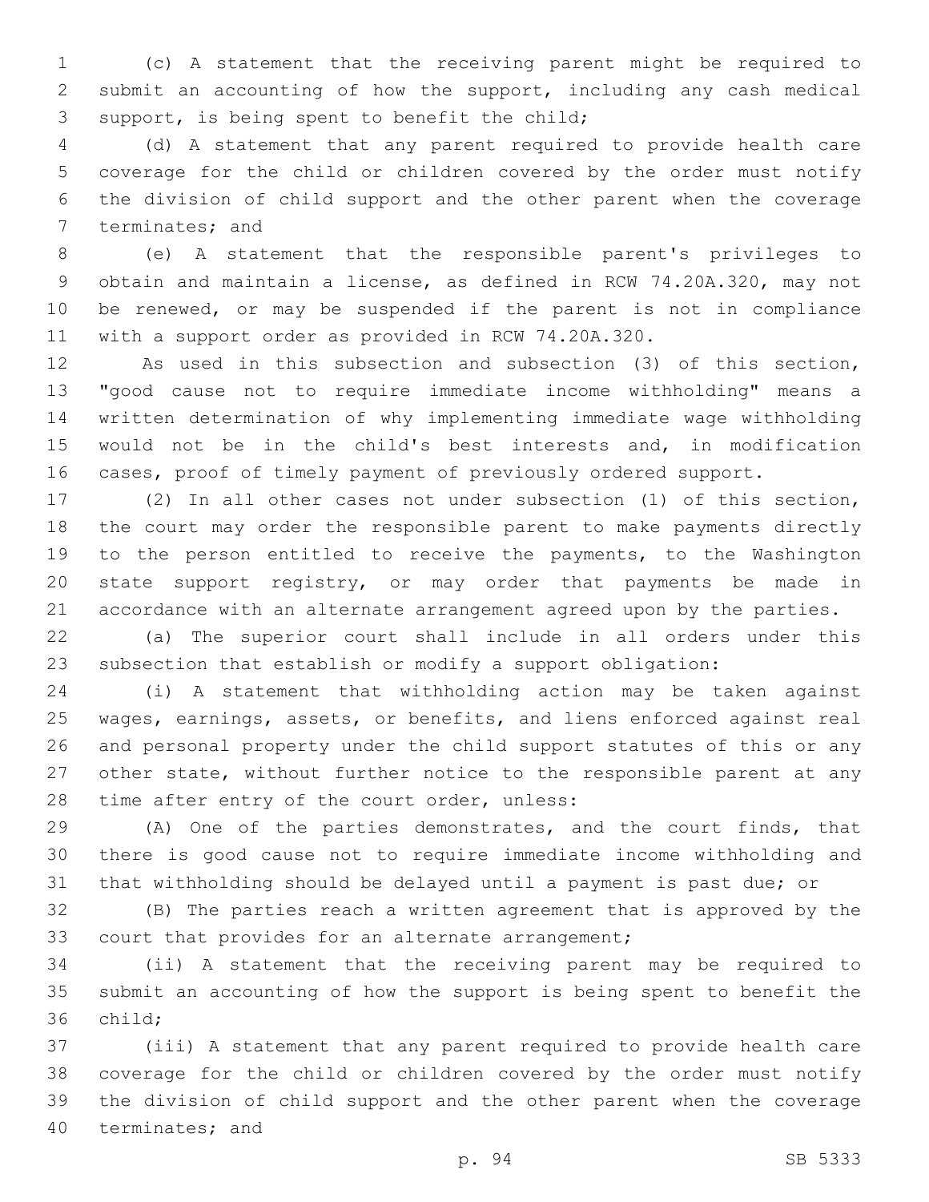(c) A statement that the receiving parent might be required to submit an accounting of how the support, including any cash medical support, is being spent to benefit the child;

(d) A statement that any parent required to provide health care coverage for the child or children covered by the order must notify the division of child support and the other parent when the coverage terminates; and

(e) A statement that the responsible parent's privileges to obtain and maintain a license, as defined in RCW 74.20A.320, may not be renewed, or may be suspended if the parent is not in compliance with a support order as provided in RCW 74.20A.320.

As used in this subsection and subsection (3) of this section, "good cause not to require immediate income withholding" means a written determination of why implementing immediate wage withholding would not be in the child's best interests and, in modification cases, proof of timely payment of previously ordered support.

(2) In all other cases not under subsection (1) of this section, the court may order the responsible parent to make payments directly to the person entitled to receive the payments, to the Washington state support registry, or may order that payments be made in accordance with an alternate arrangement agreed upon by the parties.

(a) The superior court shall include in all orders under this subsection that establish or modify a support obligation:

(i) A statement that withholding action may be taken against wages, earnings, assets, or benefits, and liens enforced against real and personal property under the child support statutes of this or any other state, without further notice to the responsible parent at any time after entry of the court order, unless:

(A) One of the parties demonstrates, and the court finds, that there is good cause not to require immediate income withholding and that withholding should be delayed until a payment is past due; or

(B) The parties reach a written agreement that is approved by the court that provides for an alternate arrangement;

(ii) A statement that the receiving parent may be required to submit an accounting of how the support is being spent to benefit the child;

(iii) A statement that any parent required to provide health care coverage for the child or children covered by the order must notify the division of child support and the other parent when the coverage terminates; and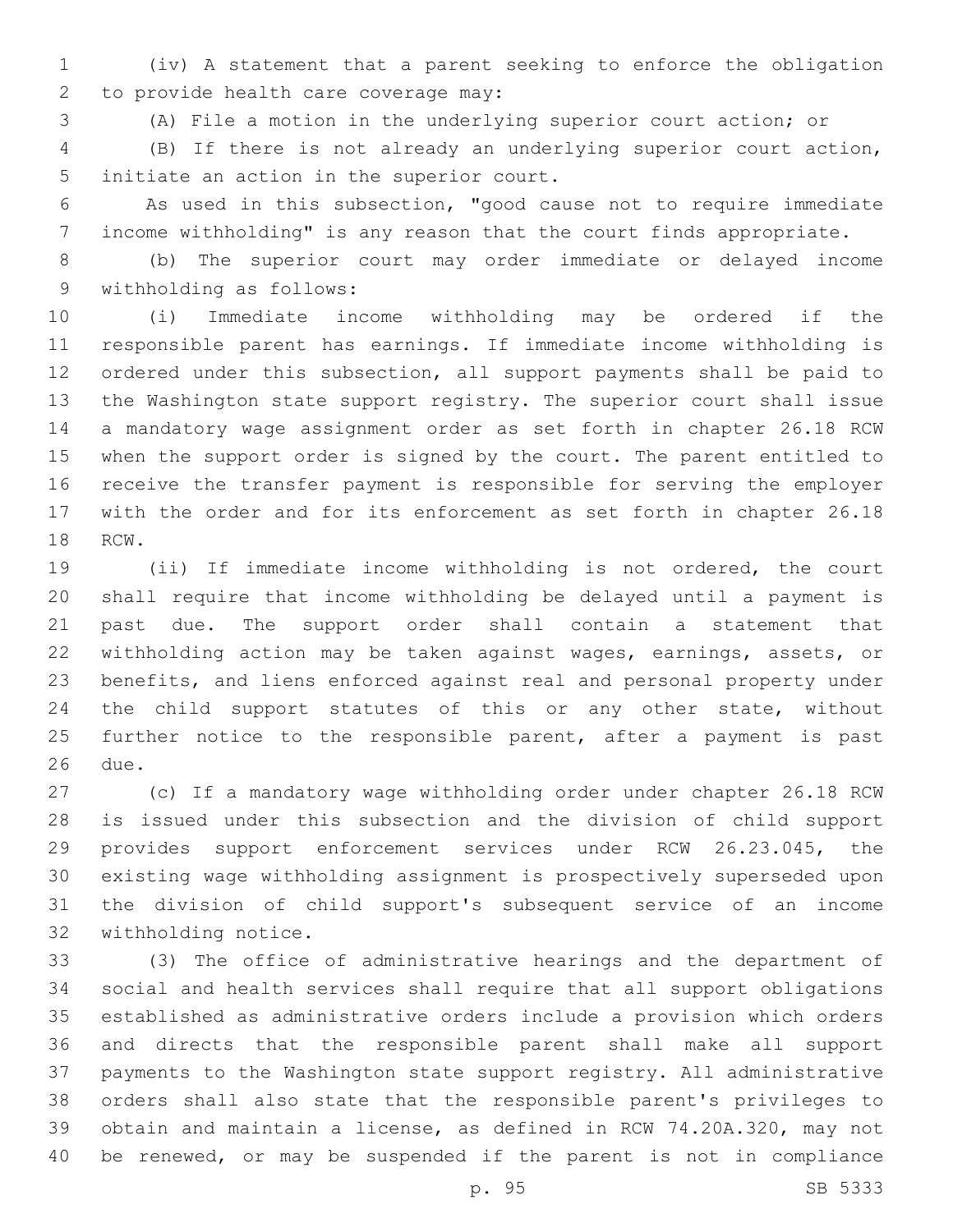(iv) A statement that a parent seeking to enforce the obligation to provide health care coverage may:

(A) File a motion in the underlying superior court action; or

(B) If there is not already an underlying superior court action, initiate an action in the superior court.

As used in this subsection, "good cause not to require immediate income withholding" is any reason that the court finds appropriate.

(b) The superior court may order immediate or delayed income withholding as follows:

(i) Immediate income withholding may be ordered if the responsible parent has earnings. If immediate income withholding is ordered under this subsection, all support payments shall be paid to the Washington state support registry. The superior court shall issue a mandatory wage assignment order as set forth in chapter 26.18 RCW when the support order is signed by the court. The parent entitled to receive the transfer payment is responsible for serving the employer with the order and for its enforcement as set forth in chapter 26.18 RCW.

(ii) If immediate income withholding is not ordered, the court shall require that income withholding be delayed until a payment is past due. The support order shall contain a statement that withholding action may be taken against wages, earnings, assets, or benefits, and liens enforced against real and personal property under the child support statutes of this or any other state, without further notice to the responsible parent, after a payment is past due.

(c) If a mandatory wage withholding order under chapter 26.18 RCW is issued under this subsection and the division of child support provides support enforcement services under RCW 26.23.045, the existing wage withholding assignment is prospectively superseded upon the division of child support's subsequent service of an income withholding notice.

(3) The office of administrative hearings and the department of social and health services shall require that all support obligations established as administrative orders include a provision which orders and directs that the responsible parent shall make all support payments to the Washington state support registry. All administrative orders shall also state that the responsible parent's privileges to obtain and maintain a license, as defined in RCW 74.20A.320, may not be renewed, or may be suspended if the parent is not in compliance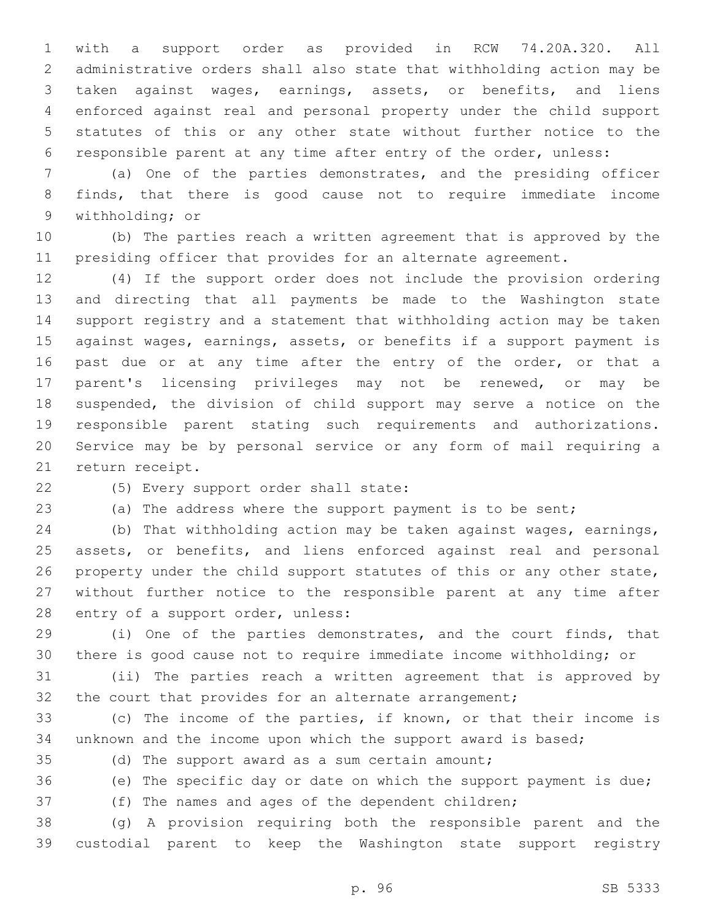with a support order as provided in RCW 74.20A.320. All administrative orders shall also state that withholding action may be taken against wages, earnings, assets, or benefits, and liens enforced against real and personal property under the child support statutes of this or any other state without further notice to the responsible parent at any time after entry of the order, unless:

(a) One of the parties demonstrates, and the presiding officer finds, that there is good cause not to require immediate income withholding; or

(b) The parties reach a written agreement that is approved by the presiding officer that provides for an alternate agreement.

(4) If the support order does not include the provision ordering and directing that all payments be made to the Washington state support registry and a statement that withholding action may be taken against wages, earnings, assets, or benefits if a support payment is past due or at any time after the entry of the order, or that a parent's licensing privileges may not be renewed, or may be suspended, the division of child support may serve a notice on the responsible parent stating such requirements and authorizations. Service may be by personal service or any form of mail requiring a return receipt.

(5) Every support order shall state:

(a) The address where the support payment is to be sent;

(b) That withholding action may be taken against wages, earnings, assets, or benefits, and liens enforced against real and personal property under the child support statutes of this or any other state, without further notice to the responsible parent at any time after entry of a support order, unless:

(i) One of the parties demonstrates, and the court finds, that there is good cause not to require immediate income withholding; or

(ii) The parties reach a written agreement that is approved by the court that provides for an alternate arrangement;

(c) The income of the parties, if known, or that their income is unknown and the income upon which the support award is based;

(d) The support award as a sum certain amount;

(e) The specific day or date on which the support payment is due;

(f) The names and ages of the dependent children;

(g) A provision requiring both the responsible parent and the custodial parent to keep the Washington state support registry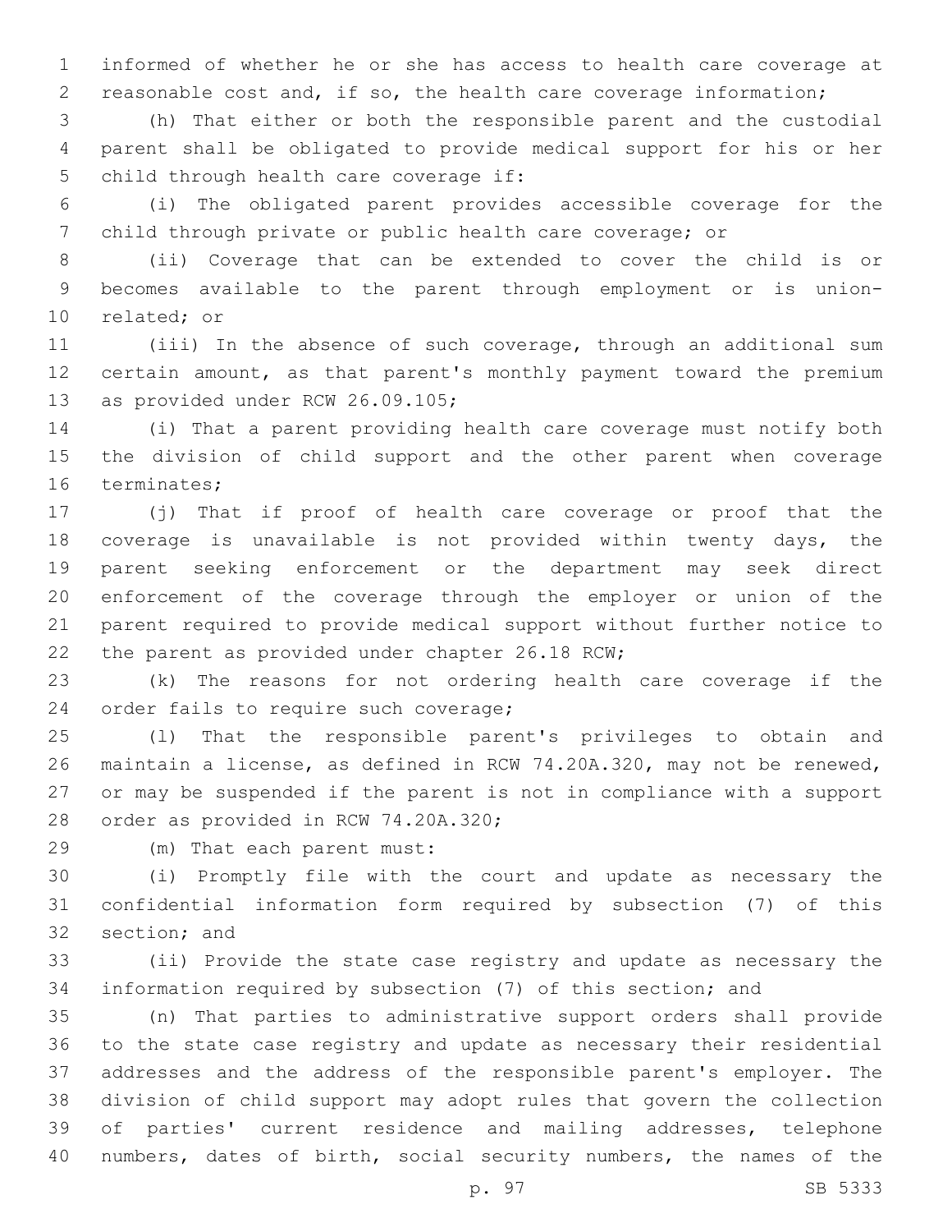informed of whether he or she has access to health care coverage at reasonable cost and, if so, the health care coverage information;

(h) That either or both the responsible parent and the custodial parent shall be obligated to provide medical support for his or her child through health care coverage if:

(i) The obligated parent provides accessible coverage for the child through private or public health care coverage; or

(ii) Coverage that can be extended to cover the child is or becomes available to the parent through employment or is union-related; or

(iii) In the absence of such coverage, through an additional sum certain amount, as that parent's monthly payment toward the premium as provided under RCW 26.09.105;

(i) That a parent providing health care coverage must notify both the division of child support and the other parent when coverage terminates;

(j) That if proof of health care coverage or proof that the coverage is unavailable is not provided within twenty days, the parent seeking enforcement or the department may seek direct enforcement of the coverage through the employer or union of the parent required to provide medical support without further notice to the parent as provided under chapter 26.18 RCW;

(k) The reasons for not ordering health care coverage if the order fails to require such coverage;

(l) That the responsible parent's privileges to obtain and maintain a license, as defined in RCW 74.20A.320, may not be renewed, or may be suspended if the parent is not in compliance with a support order as provided in RCW 74.20A.320;

(m) That each parent must:

(i) Promptly file with the court and update as necessary the confidential information form required by subsection (7) of this section; and

(ii) Provide the state case registry and update as necessary the information required by subsection (7) of this section; and

(n) That parties to administrative support orders shall provide to the state case registry and update as necessary their residential addresses and the address of the responsible parent's employer. The division of child support may adopt rules that govern the collection of parties' current residence and mailing addresses, telephone numbers, dates of birth, social security numbers, the names of the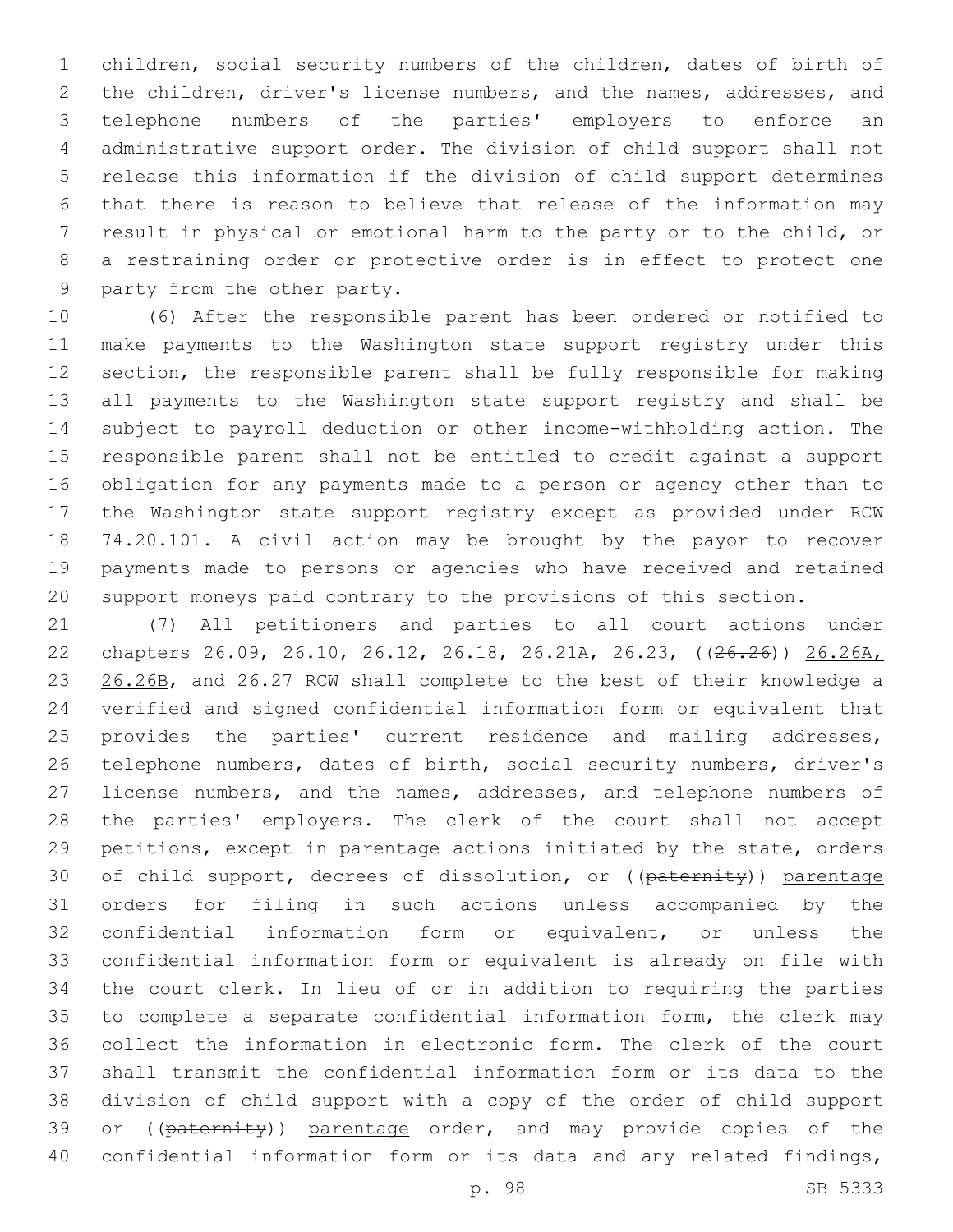children, social security numbers of the children, dates of birth of the children, driver's license numbers, and the names, addresses, and telephone numbers of the parties' employers to enforce an administrative support order. The division of child support shall not release this information if the division of child support determines that there is reason to believe that release of the information may result in physical or emotional harm to the party or to the child, or a restraining order or protective order is in effect to protect one party from the other party.

(6) After the responsible parent has been ordered or notified to make payments to the Washington state support registry under this section, the responsible parent shall be fully responsible for making all payments to the Washington state support registry and shall be subject to payroll deduction or other income-withholding action. The responsible parent shall not be entitled to credit against a support obligation for any payments made to a person or agency other than to the Washington state support registry except as provided under RCW 74.20.101. A civil action may be brought by the payor to recover payments made to persons or agencies who have received and retained support moneys paid contrary to the provisions of this section.

(7) All petitioners and parties to all court actions under chapters 26.09, 26.10, 26.12, 26.18, 26.21A, 26.23, ((~~26.26~~)) 26.26A, 26.26B, and 26.27 RCW shall complete to the best of their knowledge a verified and signed confidential information form or equivalent that provides the parties' current residence and mailing addresses, telephone numbers, dates of birth, social security numbers, driver's license numbers, and the names, addresses, and telephone numbers of the parties' employers. The clerk of the court shall not accept petitions, except in parentage actions initiated by the state, orders of child support, decrees of dissolution, or ((~~paternity~~)) parentage orders for filing in such actions unless accompanied by the confidential information form or equivalent, or unless the confidential information form or equivalent is already on file with the court clerk. In lieu of or in addition to requiring the parties to complete a separate confidential information form, the clerk may collect the information in electronic form. The clerk of the court shall transmit the confidential information form or its data to the division of child support with a copy of the order of child support or ((~~paternity~~)) parentage order, and may provide copies of the confidential information form or its data and any related findings,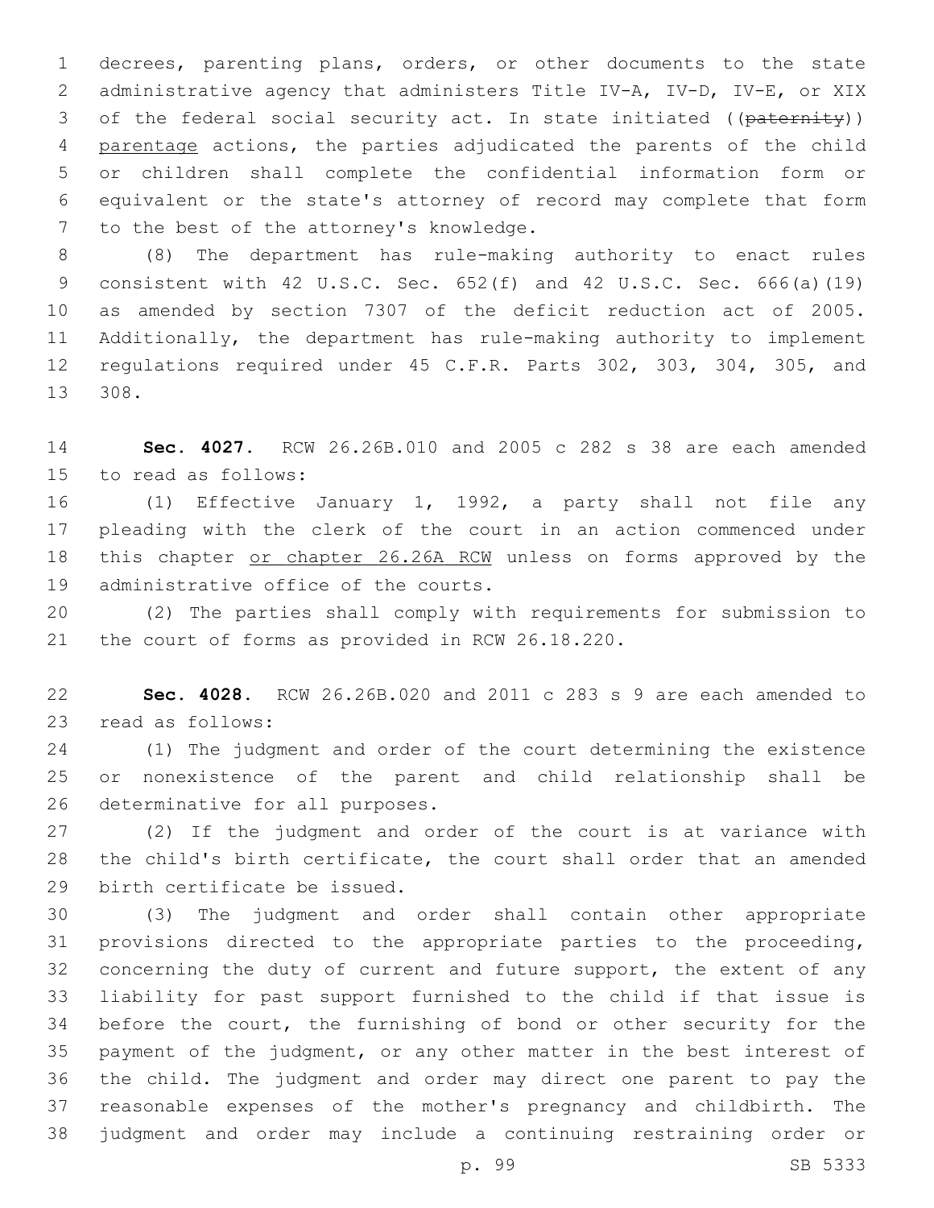decrees, parenting plans, orders, or other documents to the state administrative agency that administers Title IV-A, IV-D, IV-E, or XIX of the federal social security act. In state initiated ((~~paternity~~)) parentage actions, the parties adjudicated the parents of the child or children shall complete the confidential information form or equivalent or the state's attorney of record may complete that form to the best of the attorney's knowledge.

(8) The department has rule-making authority to enact rules consistent with 42 U.S.C. Sec. 652(f) and 42 U.S.C. Sec. 666(a)(19) as amended by section 7307 of the deficit reduction act of 2005. Additionally, the department has rule-making authority to implement regulations required under 45 C.F.R. Parts 302, 303, 304, 305, and 308.

**Sec. 4027.** RCW 26.26B.010 and 2005 c 282 s 38 are each amended to read as follows:

(1) Effective January 1, 1992, a party shall not file any pleading with the clerk of the court in an action commenced under this chapter or chapter 26.26A RCW unless on forms approved by the administrative office of the courts.

(2) The parties shall comply with requirements for submission to the court of forms as provided in RCW 26.18.220.

**Sec. 4028.** RCW 26.26B.020 and 2011 c 283 s 9 are each amended to read as follows:

(1) The judgment and order of the court determining the existence or nonexistence of the parent and child relationship shall be determinative for all purposes.

(2) If the judgment and order of the court is at variance with the child's birth certificate, the court shall order that an amended birth certificate be issued.

(3) The judgment and order shall contain other appropriate provisions directed to the appropriate parties to the proceeding, concerning the duty of current and future support, the extent of any liability for past support furnished to the child if that issue is before the court, the furnishing of bond or other security for the payment of the judgment, or any other matter in the best interest of the child. The judgment and order may direct one parent to pay the reasonable expenses of the mother's pregnancy and childbirth. The judgment and order may include a continuing restraining order or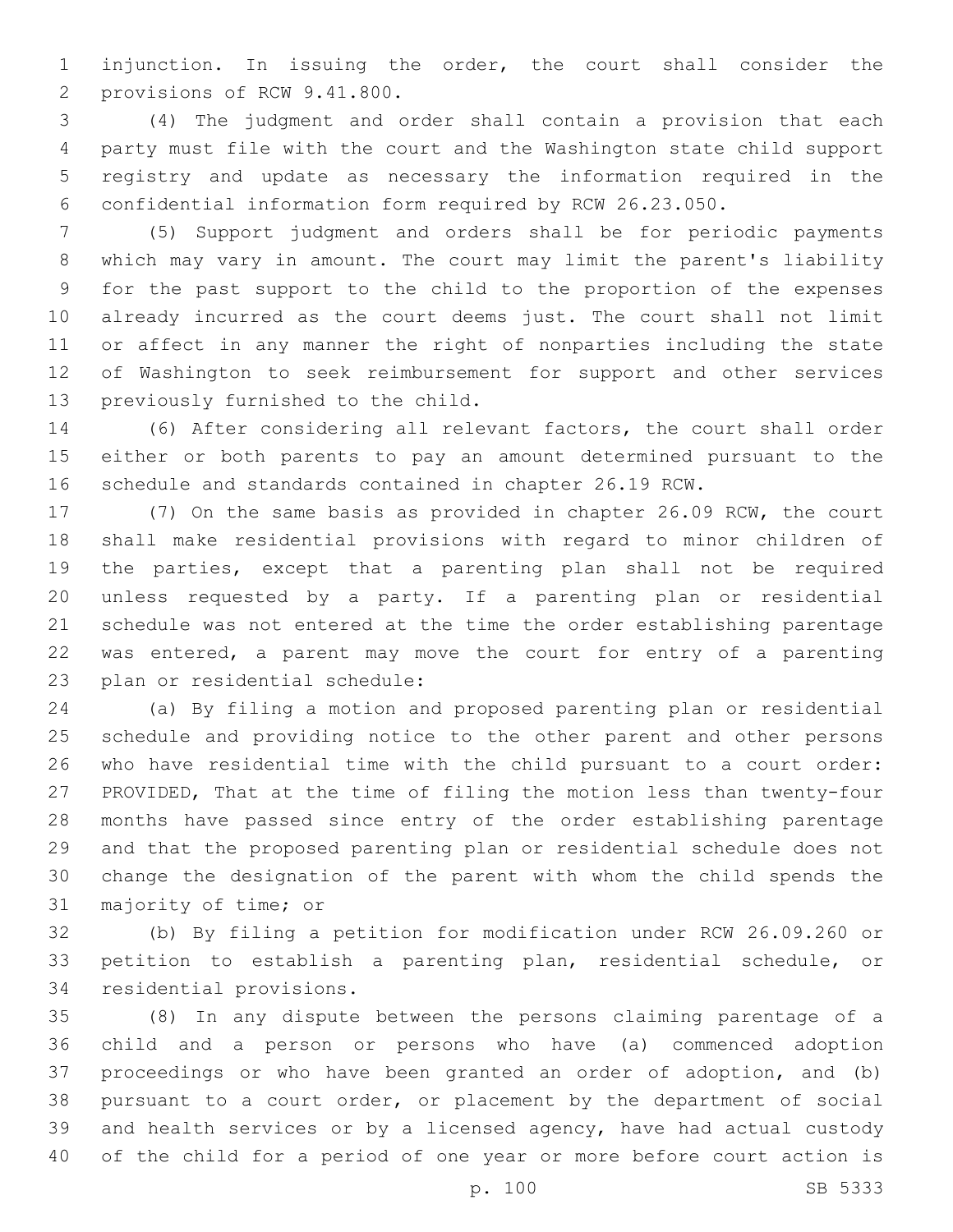injunction. In issuing the order, the court shall consider the provisions of RCW 9.41.800.

(4) The judgment and order shall contain a provision that each party must file with the court and the Washington state child support registry and update as necessary the information required in the confidential information form required by RCW 26.23.050.

(5) Support judgment and orders shall be for periodic payments which may vary in amount. The court may limit the parent's liability for the past support to the child to the proportion of the expenses already incurred as the court deems just. The court shall not limit or affect in any manner the right of nonparties including the state of Washington to seek reimbursement for support and other services previously furnished to the child.

(6) After considering all relevant factors, the court shall order either or both parents to pay an amount determined pursuant to the schedule and standards contained in chapter 26.19 RCW.

(7) On the same basis as provided in chapter 26.09 RCW, the court shall make residential provisions with regard to minor children of the parties, except that a parenting plan shall not be required unless requested by a party. If a parenting plan or residential schedule was not entered at the time the order establishing parentage was entered, a parent may move the court for entry of a parenting plan or residential schedule:

(a) By filing a motion and proposed parenting plan or residential schedule and providing notice to the other parent and other persons who have residential time with the child pursuant to a court order: PROVIDED, That at the time of filing the motion less than twenty-four months have passed since entry of the order establishing parentage and that the proposed parenting plan or residential schedule does not change the designation of the parent with whom the child spends the majority of time; or

(b) By filing a petition for modification under RCW 26.09.260 or petition to establish a parenting plan, residential schedule, or residential provisions.

(8) In any dispute between the persons claiming parentage of a child and a person or persons who have (a) commenced adoption proceedings or who have been granted an order of adoption, and (b) pursuant to a court order, or placement by the department of social and health services or by a licensed agency, have had actual custody of the child for a period of one year or more before court action is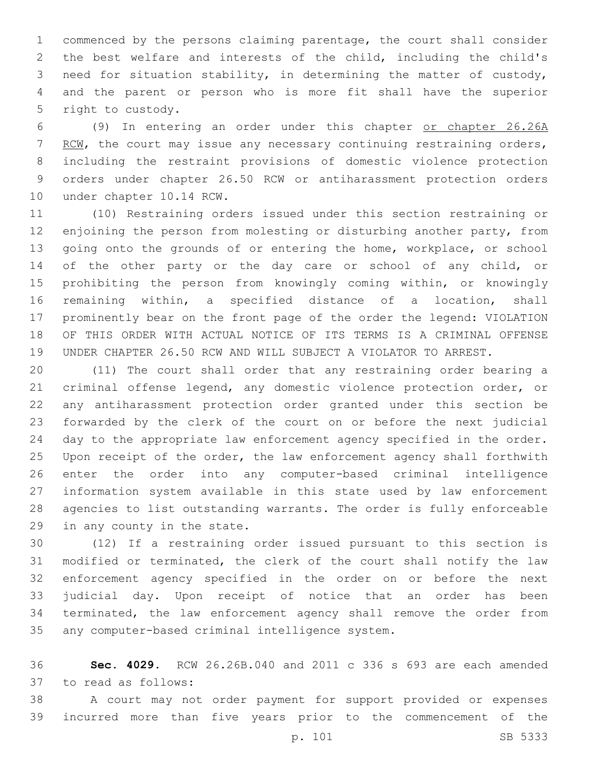commenced by the persons claiming parentage, the court shall consider the best welfare and interests of the child, including the child's need for situation stability, in determining the matter of custody, and the parent or person who is more fit shall have the superior right to custody.

(9) In entering an order under this chapter or chapter 26.26A RCW, the court may issue any necessary continuing restraining orders, including the restraint provisions of domestic violence protection orders under chapter 26.50 RCW or antiharassment protection orders under chapter 10.14 RCW.

(10) Restraining orders issued under this section restraining or enjoining the person from molesting or disturbing another party, from going onto the grounds of or entering the home, workplace, or school of the other party or the day care or school of any child, or prohibiting the person from knowingly coming within, or knowingly remaining within, a specified distance of a location, shall prominently bear on the front page of the order the legend: VIOLATION OF THIS ORDER WITH ACTUAL NOTICE OF ITS TERMS IS A CRIMINAL OFFENSE UNDER CHAPTER 26.50 RCW AND WILL SUBJECT A VIOLATOR TO ARREST.

(11) The court shall order that any restraining order bearing a criminal offense legend, any domestic violence protection order, or any antiharassment protection order granted under this section be forwarded by the clerk of the court on or before the next judicial day to the appropriate law enforcement agency specified in the order. Upon receipt of the order, the law enforcement agency shall forthwith enter the order into any computer-based criminal intelligence information system available in this state used by law enforcement agencies to list outstanding warrants. The order is fully enforceable in any county in the state.

(12) If a restraining order issued pursuant to this section is modified or terminated, the clerk of the court shall notify the law enforcement agency specified in the order on or before the next judicial day. Upon receipt of notice that an order has been terminated, the law enforcement agency shall remove the order from any computer-based criminal intelligence system.

**Sec. 4029.** RCW 26.26B.040 and 2011 c 336 s 693 are each amended to read as follows:

A court may not order payment for support provided or expenses incurred more than five years prior to the commencement of the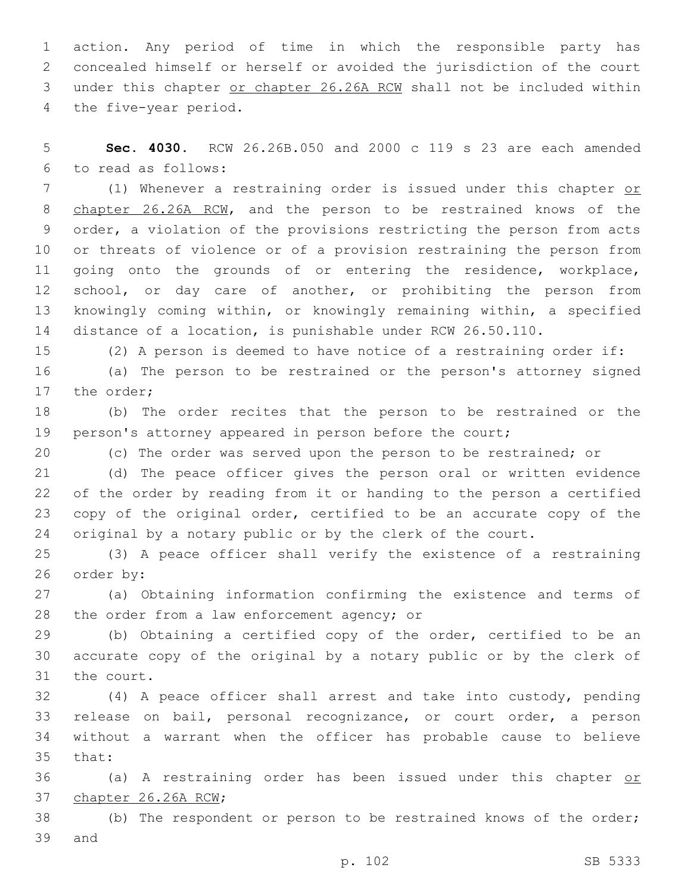action. Any period of time in which the responsible party has concealed himself or herself or avoided the jurisdiction of the court under this chapter <u>or chapter 26.26A RCW</u> shall not be included within the five-year period.

**Sec. 4030.** RCW 26.26B.050 and 2000 c 119 s 23 are each amended to read as follows:

(1) Whenever a restraining order is issued under this chapter <u>or chapter 26.26A RCW</u>, and the person to be restrained knows of the order, a violation of the provisions restricting the person from acts or threats of violence or of a provision restraining the person from going onto the grounds of or entering the residence, workplace, school, or day care of another, or prohibiting the person from knowingly coming within, or knowingly remaining within, a specified distance of a location, is punishable under RCW 26.50.110.

(2) A person is deemed to have notice of a restraining order if:

(a) The person to be restrained or the person's attorney signed the order;

(b) The order recites that the person to be restrained or the person's attorney appeared in person before the court;

(c) The order was served upon the person to be restrained; or

(d) The peace officer gives the person oral or written evidence of the order by reading from it or handing to the person a certified copy of the original order, certified to be an accurate copy of the original by a notary public or by the clerk of the court.

(3) A peace officer shall verify the existence of a restraining order by:

(a) Obtaining information confirming the existence and terms of the order from a law enforcement agency; or

(b) Obtaining a certified copy of the order, certified to be an accurate copy of the original by a notary public or by the clerk of the court.

(4) A peace officer shall arrest and take into custody, pending release on bail, personal recognizance, or court order, a person without a warrant when the officer has probable cause to believe that:

(a) A restraining order has been issued under this chapter <u>or chapter 26.26A RCW</u>;

(b) The respondent or person to be restrained knows of the order; and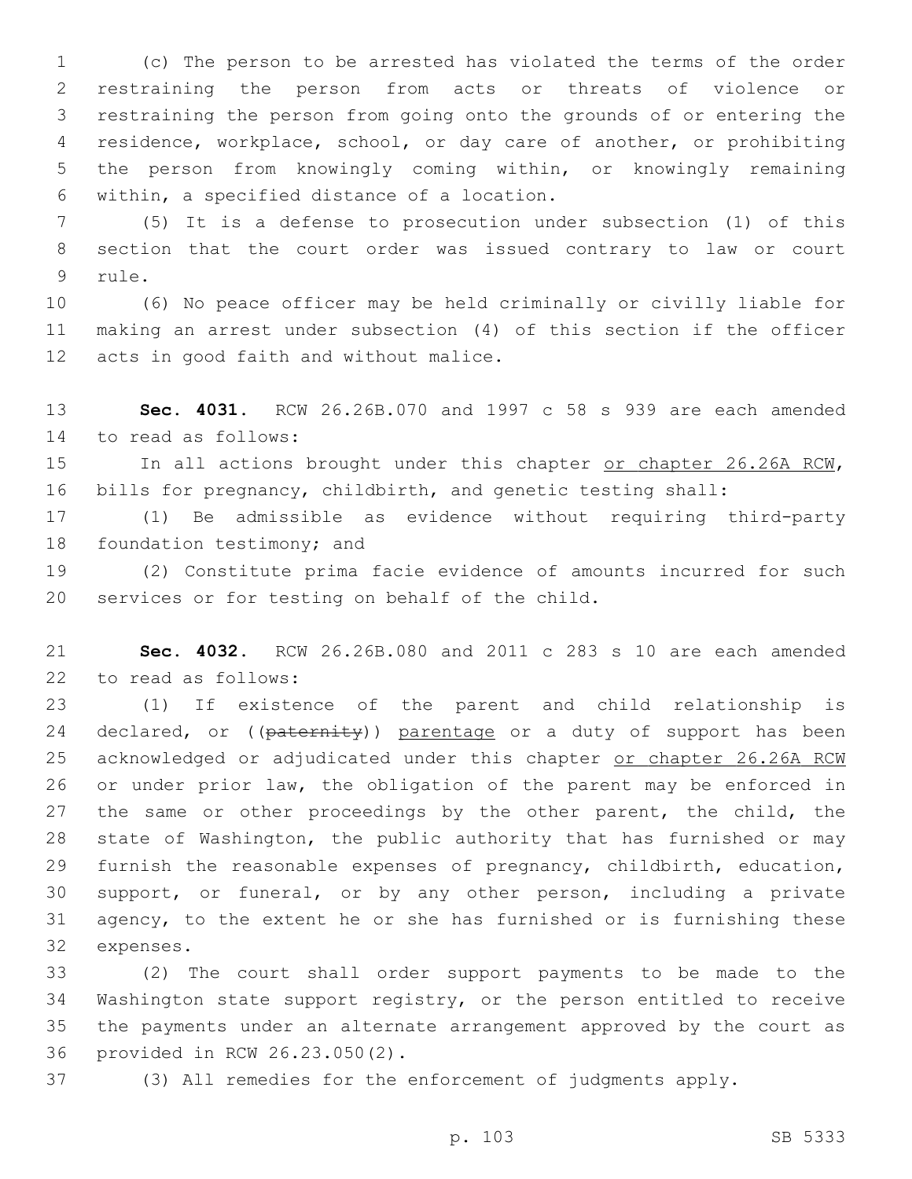(c) The person to be arrested has violated the terms of the order restraining the person from acts or threats of violence or restraining the person from going onto the grounds of or entering the residence, workplace, school, or day care of another, or prohibiting the person from knowingly coming within, or knowingly remaining within, a specified distance of a location.

(5) It is a defense to prosecution under subsection (1) of this section that the court order was issued contrary to law or court rule.

(6) No peace officer may be held criminally or civilly liable for making an arrest under subsection (4) of this section if the officer acts in good faith and without malice.

**Sec. 4031.** RCW 26.26B.070 and 1997 c 58 s 939 are each amended to read as follows:

In all actions brought under this chapter or chapter 26.26A RCW, bills for pregnancy, childbirth, and genetic testing shall:

(1) Be admissible as evidence without requiring third-party foundation testimony; and

(2) Constitute prima facie evidence of amounts incurred for such services or for testing on behalf of the child.

**Sec. 4032.** RCW 26.26B.080 and 2011 c 283 s 10 are each amended to read as follows:

(1) If existence of the parent and child relationship is declared, or ((~~paternity~~)) parentage or a duty of support has been acknowledged or adjudicated under this chapter or chapter 26.26A RCW or under prior law, the obligation of the parent may be enforced in the same or other proceedings by the other parent, the child, the state of Washington, the public authority that has furnished or may furnish the reasonable expenses of pregnancy, childbirth, education, support, or funeral, or by any other person, including a private agency, to the extent he or she has furnished or is furnishing these expenses.

(2) The court shall order support payments to be made to the Washington state support registry, or the person entitled to receive the payments under an alternate arrangement approved by the court as provided in RCW 26.23.050(2).

(3) All remedies for the enforcement of judgments apply.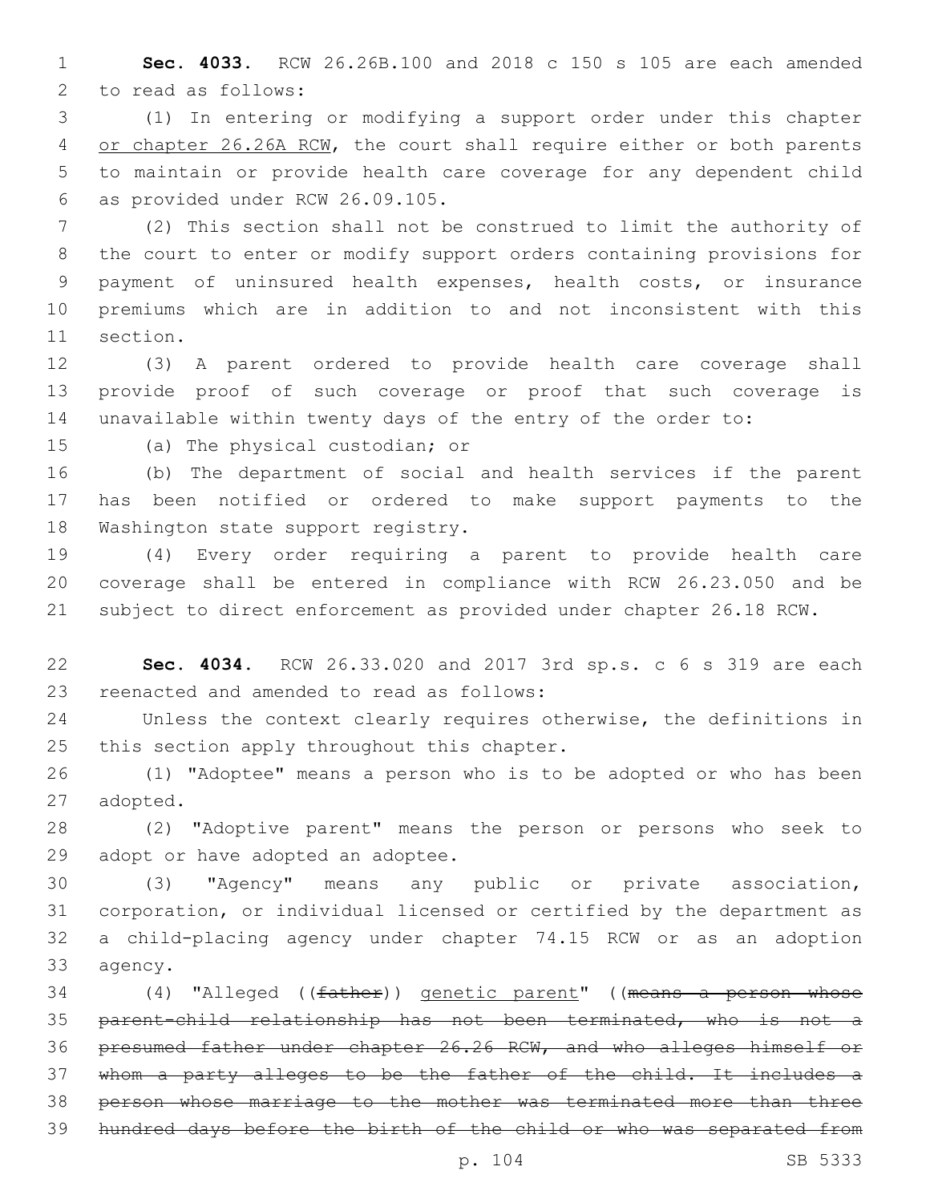**Sec. 4033.** RCW 26.26B.100 and 2018 c 150 s 105 are each amended to read as follows:

(1) In entering or modifying a support order under this chapter <u>or chapter 26.26A RCW</u>, the court shall require either or both parents to maintain or provide health care coverage for any dependent child as provided under RCW 26.09.105.

(2) This section shall not be construed to limit the authority of the court to enter or modify support orders containing provisions for payment of uninsured health expenses, health costs, or insurance premiums which are in addition to and not inconsistent with this section.

(3) A parent ordered to provide health care coverage shall provide proof of such coverage or proof that such coverage is unavailable within twenty days of the entry of the order to:

(a) The physical custodian; or

(b) The department of social and health services if the parent has been notified or ordered to make support payments to the Washington state support registry.

(4) Every order requiring a parent to provide health care coverage shall be entered in compliance with RCW 26.23.050 and be subject to direct enforcement as provided under chapter 26.18 RCW.

**Sec. 4034.** RCW 26.33.020 and 2017 3rd sp.s. c 6 s 319 are each reenacted and amended to read as follows:

Unless the context clearly requires otherwise, the definitions in this section apply throughout this chapter.

(1) "Adoptee" means a person who is to be adopted or who has been adopted.

(2) "Adoptive parent" means the person or persons who seek to adopt or have adopted an adoptee.

(3) "Agency" means any public or private association, corporation, or individual licensed or certified by the department as a child-placing agency under chapter 74.15 RCW or as an adoption agency.

(4) "Alleged ((~~father~~)) <u>genetic parent</u>" ((~~means a person whose parent-child relationship has not been terminated, who is not a presumed father under chapter 26.26 RCW, and who alleges himself or whom a party alleges to be the father of the child. It includes a person whose marriage to the mother was terminated more than three hundred days before the birth of the child or who was separated from~~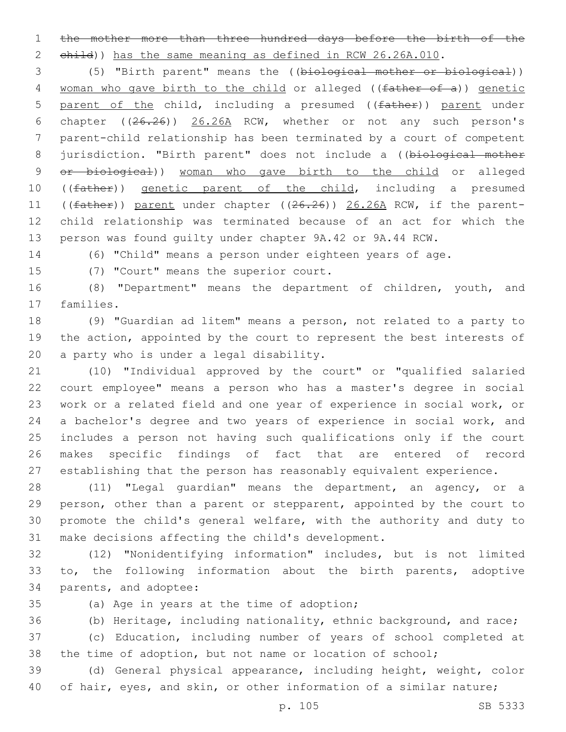the mother more than three hundred days before the birth of the child)) has the same meaning as defined in RCW 26.26A.010.

(5) "Birth parent" means the ((biological mother or biological)) woman who gave birth to the child or alleged ((father of a)) genetic parent of the child, including a presumed ((father)) parent under chapter ((26.26)) 26.26A RCW, whether or not any such person's parent-child relationship has been terminated by a court of competent jurisdiction. "Birth parent" does not include a ((biological mother or biological)) woman who gave birth to the child or alleged ((father)) genetic parent of the child, including a presumed ((father)) parent under chapter ((26.26)) 26.26A RCW, if the parent-child relationship was terminated because of an act for which the person was found guilty under chapter 9A.42 or 9A.44 RCW.

(6) "Child" means a person under eighteen years of age.

(7) "Court" means the superior court.

(8) "Department" means the department of children, youth, and families.

(9) "Guardian ad litem" means a person, not related to a party to the action, appointed by the court to represent the best interests of a party who is under a legal disability.

(10) "Individual approved by the court" or "qualified salaried court employee" means a person who has a master's degree in social work or a related field and one year of experience in social work, or a bachelor's degree and two years of experience in social work, and includes a person not having such qualifications only if the court makes specific findings of fact that are entered of record establishing that the person has reasonably equivalent experience.

(11) "Legal guardian" means the department, an agency, or a person, other than a parent or stepparent, appointed by the court to promote the child's general welfare, with the authority and duty to make decisions affecting the child's development.

(12) "Nonidentifying information" includes, but is not limited to, the following information about the birth parents, adoptive parents, and adoptee:

(a) Age in years at the time of adoption;

(b) Heritage, including nationality, ethnic background, and race;

(c) Education, including number of years of school completed at the time of adoption, but not name or location of school;

(d) General physical appearance, including height, weight, color of hair, eyes, and skin, or other information of a similar nature;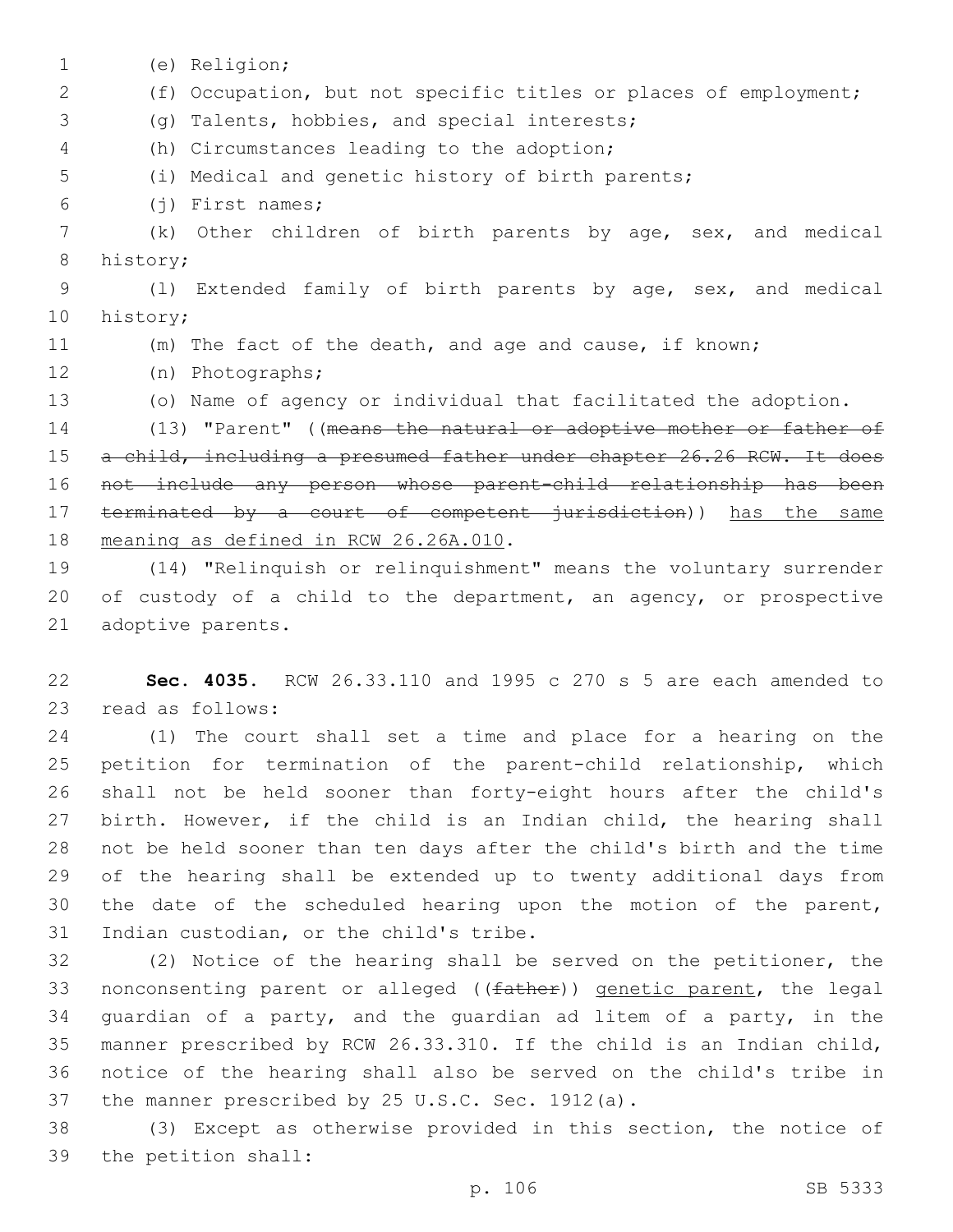(e) Religion;

(f) Occupation, but not specific titles or places of employment;

(g) Talents, hobbies, and special interests;

(h) Circumstances leading to the adoption;

(i) Medical and genetic history of birth parents;

(j) First names;

(k) Other children of birth parents by age, sex, and medical history;

(l) Extended family of birth parents by age, sex, and medical history;

(m) The fact of the death, and age and cause, if known;

(n) Photographs;

(o) Name of agency or individual that facilitated the adoption.

(13) "Parent" ((~~means the natural or adoptive mother or father of a child, including a presumed father under chapter 26.26 RCW. It does not include any person whose parent-child relationship has been terminated by a court of competent jurisdiction~~)) has the same meaning as defined in RCW 26.26A.010.

(14) "Relinquish or relinquishment" means the voluntary surrender of custody of a child to the department, an agency, or prospective adoptive parents.

**Sec. 4035.** RCW 26.33.110 and 1995 c 270 s 5 are each amended to read as follows:

(1) The court shall set a time and place for a hearing on the petition for termination of the parent-child relationship, which shall not be held sooner than forty-eight hours after the child's birth. However, if the child is an Indian child, the hearing shall not be held sooner than ten days after the child's birth and the time of the hearing shall be extended up to twenty additional days from the date of the scheduled hearing upon the motion of the parent, Indian custodian, or the child's tribe.

(2) Notice of the hearing shall be served on the petitioner, the nonconsenting parent or alleged ((~~father~~)) genetic parent, the legal guardian of a party, and the guardian ad litem of a party, in the manner prescribed by RCW 26.33.310. If the child is an Indian child, notice of the hearing shall also be served on the child's tribe in the manner prescribed by 25 U.S.C. Sec. 1912(a).

(3) Except as otherwise provided in this section, the notice of the petition shall: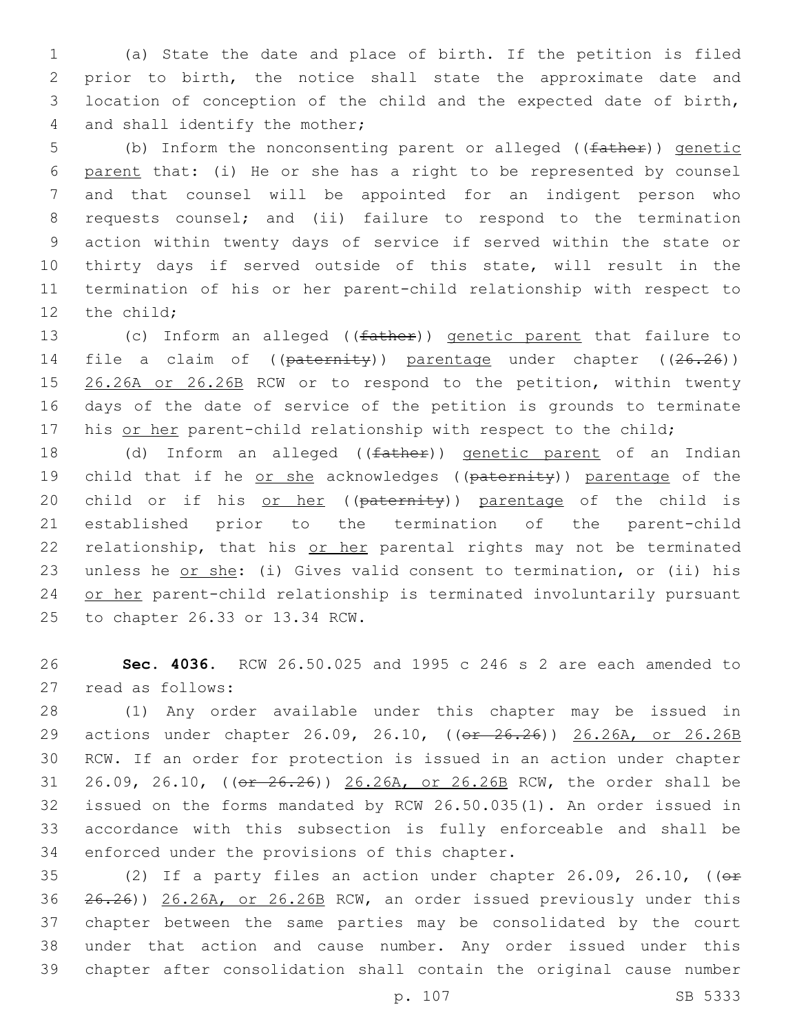(a) State the date and place of birth. If the petition is filed prior to birth, the notice shall state the approximate date and location of conception of the child and the expected date of birth, and shall identify the mother;

(b) Inform the nonconsenting parent or alleged ((~~father~~)) genetic parent that: (i) He or she has a right to be represented by counsel and that counsel will be appointed for an indigent person who requests counsel; and (ii) failure to respond to the termination action within twenty days of service if served within the state or thirty days if served outside of this state, will result in the termination of his or her parent-child relationship with respect to the child;

(c) Inform an alleged ((~~father~~)) genetic parent that failure to file a claim of ((~~paternity~~)) parentage under chapter ((~~26.26~~)) 26.26A or 26.26B RCW or to respond to the petition, within twenty days of the date of service of the petition is grounds to terminate his or her parent-child relationship with respect to the child;

(d) Inform an alleged ((~~father~~)) genetic parent of an Indian child that if he or she acknowledges ((~~paternity~~)) parentage of the child or if his or her ((~~paternity~~)) parentage of the child is established prior to the termination of the parent-child relationship, that his or her parental rights may not be terminated unless he or she: (i) Gives valid consent to termination, or (ii) his or her parent-child relationship is terminated involuntarily pursuant to chapter 26.33 or 13.34 RCW.

**Sec. 4036.** RCW 26.50.025 and 1995 c 246 s 2 are each amended to read as follows:

(1) Any order available under this chapter may be issued in actions under chapter 26.09, 26.10, ((~~or 26.26~~)) 26.26A, or 26.26B RCW. If an order for protection is issued in an action under chapter 26.09, 26.10, ((~~or 26.26~~)) 26.26A, or 26.26B RCW, the order shall be issued on the forms mandated by RCW 26.50.035(1). An order issued in accordance with this subsection is fully enforceable and shall be enforced under the provisions of this chapter.

(2) If a party files an action under chapter 26.09, 26.10, ((~~or 26.26~~)) 26.26A, or 26.26B RCW, an order issued previously under this chapter between the same parties may be consolidated by the court under that action and cause number. Any order issued under this chapter after consolidation shall contain the original cause number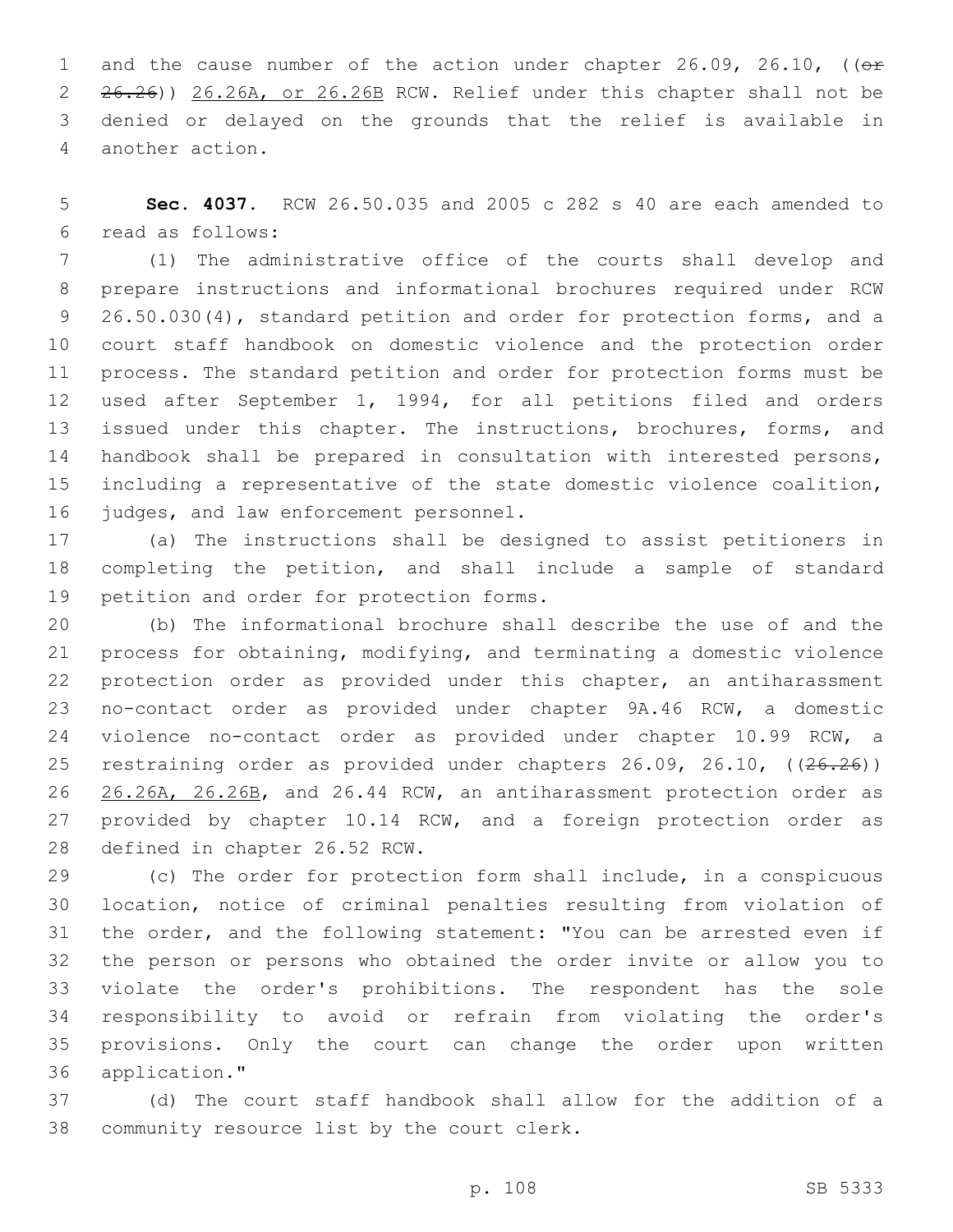and the cause number of the action under chapter 26.09, 26.10, ((~~or 26.26~~)) <u>26.26A, or 26.26B</u> RCW. Relief under this chapter shall not be denied or delayed on the grounds that the relief is available in another action.

**Sec. 4037.** RCW 26.50.035 and 2005 c 282 s 40 are each amended to read as follows:

(1) The administrative office of the courts shall develop and prepare instructions and informational brochures required under RCW 26.50.030(4), standard petition and order for protection forms, and a court staff handbook on domestic violence and the protection order process. The standard petition and order for protection forms must be used after September 1, 1994, for all petitions filed and orders issued under this chapter. The instructions, brochures, forms, and handbook shall be prepared in consultation with interested persons, including a representative of the state domestic violence coalition, judges, and law enforcement personnel.

(a) The instructions shall be designed to assist petitioners in completing the petition, and shall include a sample of standard petition and order for protection forms.

(b) The informational brochure shall describe the use of and the process for obtaining, modifying, and terminating a domestic violence protection order as provided under this chapter, an antiharassment no-contact order as provided under chapter 9A.46 RCW, a domestic violence no-contact order as provided under chapter 10.99 RCW, a restraining order as provided under chapters 26.09, 26.10, ((~~26.26~~)) <u>26.26A, 26.26B</u>, and 26.44 RCW, an antiharassment protection order as provided by chapter 10.14 RCW, and a foreign protection order as defined in chapter 26.52 RCW.

(c) The order for protection form shall include, in a conspicuous location, notice of criminal penalties resulting from violation of the order, and the following statement: "You can be arrested even if the person or persons who obtained the order invite or allow you to violate the order's prohibitions. The respondent has the sole responsibility to avoid or refrain from violating the order's provisions. Only the court can change the order upon written application."

(d) The court staff handbook shall allow for the addition of a community resource list by the court clerk.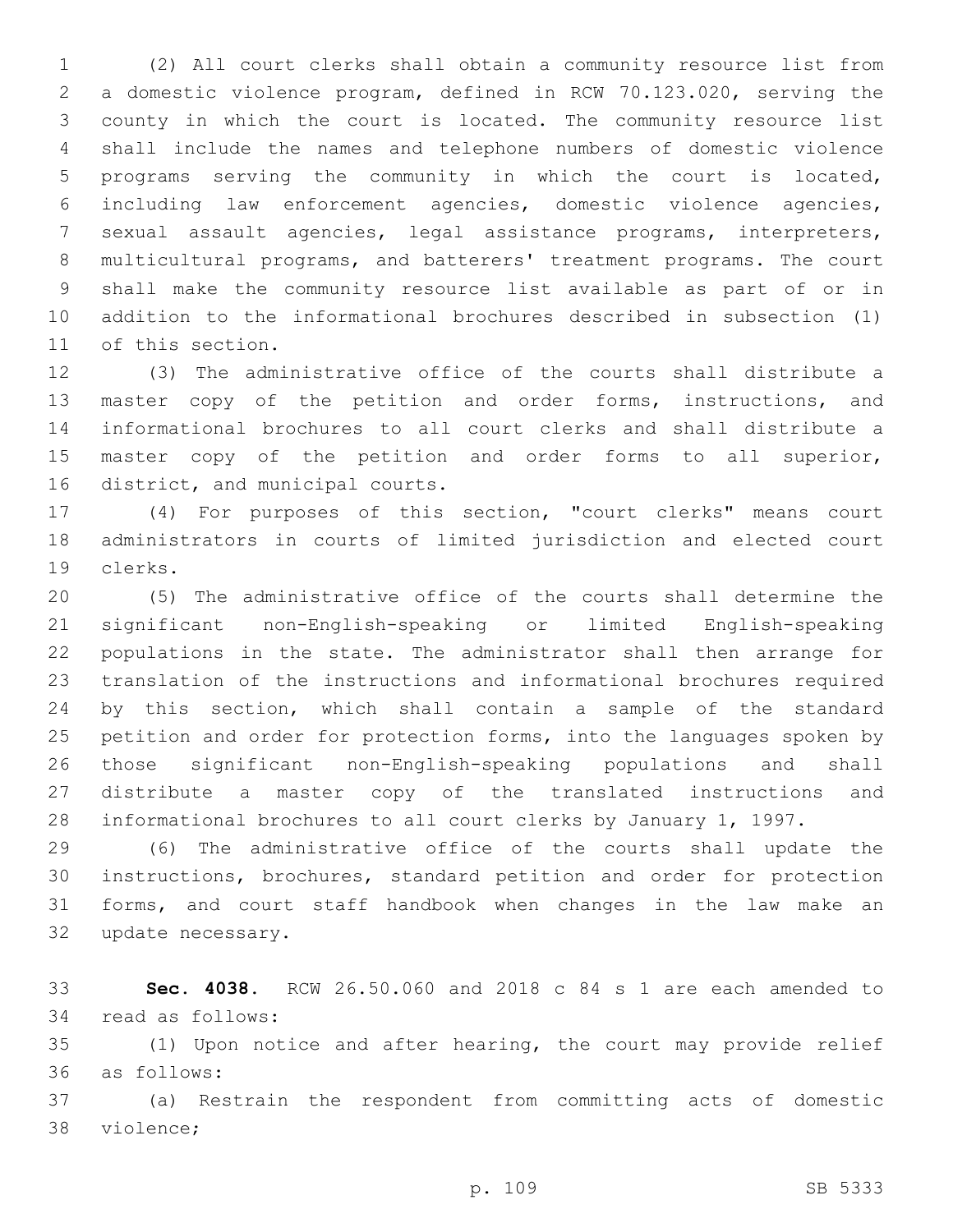(2) All court clerks shall obtain a community resource list from a domestic violence program, defined in RCW 70.123.020, serving the county in which the court is located. The community resource list shall include the names and telephone numbers of domestic violence programs serving the community in which the court is located, including law enforcement agencies, domestic violence agencies, sexual assault agencies, legal assistance programs, interpreters, multicultural programs, and batterers' treatment programs. The court shall make the community resource list available as part of or in addition to the informational brochures described in subsection (1) of this section.

(3) The administrative office of the courts shall distribute a master copy of the petition and order forms, instructions, and informational brochures to all court clerks and shall distribute a master copy of the petition and order forms to all superior, district, and municipal courts.

(4) For purposes of this section, "court clerks" means court administrators in courts of limited jurisdiction and elected court clerks.

(5) The administrative office of the courts shall determine the significant non-English-speaking or limited English-speaking populations in the state. The administrator shall then arrange for translation of the instructions and informational brochures required by this section, which shall contain a sample of the standard petition and order for protection forms, into the languages spoken by those significant non-English-speaking populations and shall distribute a master copy of the translated instructions and informational brochures to all court clerks by January 1, 1997.

(6) The administrative office of the courts shall update the instructions, brochures, standard petition and order for protection forms, and court staff handbook when changes in the law make an update necessary.

**Sec. 4038.** RCW 26.50.060 and 2018 c 84 s 1 are each amended to read as follows:

(1) Upon notice and after hearing, the court may provide relief as follows:

(a) Restrain the respondent from committing acts of domestic violence;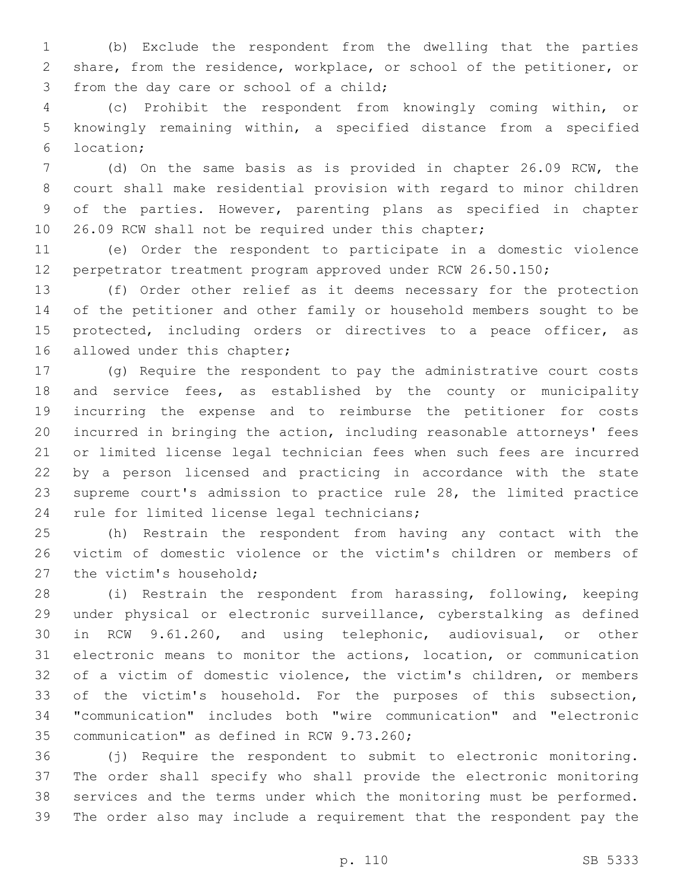(b) Exclude the respondent from the dwelling that the parties share, from the residence, workplace, or school of the petitioner, or from the day care or school of a child;

(c) Prohibit the respondent from knowingly coming within, or knowingly remaining within, a specified distance from a specified location;

(d) On the same basis as is provided in chapter 26.09 RCW, the court shall make residential provision with regard to minor children of the parties. However, parenting plans as specified in chapter 26.09 RCW shall not be required under this chapter;

(e) Order the respondent to participate in a domestic violence perpetrator treatment program approved under RCW 26.50.150;

(f) Order other relief as it deems necessary for the protection of the petitioner and other family or household members sought to be protected, including orders or directives to a peace officer, as allowed under this chapter;

(g) Require the respondent to pay the administrative court costs and service fees, as established by the county or municipality incurring the expense and to reimburse the petitioner for costs incurred in bringing the action, including reasonable attorneys' fees or limited license legal technician fees when such fees are incurred by a person licensed and practicing in accordance with the state supreme court's admission to practice rule 28, the limited practice rule for limited license legal technicians;

(h) Restrain the respondent from having any contact with the victim of domestic violence or the victim's children or members of the victim's household;

(i) Restrain the respondent from harassing, following, keeping under physical or electronic surveillance, cyberstalking as defined in RCW 9.61.260, and using telephonic, audiovisual, or other electronic means to monitor the actions, location, or communication of a victim of domestic violence, the victim's children, or members of the victim's household. For the purposes of this subsection, "communication" includes both "wire communication" and "electronic communication" as defined in RCW 9.73.260;

(j) Require the respondent to submit to electronic monitoring. The order shall specify who shall provide the electronic monitoring services and the terms under which the monitoring must be performed. The order also may include a requirement that the respondent pay the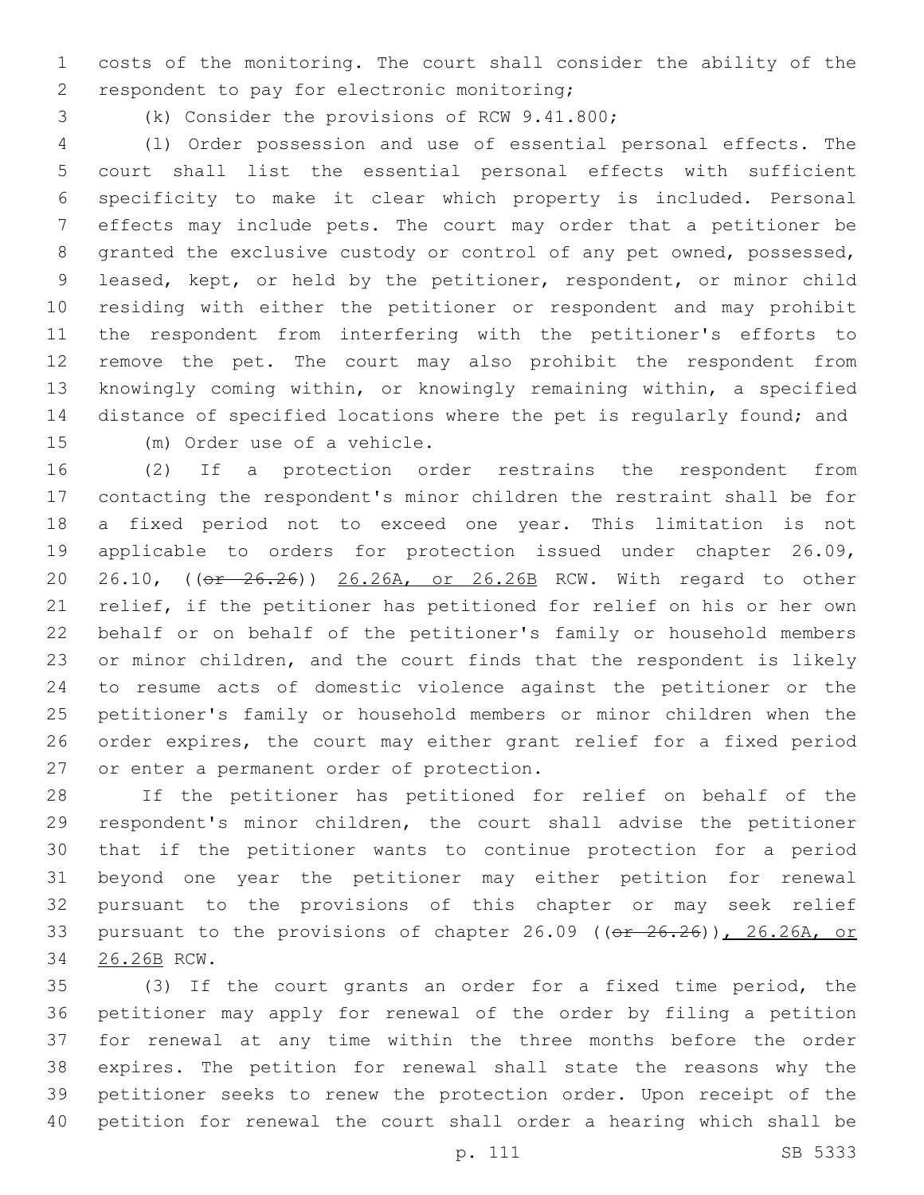costs of the monitoring. The court shall consider the ability of the respondent to pay for electronic monitoring;

(k) Consider the provisions of RCW 9.41.800;

(l) Order possession and use of essential personal effects. The court shall list the essential personal effects with sufficient specificity to make it clear which property is included. Personal effects may include pets. The court may order that a petitioner be granted the exclusive custody or control of any pet owned, possessed, leased, kept, or held by the petitioner, respondent, or minor child residing with either the petitioner or respondent and may prohibit the respondent from interfering with the petitioner's efforts to remove the pet. The court may also prohibit the respondent from knowingly coming within, or knowingly remaining within, a specified distance of specified locations where the pet is regularly found; and

(m) Order use of a vehicle.

(2) If a protection order restrains the respondent from contacting the respondent's minor children the restraint shall be for a fixed period not to exceed one year. This limitation is not applicable to orders for protection issued under chapter 26.09, 26.10, ((~~or 26.26~~)) 26.26A, or 26.26B RCW. With regard to other relief, if the petitioner has petitioned for relief on his or her own behalf or on behalf of the petitioner's family or household members or minor children, and the court finds that the respondent is likely to resume acts of domestic violence against the petitioner or the petitioner's family or household members or minor children when the order expires, the court may either grant relief for a fixed period or enter a permanent order of protection.

If the petitioner has petitioned for relief on behalf of the respondent's minor children, the court shall advise the petitioner that if the petitioner wants to continue protection for a period beyond one year the petitioner may either petition for renewal pursuant to the provisions of this chapter or may seek relief pursuant to the provisions of chapter 26.09 ((~~or 26.26~~)), 26.26A, or 26.26B RCW.

(3) If the court grants an order for a fixed time period, the petitioner may apply for renewal of the order by filing a petition for renewal at any time within the three months before the order expires. The petition for renewal shall state the reasons why the petitioner seeks to renew the protection order. Upon receipt of the petition for renewal the court shall order a hearing which shall be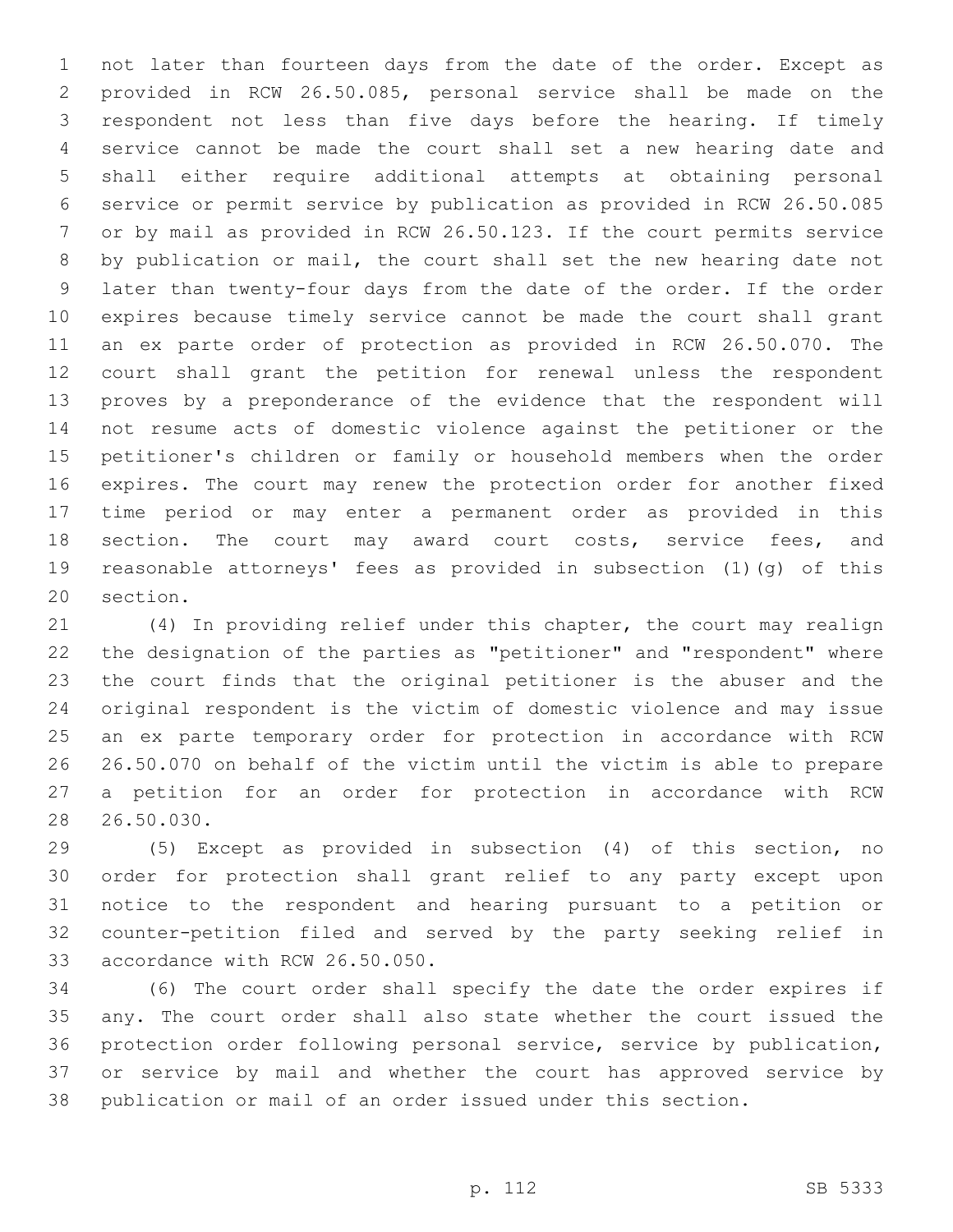not later than fourteen days from the date of the order. Except as provided in RCW 26.50.085, personal service shall be made on the respondent not less than five days before the hearing. If timely service cannot be made the court shall set a new hearing date and shall either require additional attempts at obtaining personal service or permit service by publication as provided in RCW 26.50.085 or by mail as provided in RCW 26.50.123. If the court permits service by publication or mail, the court shall set the new hearing date not later than twenty-four days from the date of the order. If the order expires because timely service cannot be made the court shall grant an ex parte order of protection as provided in RCW 26.50.070. The court shall grant the petition for renewal unless the respondent proves by a preponderance of the evidence that the respondent will not resume acts of domestic violence against the petitioner or the petitioner's children or family or household members when the order expires. The court may renew the protection order for another fixed time period or may enter a permanent order as provided in this section. The court may award court costs, service fees, and reasonable attorneys' fees as provided in subsection (1)(g) of this section.

(4) In providing relief under this chapter, the court may realign the designation of the parties as "petitioner" and "respondent" where the court finds that the original petitioner is the abuser and the original respondent is the victim of domestic violence and may issue an ex parte temporary order for protection in accordance with RCW 26.50.070 on behalf of the victim until the victim is able to prepare a petition for an order for protection in accordance with RCW 26.50.030.

(5) Except as provided in subsection (4) of this section, no order for protection shall grant relief to any party except upon notice to the respondent and hearing pursuant to a petition or counter-petition filed and served by the party seeking relief in accordance with RCW 26.50.050.

(6) The court order shall specify the date the order expires if any. The court order shall also state whether the court issued the protection order following personal service, service by publication, or service by mail and whether the court has approved service by publication or mail of an order issued under this section.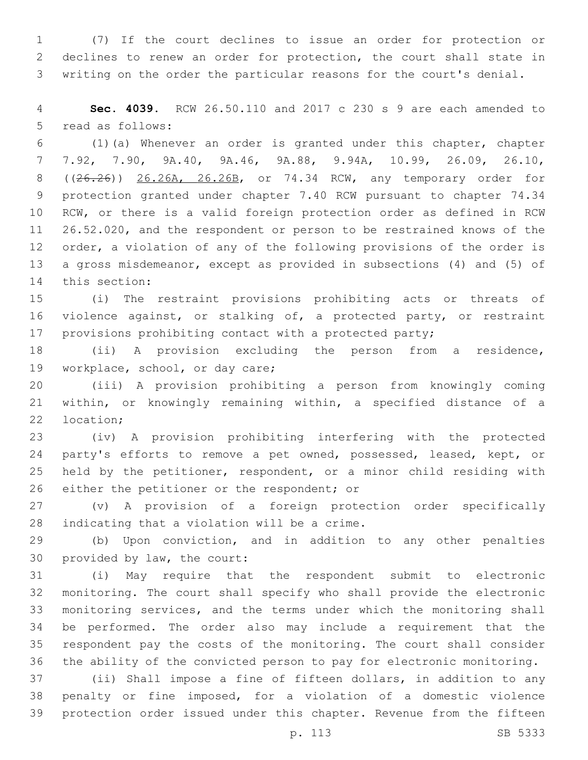(7) If the court declines to issue an order for protection or declines to renew an order for protection, the court shall state in writing on the order the particular reasons for the court's denial.

**Sec. 4039.** RCW 26.50.110 and 2017 c 230 s 9 are each amended to read as follows:

(1)(a) Whenever an order is granted under this chapter, chapter 7.92, 7.90, 9A.40, 9A.46, 9A.88, 9.94A, 10.99, 26.09, 26.10, ((~~26.26~~)) <u>26.26A, 26.26B</u>, or 74.34 RCW, any temporary order for protection granted under chapter 7.40 RCW pursuant to chapter 74.34 RCW, or there is a valid foreign protection order as defined in RCW 26.52.020, and the respondent or person to be restrained knows of the order, a violation of any of the following provisions of the order is a gross misdemeanor, except as provided in subsections (4) and (5) of this section:

(i) The restraint provisions prohibiting acts or threats of violence against, or stalking of, a protected party, or restraint provisions prohibiting contact with a protected party;

(ii) A provision excluding the person from a residence, workplace, school, or day care;

(iii) A provision prohibiting a person from knowingly coming within, or knowingly remaining within, a specified distance of a location;

(iv) A provision prohibiting interfering with the protected party's efforts to remove a pet owned, possessed, leased, kept, or held by the petitioner, respondent, or a minor child residing with either the petitioner or the respondent; or

(v) A provision of a foreign protection order specifically indicating that a violation will be a crime.

(b) Upon conviction, and in addition to any other penalties provided by law, the court:

(i) May require that the respondent submit to electronic monitoring. The court shall specify who shall provide the electronic monitoring services, and the terms under which the monitoring shall be performed. The order also may include a requirement that the respondent pay the costs of the monitoring. The court shall consider the ability of the convicted person to pay for electronic monitoring.

(ii) Shall impose a fine of fifteen dollars, in addition to any penalty or fine imposed, for a violation of a domestic violence protection order issued under this chapter. Revenue from the fifteen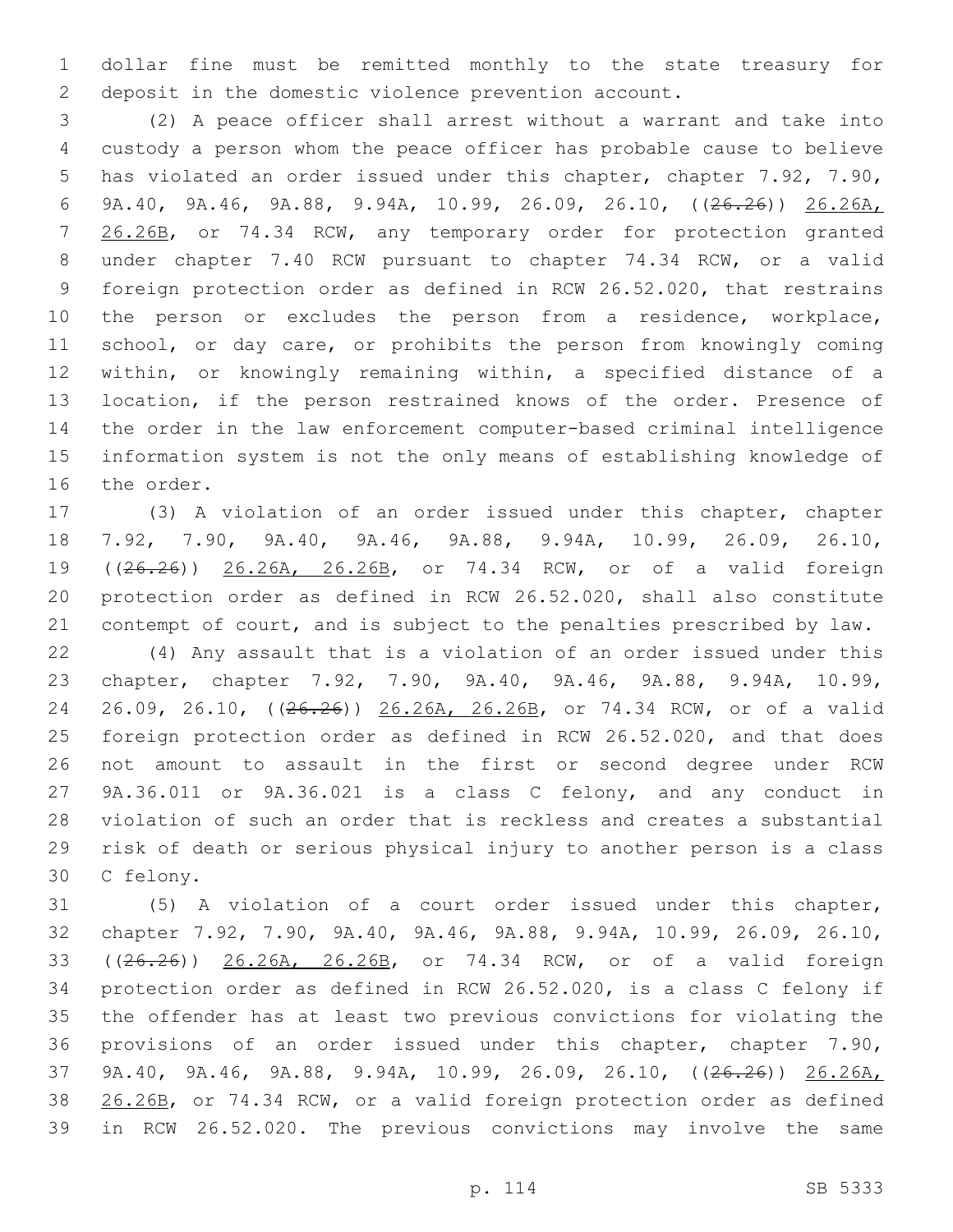dollar fine must be remitted monthly to the state treasury for deposit in the domestic violence prevention account.

(2) A peace officer shall arrest without a warrant and take into custody a person whom the peace officer has probable cause to believe has violated an order issued under this chapter, chapter 7.92, 7.90, 9A.40, 9A.46, 9A.88, 9.94A, 10.99, 26.09, 26.10, ((~~26.26~~)) 26.26A, 26.26B, or 74.34 RCW, any temporary order for protection granted under chapter 7.40 RCW pursuant to chapter 74.34 RCW, or a valid foreign protection order as defined in RCW 26.52.020, that restrains the person or excludes the person from a residence, workplace, school, or day care, or prohibits the person from knowingly coming within, or knowingly remaining within, a specified distance of a location, if the person restrained knows of the order. Presence of the order in the law enforcement computer-based criminal intelligence information system is not the only means of establishing knowledge of the order.

(3) A violation of an order issued under this chapter, chapter 7.92, 7.90, 9A.40, 9A.46, 9A.88, 9.94A, 10.99, 26.09, 26.10, ((~~26.26~~)) 26.26A, 26.26B, or 74.34 RCW, or of a valid foreign protection order as defined in RCW 26.52.020, shall also constitute contempt of court, and is subject to the penalties prescribed by law.

(4) Any assault that is a violation of an order issued under this chapter, chapter 7.92, 7.90, 9A.40, 9A.46, 9A.88, 9.94A, 10.99, 26.09, 26.10, ((~~26.26~~)) 26.26A, 26.26B, or 74.34 RCW, or of a valid foreign protection order as defined in RCW 26.52.020, and that does not amount to assault in the first or second degree under RCW 9A.36.011 or 9A.36.021 is a class C felony, and any conduct in violation of such an order that is reckless and creates a substantial risk of death or serious physical injury to another person is a class C felony.

(5) A violation of a court order issued under this chapter, chapter 7.92, 7.90, 9A.40, 9A.46, 9A.88, 9.94A, 10.99, 26.09, 26.10, ((~~26.26~~)) 26.26A, 26.26B, or 74.34 RCW, or of a valid foreign protection order as defined in RCW 26.52.020, is a class C felony if the offender has at least two previous convictions for violating the provisions of an order issued under this chapter, chapter 7.90, 9A.40, 9A.46, 9A.88, 9.94A, 10.99, 26.09, 26.10, ((~~26.26~~)) 26.26A, 26.26B, or 74.34 RCW, or a valid foreign protection order as defined in RCW 26.52.020. The previous convictions may involve the same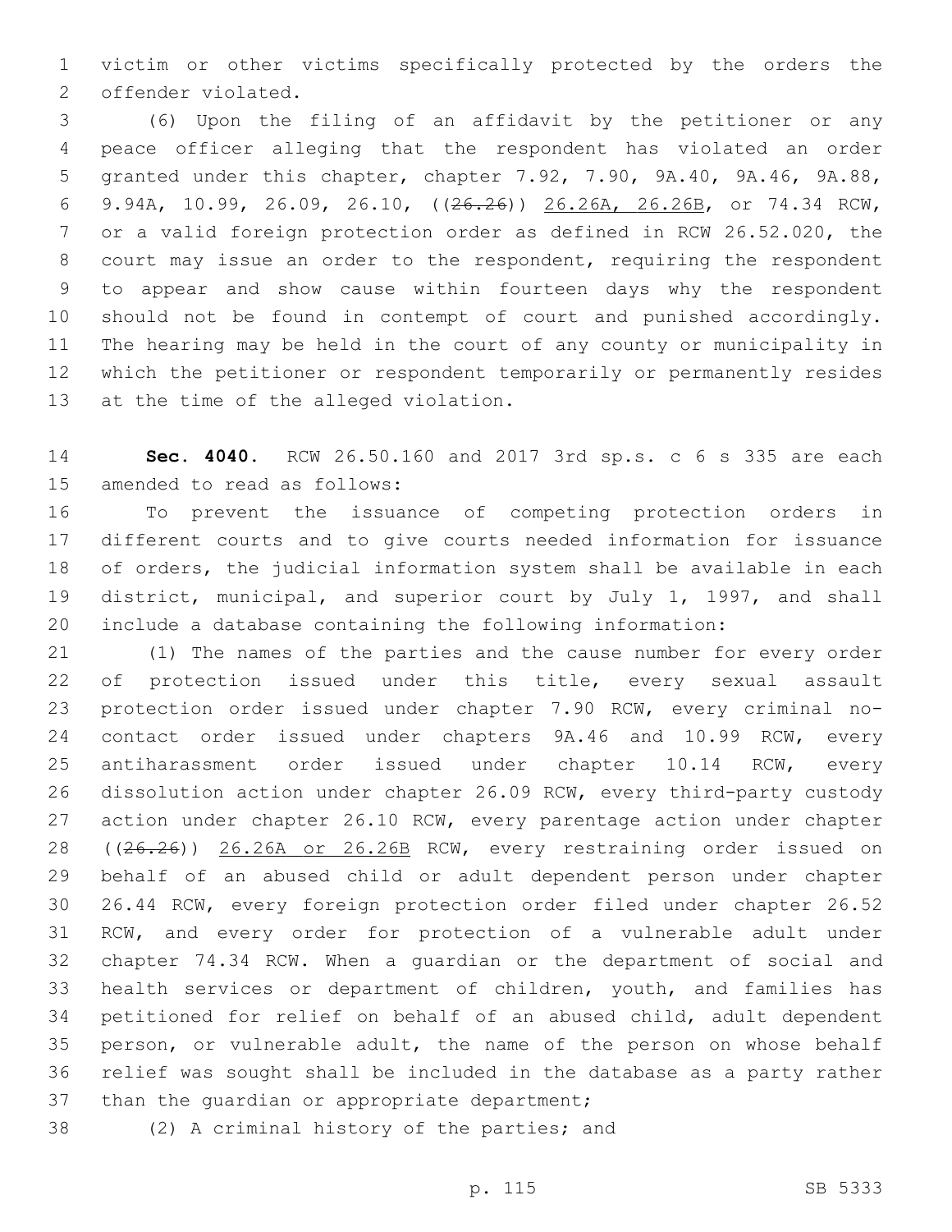victim or other victims specifically protected by the orders the offender violated.

(6) Upon the filing of an affidavit by the petitioner or any peace officer alleging that the respondent has violated an order granted under this chapter, chapter 7.92, 7.90, 9A.40, 9A.46, 9A.88, 9.94A, 10.99, 26.09, 26.10, ((~~26.26~~)) 26.26A, 26.26B, or 74.34 RCW, or a valid foreign protection order as defined in RCW 26.52.020, the court may issue an order to the respondent, requiring the respondent to appear and show cause within fourteen days why the respondent should not be found in contempt of court and punished accordingly. The hearing may be held in the court of any county or municipality in which the petitioner or respondent temporarily or permanently resides at the time of the alleged violation.

**Sec. 4040.** RCW 26.50.160 and 2017 3rd sp.s. c 6 s 335 are each amended to read as follows:

To prevent the issuance of competing protection orders in different courts and to give courts needed information for issuance of orders, the judicial information system shall be available in each district, municipal, and superior court by July 1, 1997, and shall include a database containing the following information:

(1) The names of the parties and the cause number for every order of protection issued under this title, every sexual assault protection order issued under chapter 7.90 RCW, every criminal no-contact order issued under chapters 9A.46 and 10.99 RCW, every antiharassment order issued under chapter 10.14 RCW, every dissolution action under chapter 26.09 RCW, every third-party custody action under chapter 26.10 RCW, every parentage action under chapter ((~~26.26~~)) 26.26A or 26.26B RCW, every restraining order issued on behalf of an abused child or adult dependent person under chapter 26.44 RCW, every foreign protection order filed under chapter 26.52 RCW, and every order for protection of a vulnerable adult under chapter 74.34 RCW. When a guardian or the department of social and health services or department of children, youth, and families has petitioned for relief on behalf of an abused child, adult dependent person, or vulnerable adult, the name of the person on whose behalf relief was sought shall be included in the database as a party rather than the guardian or appropriate department;

(2) A criminal history of the parties; and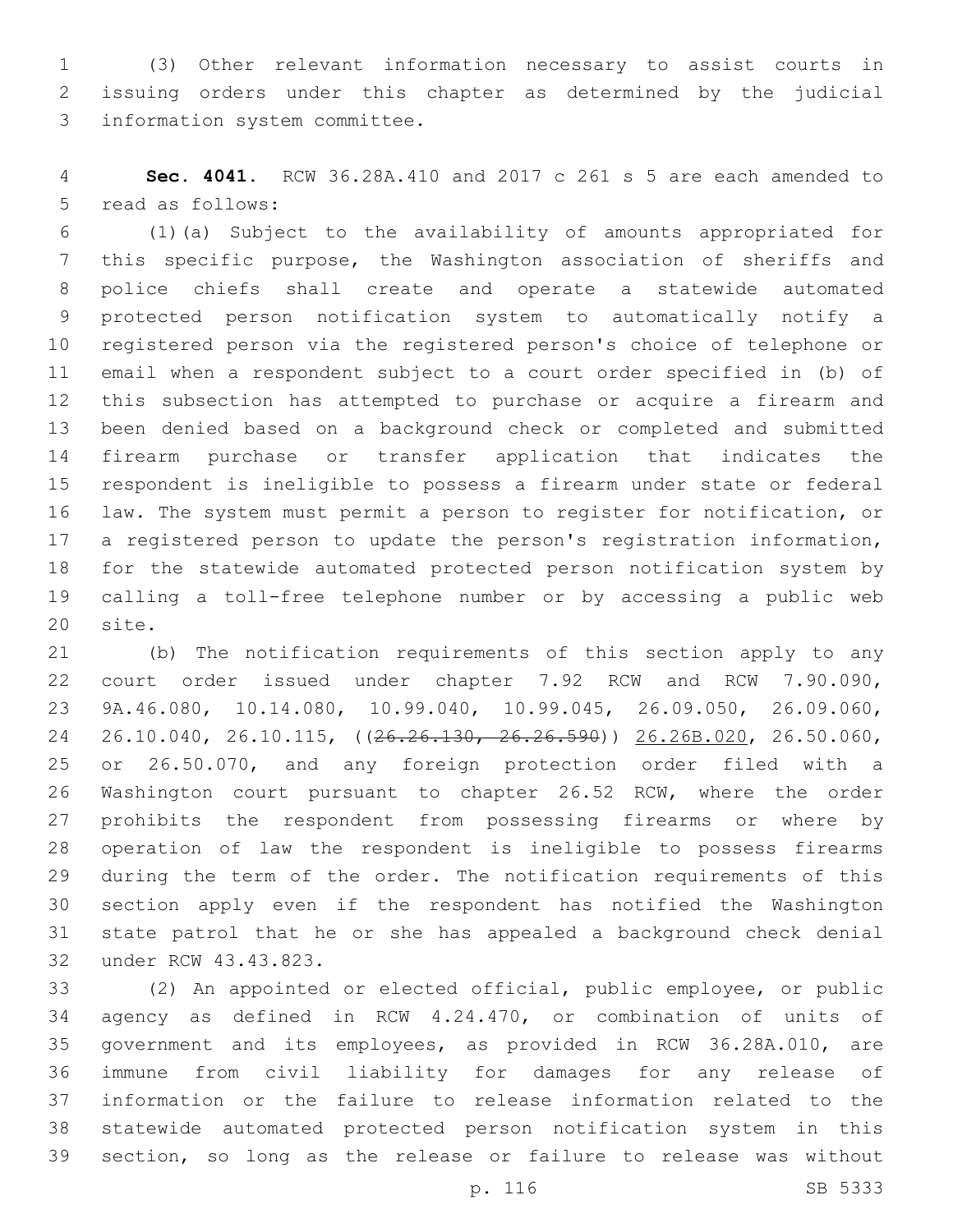(3) Other relevant information necessary to assist courts in issuing orders under this chapter as determined by the judicial information system committee.

**Sec. 4041.** RCW 36.28A.410 and 2017 c 261 s 5 are each amended to read as follows:

(1)(a) Subject to the availability of amounts appropriated for this specific purpose, the Washington association of sheriffs and police chiefs shall create and operate a statewide automated protected person notification system to automatically notify a registered person via the registered person's choice of telephone or email when a respondent subject to a court order specified in (b) of this subsection has attempted to purchase or acquire a firearm and been denied based on a background check or completed and submitted firearm purchase or transfer application that indicates the respondent is ineligible to possess a firearm under state or federal law. The system must permit a person to register for notification, or a registered person to update the person's registration information, for the statewide automated protected person notification system by calling a toll-free telephone number or by accessing a public web site.

(b) The notification requirements of this section apply to any court order issued under chapter 7.92 RCW and RCW 7.90.090, 9A.46.080, 10.14.080, 10.99.040, 10.99.045, 26.09.050, 26.09.060, 26.10.040, 26.10.115, ((~~26.26.130, 26.26.590~~)) <u>26.26B.020</u>, 26.50.060, or 26.50.070, and any foreign protection order filed with a Washington court pursuant to chapter 26.52 RCW, where the order prohibits the respondent from possessing firearms or where by operation of law the respondent is ineligible to possess firearms during the term of the order. The notification requirements of this section apply even if the respondent has notified the Washington state patrol that he or she has appealed a background check denial under RCW 43.43.823.

(2) An appointed or elected official, public employee, or public agency as defined in RCW 4.24.470, or combination of units of government and its employees, as provided in RCW 36.28A.010, are immune from civil liability for damages for any release of information or the failure to release information related to the statewide automated protected person notification system in this section, so long as the release or failure to release was without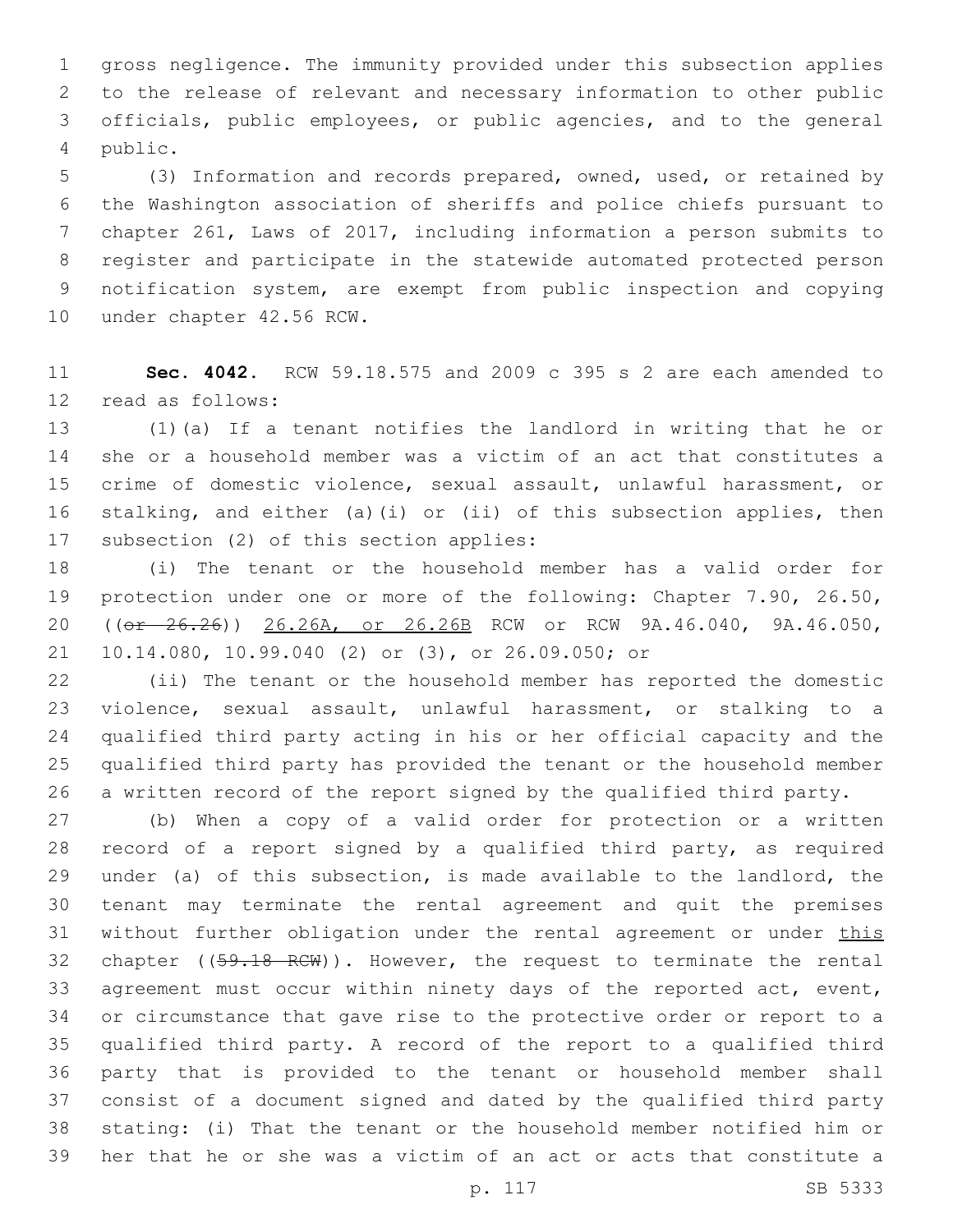gross negligence. The immunity provided under this subsection applies to the release of relevant and necessary information to other public officials, public employees, or public agencies, and to the general public.

(3) Information and records prepared, owned, used, or retained by the Washington association of sheriffs and police chiefs pursuant to chapter 261, Laws of 2017, including information a person submits to register and participate in the statewide automated protected person notification system, are exempt from public inspection and copying under chapter 42.56 RCW.

**Sec. 4042.** RCW 59.18.575 and 2009 c 395 s 2 are each amended to read as follows:

(1)(a) If a tenant notifies the landlord in writing that he or she or a household member was a victim of an act that constitutes a crime of domestic violence, sexual assault, unlawful harassment, or stalking, and either (a)(i) or (ii) of this subsection applies, then subsection (2) of this section applies:

(i) The tenant or the household member has a valid order for protection under one or more of the following: Chapter 7.90, 26.50, ((~~or 26.26~~)) <u>26.26A, or 26.26B</u> RCW or RCW 9A.46.040, 9A.46.050, 10.14.080, 10.99.040 (2) or (3), or 26.09.050; or

(ii) The tenant or the household member has reported the domestic violence, sexual assault, unlawful harassment, or stalking to a qualified third party acting in his or her official capacity and the qualified third party has provided the tenant or the household member a written record of the report signed by the qualified third party.

(b) When a copy of a valid order for protection or a written record of a report signed by a qualified third party, as required under (a) of this subsection, is made available to the landlord, the tenant may terminate the rental agreement and quit the premises without further obligation under the rental agreement or under <u>this</u> chapter ((~~59.18 RCW~~)). However, the request to terminate the rental agreement must occur within ninety days of the reported act, event, or circumstance that gave rise to the protective order or report to a qualified third party. A record of the report to a qualified third party that is provided to the tenant or household member shall consist of a document signed and dated by the qualified third party stating: (i) That the tenant or the household member notified him or her that he or she was a victim of an act or acts that constitute a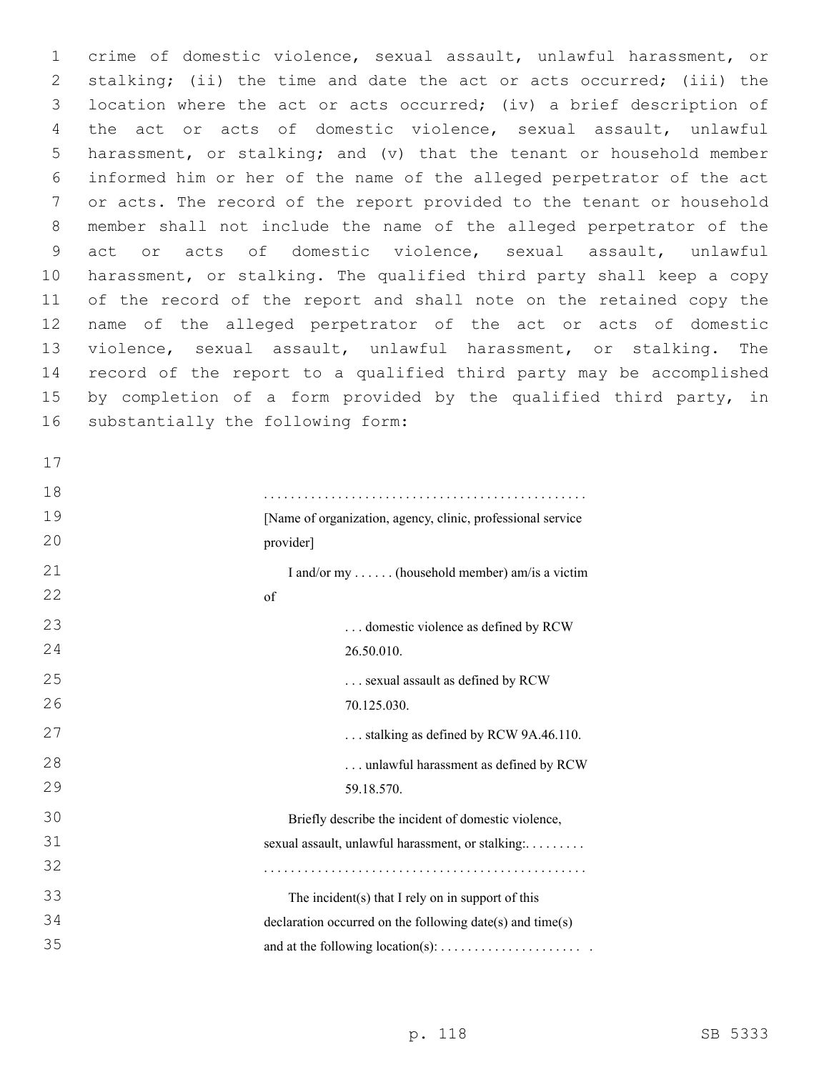crime of domestic violence, sexual assault, unlawful harassment, or stalking; (ii) the time and date the act or acts occurred; (iii) the location where the act or acts occurred; (iv) a brief description of the act or acts of domestic violence, sexual assault, unlawful harassment, or stalking; and (v) that the tenant or household member informed him or her of the name of the alleged perpetrator of the act or acts. The record of the report provided to the tenant or household member shall not include the name of the alleged perpetrator of the act or acts of domestic violence, sexual assault, unlawful harassment, or stalking. The qualified third party shall keep a copy of the record of the report and shall note on the retained copy the name of the alleged perpetrator of the act or acts of domestic violence, sexual assault, unlawful harassment, or stalking. The record of the report to a qualified third party may be accomplished by completion of a form provided by the qualified third party, in substantially the following form:

. . . . . . . . . . . . . . . . . . . . . . . . . . . . . . . . . . . . . . . . . . . . . . . .
[Name of organization, agency, clinic, professional service provider]

I and/or my . . . . . . (household member) am/is a victim of

. . . domestic violence as defined by RCW 26.50.010.

. . . sexual assault as defined by RCW 70.125.030.

. . . stalking as defined by RCW 9A.46.110.

. . . unlawful harassment as defined by RCW 59.18.570.

Briefly describe the incident of domestic violence, sexual assault, unlawful harassment, or stalking:. . . . . . . . .
. . . . . . . . . . . . . . . . . . . . . . . . . . . . . . . . . . . . . . . . . . . . . . . .

The incident(s) that I rely on in support of this declaration occurred on the following date(s) and time(s) and at the following location(s): . . . . . . . . . . . . . . . . . . . . . .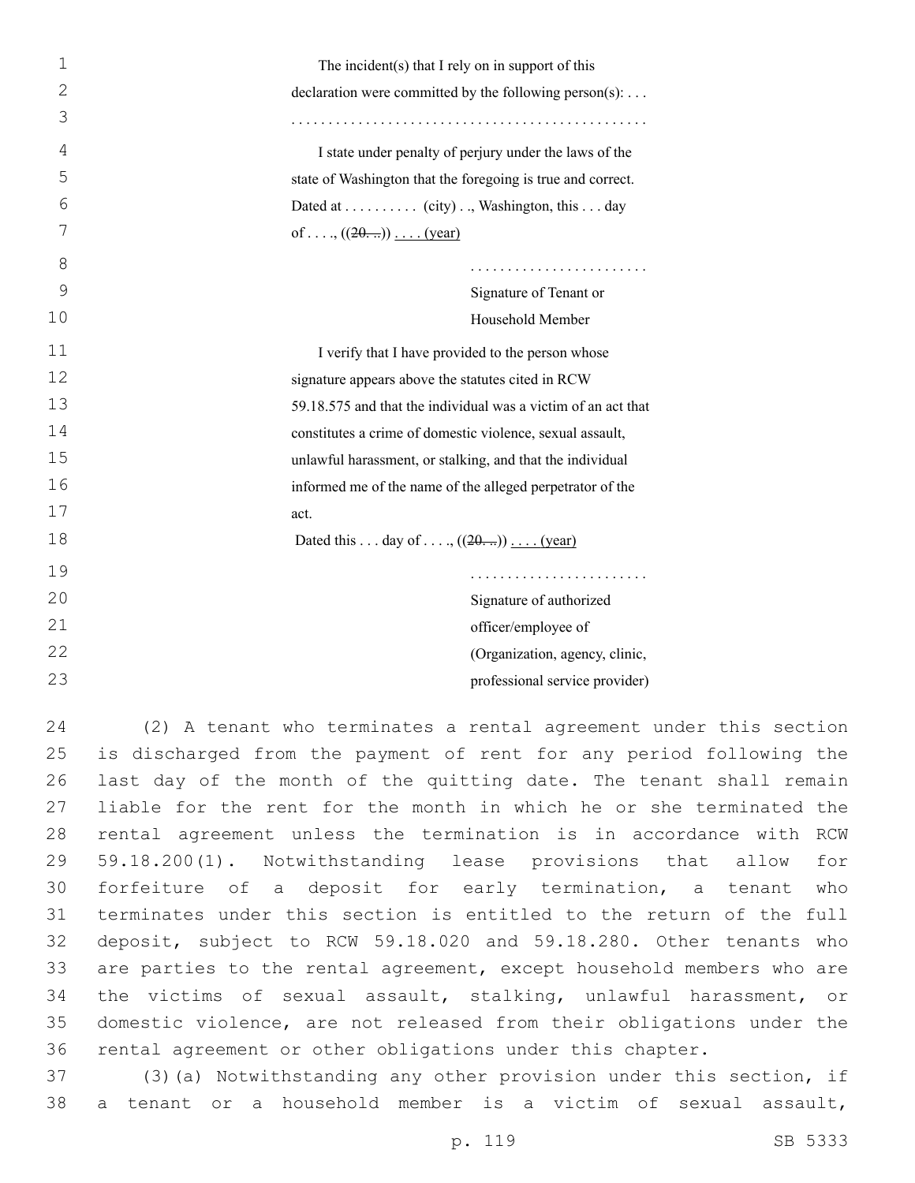The incident(s) that I rely on in support of this declaration were committed by the following person(s): . . .

. . . . . . . . . . . . . . . . . . . . . . . . . . . . . . . . . . . . . . . . . . . . . . . .

I state under penalty of perjury under the laws of the state of Washington that the foregoing is true and correct. Dated at . . . . . . . . . . (city) . ., Washington, this . . . day of . . . ., ((~~20. ..~~)) . . . . (year)

. . . . . . . . . . . . . . . . . . . . . . . .
Signature of Tenant or
Household Member

I verify that I have provided to the person whose signature appears above the statutes cited in RCW 59.18.575 and that the individual was a victim of an act that constitutes a crime of domestic violence, sexual assault, unlawful harassment, or stalking, and that the individual informed me of the name of the alleged perpetrator of the act.

Dated this . . . day of . . . ., ((~~20. ..~~)) . . . . (year)

. . . . . . . . . . . . . . . . . . . . . . . .
Signature of authorized
officer/employee of
(Organization, agency, clinic,
professional service provider)

(2) A tenant who terminates a rental agreement under this section is discharged from the payment of rent for any period following the last day of the month of the quitting date. The tenant shall remain liable for the rent for the month in which he or she terminated the rental agreement unless the termination is in accordance with RCW 59.18.200(1). Notwithstanding lease provisions that allow for forfeiture of a deposit for early termination, a tenant who terminates under this section is entitled to the return of the full deposit, subject to RCW 59.18.020 and 59.18.280. Other tenants who are parties to the rental agreement, except household members who are the victims of sexual assault, stalking, unlawful harassment, or domestic violence, are not released from their obligations under the rental agreement or other obligations under this chapter.

(3)(a) Notwithstanding any other provision under this section, if a tenant or a household member is a victim of sexual assault,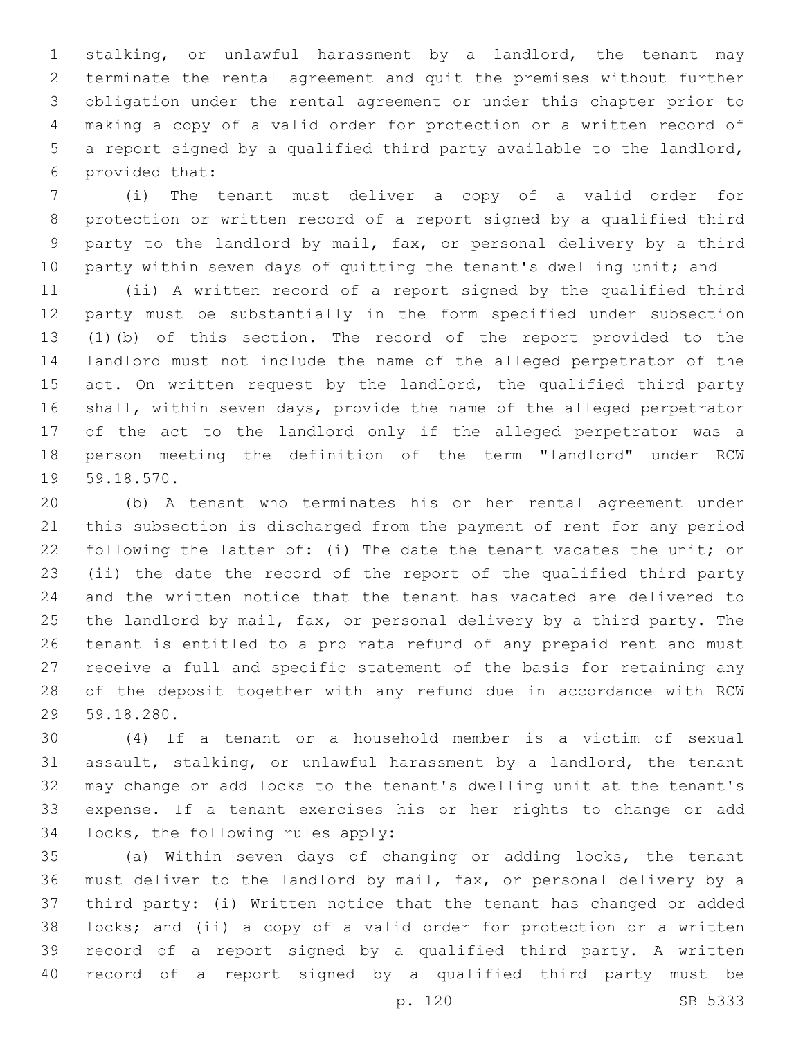stalking, or unlawful harassment by a landlord, the tenant may terminate the rental agreement and quit the premises without further obligation under the rental agreement or under this chapter prior to making a copy of a valid order for protection or a written record of a report signed by a qualified third party available to the landlord, provided that:

(i) The tenant must deliver a copy of a valid order for protection or written record of a report signed by a qualified third party to the landlord by mail, fax, or personal delivery by a third party within seven days of quitting the tenant's dwelling unit; and

(ii) A written record of a report signed by the qualified third party must be substantially in the form specified under subsection (1)(b) of this section. The record of the report provided to the landlord must not include the name of the alleged perpetrator of the act. On written request by the landlord, the qualified third party shall, within seven days, provide the name of the alleged perpetrator of the act to the landlord only if the alleged perpetrator was a person meeting the definition of the term "landlord" under RCW 59.18.570.

(b) A tenant who terminates his or her rental agreement under this subsection is discharged from the payment of rent for any period following the latter of: (i) The date the tenant vacates the unit; or (ii) the date the record of the report of the qualified third party and the written notice that the tenant has vacated are delivered to the landlord by mail, fax, or personal delivery by a third party. The tenant is entitled to a pro rata refund of any prepaid rent and must receive a full and specific statement of the basis for retaining any of the deposit together with any refund due in accordance with RCW 59.18.280.

(4) If a tenant or a household member is a victim of sexual assault, stalking, or unlawful harassment by a landlord, the tenant may change or add locks to the tenant's dwelling unit at the tenant's expense. If a tenant exercises his or her rights to change or add locks, the following rules apply:

(a) Within seven days of changing or adding locks, the tenant must deliver to the landlord by mail, fax, or personal delivery by a third party: (i) Written notice that the tenant has changed or added locks; and (ii) a copy of a valid order for protection or a written record of a report signed by a qualified third party. A written record of a report signed by a qualified third party must be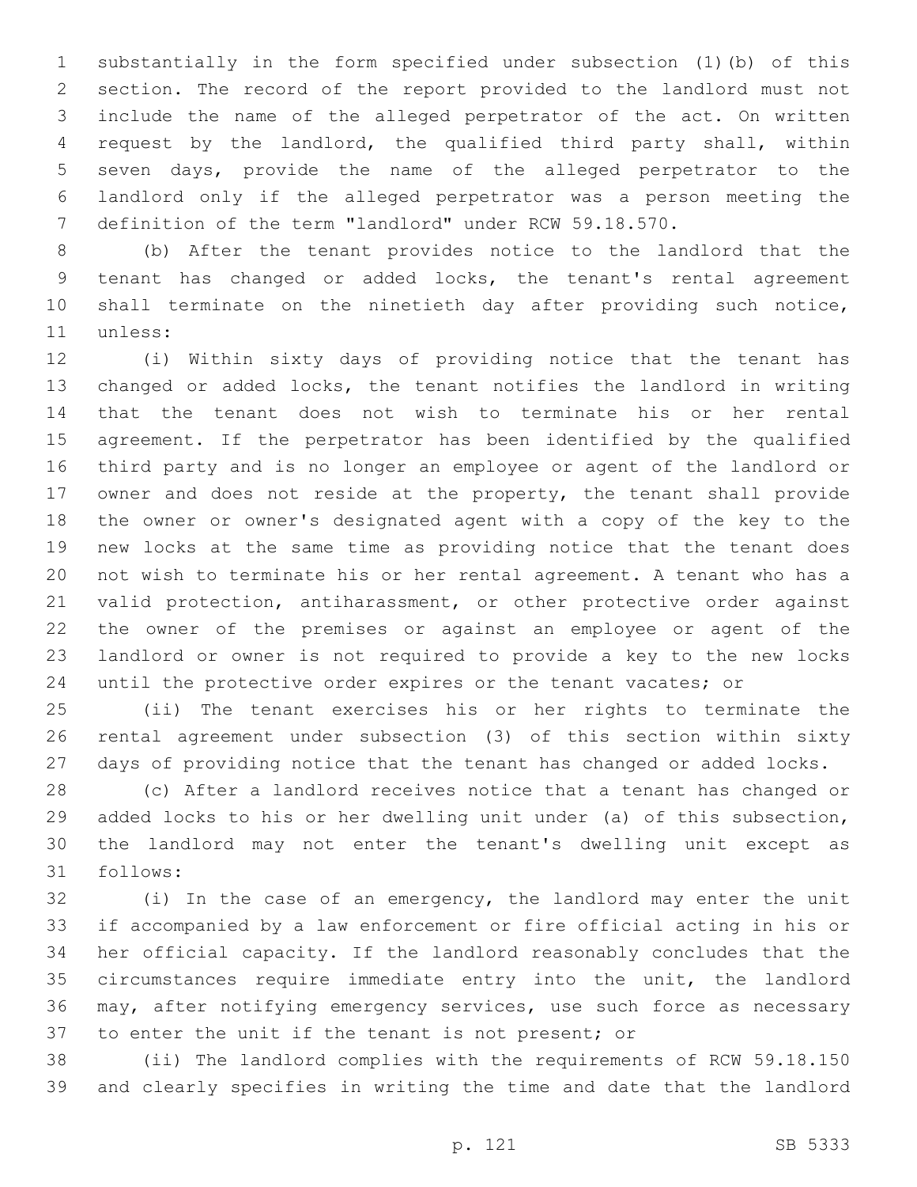substantially in the form specified under subsection (1)(b) of this section. The record of the report provided to the landlord must not include the name of the alleged perpetrator of the act. On written request by the landlord, the qualified third party shall, within seven days, provide the name of the alleged perpetrator to the landlord only if the alleged perpetrator was a person meeting the definition of the term "landlord" under RCW 59.18.570.

(b) After the tenant provides notice to the landlord that the tenant has changed or added locks, the tenant's rental agreement shall terminate on the ninetieth day after providing such notice, unless:

(i) Within sixty days of providing notice that the tenant has changed or added locks, the tenant notifies the landlord in writing that the tenant does not wish to terminate his or her rental agreement. If the perpetrator has been identified by the qualified third party and is no longer an employee or agent of the landlord or owner and does not reside at the property, the tenant shall provide the owner or owner's designated agent with a copy of the key to the new locks at the same time as providing notice that the tenant does not wish to terminate his or her rental agreement. A tenant who has a valid protection, antiharassment, or other protective order against the owner of the premises or against an employee or agent of the landlord or owner is not required to provide a key to the new locks until the protective order expires or the tenant vacates; or

(ii) The tenant exercises his or her rights to terminate the rental agreement under subsection (3) of this section within sixty days of providing notice that the tenant has changed or added locks.

(c) After a landlord receives notice that a tenant has changed or added locks to his or her dwelling unit under (a) of this subsection, the landlord may not enter the tenant's dwelling unit except as follows:

(i) In the case of an emergency, the landlord may enter the unit if accompanied by a law enforcement or fire official acting in his or her official capacity. If the landlord reasonably concludes that the circumstances require immediate entry into the unit, the landlord may, after notifying emergency services, use such force as necessary to enter the unit if the tenant is not present; or

(ii) The landlord complies with the requirements of RCW 59.18.150 and clearly specifies in writing the time and date that the landlord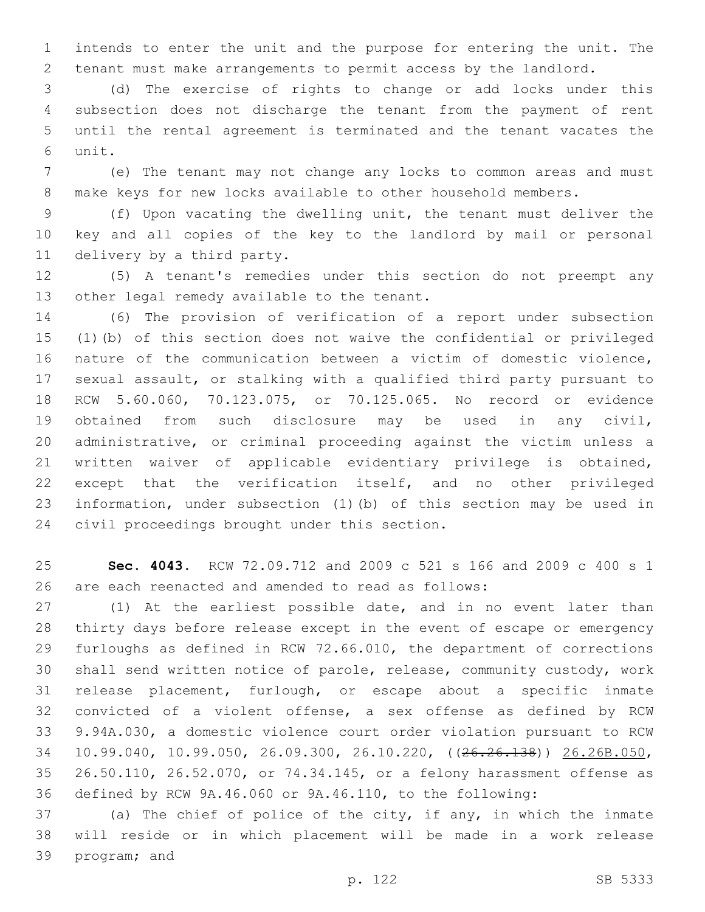intends to enter the unit and the purpose for entering the unit. The tenant must make arrangements to permit access by the landlord.

(d) The exercise of rights to change or add locks under this subsection does not discharge the tenant from the payment of rent until the rental agreement is terminated and the tenant vacates the unit.

(e) The tenant may not change any locks to common areas and must make keys for new locks available to other household members.

(f) Upon vacating the dwelling unit, the tenant must deliver the key and all copies of the key to the landlord by mail or personal delivery by a third party.

(5) A tenant's remedies under this section do not preempt any other legal remedy available to the tenant.

(6) The provision of verification of a report under subsection (1)(b) of this section does not waive the confidential or privileged nature of the communication between a victim of domestic violence, sexual assault, or stalking with a qualified third party pursuant to RCW 5.60.060, 70.123.075, or 70.125.065. No record or evidence obtained from such disclosure may be used in any civil, administrative, or criminal proceeding against the victim unless a written waiver of applicable evidentiary privilege is obtained, except that the verification itself, and no other privileged information, under subsection (1)(b) of this section may be used in civil proceedings brought under this section.

**Sec. 4043.** RCW 72.09.712 and 2009 c 521 s 166 and 2009 c 400 s 1 are each reenacted and amended to read as follows:

(1) At the earliest possible date, and in no event later than thirty days before release except in the event of escape or emergency furloughs as defined in RCW 72.66.010, the department of corrections shall send written notice of parole, release, community custody, work release placement, furlough, or escape about a specific inmate convicted of a violent offense, a sex offense as defined by RCW 9.94A.030, a domestic violence court order violation pursuant to RCW 10.99.040, 10.99.050, 26.09.300, 26.10.220, ((~~26.26.138~~)) <u>26.26B.050</u>, 26.50.110, 26.52.070, or 74.34.145, or a felony harassment offense as defined by RCW 9A.46.060 or 9A.46.110, to the following:

(a) The chief of police of the city, if any, in which the inmate will reside or in which placement will be made in a work release program; and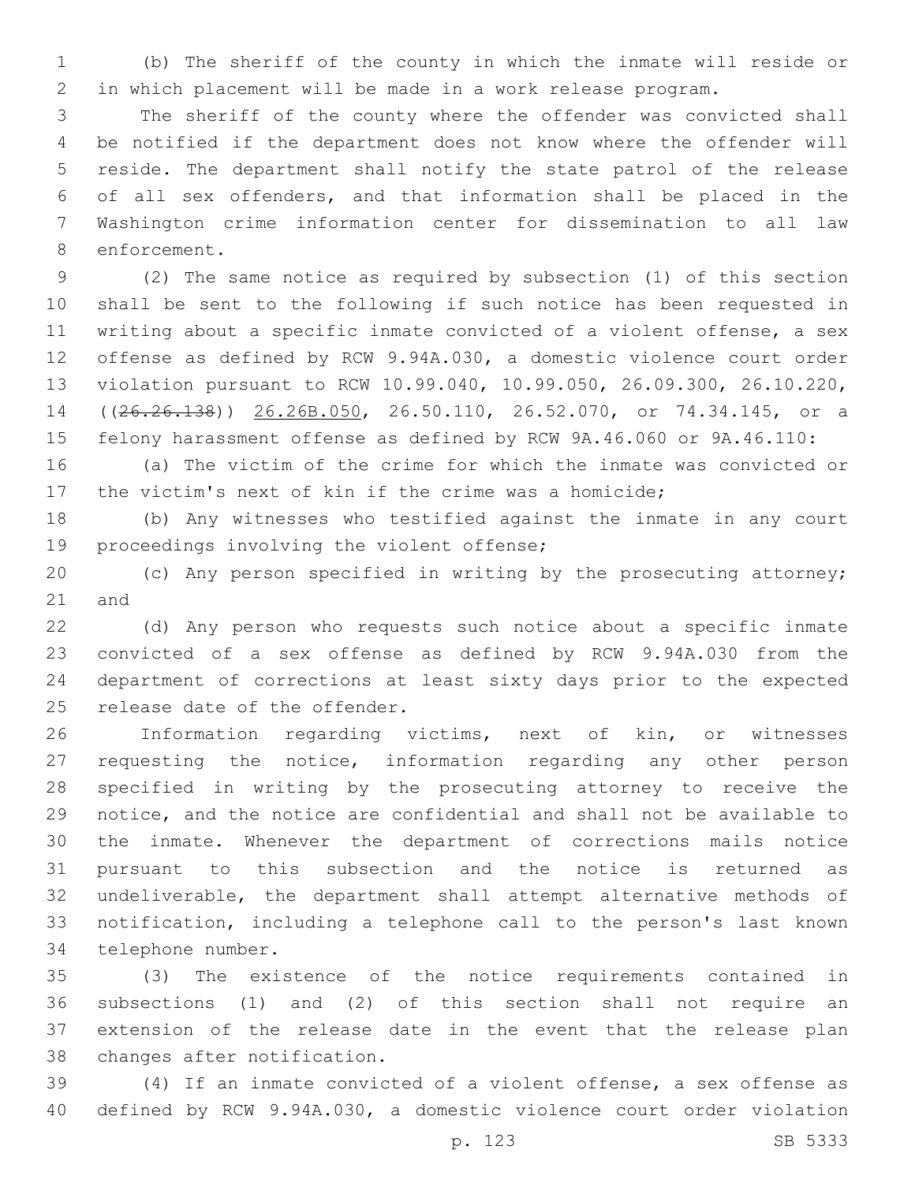(b) The sheriff of the county in which the inmate will reside or in which placement will be made in a work release program.

The sheriff of the county where the offender was convicted shall be notified if the department does not know where the offender will reside. The department shall notify the state patrol of the release of all sex offenders, and that information shall be placed in the Washington crime information center for dissemination to all law enforcement.

(2) The same notice as required by subsection (1) of this section shall be sent to the following if such notice has been requested in writing about a specific inmate convicted of a violent offense, a sex offense as defined by RCW 9.94A.030, a domestic violence court order violation pursuant to RCW 10.99.040, 10.99.050, 26.09.300, 26.10.220, ((~~26.26.138~~)) <u>26.26B.050</u>, 26.50.110, 26.52.070, or 74.34.145, or a felony harassment offense as defined by RCW 9A.46.060 or 9A.46.110:

(a) The victim of the crime for which the inmate was convicted or the victim's next of kin if the crime was a homicide;

(b) Any witnesses who testified against the inmate in any court proceedings involving the violent offense;

(c) Any person specified in writing by the prosecuting attorney; and

(d) Any person who requests such notice about a specific inmate convicted of a sex offense as defined by RCW 9.94A.030 from the department of corrections at least sixty days prior to the expected release date of the offender.

Information regarding victims, next of kin, or witnesses requesting the notice, information regarding any other person specified in writing by the prosecuting attorney to receive the notice, and the notice are confidential and shall not be available to the inmate. Whenever the department of corrections mails notice pursuant to this subsection and the notice is returned as undeliverable, the department shall attempt alternative methods of notification, including a telephone call to the person's last known telephone number.

(3) The existence of the notice requirements contained in subsections (1) and (2) of this section shall not require an extension of the release date in the event that the release plan changes after notification.

(4) If an inmate convicted of a violent offense, a sex offense as defined by RCW 9.94A.030, a domestic violence court order violation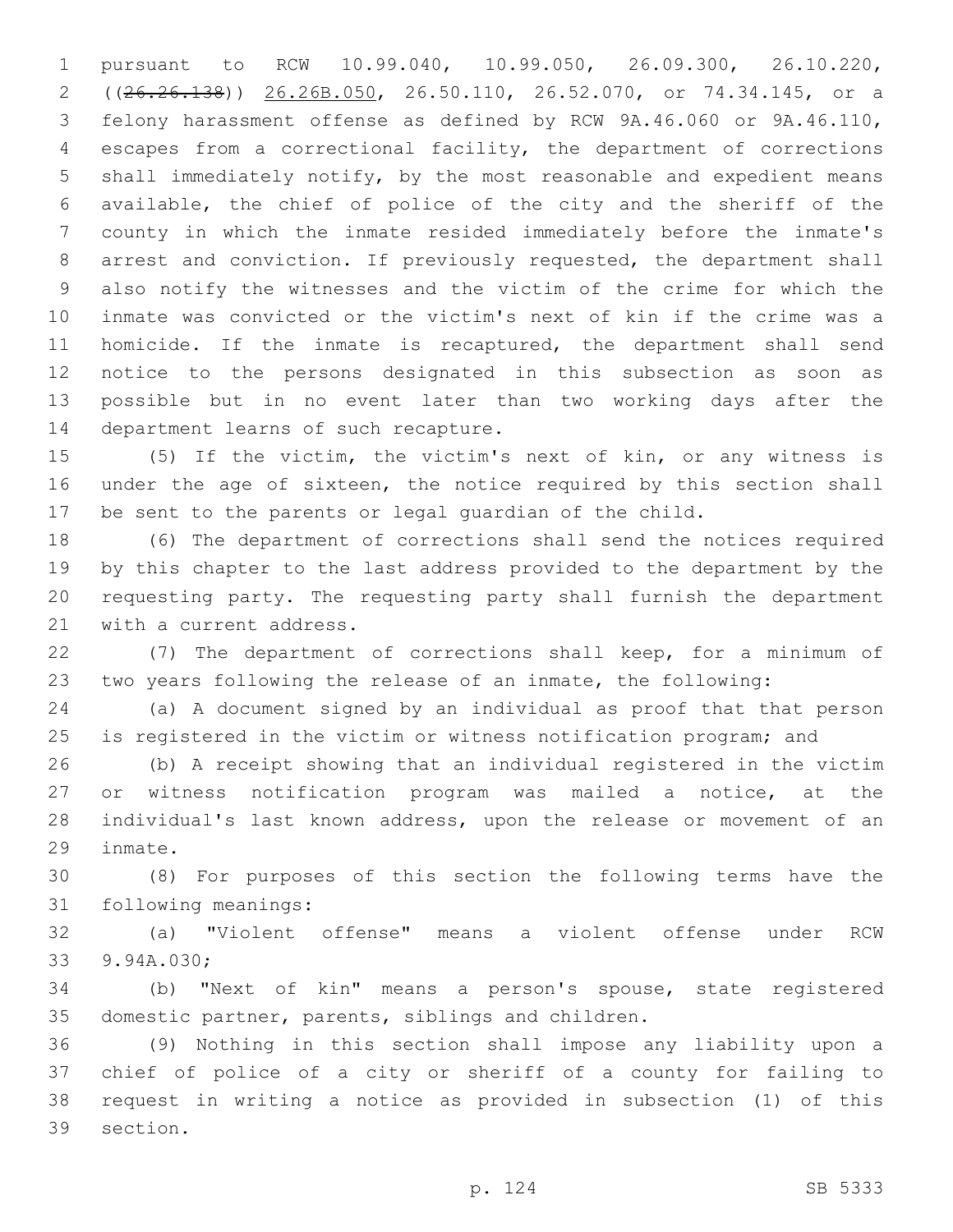pursuant to RCW 10.99.040, 10.99.050, 26.09.300, 26.10.220, ((~~26.26.138~~)) <u>26.26B.050</u>, 26.50.110, 26.52.070, or 74.34.145, or a felony harassment offense as defined by RCW 9A.46.060 or 9A.46.110, escapes from a correctional facility, the department of corrections shall immediately notify, by the most reasonable and expedient means available, the chief of police of the city and the sheriff of the county in which the inmate resided immediately before the inmate's arrest and conviction. If previously requested, the department shall also notify the witnesses and the victim of the crime for which the inmate was convicted or the victim's next of kin if the crime was a homicide. If the inmate is recaptured, the department shall send notice to the persons designated in this subsection as soon as possible but in no event later than two working days after the department learns of such recapture.

(5) If the victim, the victim's next of kin, or any witness is under the age of sixteen, the notice required by this section shall be sent to the parents or legal guardian of the child.

(6) The department of corrections shall send the notices required by this chapter to the last address provided to the department by the requesting party. The requesting party shall furnish the department with a current address.

(7) The department of corrections shall keep, for a minimum of two years following the release of an inmate, the following:

(a) A document signed by an individual as proof that that person is registered in the victim or witness notification program; and

(b) A receipt showing that an individual registered in the victim or witness notification program was mailed a notice, at the individual's last known address, upon the release or movement of an inmate.

(8) For purposes of this section the following terms have the following meanings:

(a) "Violent offense" means a violent offense under RCW 9.94A.030;

(b) "Next of kin" means a person's spouse, state registered domestic partner, parents, siblings and children.

(9) Nothing in this section shall impose any liability upon a chief of police of a city or sheriff of a county for failing to request in writing a notice as provided in subsection (1) of this section.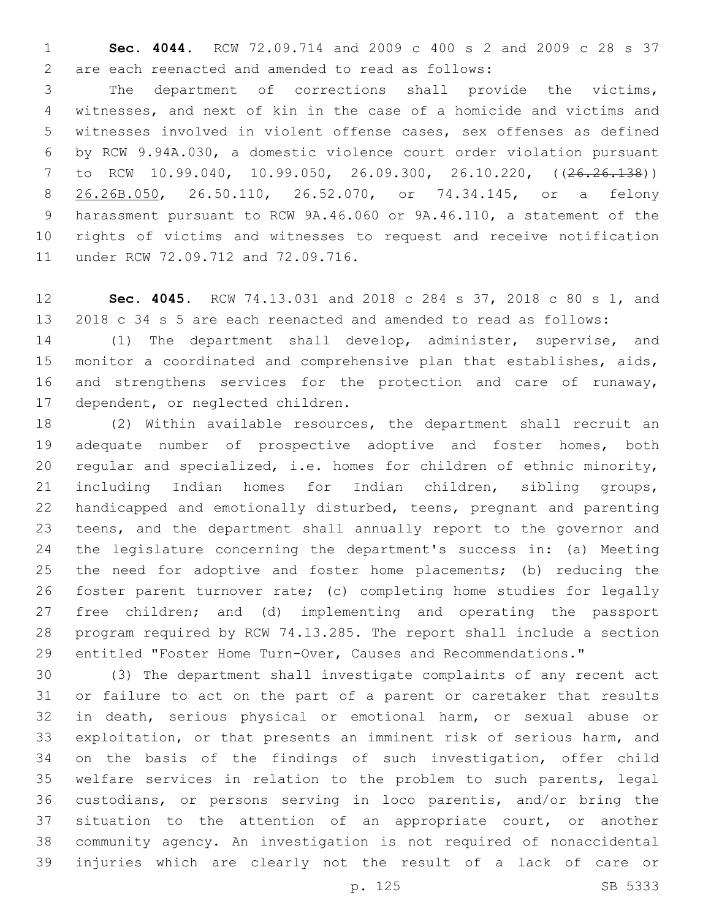**Sec. 4044.** RCW 72.09.714 and 2009 c 400 s 2 and 2009 c 28 s 37 are each reenacted and amended to read as follows:

The department of corrections shall provide the victims, witnesses, and next of kin in the case of a homicide and victims and witnesses involved in violent offense cases, sex offenses as defined by RCW 9.94A.030, a domestic violence court order violation pursuant to RCW 10.99.040, 10.99.050, 26.09.300, 26.10.220, ((~~26.26.138~~)) 26.26B.050, 26.50.110, 26.52.070, or 74.34.145, or a felony harassment pursuant to RCW 9A.46.060 or 9A.46.110, a statement of the rights of victims and witnesses to request and receive notification under RCW 72.09.712 and 72.09.716.

**Sec. 4045.** RCW 74.13.031 and 2018 c 284 s 37, 2018 c 80 s 1, and 2018 c 34 s 5 are each reenacted and amended to read as follows:

(1) The department shall develop, administer, supervise, and monitor a coordinated and comprehensive plan that establishes, aids, and strengthens services for the protection and care of runaway, dependent, or neglected children.

(2) Within available resources, the department shall recruit an adequate number of prospective adoptive and foster homes, both regular and specialized, i.e. homes for children of ethnic minority, including Indian homes for Indian children, sibling groups, handicapped and emotionally disturbed, teens, pregnant and parenting teens, and the department shall annually report to the governor and the legislature concerning the department's success in: (a) Meeting the need for adoptive and foster home placements; (b) reducing the foster parent turnover rate; (c) completing home studies for legally free children; and (d) implementing and operating the passport program required by RCW 74.13.285. The report shall include a section entitled "Foster Home Turn-Over, Causes and Recommendations."

(3) The department shall investigate complaints of any recent act or failure to act on the part of a parent or caretaker that results in death, serious physical or emotional harm, or sexual abuse or exploitation, or that presents an imminent risk of serious harm, and on the basis of the findings of such investigation, offer child welfare services in relation to the problem to such parents, legal custodians, or persons serving in loco parentis, and/or bring the situation to the attention of an appropriate court, or another community agency. An investigation is not required of nonaccidental injuries which are clearly not the result of a lack of care or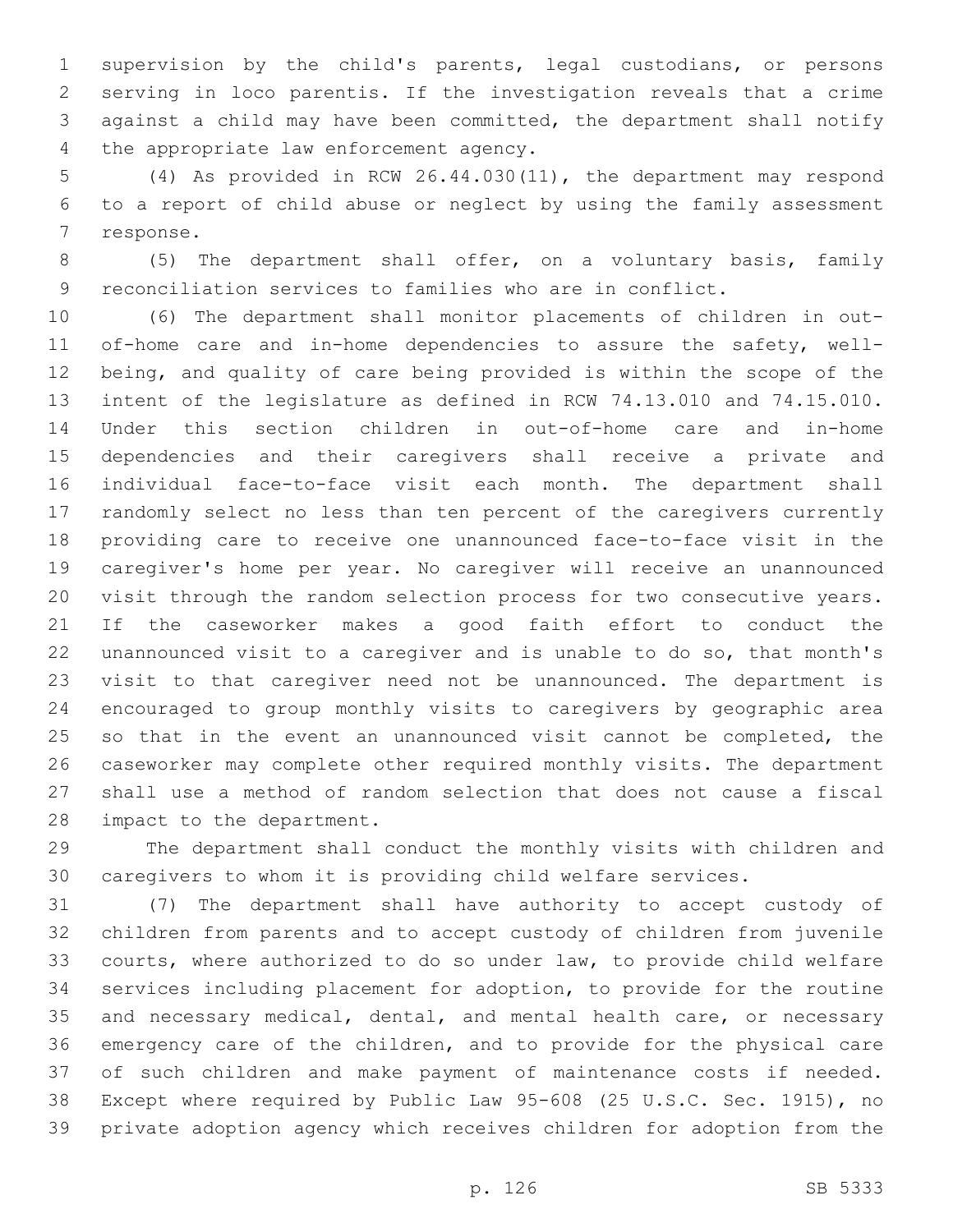supervision by the child's parents, legal custodians, or persons serving in loco parentis. If the investigation reveals that a crime against a child may have been committed, the department shall notify the appropriate law enforcement agency.

(4) As provided in RCW 26.44.030(11), the department may respond to a report of child abuse or neglect by using the family assessment response.

(5) The department shall offer, on a voluntary basis, family reconciliation services to families who are in conflict.

(6) The department shall monitor placements of children in out-of-home care and in-home dependencies to assure the safety, well-being, and quality of care being provided is within the scope of the intent of the legislature as defined in RCW 74.13.010 and 74.15.010. Under this section children in out-of-home care and in-home dependencies and their caregivers shall receive a private and individual face-to-face visit each month. The department shall randomly select no less than ten percent of the caregivers currently providing care to receive one unannounced face-to-face visit in the caregiver's home per year. No caregiver will receive an unannounced visit through the random selection process for two consecutive years. If the caseworker makes a good faith effort to conduct the unannounced visit to a caregiver and is unable to do so, that month's visit to that caregiver need not be unannounced. The department is encouraged to group monthly visits to caregivers by geographic area so that in the event an unannounced visit cannot be completed, the caseworker may complete other required monthly visits. The department shall use a method of random selection that does not cause a fiscal impact to the department.

The department shall conduct the monthly visits with children and caregivers to whom it is providing child welfare services.

(7) The department shall have authority to accept custody of children from parents and to accept custody of children from juvenile courts, where authorized to do so under law, to provide child welfare services including placement for adoption, to provide for the routine and necessary medical, dental, and mental health care, or necessary emergency care of the children, and to provide for the physical care of such children and make payment of maintenance costs if needed. Except where required by Public Law 95-608 (25 U.S.C. Sec. 1915), no private adoption agency which receives children for adoption from the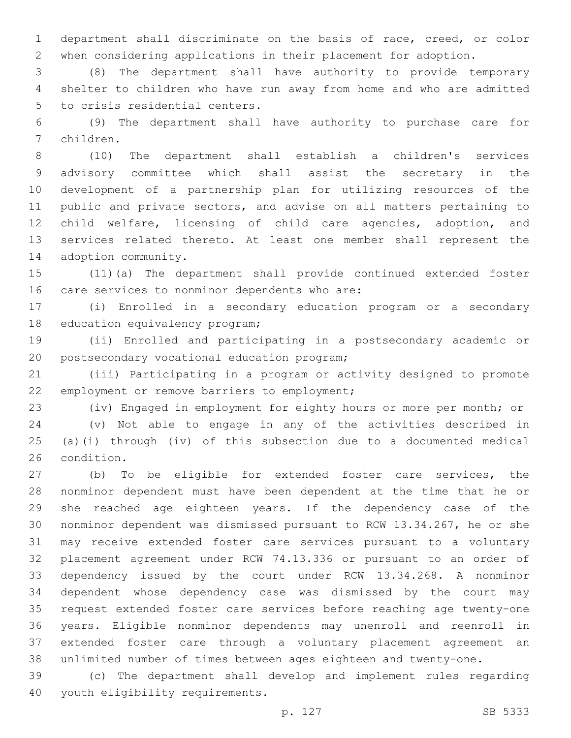department shall discriminate on the basis of race, creed, or color when considering applications in their placement for adoption.

(8) The department shall have authority to provide temporary shelter to children who have run away from home and who are admitted to crisis residential centers.

(9) The department shall have authority to purchase care for children.

(10) The department shall establish a children's services advisory committee which shall assist the secretary in the development of a partnership plan for utilizing resources of the public and private sectors, and advise on all matters pertaining to child welfare, licensing of child care agencies, adoption, and services related thereto. At least one member shall represent the adoption community.

(11)(a) The department shall provide continued extended foster care services to nonminor dependents who are:

(i) Enrolled in a secondary education program or a secondary education equivalency program;

(ii) Enrolled and participating in a postsecondary academic or postsecondary vocational education program;

(iii) Participating in a program or activity designed to promote employment or remove barriers to employment;

(iv) Engaged in employment for eighty hours or more per month; or

(v) Not able to engage in any of the activities described in (a)(i) through (iv) of this subsection due to a documented medical condition.

(b) To be eligible for extended foster care services, the nonminor dependent must have been dependent at the time that he or she reached age eighteen years. If the dependency case of the nonminor dependent was dismissed pursuant to RCW 13.34.267, he or she may receive extended foster care services pursuant to a voluntary placement agreement under RCW 74.13.336 or pursuant to an order of dependency issued by the court under RCW 13.34.268. A nonminor dependent whose dependency case was dismissed by the court may request extended foster care services before reaching age twenty-one years. Eligible nonminor dependents may unenroll and reenroll in extended foster care through a voluntary placement agreement an unlimited number of times between ages eighteen and twenty-one.

(c) The department shall develop and implement rules regarding youth eligibility requirements.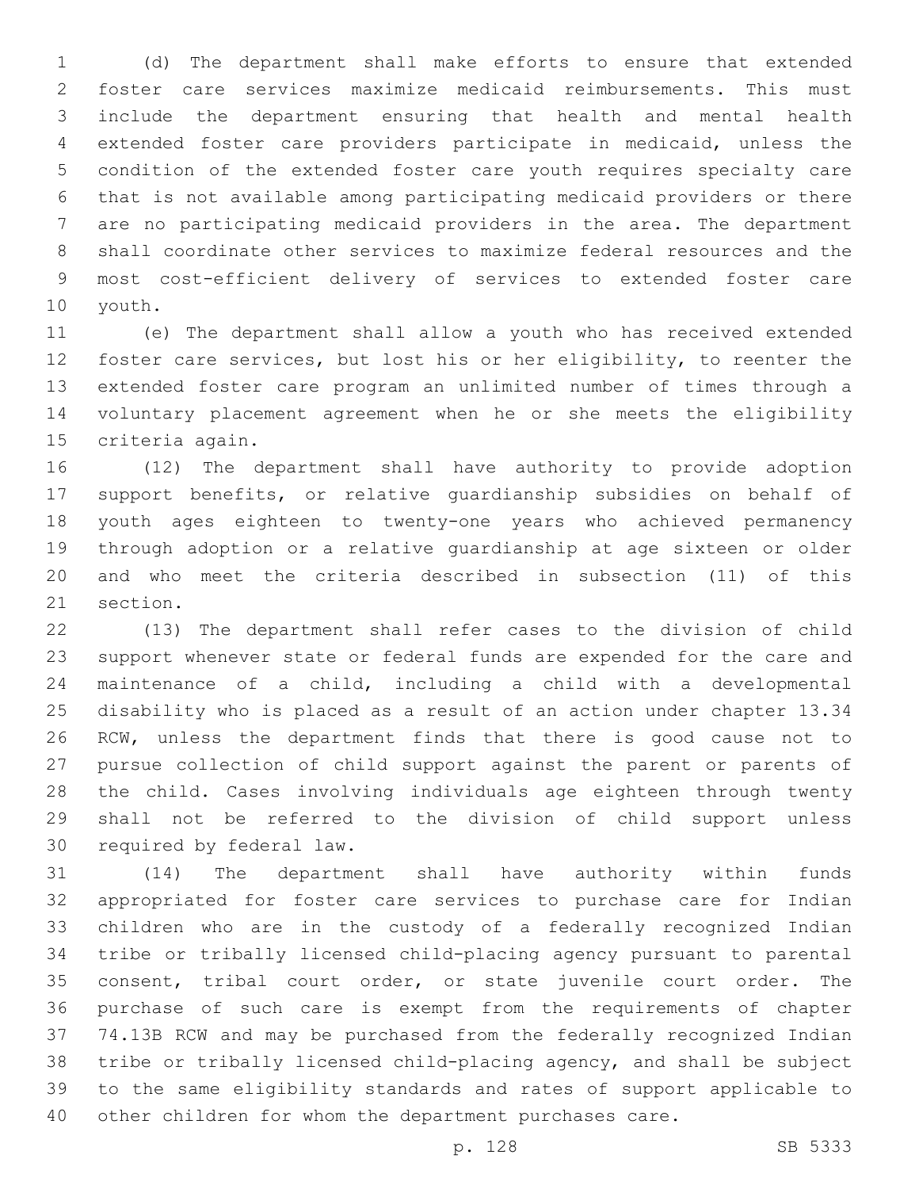(d) The department shall make efforts to ensure that extended foster care services maximize medicaid reimbursements. This must include the department ensuring that health and mental health extended foster care providers participate in medicaid, unless the condition of the extended foster care youth requires specialty care that is not available among participating medicaid providers or there are no participating medicaid providers in the area. The department shall coordinate other services to maximize federal resources and the most cost-efficient delivery of services to extended foster care youth.

(e) The department shall allow a youth who has received extended foster care services, but lost his or her eligibility, to reenter the extended foster care program an unlimited number of times through a voluntary placement agreement when he or she meets the eligibility criteria again.

(12) The department shall have authority to provide adoption support benefits, or relative guardianship subsidies on behalf of youth ages eighteen to twenty-one years who achieved permanency through adoption or a relative guardianship at age sixteen or older and who meet the criteria described in subsection (11) of this section.

(13) The department shall refer cases to the division of child support whenever state or federal funds are expended for the care and maintenance of a child, including a child with a developmental disability who is placed as a result of an action under chapter 13.34 RCW, unless the department finds that there is good cause not to pursue collection of child support against the parent or parents of the child. Cases involving individuals age eighteen through twenty shall not be referred to the division of child support unless required by federal law.

(14) The department shall have authority within funds appropriated for foster care services to purchase care for Indian children who are in the custody of a federally recognized Indian tribe or tribally licensed child-placing agency pursuant to parental consent, tribal court order, or state juvenile court order. The purchase of such care is exempt from the requirements of chapter 74.13B RCW and may be purchased from the federally recognized Indian tribe or tribally licensed child-placing agency, and shall be subject to the same eligibility standards and rates of support applicable to other children for whom the department purchases care.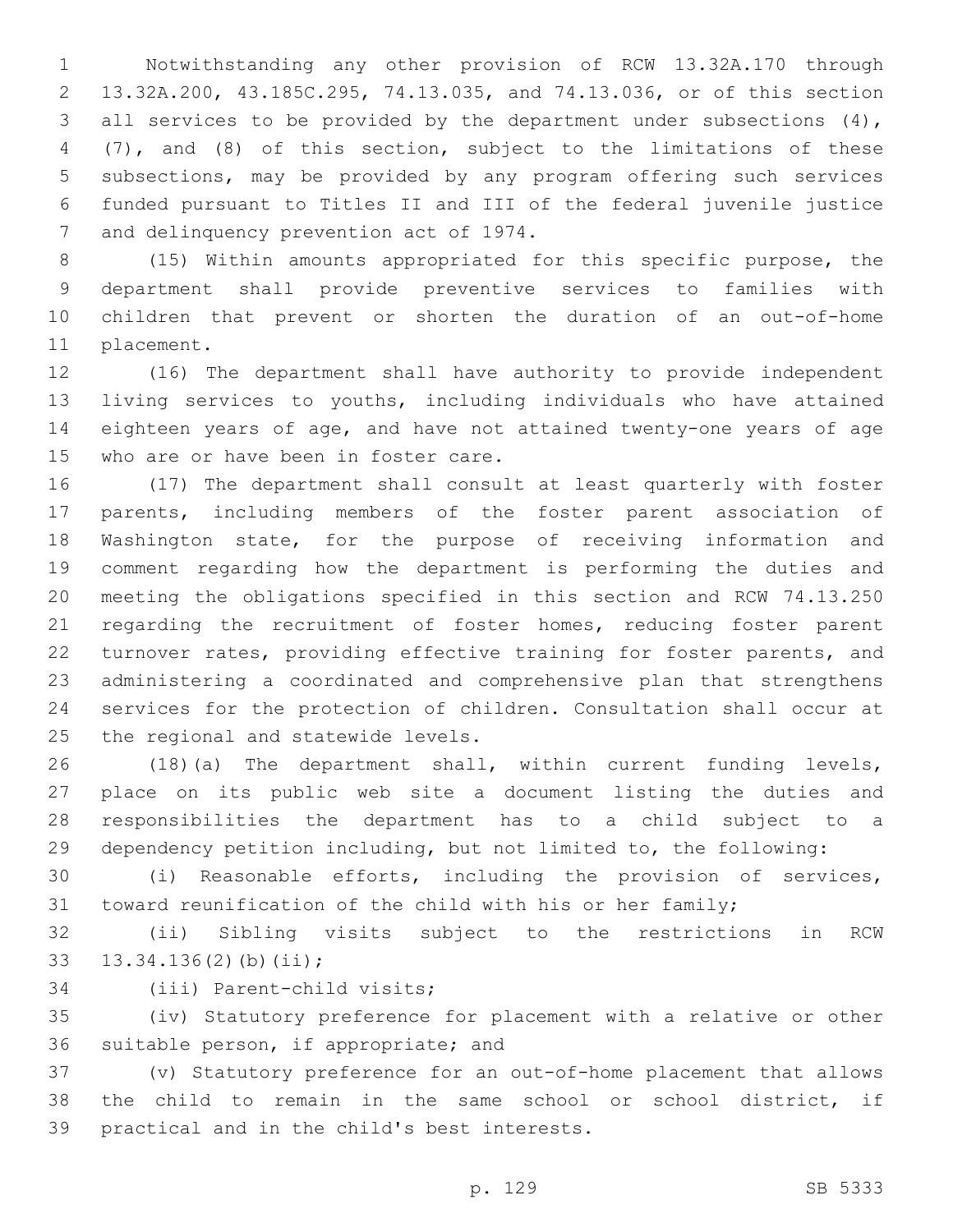Notwithstanding any other provision of RCW 13.32A.170 through 13.32A.200, 43.185C.295, 74.13.035, and 74.13.036, or of this section all services to be provided by the department under subsections (4), (7), and (8) of this section, subject to the limitations of these subsections, may be provided by any program offering such services funded pursuant to Titles II and III of the federal juvenile justice and delinquency prevention act of 1974.

(15) Within amounts appropriated for this specific purpose, the department shall provide preventive services to families with children that prevent or shorten the duration of an out-of-home placement.

(16) The department shall have authority to provide independent living services to youths, including individuals who have attained eighteen years of age, and have not attained twenty-one years of age who are or have been in foster care.

(17) The department shall consult at least quarterly with foster parents, including members of the foster parent association of Washington state, for the purpose of receiving information and comment regarding how the department is performing the duties and meeting the obligations specified in this section and RCW 74.13.250 regarding the recruitment of foster homes, reducing foster parent turnover rates, providing effective training for foster parents, and administering a coordinated and comprehensive plan that strengthens services for the protection of children. Consultation shall occur at the regional and statewide levels.

(18)(a) The department shall, within current funding levels, place on its public web site a document listing the duties and responsibilities the department has to a child subject to a dependency petition including, but not limited to, the following:

(i) Reasonable efforts, including the provision of services, toward reunification of the child with his or her family;

(ii) Sibling visits subject to the restrictions in RCW 13.34.136(2)(b)(ii);

(iii) Parent-child visits;

(iv) Statutory preference for placement with a relative or other suitable person, if appropriate; and

(v) Statutory preference for an out-of-home placement that allows the child to remain in the same school or school district, if practical and in the child's best interests.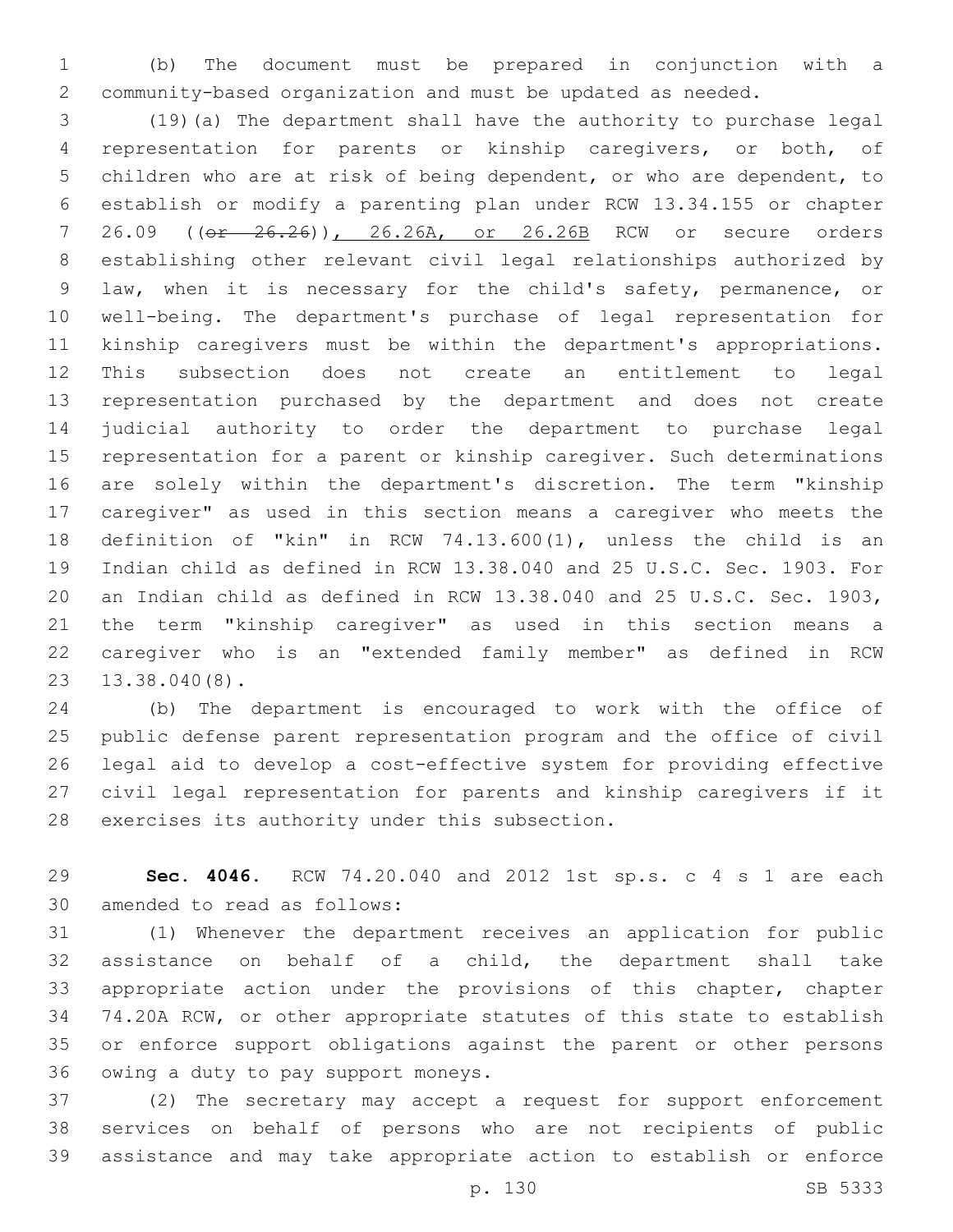(b) The document must be prepared in conjunction with a community-based organization and must be updated as needed.

(19)(a) The department shall have the authority to purchase legal representation for parents or kinship caregivers, or both, of children who are at risk of being dependent, or who are dependent, to establish or modify a parenting plan under RCW 13.34.155 or chapter 26.09 ((~~or 26.26~~)), 26.26A, or 26.26B RCW or secure orders establishing other relevant civil legal relationships authorized by law, when it is necessary for the child's safety, permanence, or well-being. The department's purchase of legal representation for kinship caregivers must be within the department's appropriations. This subsection does not create an entitlement to legal representation purchased by the department and does not create judicial authority to order the department to purchase legal representation for a parent or kinship caregiver. Such determinations are solely within the department's discretion. The term "kinship caregiver" as used in this section means a caregiver who meets the definition of "kin" in RCW 74.13.600(1), unless the child is an Indian child as defined in RCW 13.38.040 and 25 U.S.C. Sec. 1903. For an Indian child as defined in RCW 13.38.040 and 25 U.S.C. Sec. 1903, the term "kinship caregiver" as used in this section means a caregiver who is an "extended family member" as defined in RCW 13.38.040(8).

(b) The department is encouraged to work with the office of public defense parent representation program and the office of civil legal aid to develop a cost-effective system for providing effective civil legal representation for parents and kinship caregivers if it exercises its authority under this subsection.

**Sec. 4046.** RCW 74.20.040 and 2012 1st sp.s. c 4 s 1 are each amended to read as follows:

(1) Whenever the department receives an application for public assistance on behalf of a child, the department shall take appropriate action under the provisions of this chapter, chapter 74.20A RCW, or other appropriate statutes of this state to establish or enforce support obligations against the parent or other persons owing a duty to pay support moneys.

(2) The secretary may accept a request for support enforcement services on behalf of persons who are not recipients of public assistance and may take appropriate action to establish or enforce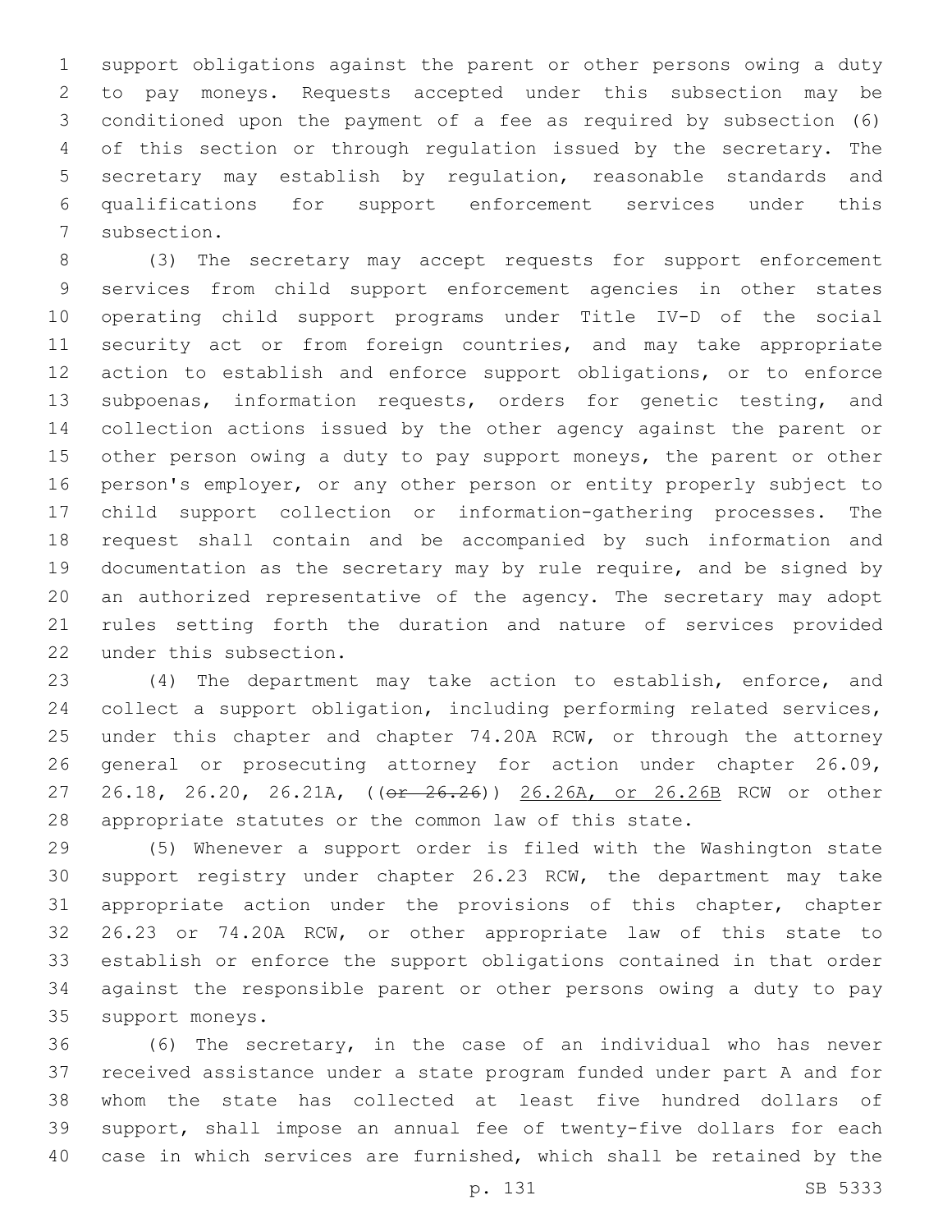support obligations against the parent or other persons owing a duty to pay moneys. Requests accepted under this subsection may be conditioned upon the payment of a fee as required by subsection (6) of this section or through regulation issued by the secretary. The secretary may establish by regulation, reasonable standards and qualifications for support enforcement services under this subsection.

(3) The secretary may accept requests for support enforcement services from child support enforcement agencies in other states operating child support programs under Title IV-D of the social security act or from foreign countries, and may take appropriate action to establish and enforce support obligations, or to enforce subpoenas, information requests, orders for genetic testing, and collection actions issued by the other agency against the parent or other person owing a duty to pay support moneys, the parent or other person's employer, or any other person or entity properly subject to child support collection or information-gathering processes. The request shall contain and be accompanied by such information and documentation as the secretary may by rule require, and be signed by an authorized representative of the agency. The secretary may adopt rules setting forth the duration and nature of services provided under this subsection.

(4) The department may take action to establish, enforce, and collect a support obligation, including performing related services, under this chapter and chapter 74.20A RCW, or through the attorney general or prosecuting attorney for action under chapter 26.09, 26.18, 26.20, 26.21A, ((~~or 26.26~~)) 26.26A, or 26.26B RCW or other appropriate statutes or the common law of this state.

(5) Whenever a support order is filed with the Washington state support registry under chapter 26.23 RCW, the department may take appropriate action under the provisions of this chapter, chapter 26.23 or 74.20A RCW, or other appropriate law of this state to establish or enforce the support obligations contained in that order against the responsible parent or other persons owing a duty to pay support moneys.

(6) The secretary, in the case of an individual who has never received assistance under a state program funded under part A and for whom the state has collected at least five hundred dollars of support, shall impose an annual fee of twenty-five dollars for each case in which services are furnished, which shall be retained by the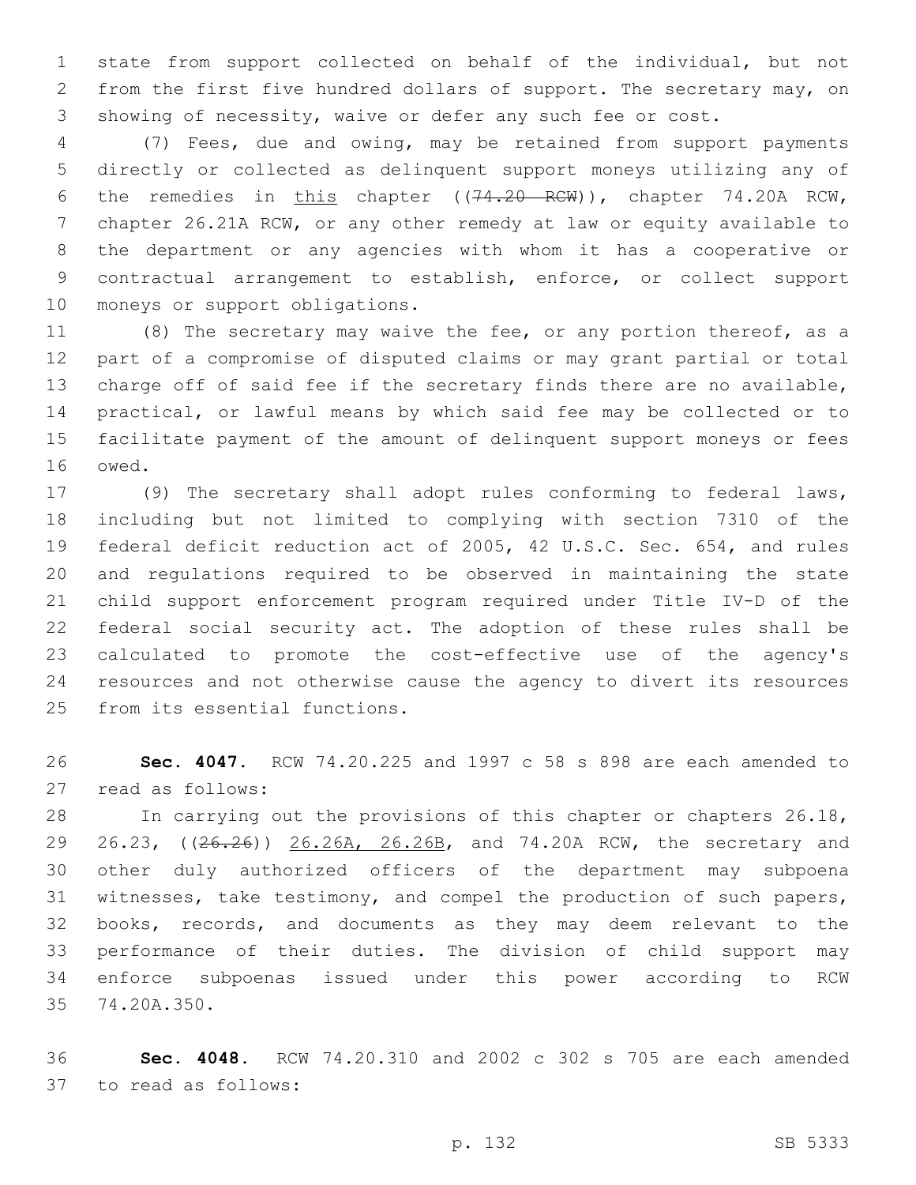state from support collected on behalf of the individual, but not from the first five hundred dollars of support. The secretary may, on showing of necessity, waive or defer any such fee or cost.

(7) Fees, due and owing, may be retained from support payments directly or collected as delinquent support moneys utilizing any of the remedies in <u>this</u> chapter ((~~74.20 RCW~~)), chapter 74.20A RCW, chapter 26.21A RCW, or any other remedy at law or equity available to the department or any agencies with whom it has a cooperative or contractual arrangement to establish, enforce, or collect support moneys or support obligations.

(8) The secretary may waive the fee, or any portion thereof, as a part of a compromise of disputed claims or may grant partial or total charge off of said fee if the secretary finds there are no available, practical, or lawful means by which said fee may be collected or to facilitate payment of the amount of delinquent support moneys or fees owed.

(9) The secretary shall adopt rules conforming to federal laws, including but not limited to complying with section 7310 of the federal deficit reduction act of 2005, 42 U.S.C. Sec. 654, and rules and regulations required to be observed in maintaining the state child support enforcement program required under Title IV-D of the federal social security act. The adoption of these rules shall be calculated to promote the cost-effective use of the agency's resources and not otherwise cause the agency to divert its resources from its essential functions.

**Sec. 4047.** RCW 74.20.225 and 1997 c 58 s 898 are each amended to read as follows:

In carrying out the provisions of this chapter or chapters 26.18, 26.23, ((~~26.26~~)) <u>26.26A, 26.26B</u>, and 74.20A RCW, the secretary and other duly authorized officers of the department may subpoena witnesses, take testimony, and compel the production of such papers, books, records, and documents as they may deem relevant to the performance of their duties. The division of child support may enforce subpoenas issued under this power according to RCW 74.20A.350.

**Sec. 4048.** RCW 74.20.310 and 2002 c 302 s 705 are each amended to read as follows: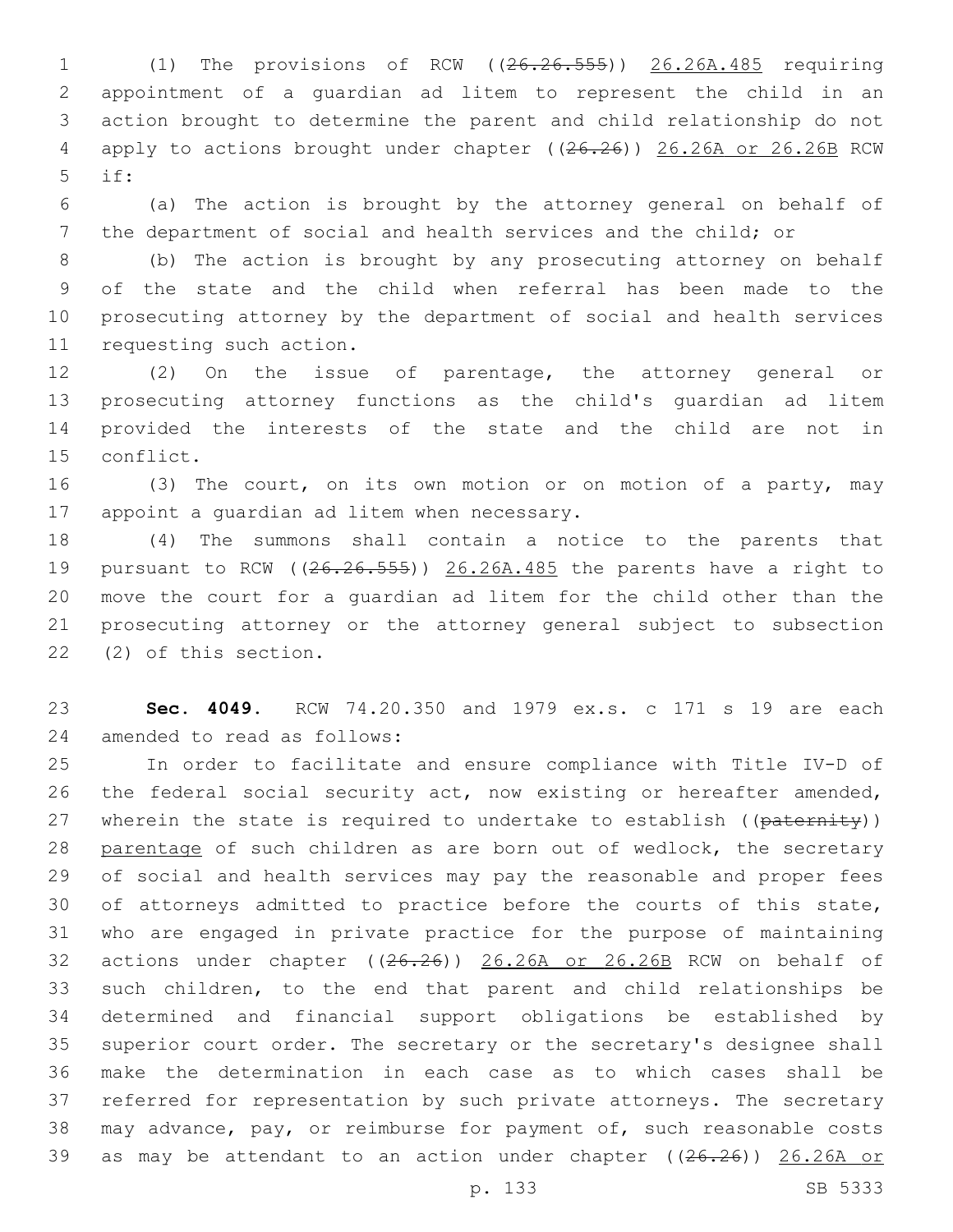(1) The provisions of RCW ((~~26.26.555~~)) <u>26.26A.485</u> requiring appointment of a guardian ad litem to represent the child in an action brought to determine the parent and child relationship do not apply to actions brought under chapter ((~~26.26~~)) <u>26.26A or 26.26B</u> RCW if:

(a) The action is brought by the attorney general on behalf of the department of social and health services and the child; or

(b) The action is brought by any prosecuting attorney on behalf of the state and the child when referral has been made to the prosecuting attorney by the department of social and health services requesting such action.

(2) On the issue of parentage, the attorney general or prosecuting attorney functions as the child's guardian ad litem provided the interests of the state and the child are not in conflict.

(3) The court, on its own motion or on motion of a party, may appoint a guardian ad litem when necessary.

(4) The summons shall contain a notice to the parents that pursuant to RCW ((~~26.26.555~~)) <u>26.26A.485</u> the parents have a right to move the court for a guardian ad litem for the child other than the prosecuting attorney or the attorney general subject to subsection (2) of this section.

**Sec. 4049.** RCW 74.20.350 and 1979 ex.s. c 171 s 19 are each amended to read as follows:

In order to facilitate and ensure compliance with Title IV-D of the federal social security act, now existing or hereafter amended, wherein the state is required to undertake to establish ((~~paternity~~)) <u>parentage</u> of such children as are born out of wedlock, the secretary of social and health services may pay the reasonable and proper fees of attorneys admitted to practice before the courts of this state, who are engaged in private practice for the purpose of maintaining actions under chapter ((~~26.26~~)) <u>26.26A or 26.26B</u> RCW on behalf of such children, to the end that parent and child relationships be determined and financial support obligations be established by superior court order. The secretary or the secretary's designee shall make the determination in each case as to which cases shall be referred for representation by such private attorneys. The secretary may advance, pay, or reimburse for payment of, such reasonable costs as may be attendant to an action under chapter ((~~26.26~~)) <u>26.26A or</u>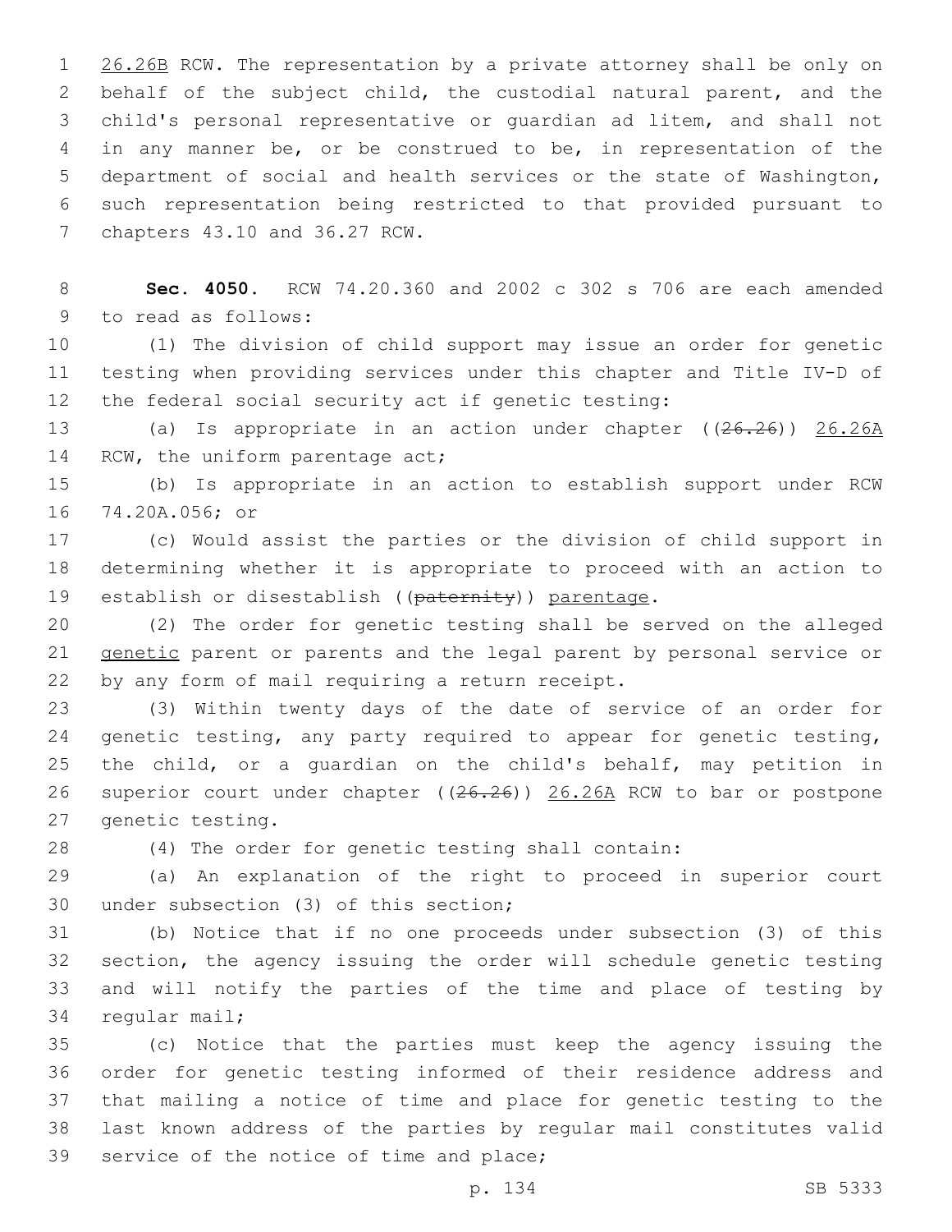26.26B RCW. The representation by a private attorney shall be only on behalf of the subject child, the custodial natural parent, and the child's personal representative or guardian ad litem, and shall not in any manner be, or be construed to be, in representation of the department of social and health services or the state of Washington, such representation being restricted to that provided pursuant to chapters 43.10 and 36.27 RCW.

**Sec. 4050.** RCW 74.20.360 and 2002 c 302 s 706 are each amended to read as follows:

(1) The division of child support may issue an order for genetic testing when providing services under this chapter and Title IV-D of the federal social security act if genetic testing:

(a) Is appropriate in an action under chapter ((~~26.26~~)) 26.26A RCW, the uniform parentage act;

(b) Is appropriate in an action to establish support under RCW 74.20A.056; or

(c) Would assist the parties or the division of child support in determining whether it is appropriate to proceed with an action to establish or disestablish ((~~paternity~~)) parentage.

(2) The order for genetic testing shall be served on the alleged genetic parent or parents and the legal parent by personal service or by any form of mail requiring a return receipt.

(3) Within twenty days of the date of service of an order for genetic testing, any party required to appear for genetic testing, the child, or a guardian on the child's behalf, may petition in superior court under chapter ((~~26.26~~)) 26.26A RCW to bar or postpone genetic testing.

(4) The order for genetic testing shall contain:

(a) An explanation of the right to proceed in superior court under subsection (3) of this section;

(b) Notice that if no one proceeds under subsection (3) of this section, the agency issuing the order will schedule genetic testing and will notify the parties of the time and place of testing by regular mail;

(c) Notice that the parties must keep the agency issuing the order for genetic testing informed of their residence address and that mailing a notice of time and place for genetic testing to the last known address of the parties by regular mail constitutes valid service of the notice of time and place;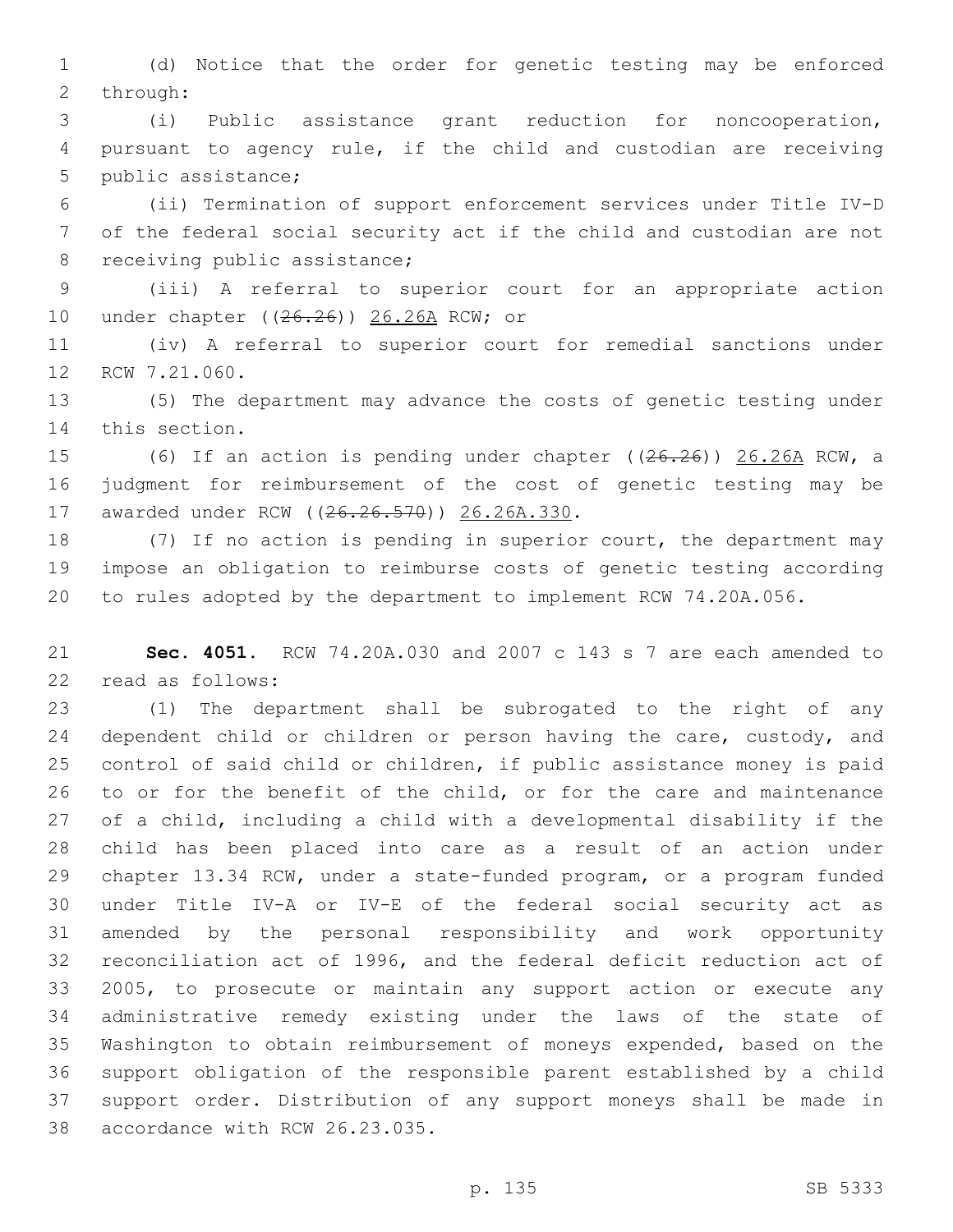(d) Notice that the order for genetic testing may be enforced through:

(i) Public assistance grant reduction for noncooperation, pursuant to agency rule, if the child and custodian are receiving public assistance;

(ii) Termination of support enforcement services under Title IV-D of the federal social security act if the child and custodian are not receiving public assistance;

(iii) A referral to superior court for an appropriate action under chapter ((~~26.26~~)) 26.26A RCW; or

(iv) A referral to superior court for remedial sanctions under RCW 7.21.060.

(5) The department may advance the costs of genetic testing under this section.

(6) If an action is pending under chapter ((~~26.26~~)) 26.26A RCW, a judgment for reimbursement of the cost of genetic testing may be awarded under RCW ((~~26.26.570~~)) 26.26A.330.

(7) If no action is pending in superior court, the department may impose an obligation to reimburse costs of genetic testing according to rules adopted by the department to implement RCW 74.20A.056.

**Sec. 4051.** RCW 74.20A.030 and 2007 c 143 s 7 are each amended to read as follows:

(1) The department shall be subrogated to the right of any dependent child or children or person having the care, custody, and control of said child or children, if public assistance money is paid to or for the benefit of the child, or for the care and maintenance of a child, including a child with a developmental disability if the child has been placed into care as a result of an action under chapter 13.34 RCW, under a state-funded program, or a program funded under Title IV-A or IV-E of the federal social security act as amended by the personal responsibility and work opportunity reconciliation act of 1996, and the federal deficit reduction act of 2005, to prosecute or maintain any support action or execute any administrative remedy existing under the laws of the state of Washington to obtain reimbursement of moneys expended, based on the support obligation of the responsible parent established by a child support order. Distribution of any support moneys shall be made in accordance with RCW 26.23.035.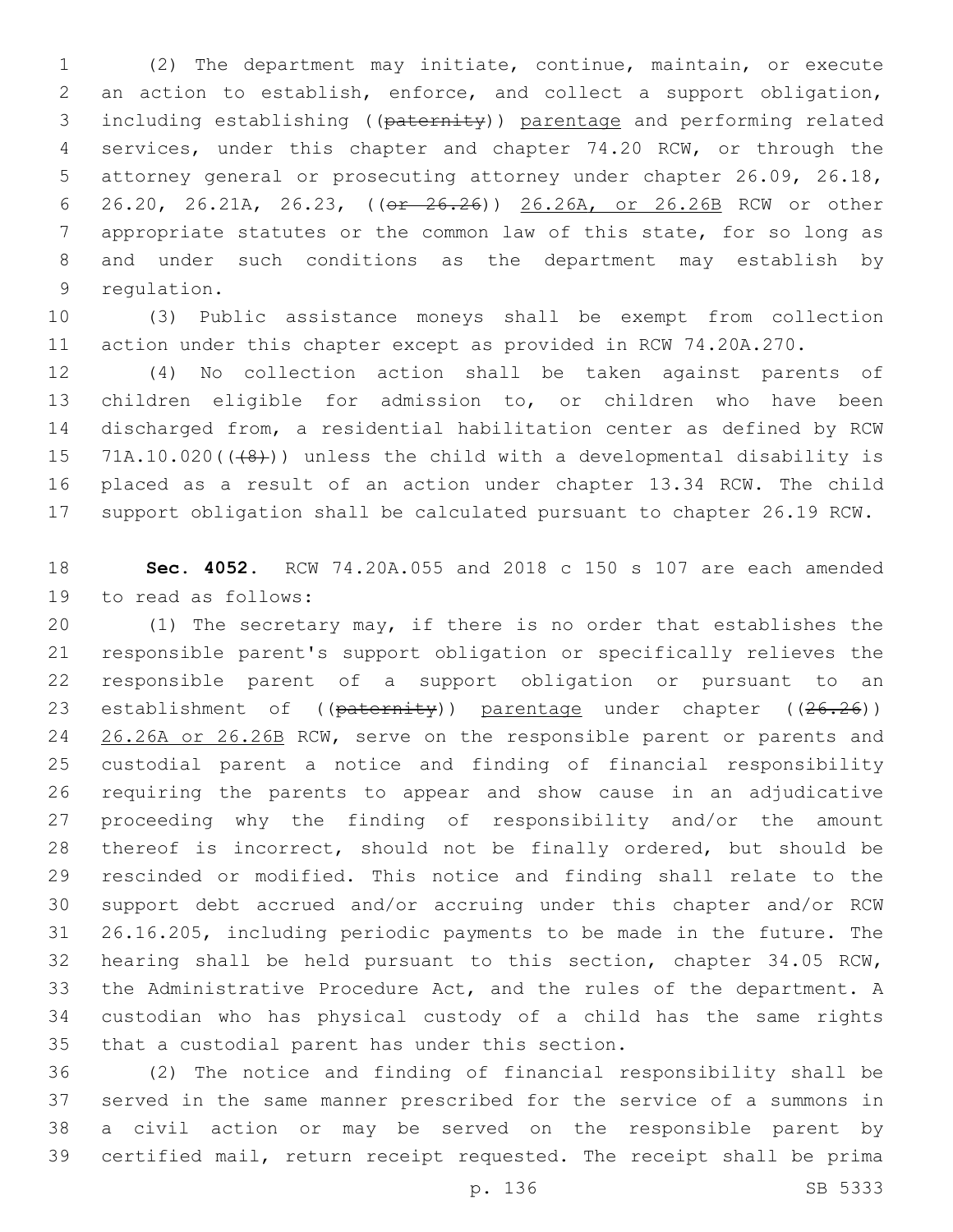(2) The department may initiate, continue, maintain, or execute an action to establish, enforce, and collect a support obligation, including establishing ((~~paternity~~)) <u>parentage</u> and performing related services, under this chapter and chapter 74.20 RCW, or through the attorney general or prosecuting attorney under chapter 26.09, 26.18, 26.20, 26.21A, 26.23, ((~~or 26.26~~)) <u>26.26A, or 26.26B</u> RCW or other appropriate statutes or the common law of this state, for so long as and under such conditions as the department may establish by regulation.

(3) Public assistance moneys shall be exempt from collection action under this chapter except as provided in RCW 74.20A.270.

(4) No collection action shall be taken against parents of children eligible for admission to, or children who have been discharged from, a residential habilitation center as defined by RCW 71A.10.020((~~(8)~~)) unless the child with a developmental disability is placed as a result of an action under chapter 13.34 RCW. The child support obligation shall be calculated pursuant to chapter 26.19 RCW.

**Sec. 4052.** RCW 74.20A.055 and 2018 c 150 s 107 are each amended to read as follows:

(1) The secretary may, if there is no order that establishes the responsible parent's support obligation or specifically relieves the responsible parent of a support obligation or pursuant to an establishment of ((~~paternity~~)) <u>parentage</u> under chapter ((~~26.26~~)) <u>26.26A or 26.26B</u> RCW, serve on the responsible parent or parents and custodial parent a notice and finding of financial responsibility requiring the parents to appear and show cause in an adjudicative proceeding why the finding of responsibility and/or the amount thereof is incorrect, should not be finally ordered, but should be rescinded or modified. This notice and finding shall relate to the support debt accrued and/or accruing under this chapter and/or RCW 26.16.205, including periodic payments to be made in the future. The hearing shall be held pursuant to this section, chapter 34.05 RCW, the Administrative Procedure Act, and the rules of the department. A custodian who has physical custody of a child has the same rights that a custodial parent has under this section.

(2) The notice and finding of financial responsibility shall be served in the same manner prescribed for the service of a summons in a civil action or may be served on the responsible parent by certified mail, return receipt requested. The receipt shall be prima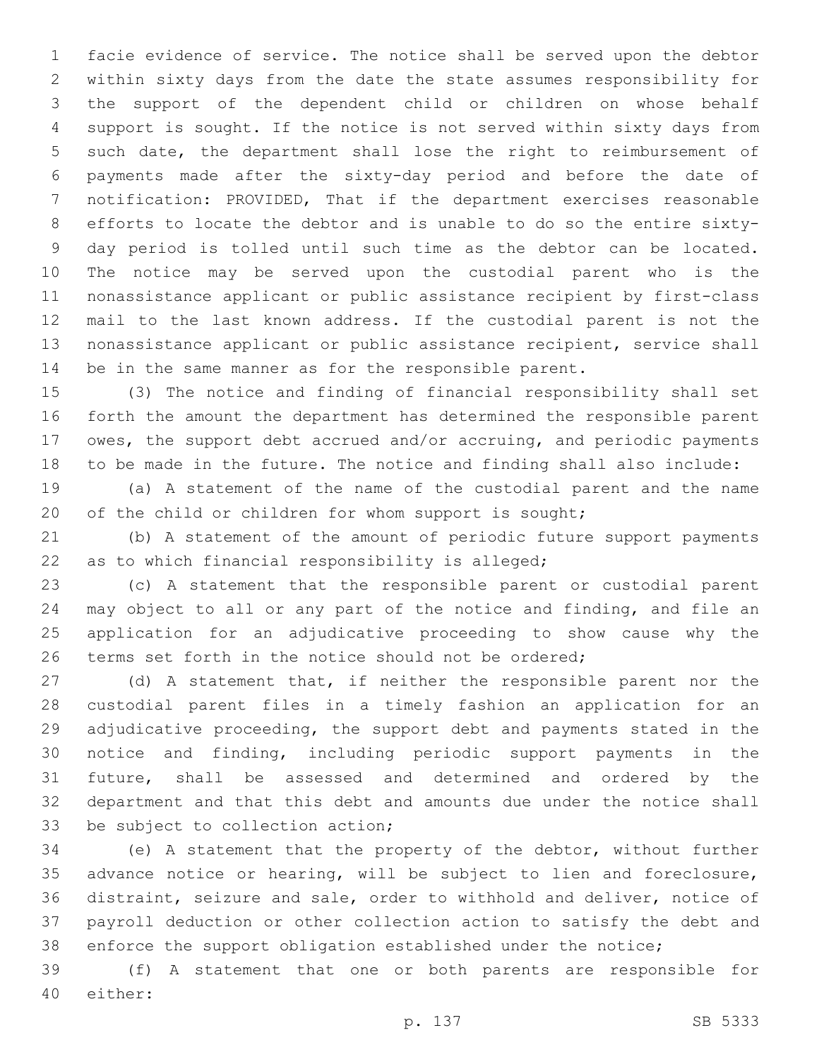facie evidence of service. The notice shall be served upon the debtor within sixty days from the date the state assumes responsibility for the support of the dependent child or children on whose behalf support is sought. If the notice is not served within sixty days from such date, the department shall lose the right to reimbursement of payments made after the sixty-day period and before the date of notification: PROVIDED, That if the department exercises reasonable efforts to locate the debtor and is unable to do so the entire sixty-day period is tolled until such time as the debtor can be located. The notice may be served upon the custodial parent who is the nonassistance applicant or public assistance recipient by first-class mail to the last known address. If the custodial parent is not the nonassistance applicant or public assistance recipient, service shall be in the same manner as for the responsible parent.

(3) The notice and finding of financial responsibility shall set forth the amount the department has determined the responsible parent owes, the support debt accrued and/or accruing, and periodic payments to be made in the future. The notice and finding shall also include:

(a) A statement of the name of the custodial parent and the name of the child or children for whom support is sought;

(b) A statement of the amount of periodic future support payments as to which financial responsibility is alleged;

(c) A statement that the responsible parent or custodial parent may object to all or any part of the notice and finding, and file an application for an adjudicative proceeding to show cause why the terms set forth in the notice should not be ordered;

(d) A statement that, if neither the responsible parent nor the custodial parent files in a timely fashion an application for an adjudicative proceeding, the support debt and payments stated in the notice and finding, including periodic support payments in the future, shall be assessed and determined and ordered by the department and that this debt and amounts due under the notice shall be subject to collection action;

(e) A statement that the property of the debtor, without further advance notice or hearing, will be subject to lien and foreclosure, distraint, seizure and sale, order to withhold and deliver, notice of payroll deduction or other collection action to satisfy the debt and enforce the support obligation established under the notice;

(f) A statement that one or both parents are responsible for either: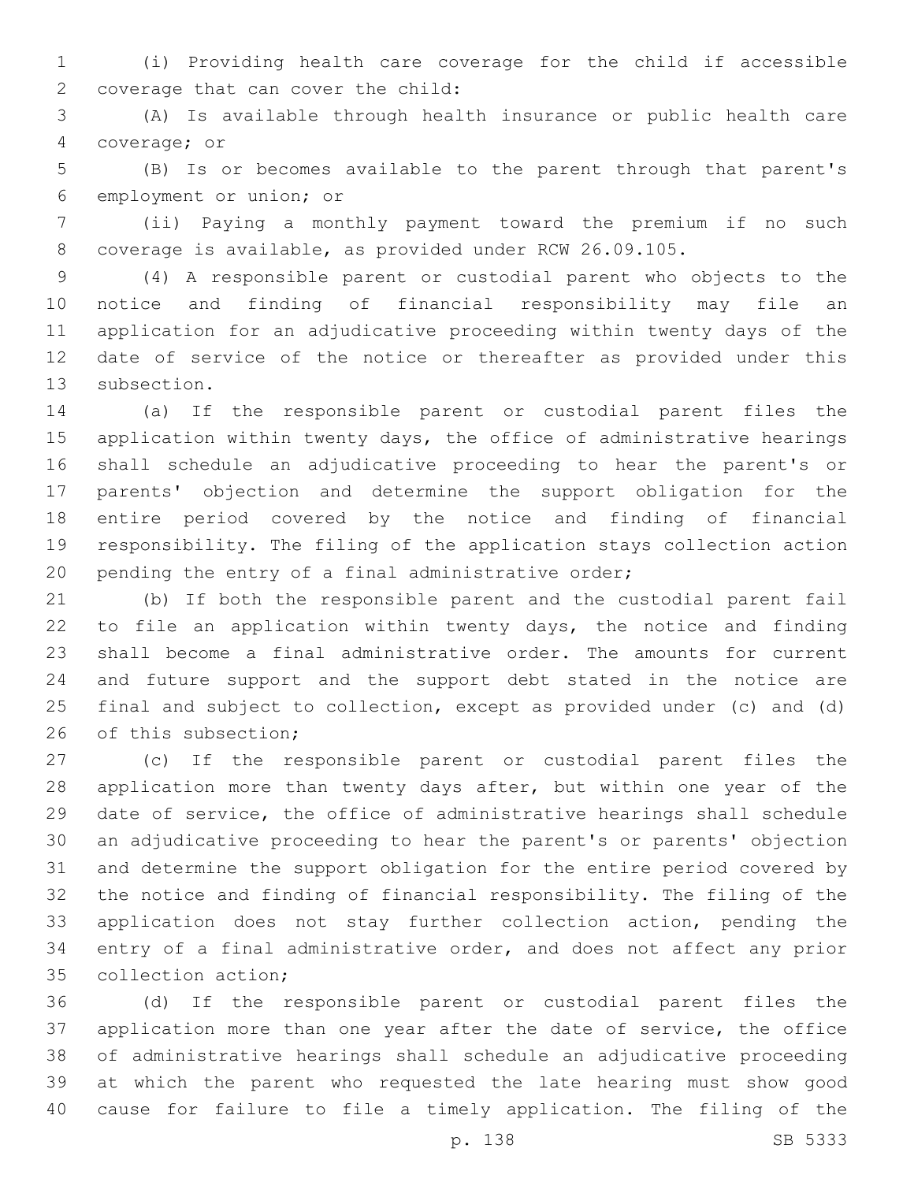(i) Providing health care coverage for the child if accessible coverage that can cover the child:

(A) Is available through health insurance or public health care coverage; or

(B) Is or becomes available to the parent through that parent's employment or union; or

(ii) Paying a monthly payment toward the premium if no such coverage is available, as provided under RCW 26.09.105.

(4) A responsible parent or custodial parent who objects to the notice and finding of financial responsibility may file an application for an adjudicative proceeding within twenty days of the date of service of the notice or thereafter as provided under this subsection.

(a) If the responsible parent or custodial parent files the application within twenty days, the office of administrative hearings shall schedule an adjudicative proceeding to hear the parent's or parents' objection and determine the support obligation for the entire period covered by the notice and finding of financial responsibility. The filing of the application stays collection action pending the entry of a final administrative order;

(b) If both the responsible parent and the custodial parent fail to file an application within twenty days, the notice and finding shall become a final administrative order. The amounts for current and future support and the support debt stated in the notice are final and subject to collection, except as provided under (c) and (d) of this subsection;

(c) If the responsible parent or custodial parent files the application more than twenty days after, but within one year of the date of service, the office of administrative hearings shall schedule an adjudicative proceeding to hear the parent's or parents' objection and determine the support obligation for the entire period covered by the notice and finding of financial responsibility. The filing of the application does not stay further collection action, pending the entry of a final administrative order, and does not affect any prior collection action;

(d) If the responsible parent or custodial parent files the application more than one year after the date of service, the office of administrative hearings shall schedule an adjudicative proceeding at which the parent who requested the late hearing must show good cause for failure to file a timely application. The filing of the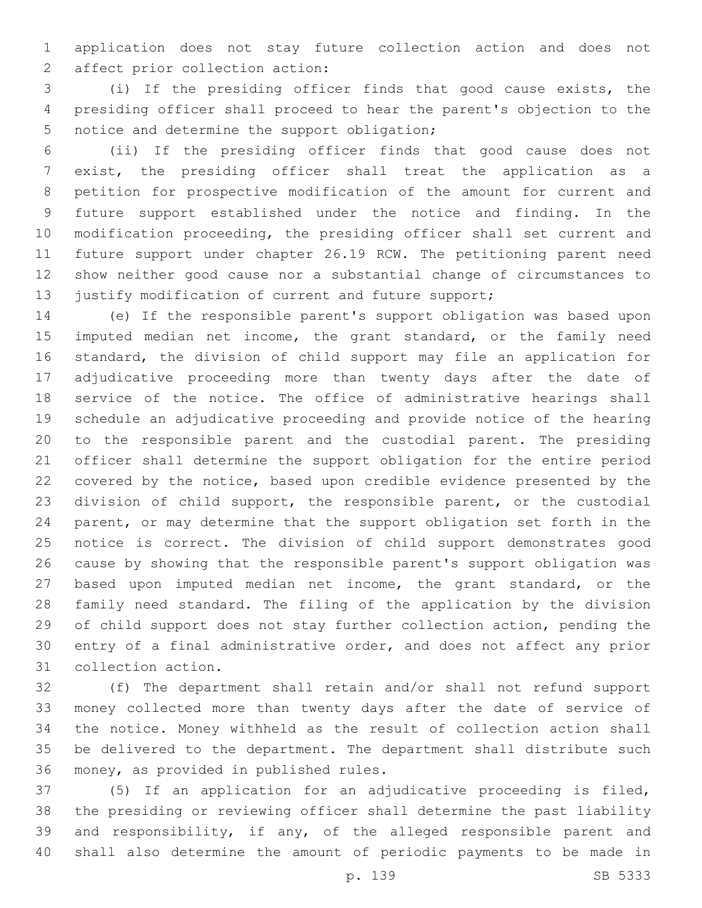application does not stay future collection action and does not affect prior collection action:

(i) If the presiding officer finds that good cause exists, the presiding officer shall proceed to hear the parent's objection to the notice and determine the support obligation;

(ii) If the presiding officer finds that good cause does not exist, the presiding officer shall treat the application as a petition for prospective modification of the amount for current and future support established under the notice and finding. In the modification proceeding, the presiding officer shall set current and future support under chapter 26.19 RCW. The petitioning parent need show neither good cause nor a substantial change of circumstances to justify modification of current and future support;

(e) If the responsible parent's support obligation was based upon imputed median net income, the grant standard, or the family need standard, the division of child support may file an application for adjudicative proceeding more than twenty days after the date of service of the notice. The office of administrative hearings shall schedule an adjudicative proceeding and provide notice of the hearing to the responsible parent and the custodial parent. The presiding officer shall determine the support obligation for the entire period covered by the notice, based upon credible evidence presented by the division of child support, the responsible parent, or the custodial parent, or may determine that the support obligation set forth in the notice is correct. The division of child support demonstrates good cause by showing that the responsible parent's support obligation was based upon imputed median net income, the grant standard, or the family need standard. The filing of the application by the division of child support does not stay further collection action, pending the entry of a final administrative order, and does not affect any prior collection action.

(f) The department shall retain and/or shall not refund support money collected more than twenty days after the date of service of the notice. Money withheld as the result of collection action shall be delivered to the department. The department shall distribute such money, as provided in published rules.

(5) If an application for an adjudicative proceeding is filed, the presiding or reviewing officer shall determine the past liability and responsibility, if any, of the alleged responsible parent and shall also determine the amount of periodic payments to be made in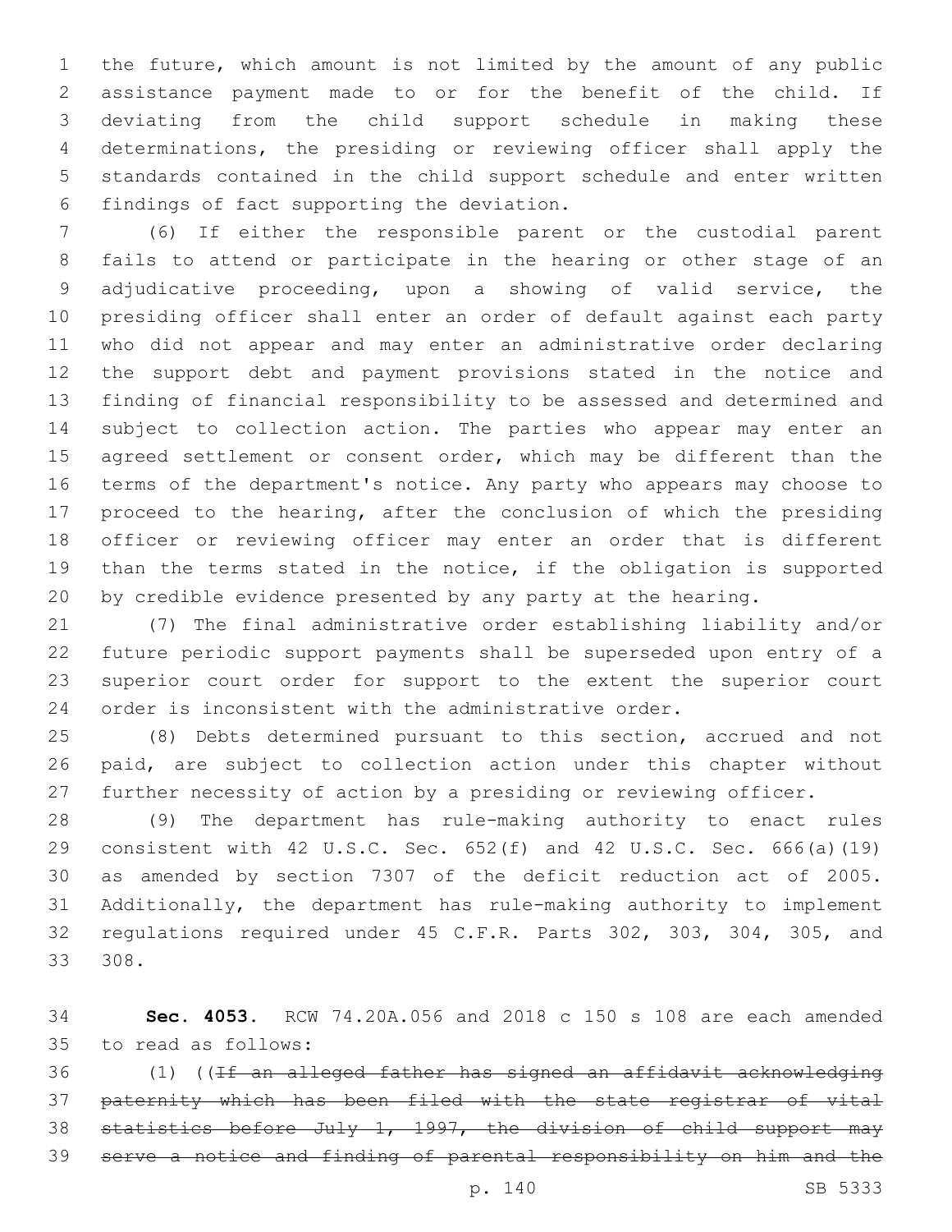the future, which amount is not limited by the amount of any public assistance payment made to or for the benefit of the child. If deviating from the child support schedule in making these determinations, the presiding or reviewing officer shall apply the standards contained in the child support schedule and enter written findings of fact supporting the deviation.

(6) If either the responsible parent or the custodial parent fails to attend or participate in the hearing or other stage of an adjudicative proceeding, upon a showing of valid service, the presiding officer shall enter an order of default against each party who did not appear and may enter an administrative order declaring the support debt and payment provisions stated in the notice and finding of financial responsibility to be assessed and determined and subject to collection action. The parties who appear may enter an agreed settlement or consent order, which may be different than the terms of the department's notice. Any party who appears may choose to proceed to the hearing, after the conclusion of which the presiding officer or reviewing officer may enter an order that is different than the terms stated in the notice, if the obligation is supported by credible evidence presented by any party at the hearing.

(7) The final administrative order establishing liability and/or future periodic support payments shall be superseded upon entry of a superior court order for support to the extent the superior court order is inconsistent with the administrative order.

(8) Debts determined pursuant to this section, accrued and not paid, are subject to collection action under this chapter without further necessity of action by a presiding or reviewing officer.

(9) The department has rule-making authority to enact rules consistent with 42 U.S.C. Sec. 652(f) and 42 U.S.C. Sec. 666(a)(19) as amended by section 7307 of the deficit reduction act of 2005. Additionally, the department has rule-making authority to implement regulations required under 45 C.F.R. Parts 302, 303, 304, 305, and 308.

**Sec. 4053.** RCW 74.20A.056 and 2018 c 150 s 108 are each amended to read as follows:

(1) ((~~If an alleged father has signed an affidavit acknowledging paternity which has been filed with the state registrar of vital statistics before July 1, 1997, the division of child support may serve a notice and finding of parental responsibility on him and the~~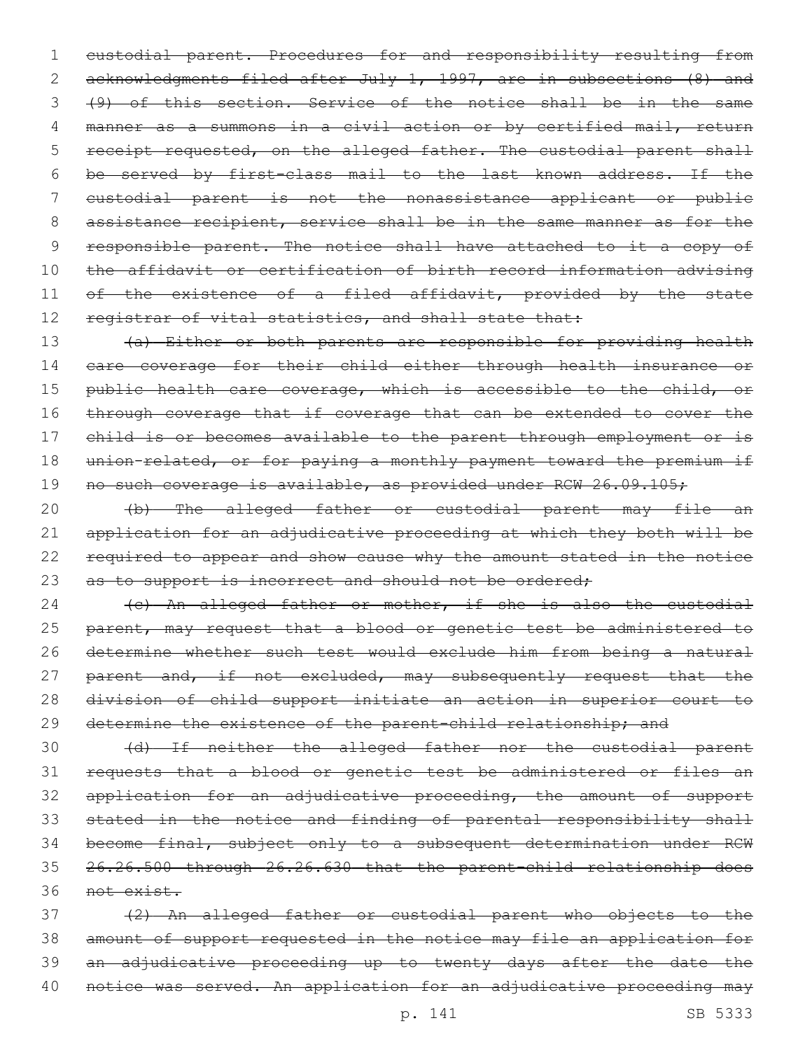~~custodial parent. Procedures for and responsibility resulting from acknowledgments filed after July 1, 1997, are in subsections (8) and (9) of this section. Service of the notice shall be in the same manner as a summons in a civil action or by certified mail, return receipt requested, on the alleged father. The custodial parent shall be served by first-class mail to the last known address. If the custodial parent is not the nonassistance applicant or public assistance recipient, service shall be in the same manner as for the responsible parent. The notice shall have attached to it a copy of the affidavit or certification of birth record information advising of the existence of a filed affidavit, provided by the state registrar of vital statistics, and shall state that:~~

~~(a) Either or both parents are responsible for providing health care coverage for their child either through health insurance or public health care coverage, which is accessible to the child, or through coverage that if coverage that can be extended to cover the child is or becomes available to the parent through employment or is union-related, or for paying a monthly payment toward the premium if no such coverage is available, as provided under RCW 26.09.105;~~

~~(b) The alleged father or custodial parent may file an application for an adjudicative proceeding at which they both will be required to appear and show cause why the amount stated in the notice as to support is incorrect and should not be ordered;~~

~~(c) An alleged father or mother, if she is also the custodial parent, may request that a blood or genetic test be administered to determine whether such test would exclude him from being a natural parent and, if not excluded, may subsequently request that the division of child support initiate an action in superior court to determine the existence of the parent-child relationship; and~~

~~(d) If neither the alleged father nor the custodial parent requests that a blood or genetic test be administered or files an application for an adjudicative proceeding, the amount of support stated in the notice and finding of parental responsibility shall become final, subject only to a subsequent determination under RCW 26.26.500 through 26.26.630 that the parent-child relationship does not exist.~~

~~(2) An alleged father or custodial parent who objects to the amount of support requested in the notice may file an application for an adjudicative proceeding up to twenty days after the date the notice was served. An application for an adjudicative proceeding may~~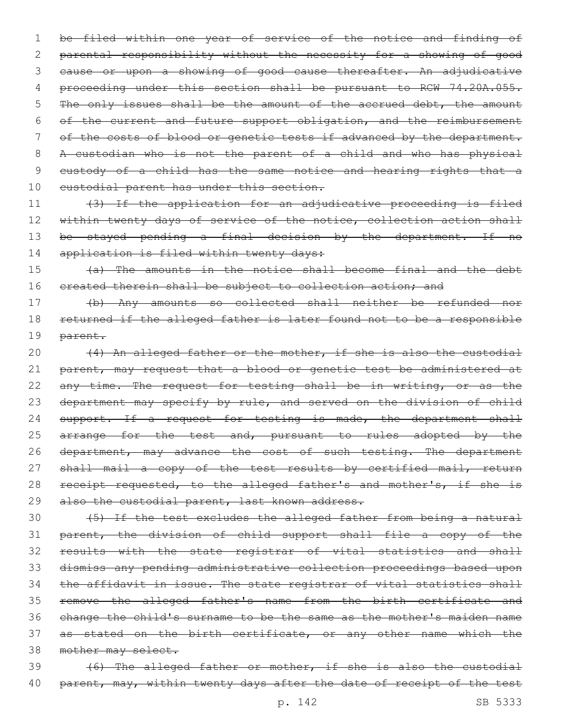~~be filed within one year of service of the notice and finding of parental responsibility without the necessity for a showing of good cause or upon a showing of good cause thereafter. An adjudicative proceeding under this section shall be pursuant to RCW 74.20A.055. The only issues shall be the amount of the accrued debt, the amount of the current and future support obligation, and the reimbursement of the costs of blood or genetic tests if advanced by the department. A custodian who is not the parent of a child and who has physical custody of a child has the same notice and hearing rights that a custodial parent has under this section.~~

~~(3) If the application for an adjudicative proceeding is filed within twenty days of service of the notice, collection action shall be stayed pending a final decision by the department. If no application is filed within twenty days:~~

~~(a) The amounts in the notice shall become final and the debt created therein shall be subject to collection action; and~~

~~(b) Any amounts so collected shall neither be refunded nor returned if the alleged father is later found not to be a responsible parent.~~

~~(4) An alleged father or the mother, if she is also the custodial parent, may request that a blood or genetic test be administered at any time. The request for testing shall be in writing, or as the department may specify by rule, and served on the division of child support. If a request for testing is made, the department shall arrange for the test and, pursuant to rules adopted by the department, may advance the cost of such testing. The department shall mail a copy of the test results by certified mail, return receipt requested, to the alleged father's and mother's, if she is also the custodial parent, last known address.~~

~~(5) If the test excludes the alleged father from being a natural parent, the division of child support shall file a copy of the results with the state registrar of vital statistics and shall dismiss any pending administrative collection proceedings based upon the affidavit in issue. The state registrar of vital statistics shall remove the alleged father's name from the birth certificate and change the child's surname to be the same as the mother's maiden name as stated on the birth certificate, or any other name which the mother may select.~~

~~(6) The alleged father or mother, if she is also the custodial parent, may, within twenty days after the date of receipt of the test~~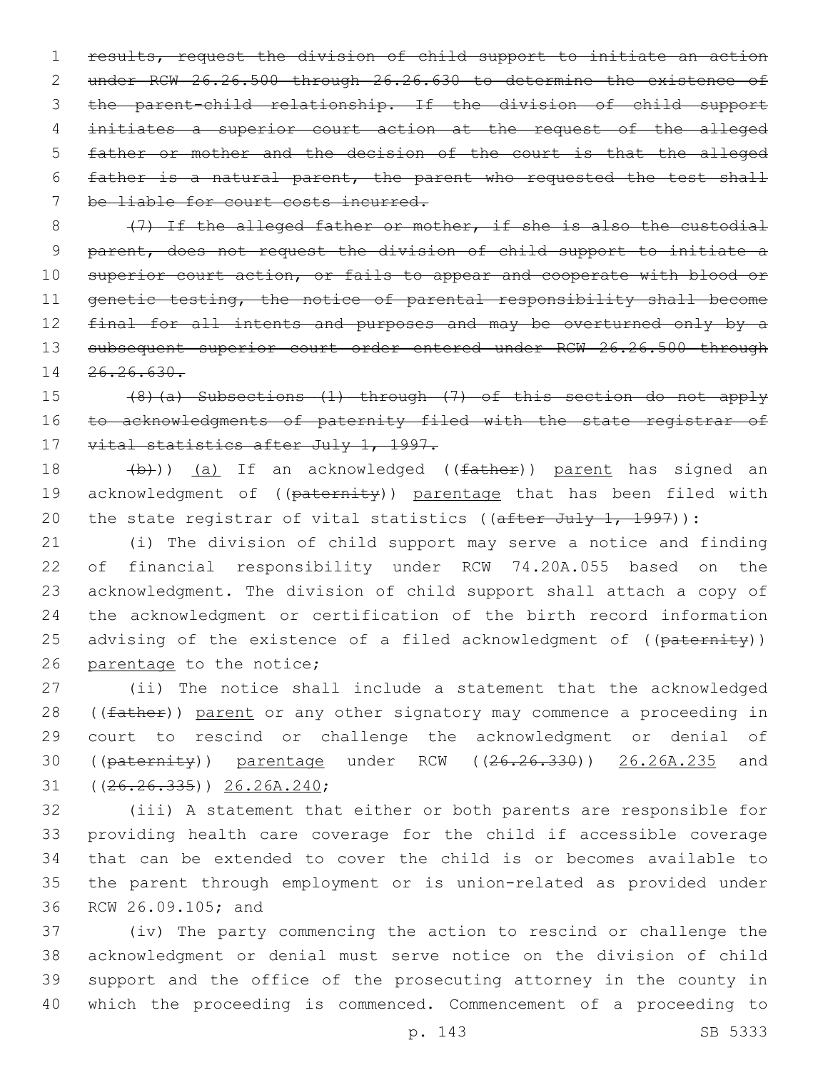~~results, request the division of child support to initiate an action under RCW 26.26.500 through 26.26.630 to determine the existence of the parent-child relationship. If the division of child support initiates a superior court action at the request of the alleged father or mother and the decision of the court is that the alleged father is a natural parent, the parent who requested the test shall be liable for court costs incurred.~~

~~(7) If the alleged father or mother, if she is also the custodial parent, does not request the division of child support to initiate a superior court action, or fails to appear and cooperate with blood or genetic testing, the notice of parental responsibility shall become final for all intents and purposes and may be overturned only by a subsequent superior court order entered under RCW 26.26.500 through 26.26.630.~~

~~(8)(a) Subsections (1) through (7) of this section do not apply to acknowledgments of paternity filed with the state registrar of vital statistics after July 1, 1997.~~

~~(b)~~)) <u>(a)</u> If an acknowledged ((~~father~~)) <u>parent</u> has signed an acknowledgment of ((~~paternity~~)) <u>parentage</u> that has been filed with the state registrar of vital statistics ((~~after July 1, 1997~~)):

(i) The division of child support may serve a notice and finding of financial responsibility under RCW 74.20A.055 based on the acknowledgment. The division of child support shall attach a copy of the acknowledgment or certification of the birth record information advising of the existence of a filed acknowledgment of ((~~paternity~~)) <u>parentage</u> to the notice;

(ii) The notice shall include a statement that the acknowledged ((~~father~~)) <u>parent</u> or any other signatory may commence a proceeding in court to rescind or challenge the acknowledgment or denial of ((~~paternity~~)) <u>parentage</u> under RCW ((~~26.26.330~~)) <u>26.26A.235</u> and ((~~26.26.335~~)) <u>26.26A.240</u>;

(iii) A statement that either or both parents are responsible for providing health care coverage for the child if accessible coverage that can be extended to cover the child is or becomes available to the parent through employment or is union-related as provided under RCW 26.09.105; and

(iv) The party commencing the action to rescind or challenge the acknowledgment or denial must serve notice on the division of child support and the office of the prosecuting attorney in the county in which the proceeding is commenced. Commencement of a proceeding to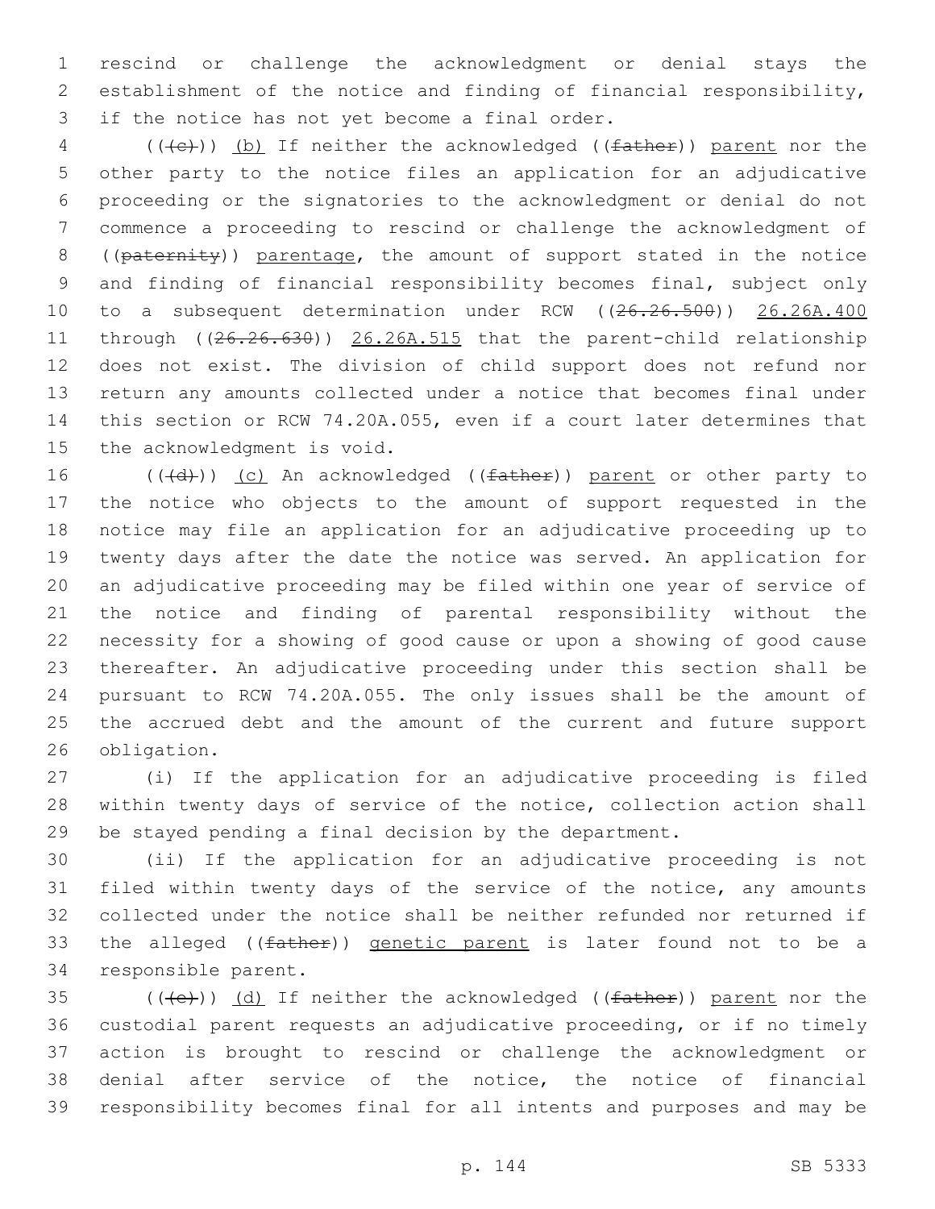rescind or challenge the acknowledgment or denial stays the establishment of the notice and finding of financial responsibility, if the notice has not yet become a final order.

(((c))) (b) If neither the acknowledged ((father)) parent nor the other party to the notice files an application for an adjudicative proceeding or the signatories to the acknowledgment or denial do not commence a proceeding to rescind or challenge the acknowledgment of ((paternity)) parentage, the amount of support stated in the notice and finding of financial responsibility becomes final, subject only to a subsequent determination under RCW ((26.26.500)) 26.26A.400 through ((26.26.630)) 26.26A.515 that the parent-child relationship does not exist. The division of child support does not refund nor return any amounts collected under a notice that becomes final under this section or RCW 74.20A.055, even if a court later determines that the acknowledgment is void.

(((d))) (c) An acknowledged ((father)) parent or other party to the notice who objects to the amount of support requested in the notice may file an application for an adjudicative proceeding up to twenty days after the date the notice was served. An application for an adjudicative proceeding may be filed within one year of service of the notice and finding of parental responsibility without the necessity for a showing of good cause or upon a showing of good cause thereafter. An adjudicative proceeding under this section shall be pursuant to RCW 74.20A.055. The only issues shall be the amount of the accrued debt and the amount of the current and future support obligation.

(i) If the application for an adjudicative proceeding is filed within twenty days of service of the notice, collection action shall be stayed pending a final decision by the department.

(ii) If the application for an adjudicative proceeding is not filed within twenty days of the service of the notice, any amounts collected under the notice shall be neither refunded nor returned if the alleged ((father)) genetic parent is later found not to be a responsible parent.

(((e))) (d) If neither the acknowledged ((father)) parent nor the custodial parent requests an adjudicative proceeding, or if no timely action is brought to rescind or challenge the acknowledgment or denial after service of the notice, the notice of financial responsibility becomes final for all intents and purposes and may be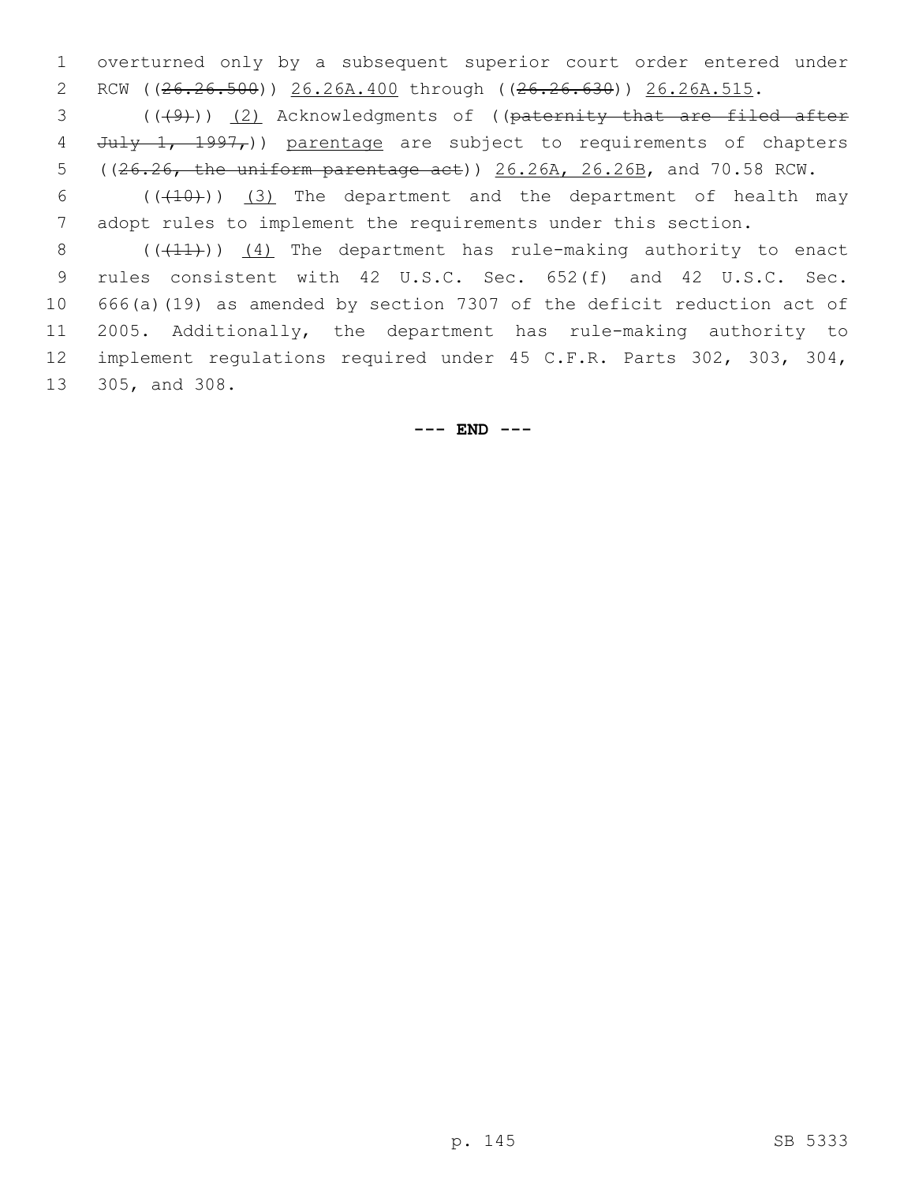overturned only by a subsequent superior court order entered under RCW ((~~26.26.500~~)) 26.26A.400 through ((~~26.26.630~~)) 26.26A.515.

((~~(9)~~)) (2) Acknowledgments of ((~~paternity that are filed after July 1, 1997,~~)) parentage are subject to requirements of chapters ((~~26.26, the uniform parentage act~~)) 26.26A, 26.26B, and 70.58 RCW.

((~~(10)~~)) (3) The department and the department of health may adopt rules to implement the requirements under this section.

((~~(11)~~)) (4) The department has rule-making authority to enact rules consistent with 42 U.S.C. Sec. 652(f) and 42 U.S.C. Sec. 666(a)(19) as amended by section 7307 of the deficit reduction act of 2005. Additionally, the department has rule-making authority to implement regulations required under 45 C.F.R. Parts 302, 303, 304, 305, and 308.

**--- END ---**